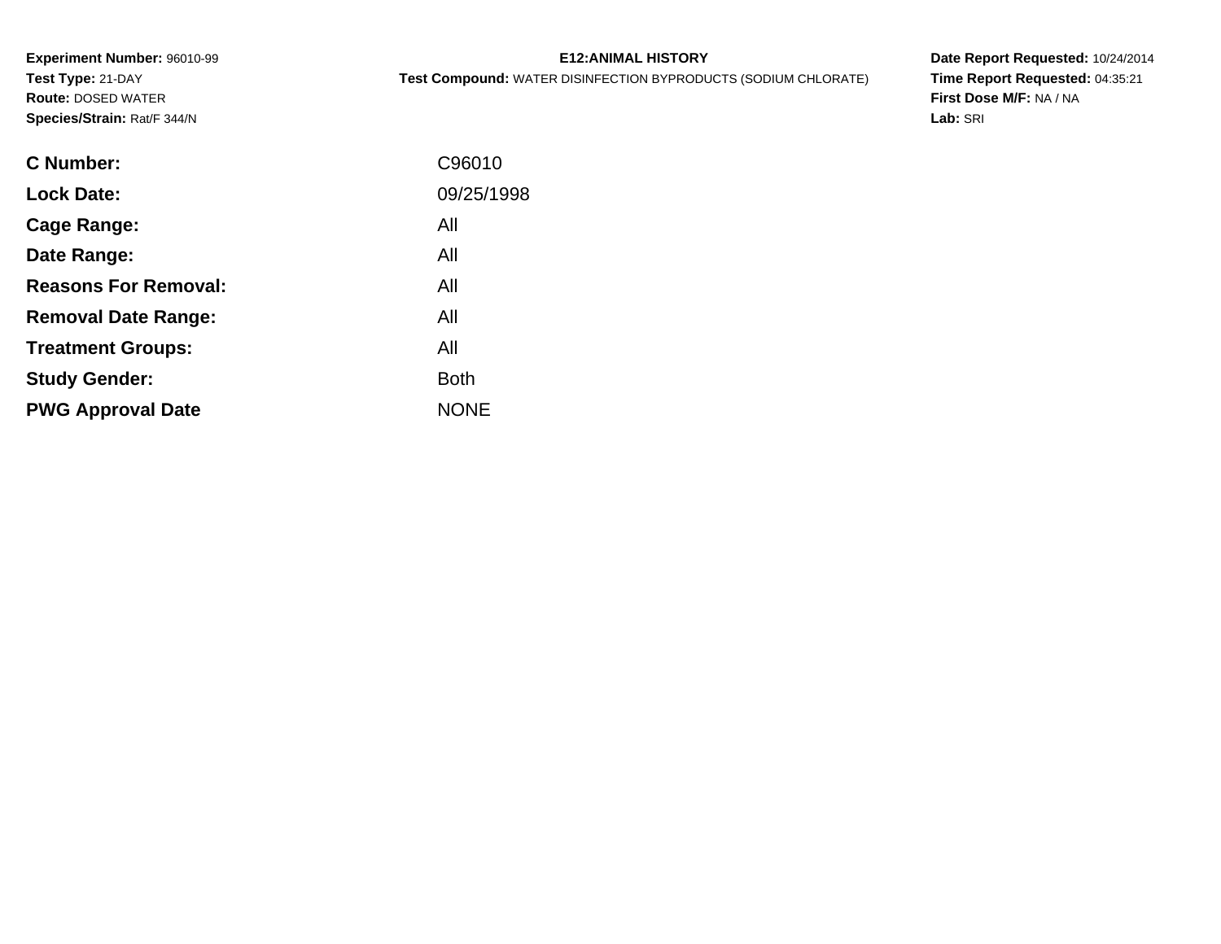**Experiment Number:** 96010-99
**Test Type:** 21-DAY
**Route:** DOSED WATER
**Species/Strain:** Rat/F 344/N

**E12:ANIMAL HISTORY**
**Test Compound:** WATER DISINFECTION BYPRODUCTS (SODIUM CHLORATE)

**Date Report Requested:** 10/24/2014
**Time Report Requested:** 04:35:21
**First Dose M/F:** NA / NA
**Lab:** SRI

| | |
|---|---|
| **C Number:** | C96010 |
| **Lock Date:** | 09/25/1998 |
| **Cage Range:** | All |
| **Date Range:** | All |
| **Reasons For Removal:** | All |
| **Removal Date Range:** | All |
| **Treatment Groups:** | All |
| **Study Gender:** | Both |
| **PWG Approval Date** | NONE |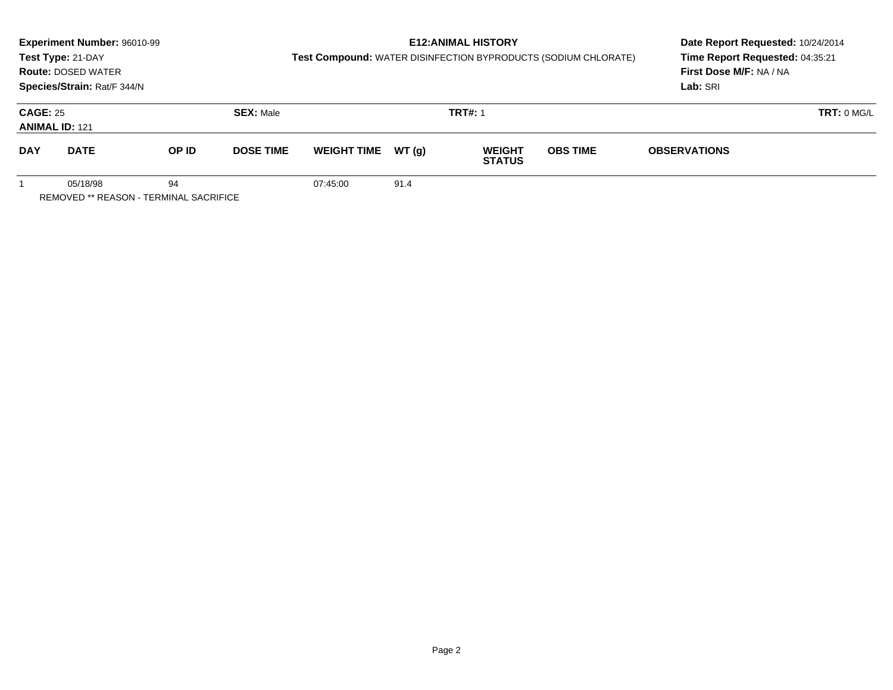**Experiment Number:** 96010-99
**Test Type:** 21-DAY
**Route:** DOSED WATER
**Species/Strain:** Rat/F 344/N

**E12:ANIMAL HISTORY**
**Test Compound:** WATER DISINFECTION BYPRODUCTS (SODIUM CHLORATE)

**Date Report Requested:** 10/24/2014
**Time Report Requested:** 04:35:21
**First Dose M/F:** NA / NA
**Lab:** SRI

**CAGE:** 25 **SEX:** Male **TRT#:** 1 **TRT:** 0 MG/L
**ANIMAL ID:** 121

| DAY | DATE | OP ID | DOSE TIME | WEIGHT TIME | WT (g) | WEIGHT STATUS | OBS TIME | OBSERVATIONS |
|---|---|---|---|---|---|---|---|---|
| 1 | 05/18/98 | 94 | | 07:45:00 | 91.4 | | | |

REMOVED ** REASON - TERMINAL SACRIFICE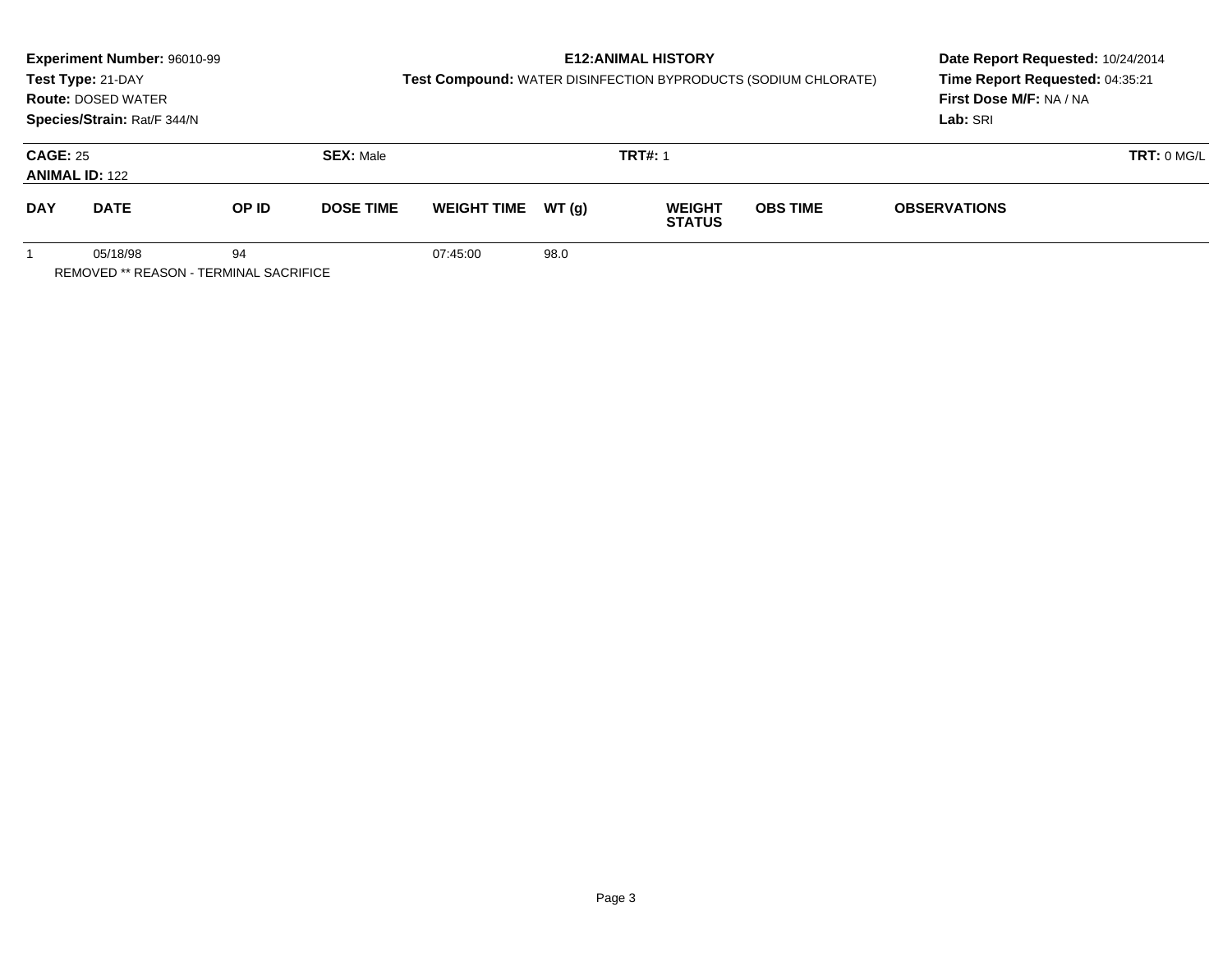**Experiment Number:** 96010-99
**Test Type:** 21-DAY
**Route:** DOSED WATER
**Species/Strain:** Rat/F 344/N

**E12:ANIMAL HISTORY**
**Test Compound:** WATER DISINFECTION BYPRODUCTS (SODIUM CHLORATE)

**Date Report Requested:** 10/24/2014
**Time Report Requested:** 04:35:21
**First Dose M/F:** NA / NA
**Lab:** SRI

**CAGE:** 25 **SEX:** Male **TRT#:** 1 **TRT:** 0 MG/L
**ANIMAL ID:** 122

| DAY | DATE | OP ID | DOSE TIME | WEIGHT TIME | WT (g) | WEIGHT STATUS | OBS TIME | OBSERVATIONS |
|---|---|---|---|---|---|---|---|---|
| 1 | 05/18/98 | 94 | | 07:45:00 | 98.0 | | | |

REMOVED ** REASON - TERMINAL SACRIFICE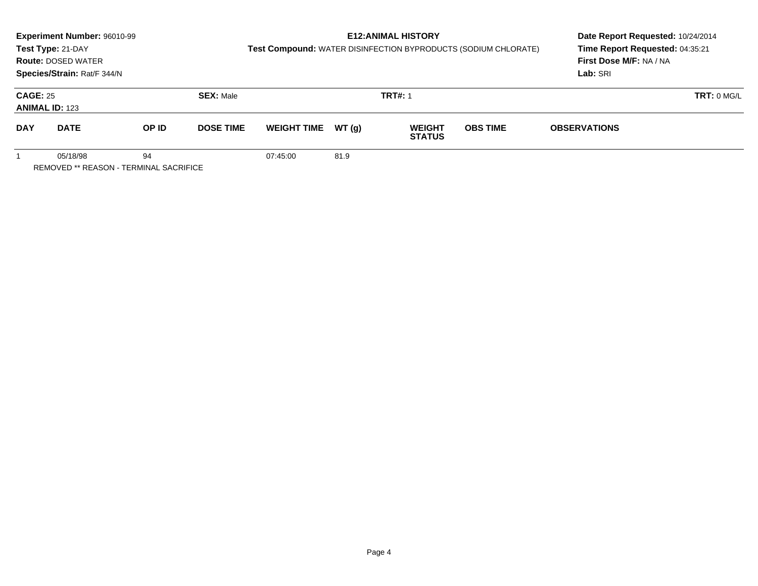**Experiment Number:** 96010-99
**Test Type:** 21-DAY
**Route:** DOSED WATER
**Species/Strain:** Rat/F 344/N

**E12:ANIMAL HISTORY**
**Test Compound:** WATER DISINFECTION BYPRODUCTS (SODIUM CHLORATE)

**Date Report Requested:** 10/24/2014
**Time Report Requested:** 04:35:21
**First Dose M/F:** NA / NA
**Lab:** SRI

**CAGE:** 25 **SEX:** Male **TRT#:** 1 **TRT:** 0 MG/L
**ANIMAL ID:** 123

| DAY | DATE | OP ID | DOSE TIME | WEIGHT TIME | WT (g) | WEIGHT STATUS | OBS TIME | OBSERVATIONS |
|---|---|---|---|---|---|---|---|---|
| 1 | 05/18/98 | 94 | | 07:45:00 | 81.9 | | | |

REMOVED ** REASON - TERMINAL SACRIFICE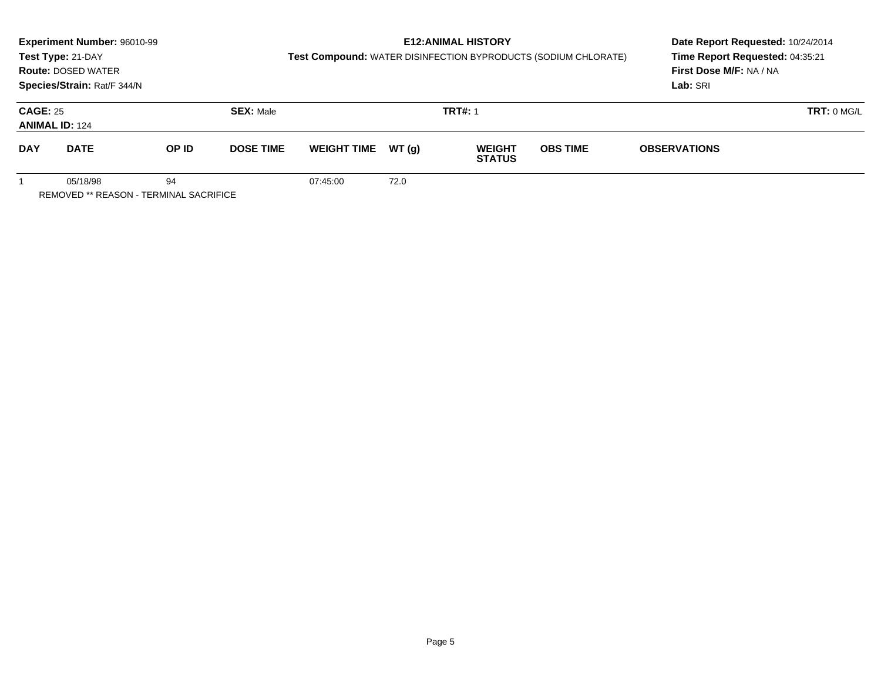**Experiment Number:** 96010-99
**Test Type:** 21-DAY
**Route:** DOSED WATER
**Species/Strain:** Rat/F 344/N

**E12:ANIMAL HISTORY**
**Test Compound:** WATER DISINFECTION BYPRODUCTS (SODIUM CHLORATE)

**Date Report Requested:** 10/24/2014
**Time Report Requested:** 04:35:21
**First Dose M/F:** NA / NA
**Lab:** SRI

**CAGE:** 25 **SEX:** Male **TRT#:** 1 **TRT:** 0 MG/L
**ANIMAL ID:** 124

| DAY | DATE | OP ID | DOSE TIME | WEIGHT TIME | WT (g) | WEIGHT STATUS | OBS TIME | OBSERVATIONS |
|---|---|---|---|---|---|---|---|---|
| 1 | 05/18/98 | 94 | | 07:45:00 | 72.0 | | | |

REMOVED ** REASON - TERMINAL SACRIFICE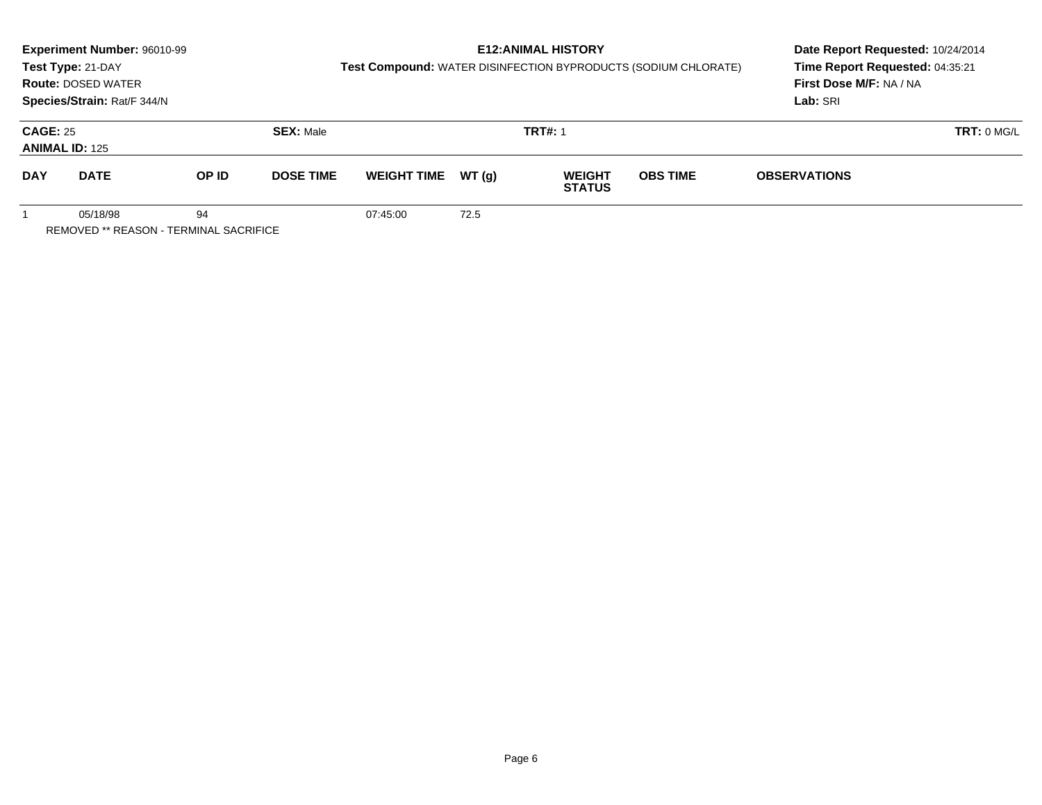**Experiment Number:** 96010-99
**Test Type:** 21-DAY
**Route:** DOSED WATER
**Species/Strain:** Rat/F 344/N

**E12:ANIMAL HISTORY**
**Test Compound:** WATER DISINFECTION BYPRODUCTS (SODIUM CHLORATE)

**Date Report Requested:** 10/24/2014
**Time Report Requested:** 04:35:21
**First Dose M/F:** NA / NA
**Lab:** SRI

**CAGE:** 25 **SEX:** Male **TRT#:** 1 **TRT:** 0 MG/L
**ANIMAL ID:** 125

| DAY | DATE | OP ID | DOSE TIME | WEIGHT TIME | WT (g) | WEIGHT STATUS | OBS TIME | OBSERVATIONS |
|---|---|---|---|---|---|---|---|---|
| 1 | 05/18/98 | 94 | | 07:45:00 | 72.5 | | | |

REMOVED ** REASON - TERMINAL SACRIFICE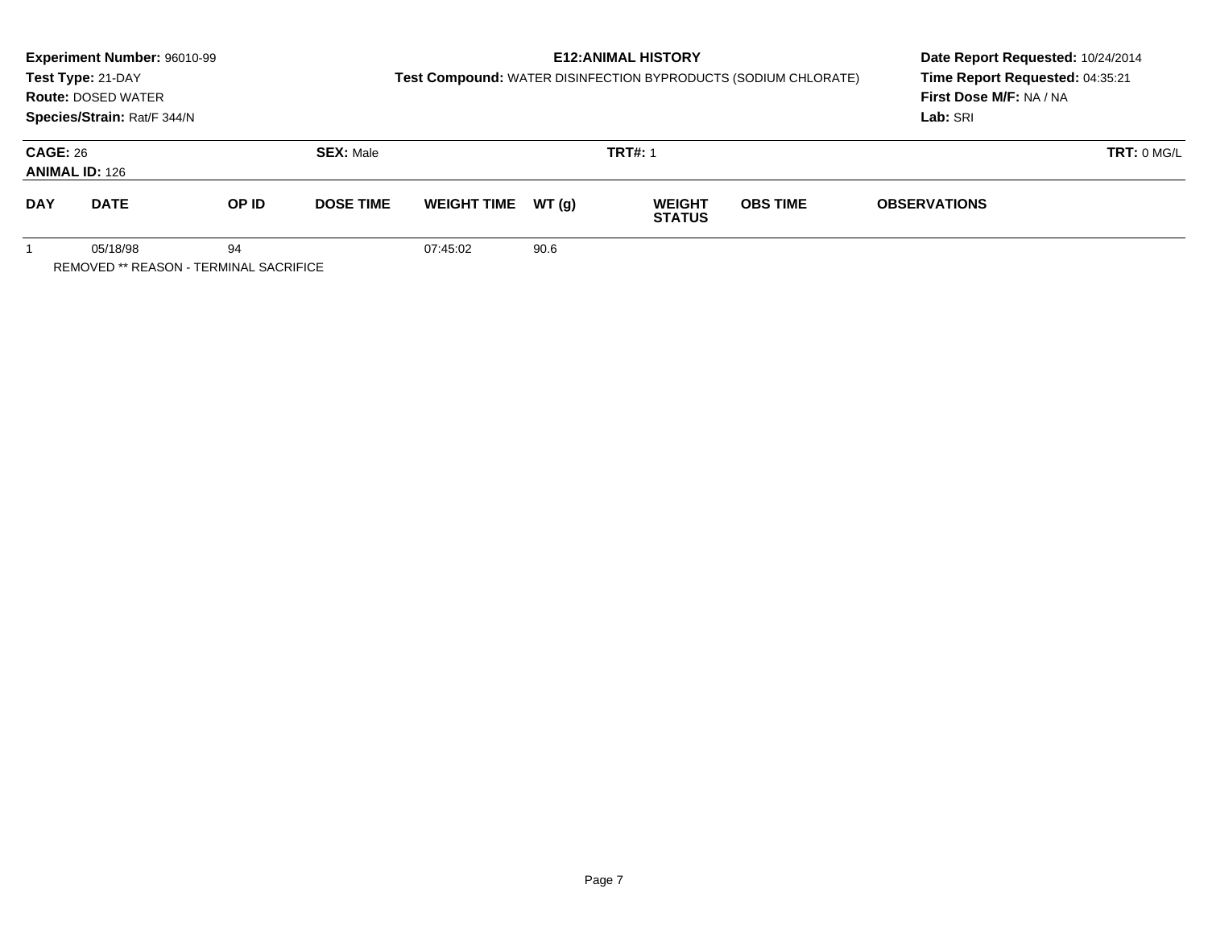**Experiment Number:** 96010-99
**Test Type:** 21-DAY
**Route:** DOSED WATER
**Species/Strain:** Rat/F 344/N

**E12:ANIMAL HISTORY**
**Test Compound:** WATER DISINFECTION BYPRODUCTS (SODIUM CHLORATE)

**Date Report Requested:** 10/24/2014
**Time Report Requested:** 04:35:21
**First Dose M/F:** NA / NA
**Lab:** SRI

**CAGE:** 26
**ANIMAL ID:** 126
**SEX:** Male
**TRT#:** 1
**TRT:** 0 MG/L

| DAY | DATE | OP ID | DOSE TIME | WEIGHT TIME | WT (g) | WEIGHT STATUS | OBS TIME | OBSERVATIONS |
|---|---|---|---|---|---|---|---|---|
| 1 | 05/18/98 | 94 | | 07:45:02 | 90.6 | | | |

REMOVED ** REASON - TERMINAL SACRIFICE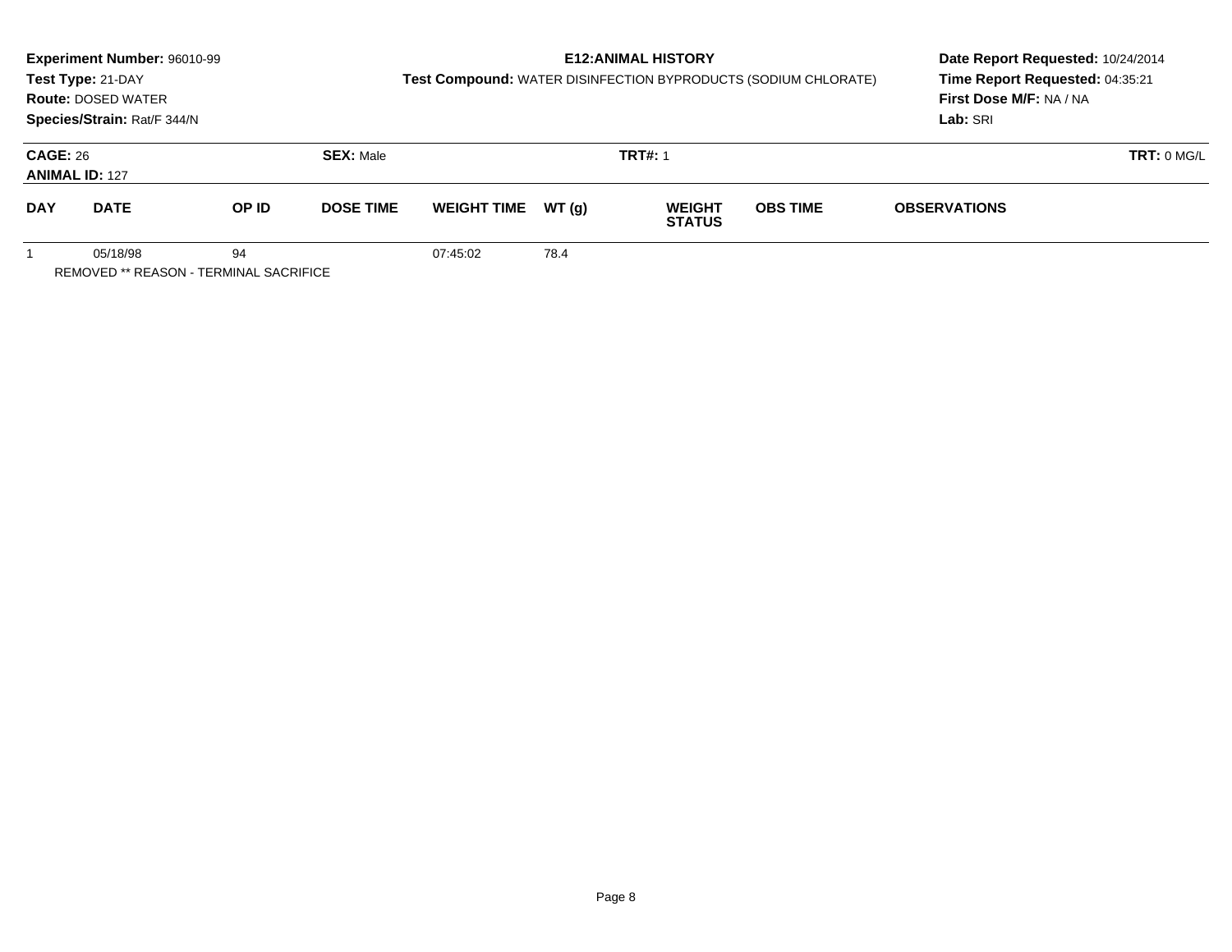**Experiment Number:** 96010-99
**Test Type:** 21-DAY
**Route:** DOSED WATER
**Species/Strain:** Rat/F 344/N

**E12:ANIMAL HISTORY**
**Test Compound:** WATER DISINFECTION BYPRODUCTS (SODIUM CHLORATE)

**Date Report Requested:** 10/24/2014
**Time Report Requested:** 04:35:21
**First Dose M/F:** NA / NA
**Lab:** SRI

**CAGE:** 26 **SEX:** Male **TRT#:** 1 **TRT:** 0 MG/L
**ANIMAL ID:** 127

| DAY | DATE | OP ID | DOSE TIME | WEIGHT TIME | WT (g) | WEIGHT STATUS | OBS TIME | OBSERVATIONS |
|---|---|---|---|---|---|---|---|---|
| 1 | 05/18/98 | 94 | | 07:45:02 | 78.4 | | | |

REMOVED ** REASON - TERMINAL SACRIFICE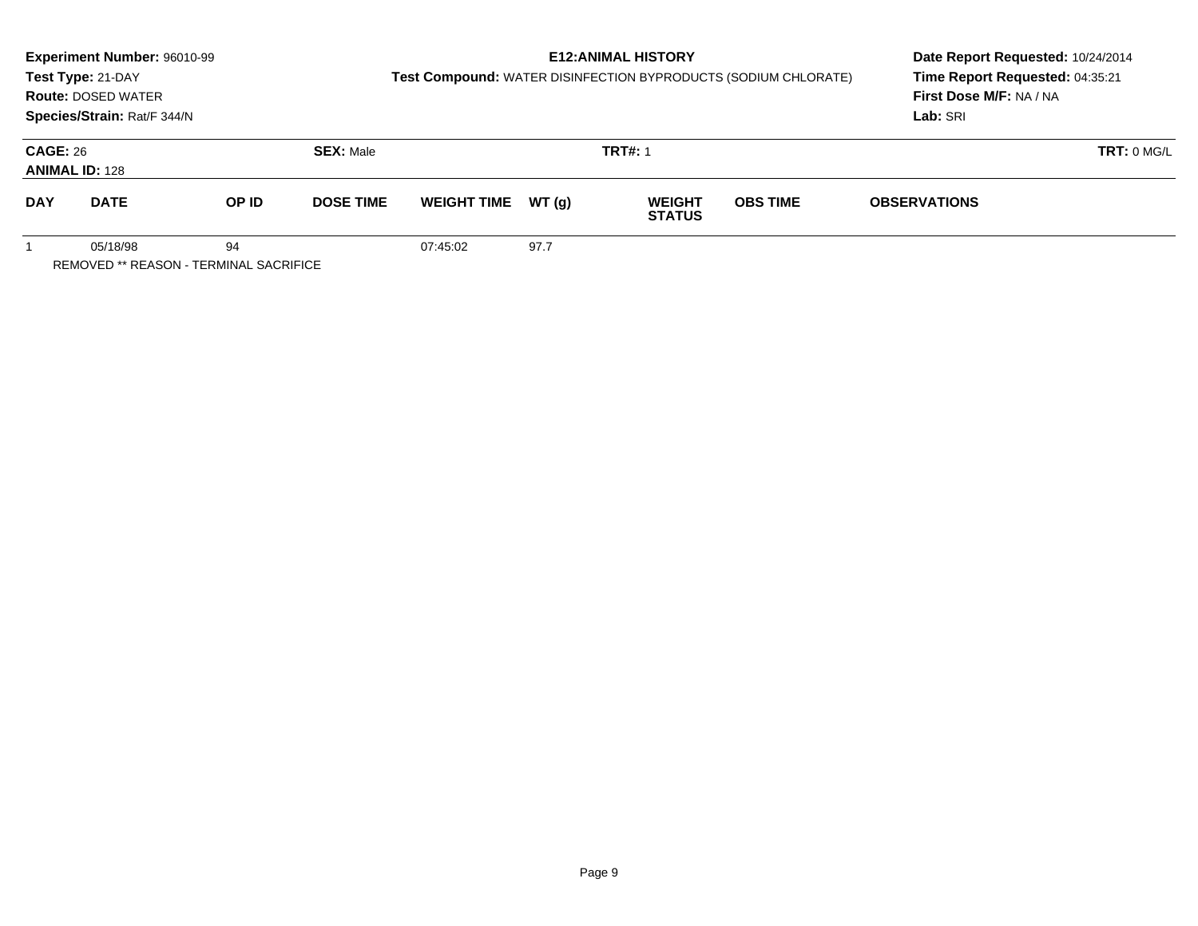**Experiment Number:** 96010-99
**Test Type:** 21-DAY
**Route:** DOSED WATER
**Species/Strain:** Rat/F 344/N

**E12:ANIMAL HISTORY**
**Test Compound:** WATER DISINFECTION BYPRODUCTS (SODIUM CHLORATE)

**Date Report Requested:** 10/24/2014
**Time Report Requested:** 04:35:21
**First Dose M/F:** NA / NA
**Lab:** SRI

**CAGE:** 26 **SEX:** Male **TRT#:** 1 **TRT:** 0 MG/L
**ANIMAL ID:** 128

| DAY | DATE | OP ID | DOSE TIME | WEIGHT TIME | WT (g) | WEIGHT STATUS | OBS TIME | OBSERVATIONS |
|---|---|---|---|---|---|---|---|---|
| 1 | 05/18/98 | 94 | | 07:45:02 | 97.7 | | | |

REMOVED ** REASON - TERMINAL SACRIFICE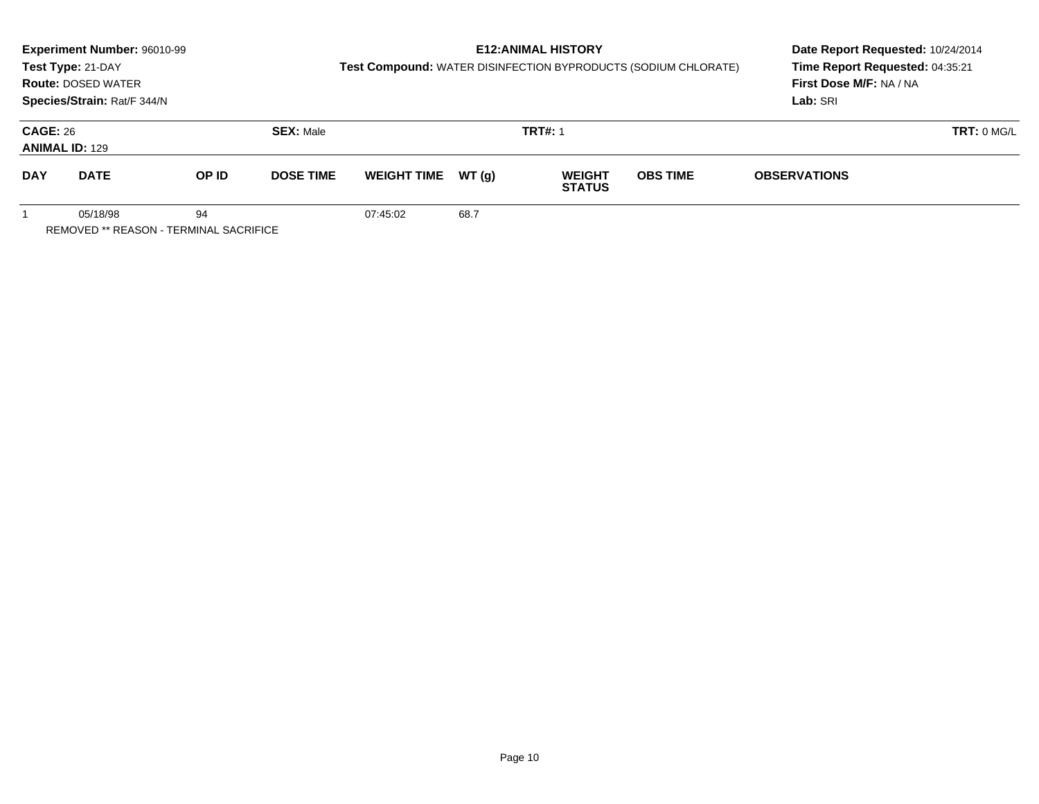**Experiment Number:** 96010-99
**Test Type:** 21-DAY
**Route:** DOSED WATER
**Species/Strain:** Rat/F 344/N

**E12:ANIMAL HISTORY**
**Test Compound:** WATER DISINFECTION BYPRODUCTS (SODIUM CHLORATE)

**Date Report Requested:** 10/24/2014
**Time Report Requested:** 04:35:21
**First Dose M/F:** NA / NA
**Lab:** SRI

**CAGE:** 26 **SEX:** Male **TRT#:** 1 **TRT:** 0 MG/L
**ANIMAL ID:** 129

| DAY | DATE | OP ID | DOSE TIME | WEIGHT TIME | WT (g) | WEIGHT STATUS | OBS TIME | OBSERVATIONS |
|---|---|---|---|---|---|---|---|---|
| 1 | 05/18/98 | 94 | | 07:45:02 | 68.7 | | | |

REMOVED ** REASON - TERMINAL SACRIFICE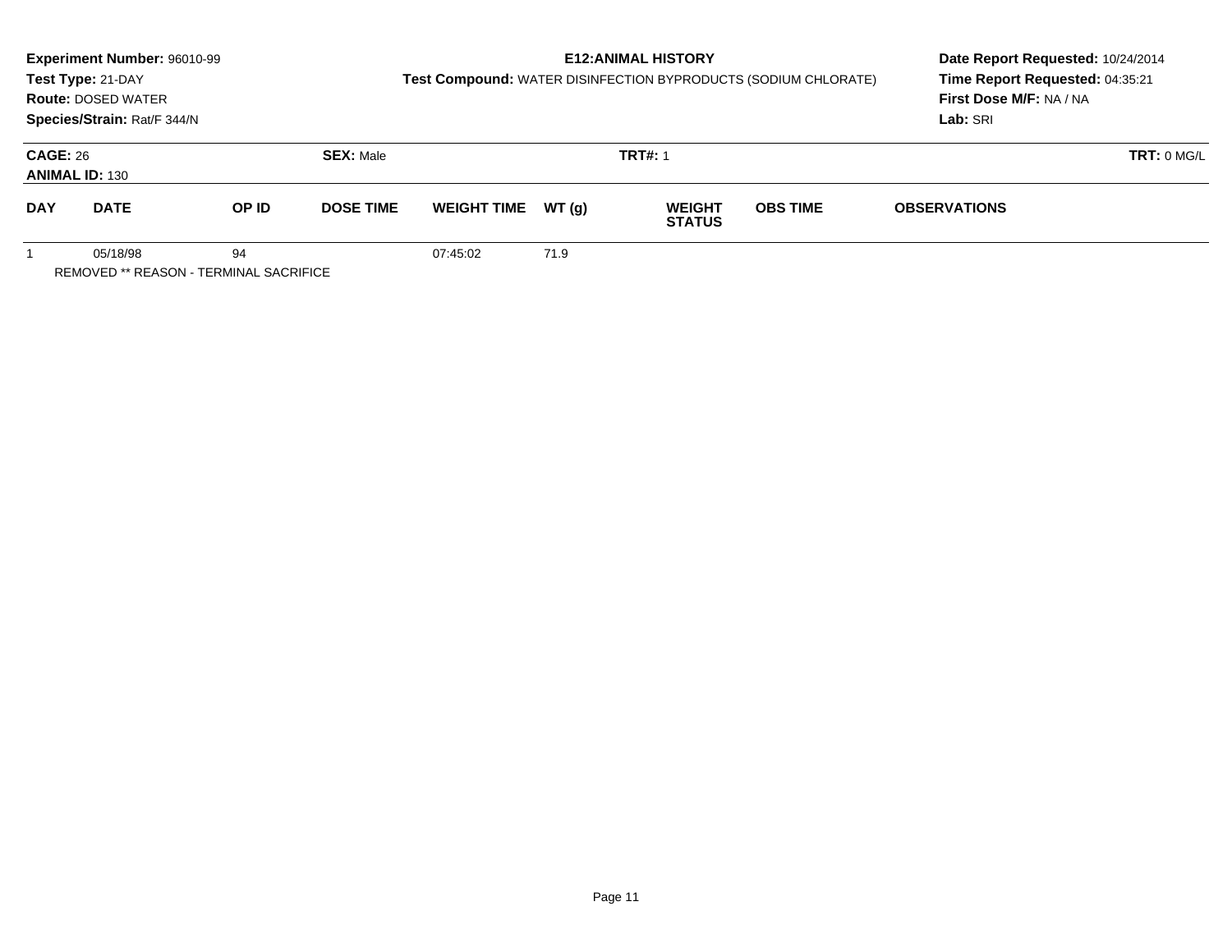**Experiment Number:** 96010-99
**Test Type:** 21-DAY
**Route:** DOSED WATER
**Species/Strain:** Rat/F 344/N

**E12:ANIMAL HISTORY**
**Test Compound:** WATER DISINFECTION BYPRODUCTS (SODIUM CHLORATE)

**Date Report Requested:** 10/24/2014
**Time Report Requested:** 04:35:21
**First Dose M/F:** NA / NA
**Lab:** SRI

**CAGE:** 26 **SEX:** Male **TRT#:** 1 **TRT:** 0 MG/L
**ANIMAL ID:** 130

| DAY | DATE | OP ID | DOSE TIME | WEIGHT TIME | WT (g) | WEIGHT STATUS | OBS TIME | OBSERVATIONS |
|---|---|---|---|---|---|---|---|---|
| 1 | 05/18/98 | 94 | | 07:45:02 | 71.9 | | | |

REMOVED ** REASON - TERMINAL SACRIFICE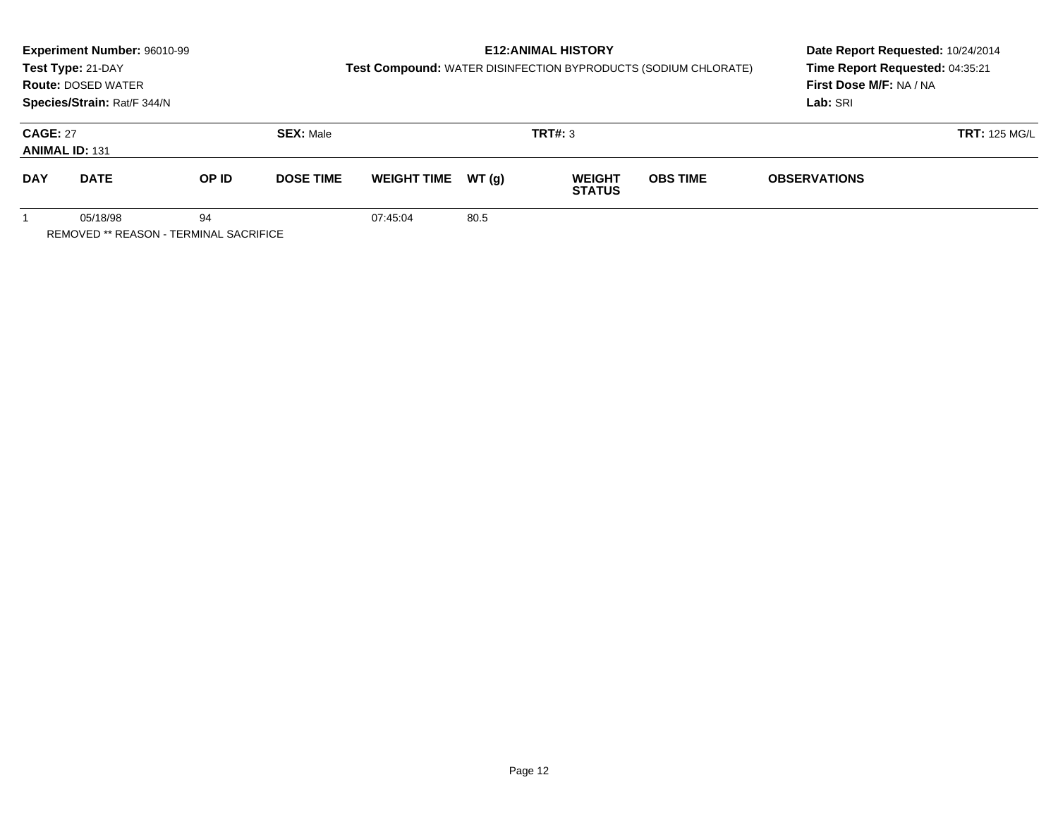**Experiment Number:** 96010-99
**Test Type:** 21-DAY
**Route:** DOSED WATER
**Species/Strain:** Rat/F 344/N

**E12:ANIMAL HISTORY**
**Test Compound:** WATER DISINFECTION BYPRODUCTS (SODIUM CHLORATE)

**Date Report Requested:** 10/24/2014
**Time Report Requested:** 04:35:21
**First Dose M/F:** NA / NA
**Lab:** SRI

**CAGE:** 27 **SEX:** Male **TRT#:** 3 **TRT:** 125 MG/L
**ANIMAL ID:** 131

| DAY | DATE | OP ID | DOSE TIME | WEIGHT TIME | WT (g) | WEIGHT STATUS | OBS TIME | OBSERVATIONS |
|---|---|---|---|---|---|---|---|---|
| 1 | 05/18/98 | 94 | | 07:45:04 | 80.5 | | | |

REMOVED ** REASON - TERMINAL SACRIFICE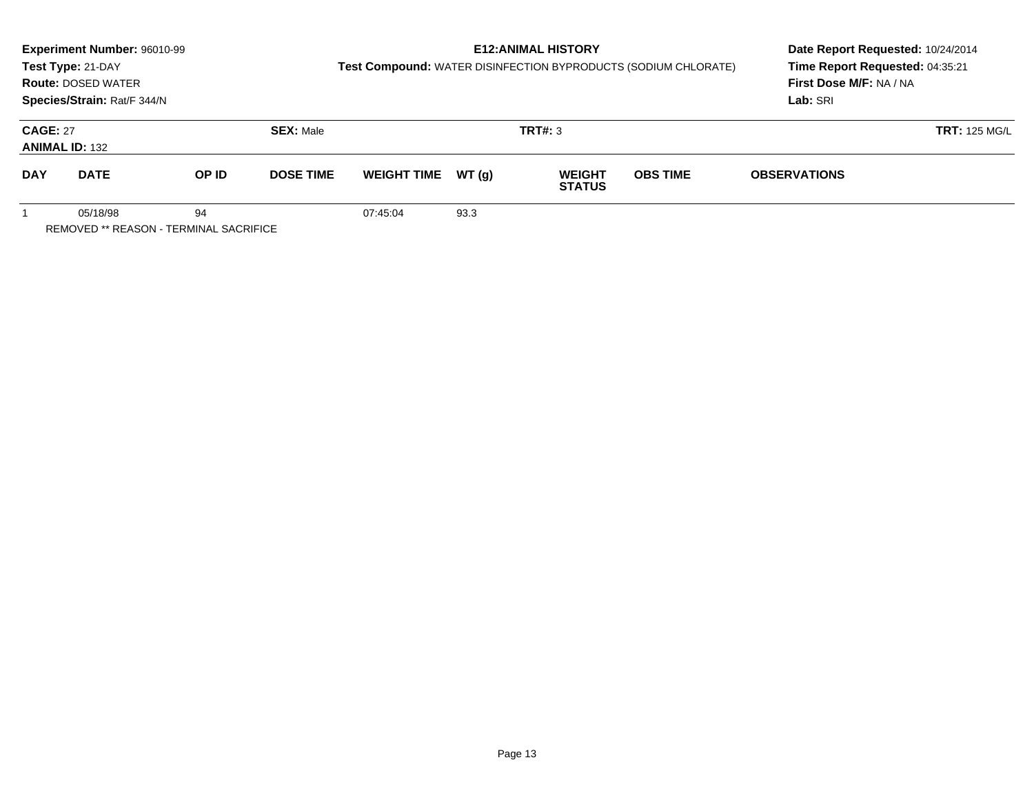**Experiment Number:** 96010-99
**Test Type:** 21-DAY
**Route:** DOSED WATER
**Species/Strain:** Rat/F 344/N

**E12:ANIMAL HISTORY**
**Test Compound:** WATER DISINFECTION BYPRODUCTS (SODIUM CHLORATE)

**Date Report Requested:** 10/24/2014
**Time Report Requested:** 04:35:21
**First Dose M/F:** NA / NA
**Lab:** SRI

**CAGE:** 27
**ANIMAL ID:** 132
**SEX:** Male
**TRT#:** 3
**TRT:** 125 MG/L

| DAY | DATE | OP ID | DOSE TIME | WEIGHT TIME | WT (g) | WEIGHT STATUS | OBS TIME | OBSERVATIONS |
|---|---|---|---|---|---|---|---|---|
| 1 | 05/18/98 | 94 | | 07:45:04 | 93.3 | | | |

REMOVED ** REASON - TERMINAL SACRIFICE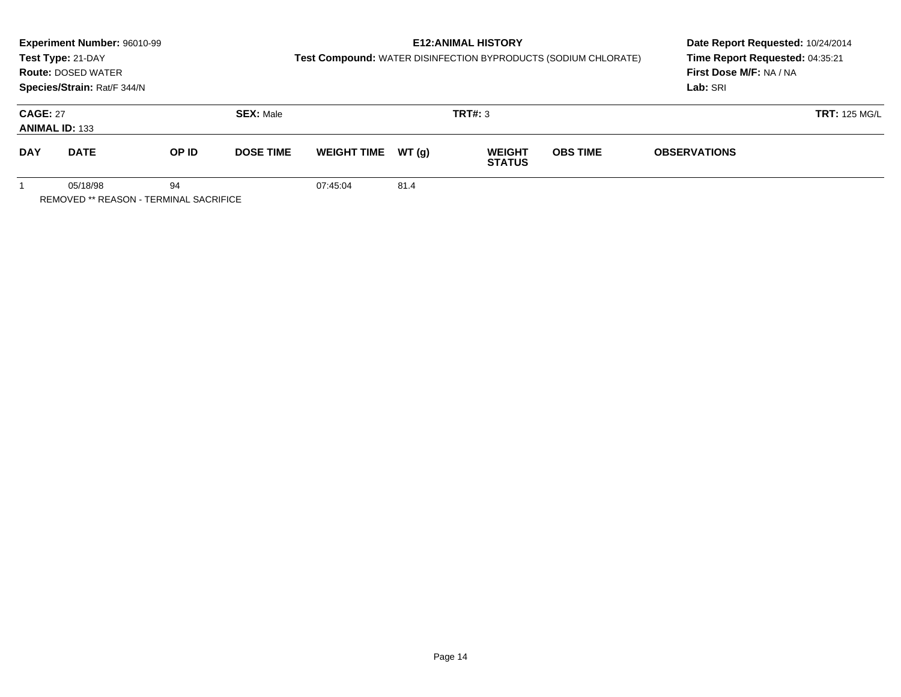**Experiment Number:** 96010-99
**Test Type:** 21-DAY
**Route:** DOSED WATER
**Species/Strain:** Rat/F 344/N

**E12:ANIMAL HISTORY**
**Test Compound:** WATER DISINFECTION BYPRODUCTS (SODIUM CHLORATE)

**Date Report Requested:** 10/24/2014
**Time Report Requested:** 04:35:21
**First Dose M/F:** NA / NA
**Lab:** SRI

**CAGE:** 27 **SEX:** Male **TRT#:** 3 **TRT:** 125 MG/L
**ANIMAL ID:** 133

| DAY | DATE | OP ID | DOSE TIME | WEIGHT TIME | WT (g) | WEIGHT STATUS | OBS TIME | OBSERVATIONS |
|---|---|---|---|---|---|---|---|---|
| 1 | 05/18/98 | 94 | | 07:45:04 | 81.4 | | | |

REMOVED ** REASON - TERMINAL SACRIFICE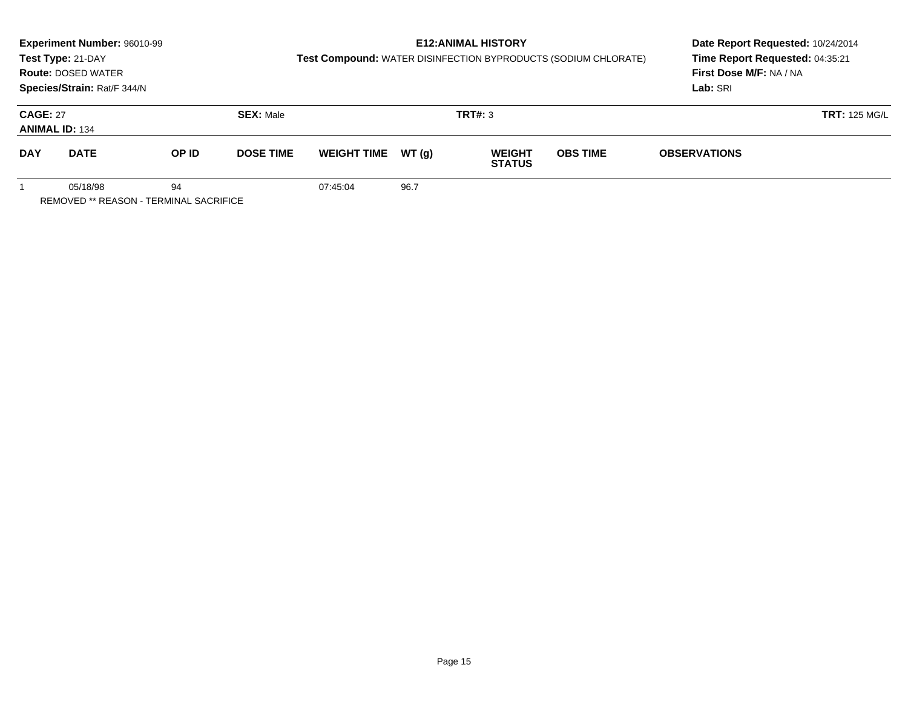**Experiment Number:** 96010-99
**Test Type:** 21-DAY
**Route:** DOSED WATER
**Species/Strain:** Rat/F 344/N

**E12:ANIMAL HISTORY**
**Test Compound:** WATER DISINFECTION BYPRODUCTS (SODIUM CHLORATE)

**Date Report Requested:** 10/24/2014
**Time Report Requested:** 04:35:21
**First Dose M/F:** NA / NA
**Lab:** SRI

**CAGE:** 27
**ANIMAL ID:** 134

**SEX:** Male

**TRT#:** 3

**TRT:** 125 MG/L

| DAY | DATE | OP ID | DOSE TIME | WEIGHT TIME | WT (g) | WEIGHT STATUS | OBS TIME | OBSERVATIONS |
|---|---|---|---|---|---|---|---|---|
| 1 | 05/18/98 | 94 | | 07:45:04 | 96.7 | | | |

REMOVED ** REASON - TERMINAL SACRIFICE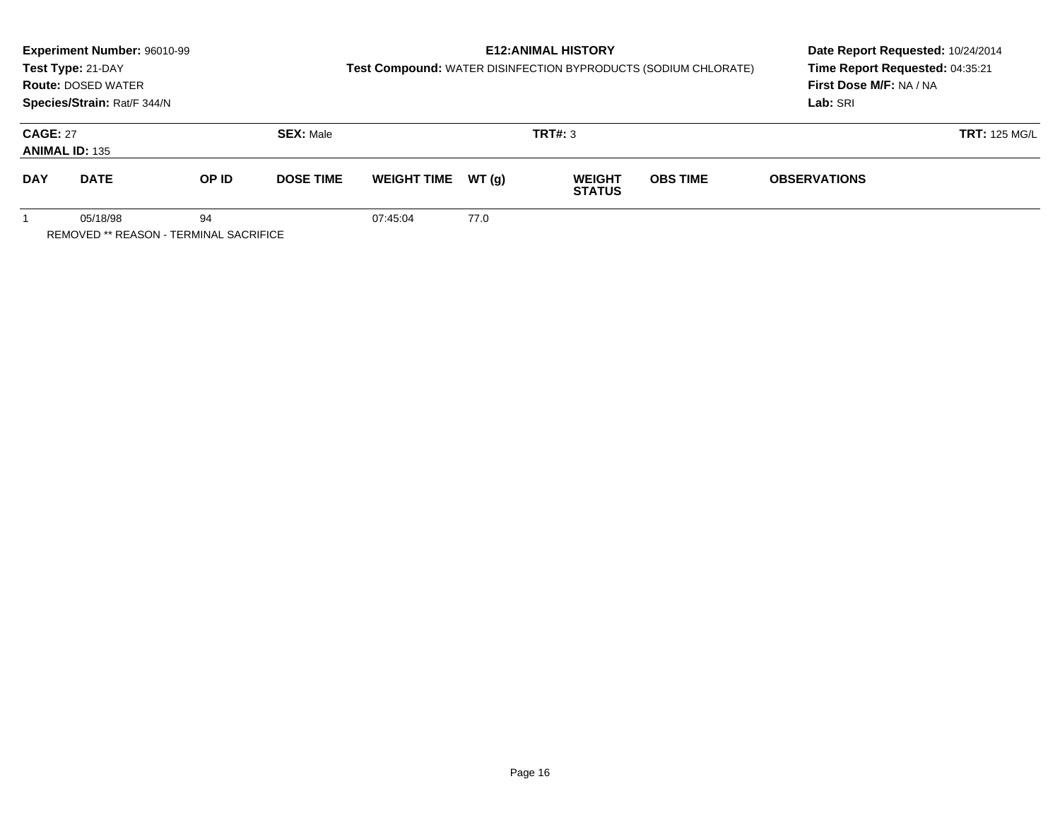**Experiment Number:** 96010-99
**Test Type:** 21-DAY
**Route:** DOSED WATER
**Species/Strain:** Rat/F 344/N

## E12:ANIMAL HISTORY

**Test Compound:** WATER DISINFECTION BYPRODUCTS (SODIUM CHLORATE)

**Date Report Requested:** 10/24/2014
**Time Report Requested:** 04:35:21
**First Dose M/F:** NA / NA
**Lab:** SRI

**CAGE:** 27 **SEX:** Male **TRT#:** 3 **TRT:** 125 MG/L
**ANIMAL ID:** 135

| DAY | DATE | OP ID | DOSE TIME | WEIGHT TIME | WT (g) | WEIGHT STATUS | OBS TIME | OBSERVATIONS |
|---|---|---|---|---|---|---|---|---|
| 1 | 05/18/98 | 94 | | 07:45:04 | 77.0 | | | |

REMOVED ** REASON - TERMINAL SACRIFICE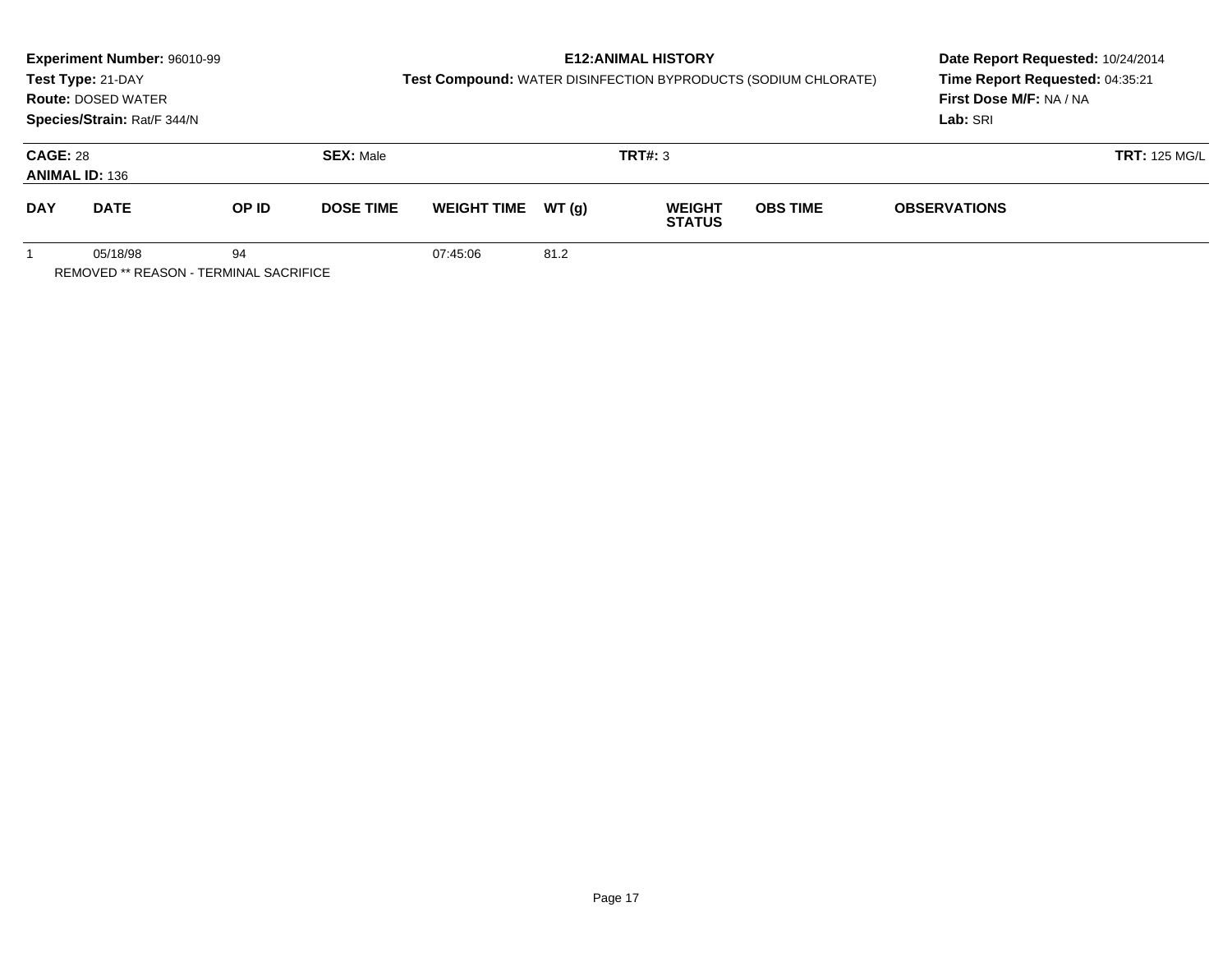**Experiment Number:** 96010-99
**Test Type:** 21-DAY
**Route:** DOSED WATER
**Species/Strain:** Rat/F 344/N

**E12:ANIMAL HISTORY**
**Test Compound:** WATER DISINFECTION BYPRODUCTS (SODIUM CHLORATE)

**Date Report Requested:** 10/24/2014
**Time Report Requested:** 04:35:21
**First Dose M/F:** NA / NA
**Lab:** SRI

**CAGE:** 28 **SEX:** Male **TRT#:** 3 **TRT:** 125 MG/L
**ANIMAL ID:** 136

| DAY | DATE | OP ID | DOSE TIME | WEIGHT TIME | WT (g) | WEIGHT STATUS | OBS TIME | OBSERVATIONS |
|---|---|---|---|---|---|---|---|---|
| 1 | 05/18/98 | 94 | | 07:45:06 | 81.2 | | | |

REMOVED ** REASON - TERMINAL SACRIFICE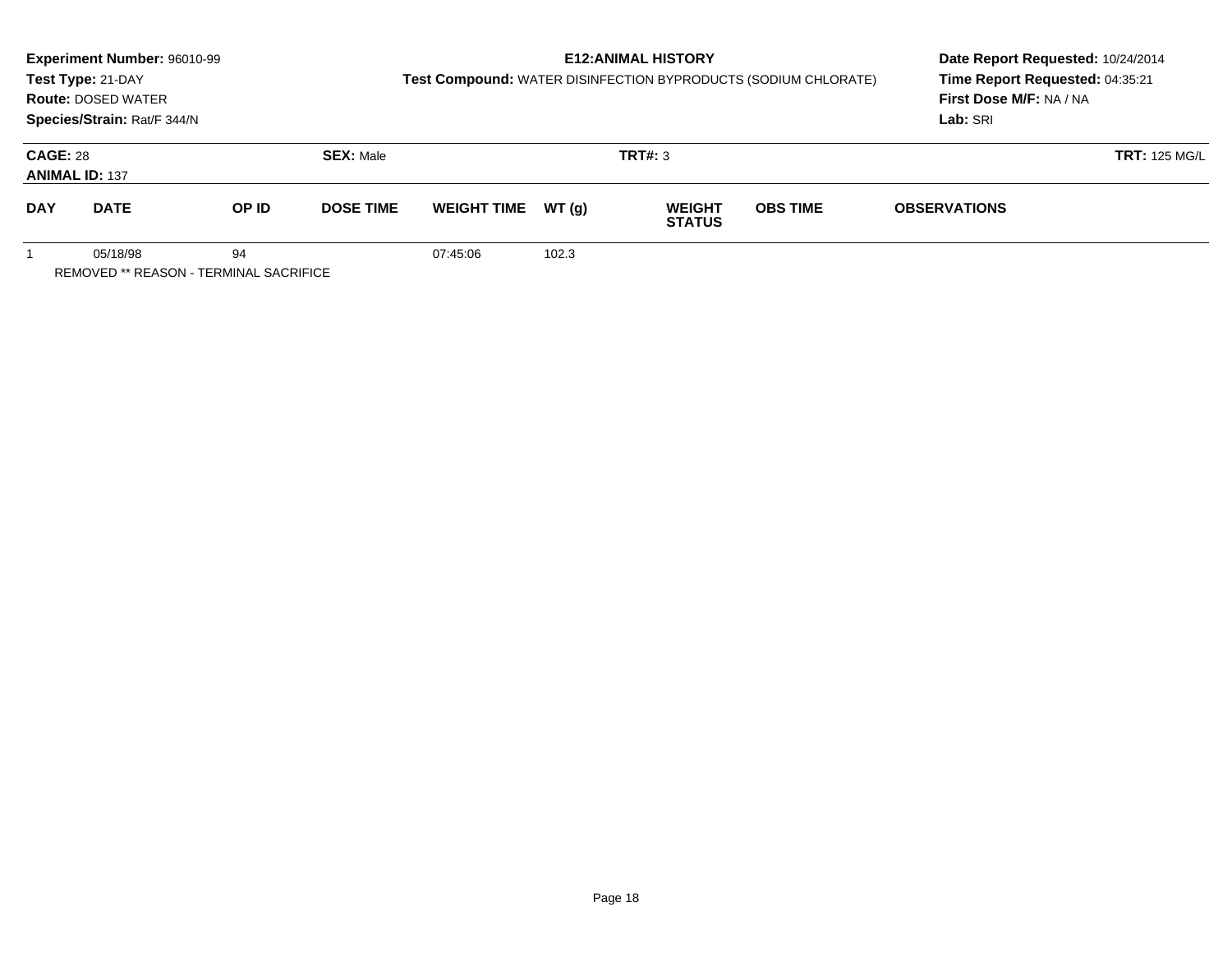**Experiment Number:** 96010-99
**Test Type:** 21-DAY
**Route:** DOSED WATER
**Species/Strain:** Rat/F 344/N

## E12:ANIMAL HISTORY

**Test Compound:** WATER DISINFECTION BYPRODUCTS (SODIUM CHLORATE)

**Date Report Requested:** 10/24/2014
**Time Report Requested:** 04:35:21
**First Dose M/F:** NA / NA
**Lab:** SRI

**CAGE:** 28 **SEX:** Male **TRT#:** 3 **TRT:** 125 MG/L
**ANIMAL ID:** 137

| DAY | DATE | OP ID | DOSE TIME | WEIGHT TIME | WT (g) | WEIGHT STATUS | OBS TIME | OBSERVATIONS |
|---|---|---|---|---|---|---|---|---|
| 1 | 05/18/98 | 94 | | 07:45:06 | 102.3 | | | |

REMOVED ** REASON - TERMINAL SACRIFICE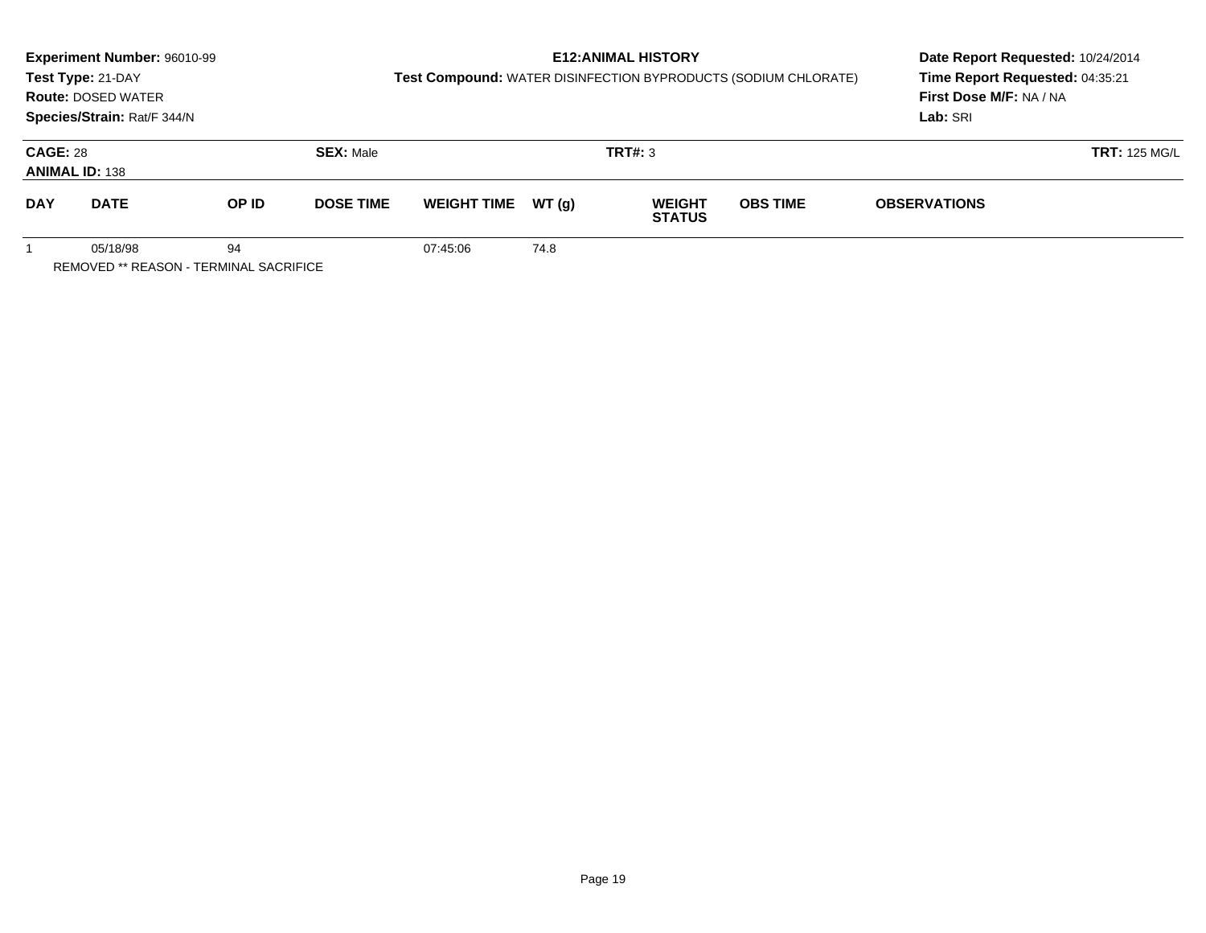**Experiment Number:** 96010-99
**Test Type:** 21-DAY
**Route:** DOSED WATER
**Species/Strain:** Rat/F 344/N

**E12:ANIMAL HISTORY**
**Test Compound:** WATER DISINFECTION BYPRODUCTS (SODIUM CHLORATE)

**Date Report Requested:** 10/24/2014
**Time Report Requested:** 04:35:21
**First Dose M/F:** NA / NA
**Lab:** SRI

**CAGE:** 28 | **SEX:** Male | **TRT#:** 3 | **TRT:** 125 MG/L
**ANIMAL ID:** 138

| DAY | DATE | OP ID | DOSE TIME | WEIGHT TIME | WT (g) | WEIGHT STATUS | OBS TIME | OBSERVATIONS |
|---|---|---|---|---|---|---|---|---|
| 1 | 05/18/98 | 94 | | 07:45:06 | 74.8 | | | |

REMOVED ** REASON - TERMINAL SACRIFICE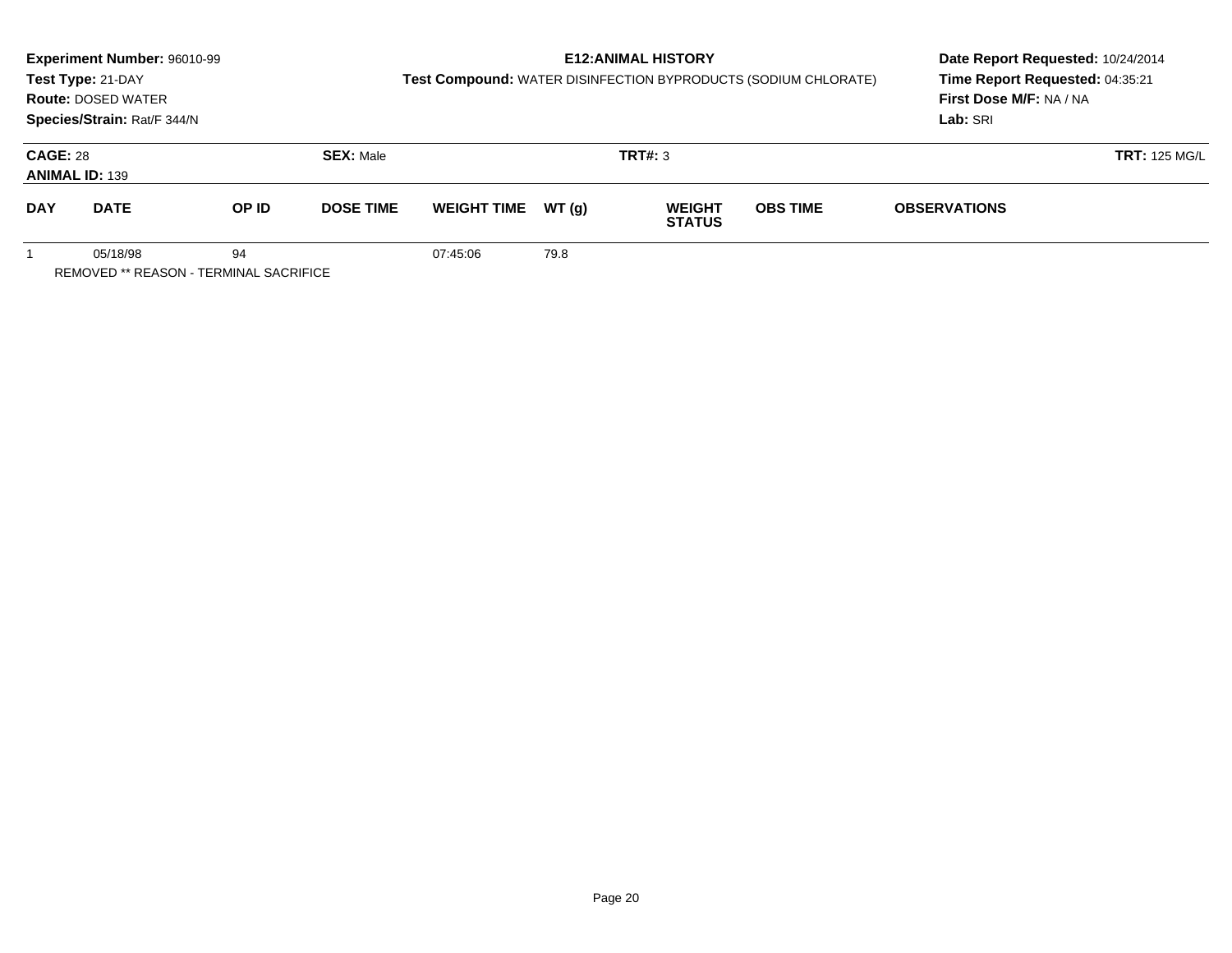**Experiment Number:** 96010-99
**Test Type:** 21-DAY
**Route:** DOSED WATER
**Species/Strain:** Rat/F 344/N

**E12:ANIMAL HISTORY**
**Test Compound:** WATER DISINFECTION BYPRODUCTS (SODIUM CHLORATE)

**Date Report Requested:** 10/24/2014
**Time Report Requested:** 04:35:21
**First Dose M/F:** NA / NA
**Lab:** SRI

**CAGE:** 28 **SEX:** Male **TRT#:** 3 **TRT:** 125 MG/L
**ANIMAL ID:** 139

| DAY | DATE | OP ID | DOSE TIME | WEIGHT TIME | WT (g) | WEIGHT STATUS | OBS TIME | OBSERVATIONS |
|---|---|---|---|---|---|---|---|---|
| 1 | 05/18/98 | 94 | | 07:45:06 | 79.8 | | | |

REMOVED ** REASON - TERMINAL SACRIFICE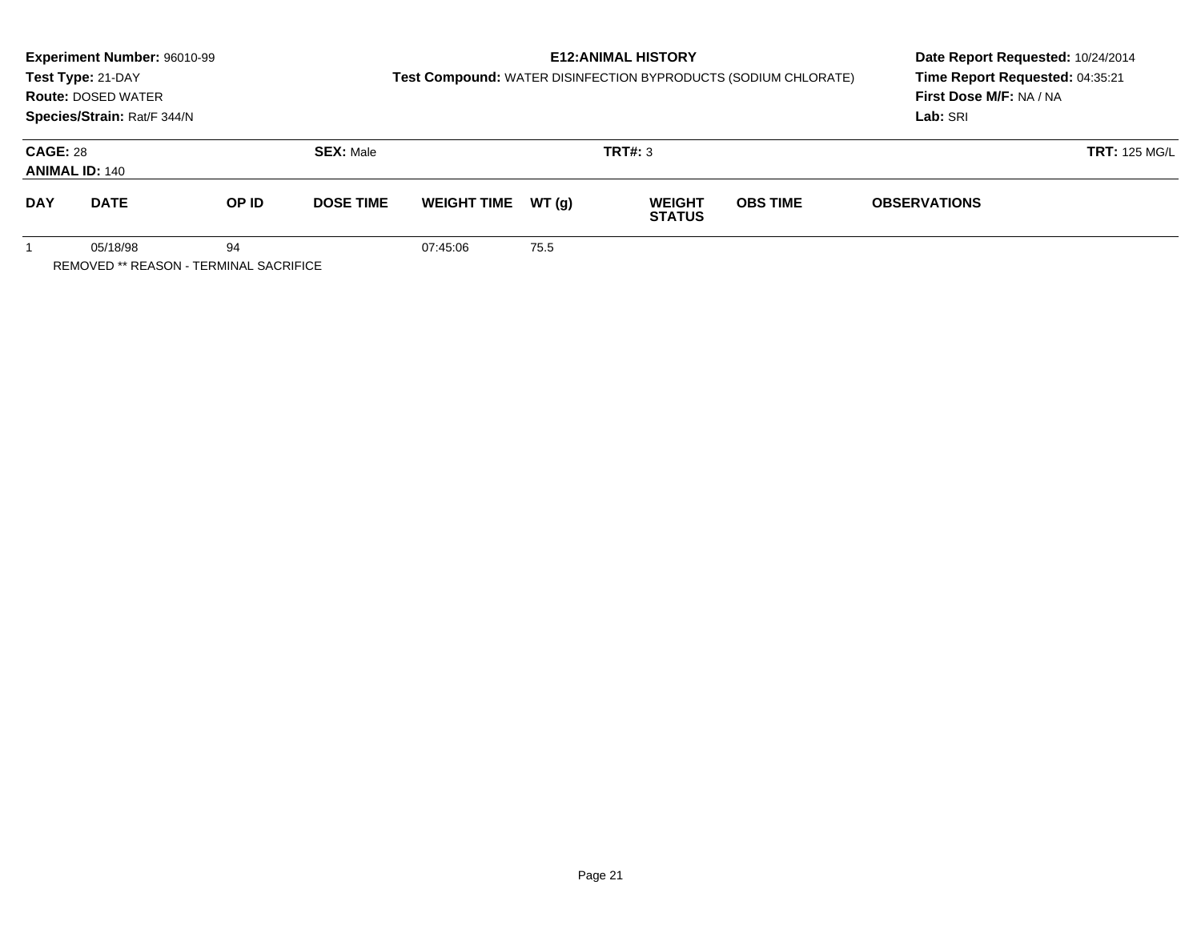**Experiment Number:** 96010-99
**Test Type:** 21-DAY
**Route:** DOSED WATER
**Species/Strain:** Rat/F 344/N

**E12:ANIMAL HISTORY**
**Test Compound:** WATER DISINFECTION BYPRODUCTS (SODIUM CHLORATE)

**Date Report Requested:** 10/24/2014
**Time Report Requested:** 04:35:21
**First Dose M/F:** NA / NA
**Lab:** SRI

**CAGE:** 28 **SEX:** Male **TRT#:** 3 **TRT:** 125 MG/L
**ANIMAL ID:** 140

| DAY | DATE | OP ID | DOSE TIME | WEIGHT TIME | WT (g) | WEIGHT STATUS | OBS TIME | OBSERVATIONS |
|---|---|---|---|---|---|---|---|---|
| 1 | 05/18/98 | 94 | | 07:45:06 | 75.5 | | | |

REMOVED ** REASON - TERMINAL SACRIFICE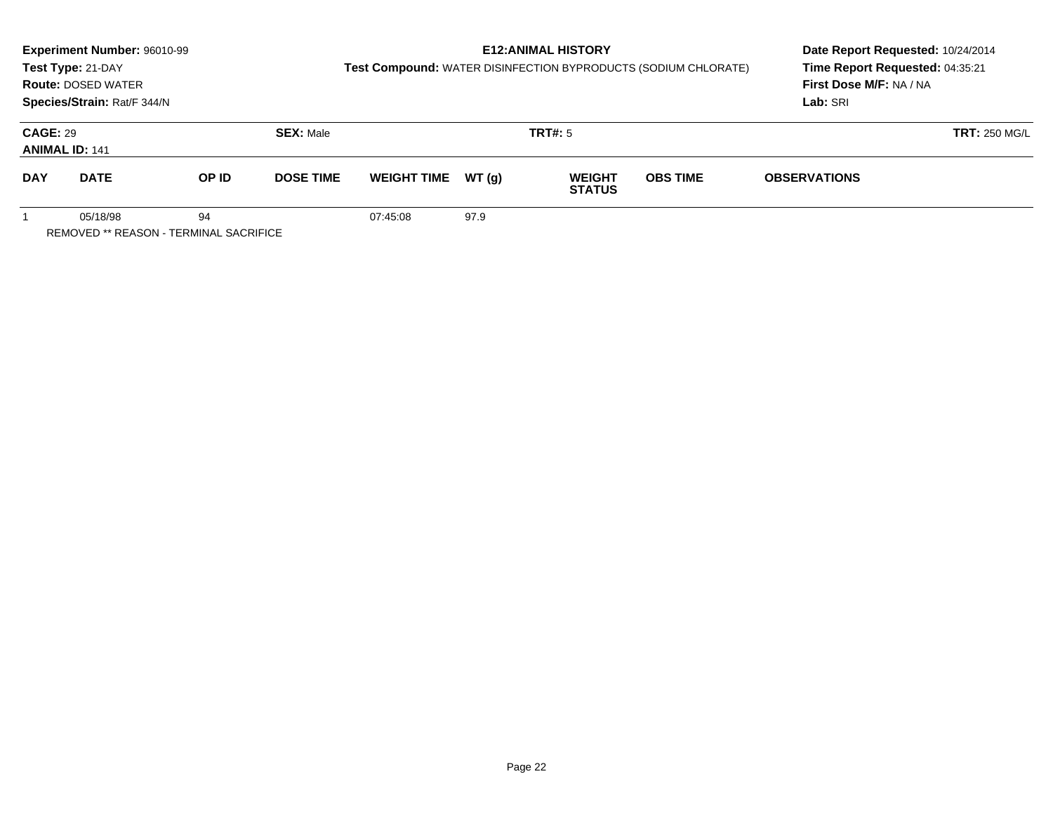**Experiment Number:** 96010-99
**Test Type:** 21-DAY
**Route:** DOSED WATER
**Species/Strain:** Rat/F 344/N

**E12:ANIMAL HISTORY**
**Test Compound:** WATER DISINFECTION BYPRODUCTS (SODIUM CHLORATE)

**Date Report Requested:** 10/24/2014
**Time Report Requested:** 04:35:21
**First Dose M/F:** NA / NA
**Lab:** SRI

**CAGE:** 29 **SEX:** Male **TRT#:** 5 **TRT:** 250 MG/L
**ANIMAL ID:** 141

| DAY | DATE | OP ID | DOSE TIME | WEIGHT TIME | WT (g) | WEIGHT STATUS | OBS TIME | OBSERVATIONS |
|---|---|---|---|---|---|---|---|---|
| 1 | 05/18/98 | 94 | | 07:45:08 | 97.9 | | | |

REMOVED ** REASON - TERMINAL SACRIFICE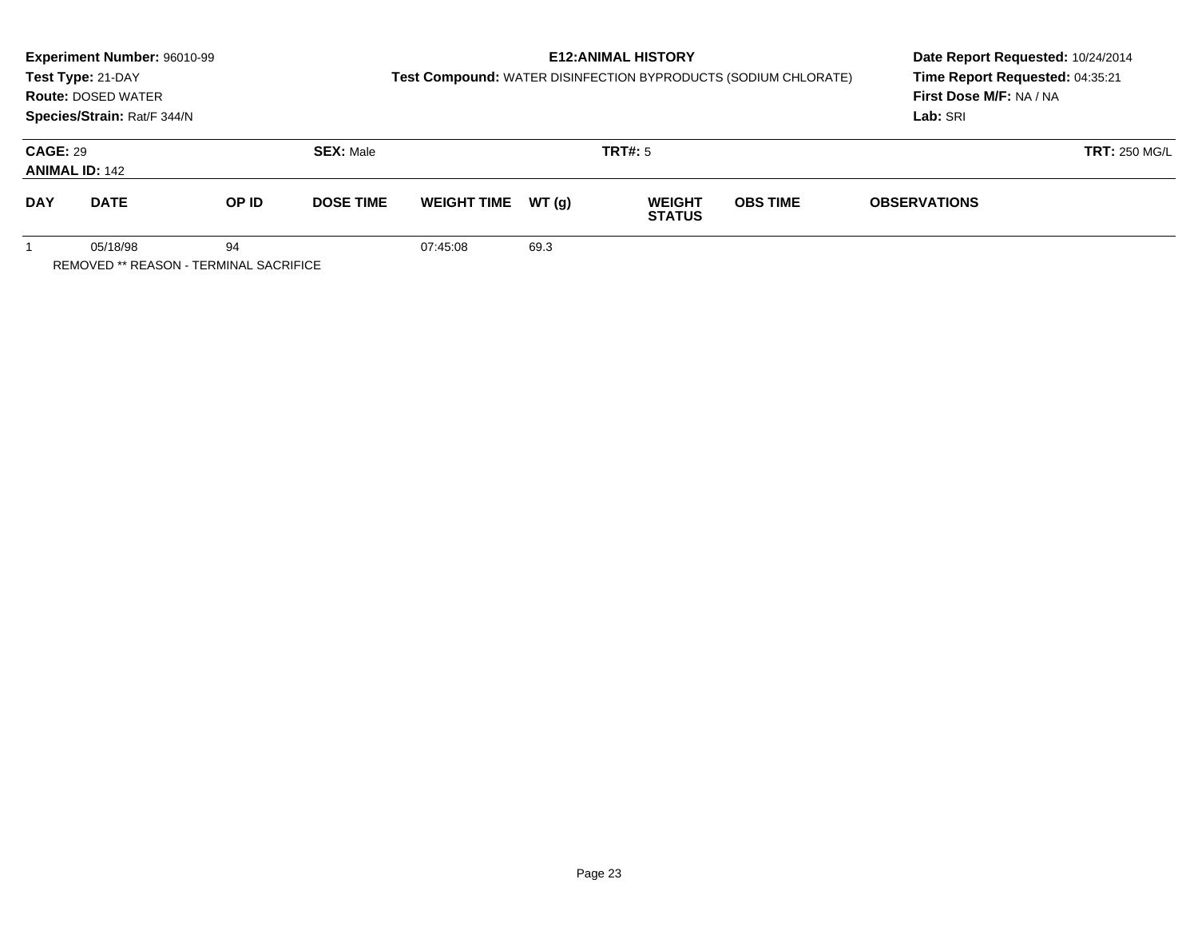**Experiment Number:** 96010-99
**Test Type:** 21-DAY
**Route:** DOSED WATER
**Species/Strain:** Rat/F 344/N

**E12:ANIMAL HISTORY**
**Test Compound:** WATER DISINFECTION BYPRODUCTS (SODIUM CHLORATE)

**Date Report Requested:** 10/24/2014
**Time Report Requested:** 04:35:21
**First Dose M/F:** NA / NA
**Lab:** SRI

**CAGE:** 29 **SEX:** Male **TRT#:** 5 **TRT:** 250 MG/L
**ANIMAL ID:** 142

| DAY | DATE | OP ID | DOSE TIME | WEIGHT TIME | WT (g) | WEIGHT STATUS | OBS TIME | OBSERVATIONS |
|---|---|---|---|---|---|---|---|---|
| 1 | 05/18/98 | 94 | | 07:45:08 | 69.3 | | | |

REMOVED ** REASON - TERMINAL SACRIFICE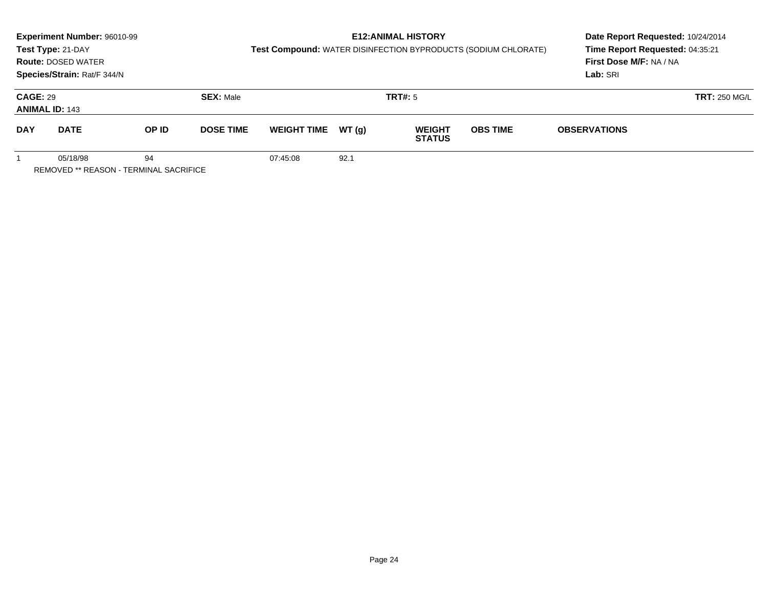**Experiment Number:** 96010-99
**Test Type:** 21-DAY
**Route:** DOSED WATER
**Species/Strain:** Rat/F 344/N

**E12:ANIMAL HISTORY**
**Test Compound:** WATER DISINFECTION BYPRODUCTS (SODIUM CHLORATE)

**Date Report Requested:** 10/24/2014
**Time Report Requested:** 04:35:21
**First Dose M/F:** NA / NA
**Lab:** SRI

**CAGE:** 29 **SEX:** Male **TRT#:** 5 **TRT:** 250 MG/L
**ANIMAL ID:** 143

| DAY | DATE | OP ID | DOSE TIME | WEIGHT TIME | WT (g) | WEIGHT STATUS | OBS TIME | OBSERVATIONS |
|---|---|---|---|---|---|---|---|---|
| 1 | 05/18/98 | 94 | | 07:45:08 | 92.1 | | | |

REMOVED ** REASON - TERMINAL SACRIFICE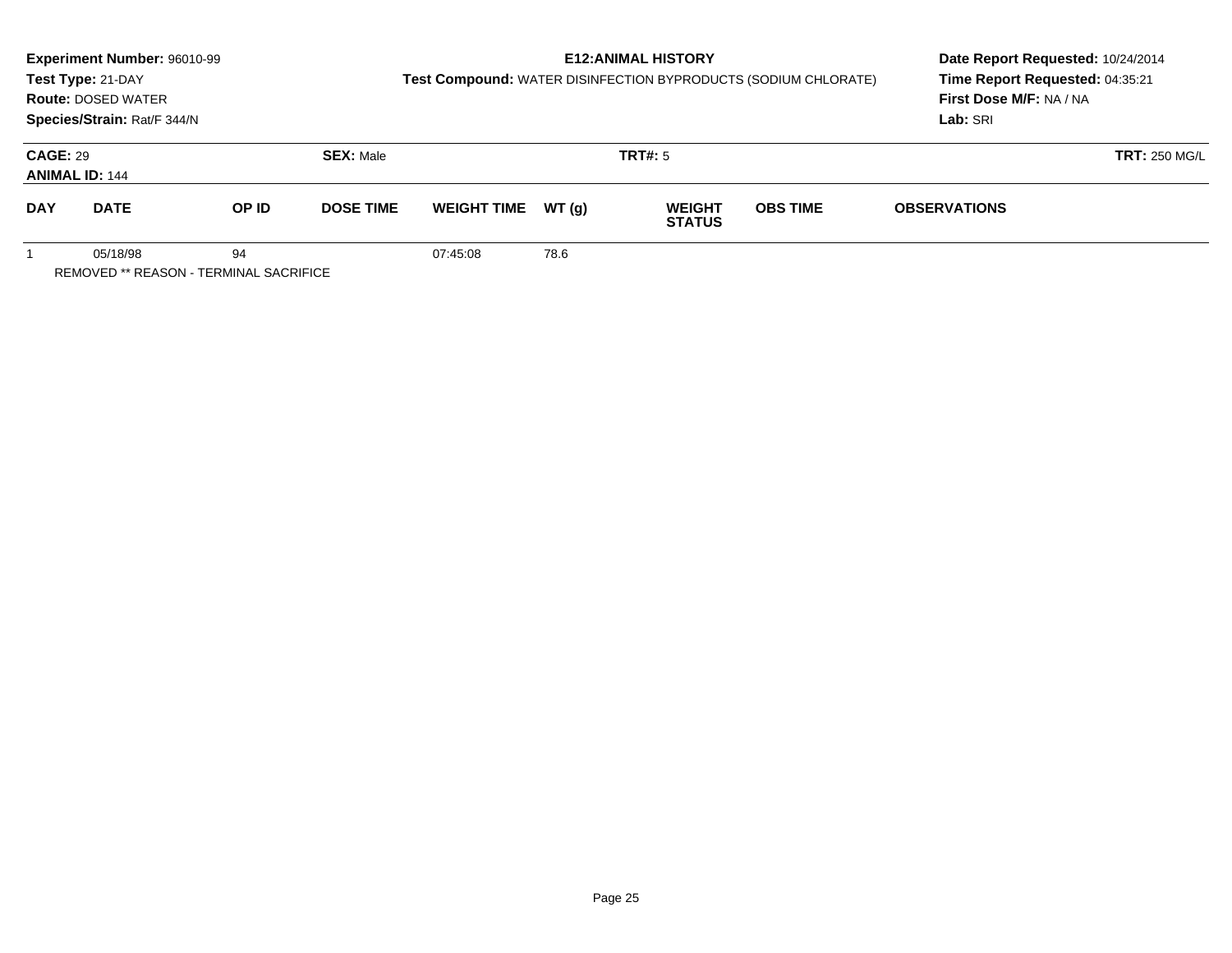**Experiment Number:** 96010-99
**Test Type:** 21-DAY
**Route:** DOSED WATER
**Species/Strain:** Rat/F 344/N

**E12:ANIMAL HISTORY**
**Test Compound:** WATER DISINFECTION BYPRODUCTS (SODIUM CHLORATE)

**Date Report Requested:** 10/24/2014
**Time Report Requested:** 04:35:21
**First Dose M/F:** NA / NA
**Lab:** SRI

**CAGE:** 29
**ANIMAL ID:** 144
**SEX:** Male
**TRT#:** 5
**TRT:** 250 MG/L

| DAY | DATE | OP ID | DOSE TIME | WEIGHT TIME | WT (g) | WEIGHT STATUS | OBS TIME | OBSERVATIONS |
|---|---|---|---|---|---|---|---|---|
| 1 | 05/18/98 | 94 | | 07:45:08 | 78.6 | | | |

REMOVED ** REASON - TERMINAL SACRIFICE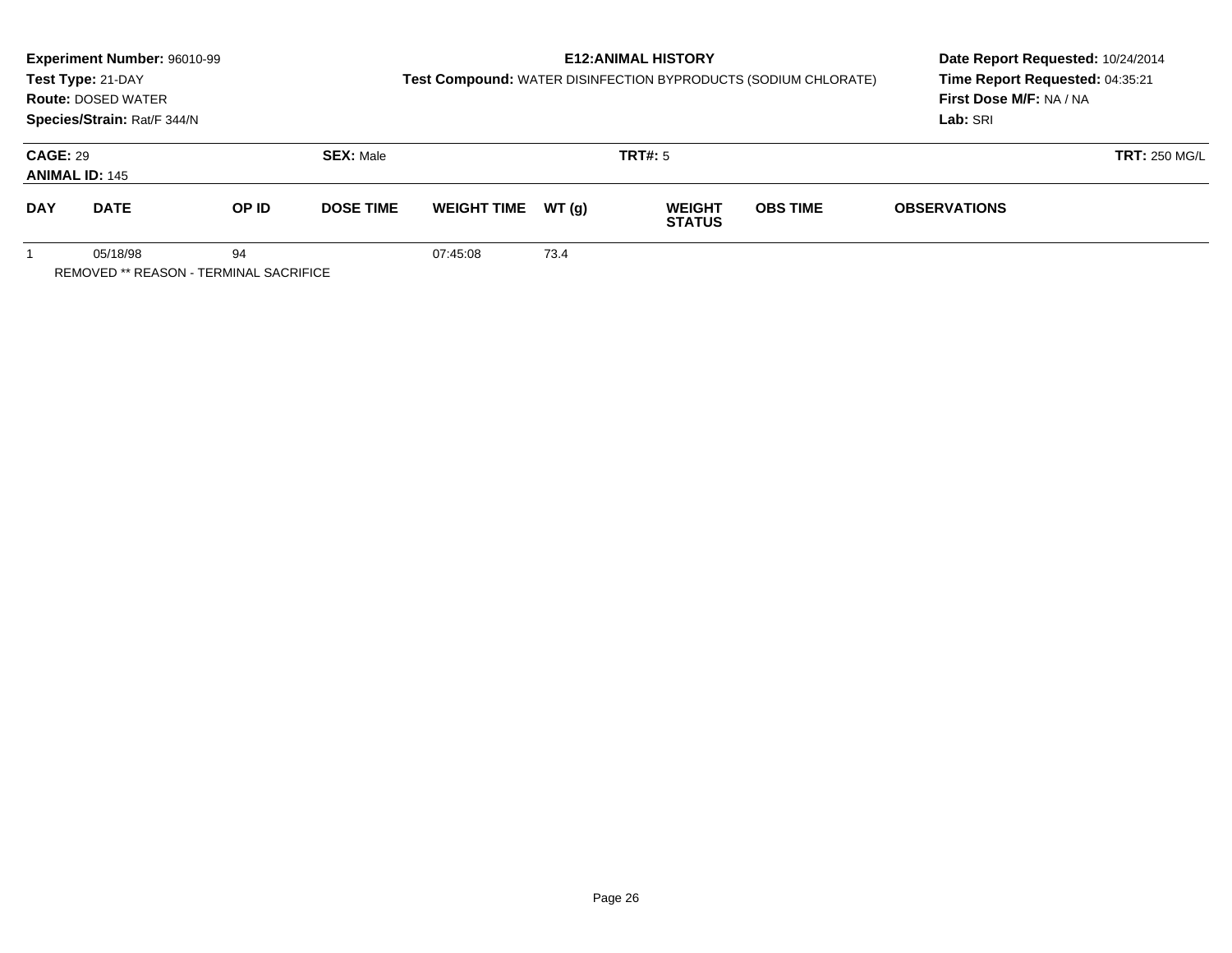**Experiment Number:** 96010-99
**Test Type:** 21-DAY
**Route:** DOSED WATER
**Species/Strain:** Rat/F 344/N

**E12:ANIMAL HISTORY**
**Test Compound:** WATER DISINFECTION BYPRODUCTS (SODIUM CHLORATE)

**Date Report Requested:** 10/24/2014
**Time Report Requested:** 04:35:21
**First Dose M/F:** NA / NA
**Lab:** SRI

**CAGE:** 29 **SEX:** Male **TRT#:** 5 **TRT:** 250 MG/L
**ANIMAL ID:** 145

| DAY | DATE | OP ID | DOSE TIME | WEIGHT TIME | WT (g) | WEIGHT STATUS | OBS TIME | OBSERVATIONS |
|---|---|---|---|---|---|---|---|---|
| 1 | 05/18/98 | 94 | | 07:45:08 | 73.4 | | | |

REMOVED ** REASON - TERMINAL SACRIFICE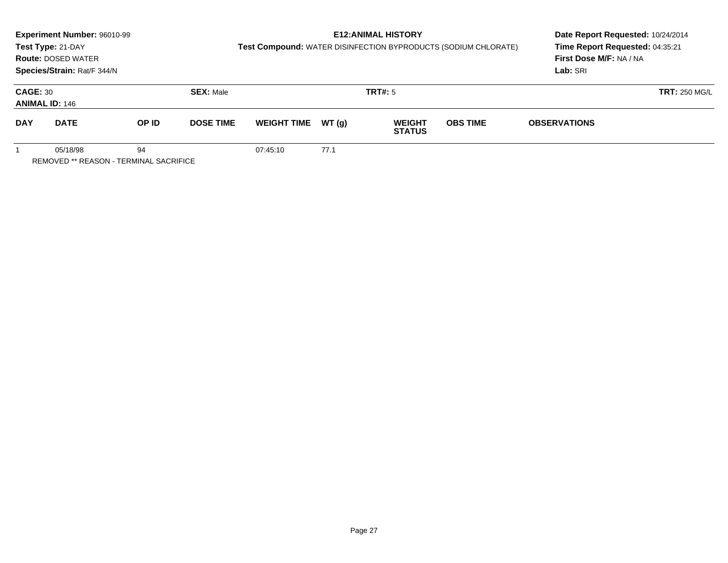**Experiment Number:** 96010-99
**Test Type:** 21-DAY
**Route:** DOSED WATER
**Species/Strain:** Rat/F 344/N

**E12:ANIMAL HISTORY**
**Test Compound:** WATER DISINFECTION BYPRODUCTS (SODIUM CHLORATE)

**Date Report Requested:** 10/24/2014
**Time Report Requested:** 04:35:21
**First Dose M/F:** NA / NA
**Lab:** SRI

**CAGE:** 30 | **SEX:** Male | **TRT#:** 5 | **TRT:** 250 MG/L
**ANIMAL ID:** 146

| DAY | DATE | OP ID | DOSE TIME | WEIGHT TIME | WT (g) | WEIGHT STATUS | OBS TIME | OBSERVATIONS |
|---|---|---|---|---|---|---|---|---|
| 1 | 05/18/98 | 94 | | 07:45:10 | 77.1 | | | |

REMOVED ** REASON - TERMINAL SACRIFICE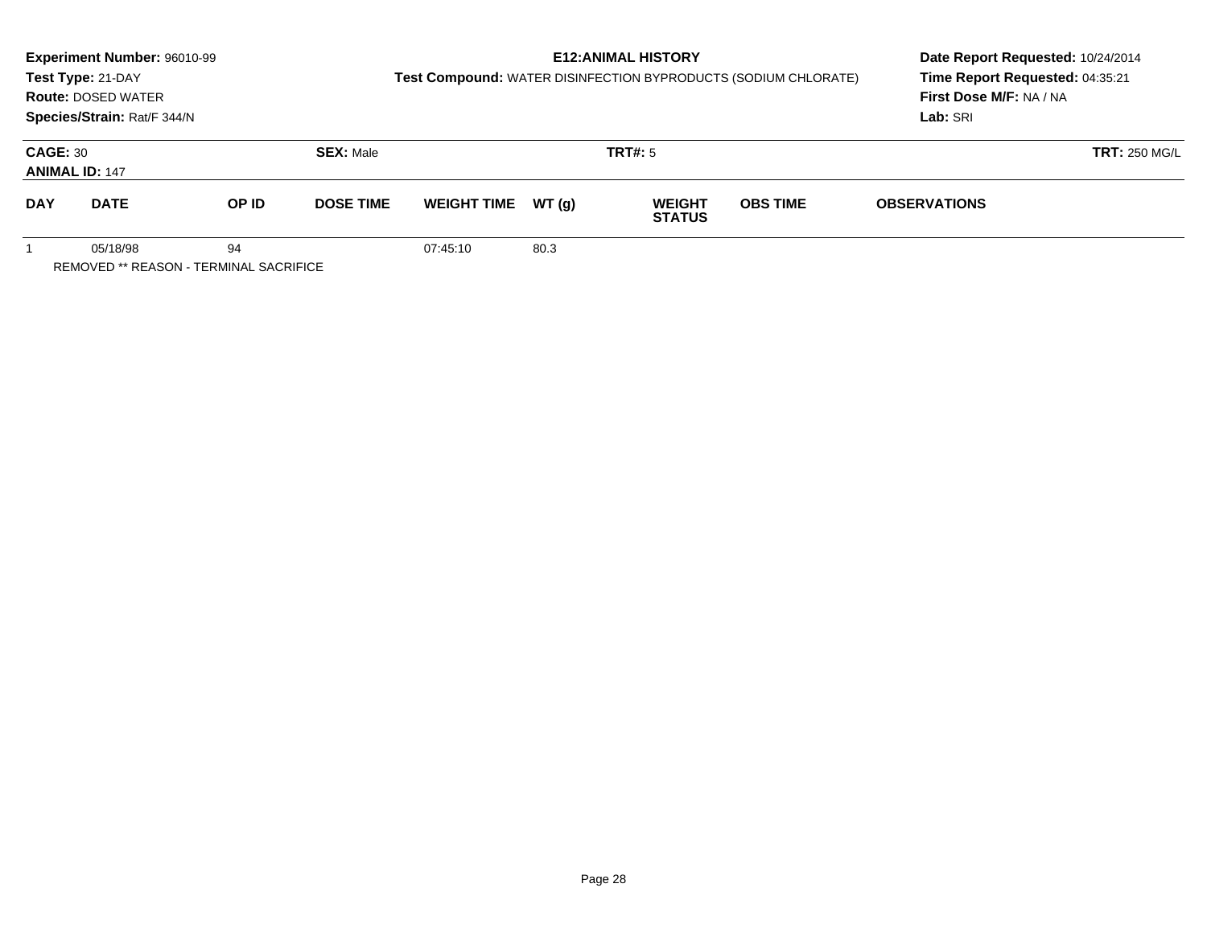**Experiment Number:** 96010-99
**Test Type:** 21-DAY
**Route:** DOSED WATER
**Species/Strain:** Rat/F 344/N

**E12:ANIMAL HISTORY**
**Test Compound:** WATER DISINFECTION BYPRODUCTS (SODIUM CHLORATE)

**Date Report Requested:** 10/24/2014
**Time Report Requested:** 04:35:21
**First Dose M/F:** NA / NA
**Lab:** SRI

**CAGE:** 30 **SEX:** Male **TRT#:** 5 **TRT:** 250 MG/L
**ANIMAL ID:** 147

| DAY | DATE | OP ID | DOSE TIME | WEIGHT TIME | WT (g) | WEIGHT STATUS | OBS TIME | OBSERVATIONS |
|---|---|---|---|---|---|---|---|---|
| 1 | 05/18/98 | 94 | | 07:45:10 | 80.3 | | | |

REMOVED ** REASON - TERMINAL SACRIFICE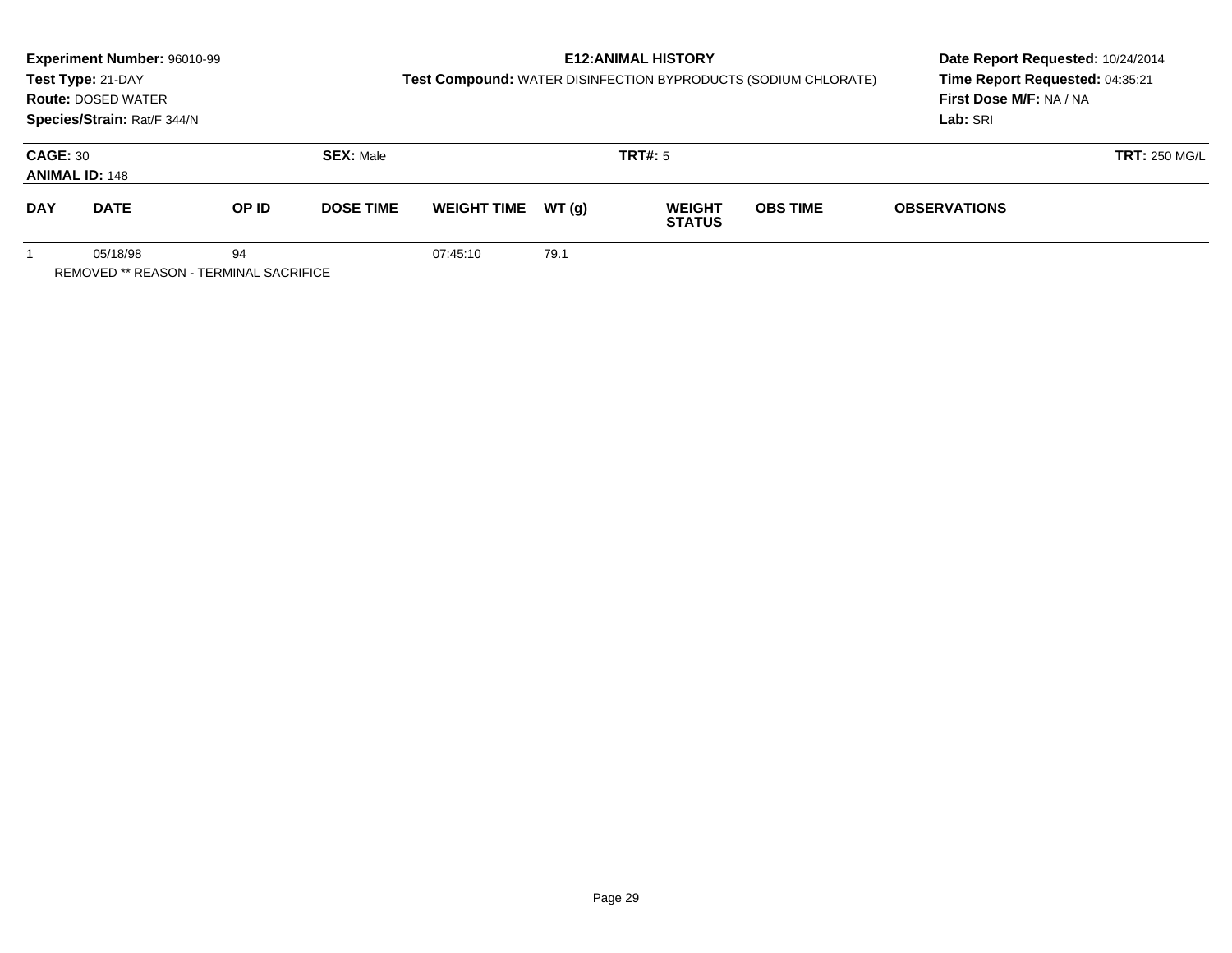**Experiment Number:** 96010-99
**Test Type:** 21-DAY
**Route:** DOSED WATER
**Species/Strain:** Rat/F 344/N

**E12:ANIMAL HISTORY**
**Test Compound:** WATER DISINFECTION BYPRODUCTS (SODIUM CHLORATE)

**Date Report Requested:** 10/24/2014
**Time Report Requested:** 04:35:21
**First Dose M/F:** NA / NA
**Lab:** SRI

**CAGE:** 30
**ANIMAL ID:** 148
**SEX:** Male
**TRT#:** 5
**TRT:** 250 MG/L

| DAY | DATE | OP ID | DOSE TIME | WEIGHT TIME | WT (g) | WEIGHT STATUS | OBS TIME | OBSERVATIONS |
|---|---|---|---|---|---|---|---|---|
| 1 | 05/18/98 | 94 | | 07:45:10 | 79.1 | | | |

REMOVED ** REASON - TERMINAL SACRIFICE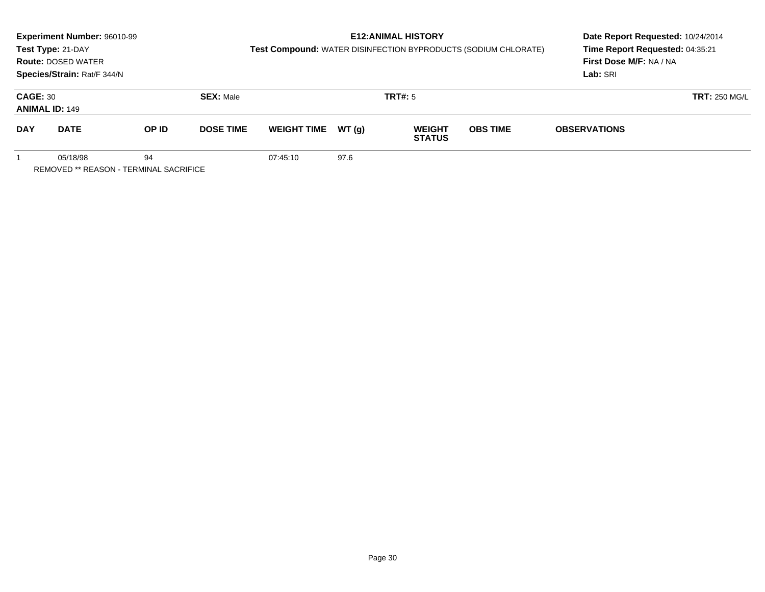**Experiment Number:** 96010-99
**Test Type:** 21-DAY
**Route:** DOSED WATER
**Species/Strain:** Rat/F 344/N

**E12:ANIMAL HISTORY**
**Test Compound:** WATER DISINFECTION BYPRODUCTS (SODIUM CHLORATE)

**Date Report Requested:** 10/24/2014
**Time Report Requested:** 04:35:21
**First Dose M/F:** NA / NA
**Lab:** SRI

**CAGE:** 30 **SEX:** Male **TRT#:** 5 **TRT:** 250 MG/L
**ANIMAL ID:** 149

| DAY | DATE | OP ID | DOSE TIME | WEIGHT TIME | WT (g) | WEIGHT STATUS | OBS TIME | OBSERVATIONS |
|---|---|---|---|---|---|---|---|---|
| 1 | 05/18/98 | 94 | | 07:45:10 | 97.6 | | | |

REMOVED ** REASON - TERMINAL SACRIFICE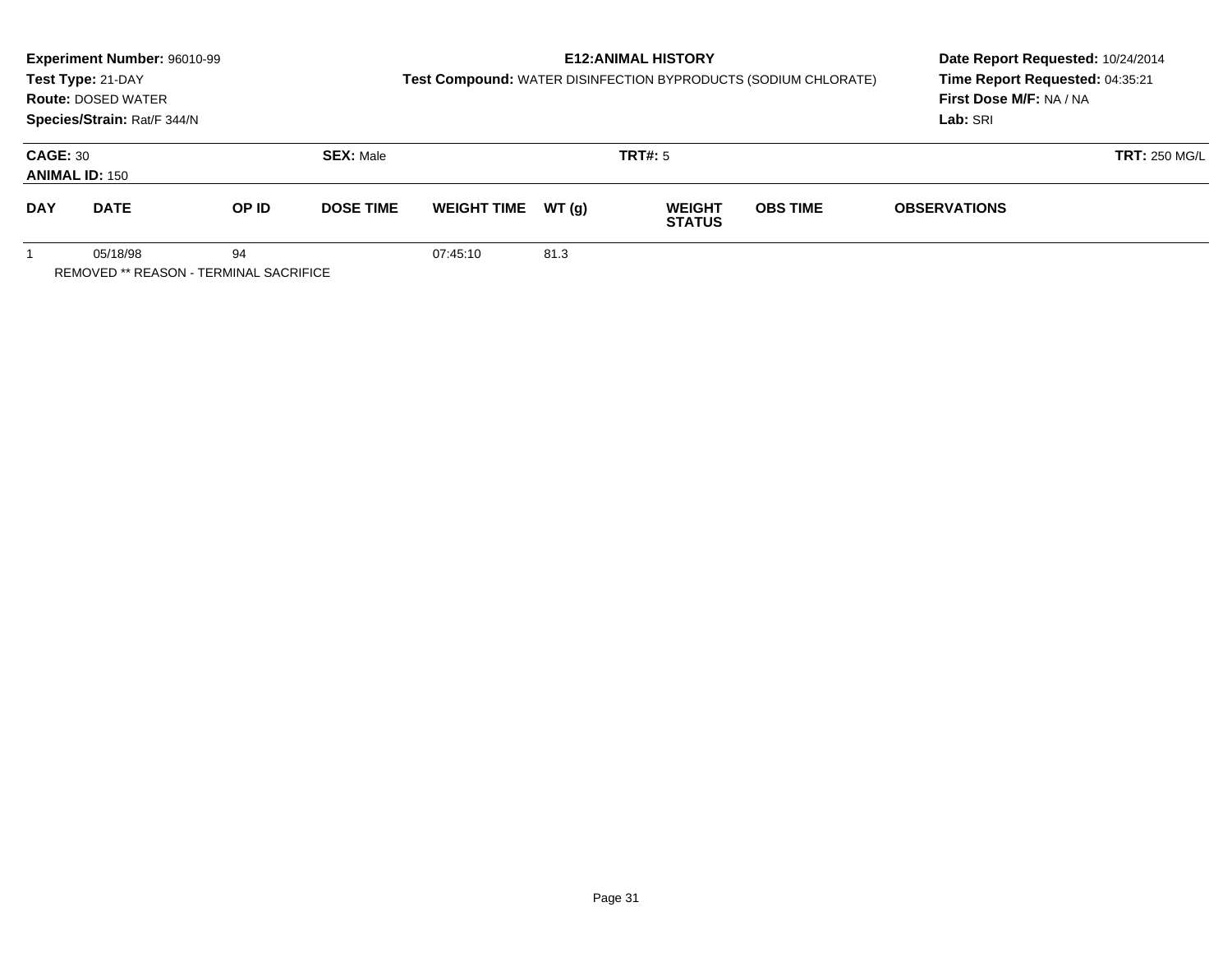**Experiment Number:** 96010-99
**Test Type:** 21-DAY
**Route:** DOSED WATER
**Species/Strain:** Rat/F 344/N

**E12:ANIMAL HISTORY**
**Test Compound:** WATER DISINFECTION BYPRODUCTS (SODIUM CHLORATE)

**Date Report Requested:** 10/24/2014
**Time Report Requested:** 04:35:21
**First Dose M/F:** NA / NA
**Lab:** SRI

**CAGE:** 30 **SEX:** Male **TRT#:** 5 **TRT:** 250 MG/L
**ANIMAL ID:** 150

| DAY | DATE | OP ID | DOSE TIME | WEIGHT TIME | WT (g) | WEIGHT STATUS | OBS TIME | OBSERVATIONS |
|---|---|---|---|---|---|---|---|---|
| 1 | 05/18/98 | 94 | | 07:45:10 | 81.3 | | | |

REMOVED ** REASON - TERMINAL SACRIFICE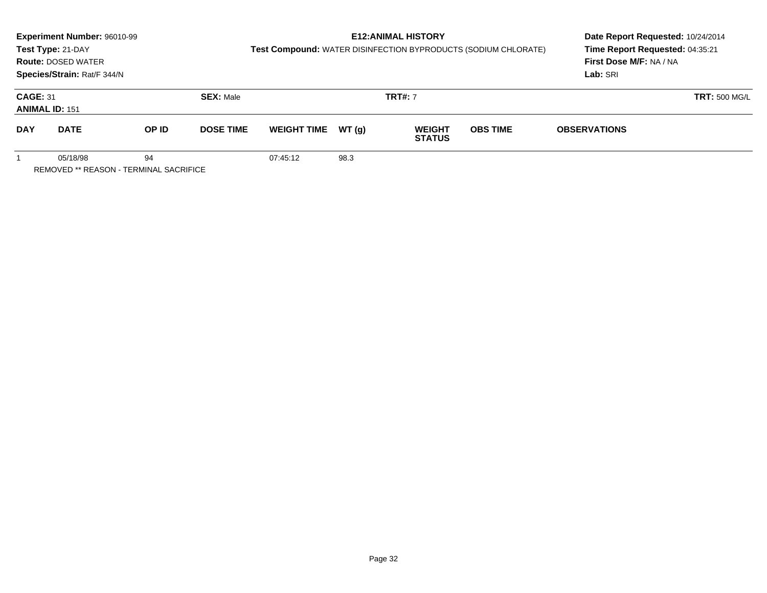**Experiment Number:** 96010-99
**Test Type:** 21-DAY
**Route:** DOSED WATER
**Species/Strain:** Rat/F 344/N

**E12:ANIMAL HISTORY**
**Test Compound:** WATER DISINFECTION BYPRODUCTS (SODIUM CHLORATE)

**Date Report Requested:** 10/24/2014
**Time Report Requested:** 04:35:21
**First Dose M/F:** NA / NA
**Lab:** SRI

**CAGE:** 31 | **SEX:** Male | **TRT#:** 7 | **TRT:** 500 MG/L
**ANIMAL ID:** 151

| DAY | DATE | OP ID | DOSE TIME | WEIGHT TIME | WT (g) | WEIGHT STATUS | OBS TIME | OBSERVATIONS |
|---|---|---|---|---|---|---|---|---|
| 1 | 05/18/98 | 94 | | 07:45:12 | 98.3 | | | |

REMOVED ** REASON - TERMINAL SACRIFICE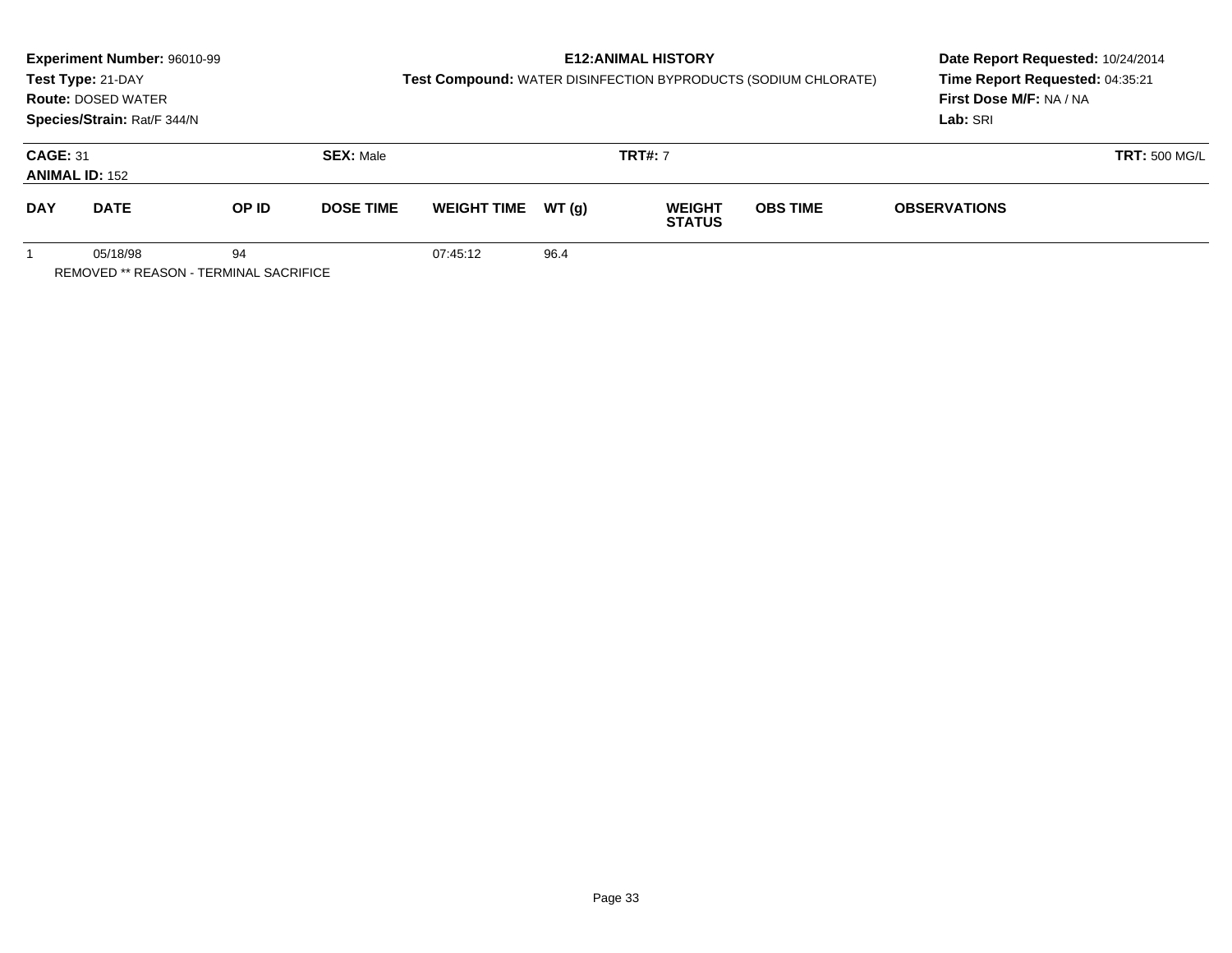**Experiment Number:** 96010-99
**Test Type:** 21-DAY
**Route:** DOSED WATER
**Species/Strain:** Rat/F 344/N

**E12:ANIMAL HISTORY**
**Test Compound:** WATER DISINFECTION BYPRODUCTS (SODIUM CHLORATE)

**Date Report Requested:** 10/24/2014
**Time Report Requested:** 04:35:21
**First Dose M/F:** NA / NA
**Lab:** SRI

**CAGE:** 31 **SEX:** Male **TRT#:** 7 **TRT:** 500 MG/L
**ANIMAL ID:** 152

| DAY | DATE | OP ID | DOSE TIME | WEIGHT TIME | WT (g) | WEIGHT STATUS | OBS TIME | OBSERVATIONS |
|---|---|---|---|---|---|---|---|---|
| 1 | 05/18/98 | 94 | | 07:45:12 | 96.4 | | | |

REMOVED ** REASON - TERMINAL SACRIFICE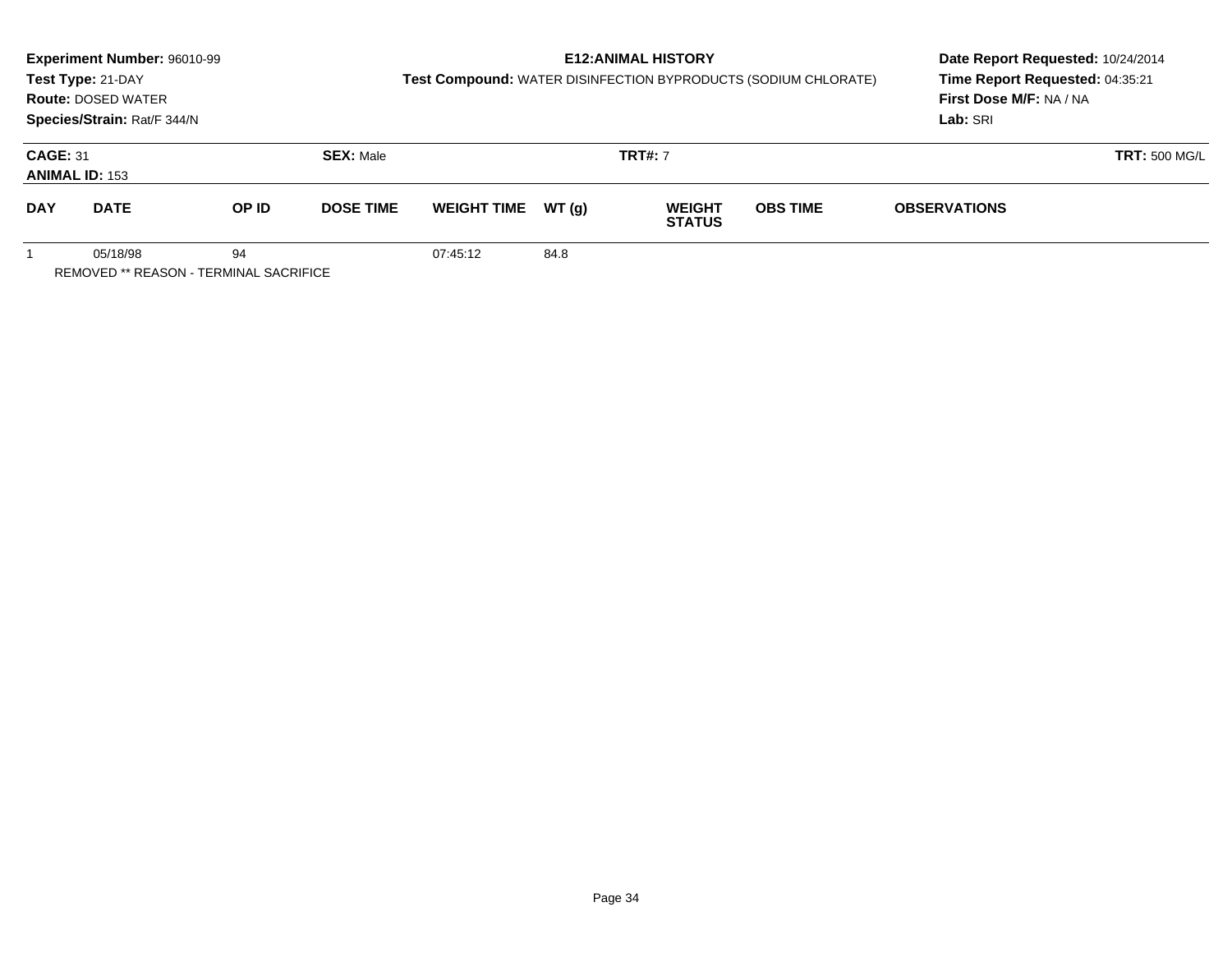**Experiment Number:** 96010-99
**Test Type:** 21-DAY
**Route:** DOSED WATER
**Species/Strain:** Rat/F 344/N

**E12:ANIMAL HISTORY**
**Test Compound:** WATER DISINFECTION BYPRODUCTS (SODIUM CHLORATE)

**Date Report Requested:** 10/24/2014
**Time Report Requested:** 04:35:21
**First Dose M/F:** NA / NA
**Lab:** SRI

**CAGE:** 31 **SEX:** Male **TRT#:** 7 **TRT:** 500 MG/L
**ANIMAL ID:** 153

| DAY | DATE | OP ID | DOSE TIME | WEIGHT TIME | WT (g) | WEIGHT STATUS | OBS TIME | OBSERVATIONS |
|---|---|---|---|---|---|---|---|---|
| 1 | 05/18/98 | 94 | | 07:45:12 | 84.8 | | | |

REMOVED ** REASON - TERMINAL SACRIFICE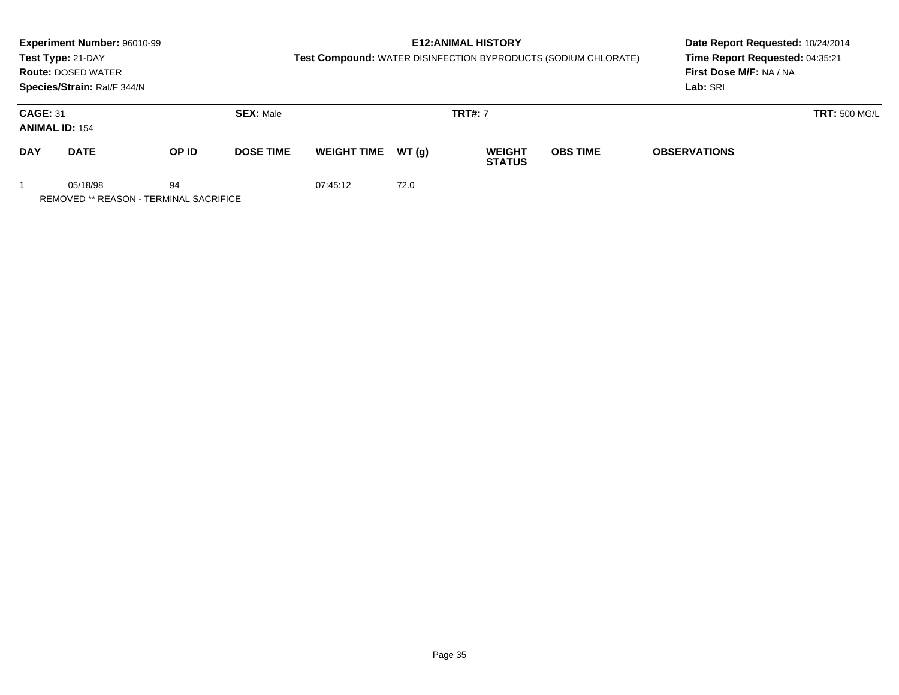**Experiment Number:** 96010-99
**Test Type:** 21-DAY
**Route:** DOSED WATER
**Species/Strain:** Rat/F 344/N

**E12:ANIMAL HISTORY**
**Test Compound:** WATER DISINFECTION BYPRODUCTS (SODIUM CHLORATE)

**Date Report Requested:** 10/24/2014
**Time Report Requested:** 04:35:21
**First Dose M/F:** NA / NA
**Lab:** SRI

**CAGE:** 31 **SEX:** Male **TRT#:** 7 **TRT:** 500 MG/L
**ANIMAL ID:** 154

| DAY | DATE | OP ID | DOSE TIME | WEIGHT TIME | WT (g) | WEIGHT STATUS | OBS TIME | OBSERVATIONS |
|---|---|---|---|---|---|---|---|---|
| 1 | 05/18/98 | 94 | | 07:45:12 | 72.0 | | | |

REMOVED ** REASON - TERMINAL SACRIFICE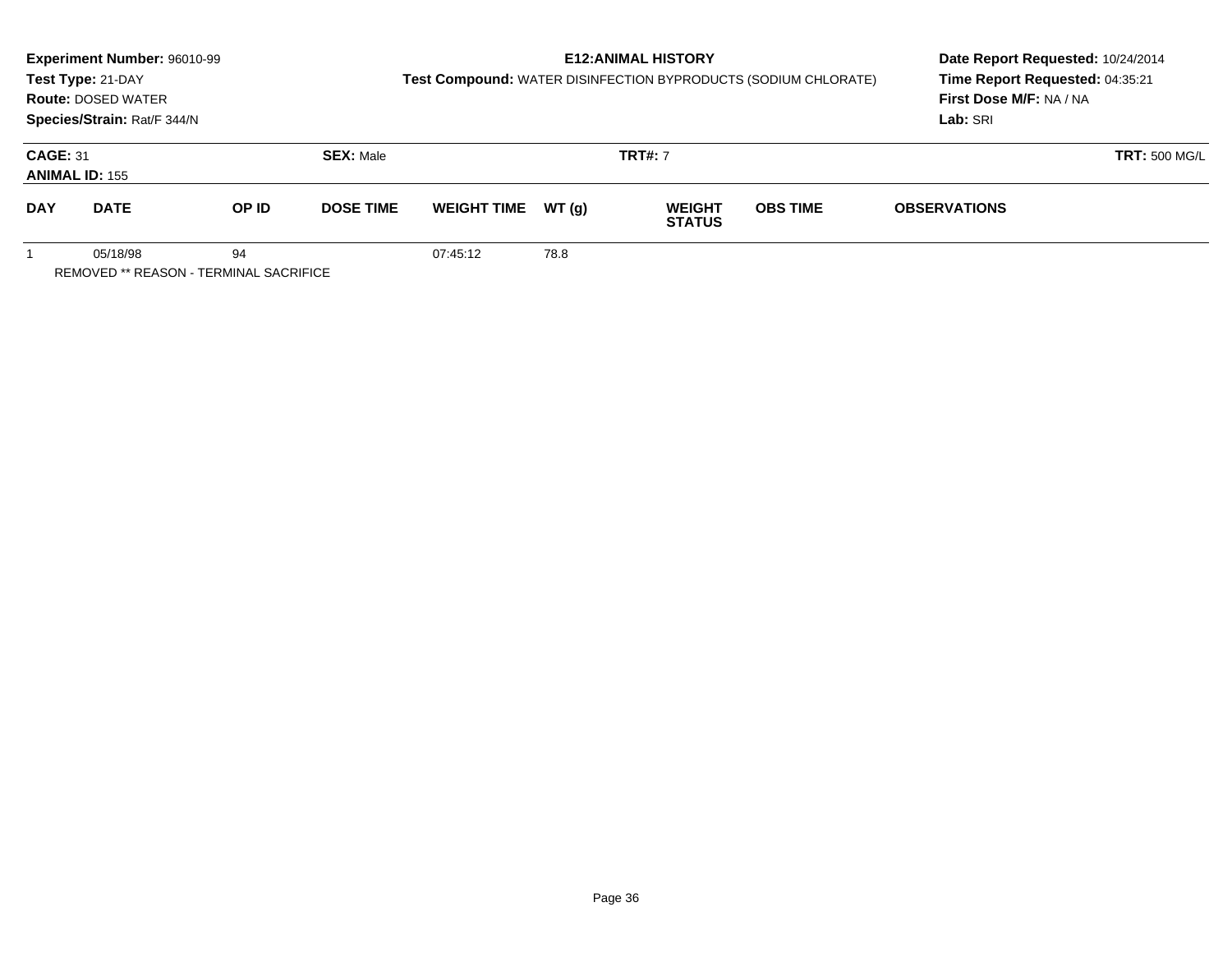**Experiment Number:** 96010-99
**Test Type:** 21-DAY
**Route:** DOSED WATER
**Species/Strain:** Rat/F 344/N

**E12:ANIMAL HISTORY**
**Test Compound:** WATER DISINFECTION BYPRODUCTS (SODIUM CHLORATE)

**Date Report Requested:** 10/24/2014
**Time Report Requested:** 04:35:21
**First Dose M/F:** NA / NA
**Lab:** SRI

**CAGE:** 31 | **SEX:** Male | **TRT#:** 7 | **TRT:** 500 MG/L
**ANIMAL ID:** 155

| DAY | DATE | OP ID | DOSE TIME | WEIGHT TIME | WT (g) | WEIGHT STATUS | OBS TIME | OBSERVATIONS |
|---|---|---|---|---|---|---|---|---|
| 1 | 05/18/98 | 94 | | 07:45:12 | 78.8 | | | |

REMOVED ** REASON - TERMINAL SACRIFICE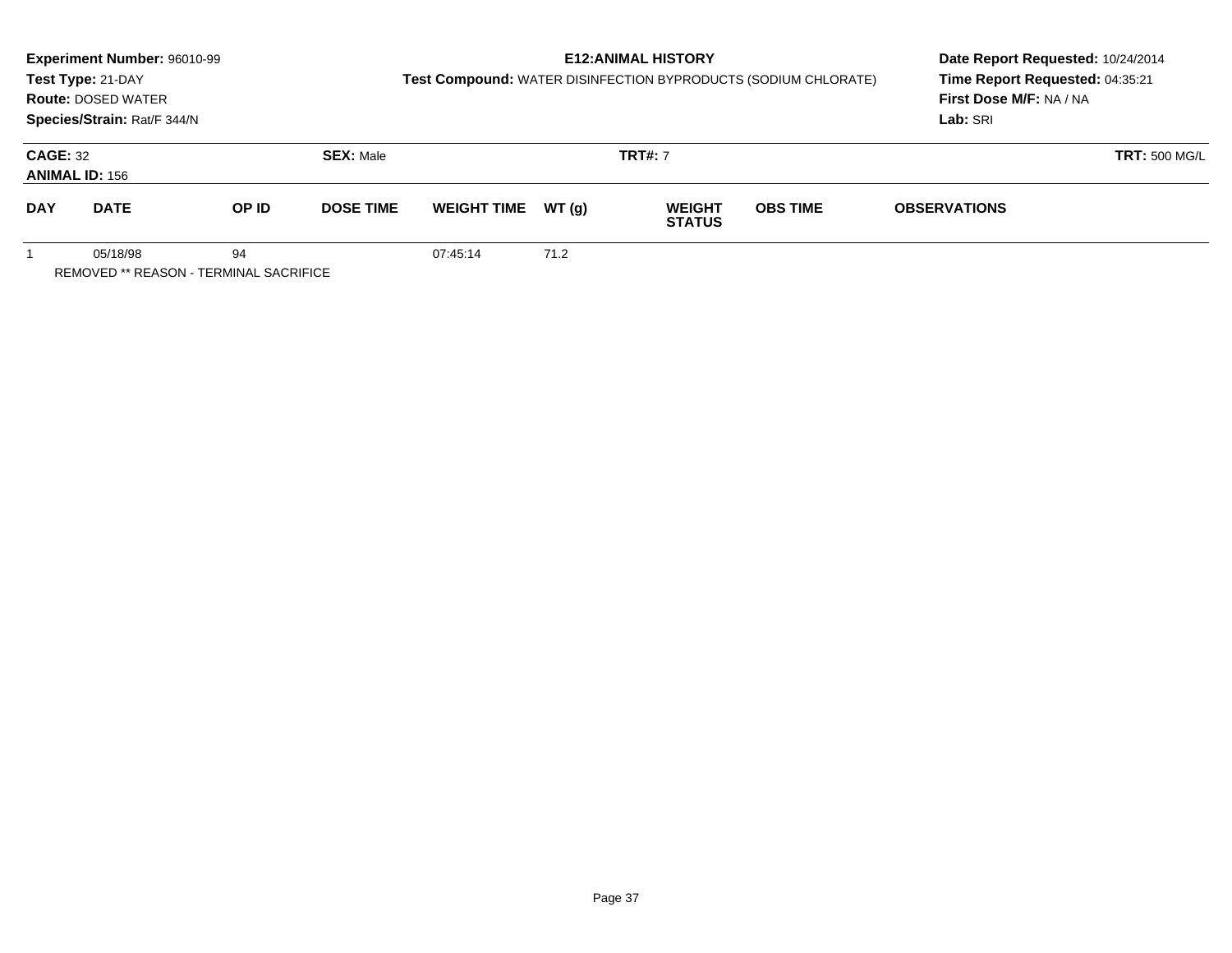**Experiment Number:** 96010-99
**Test Type:** 21-DAY
**Route:** DOSED WATER
**Species/Strain:** Rat/F 344/N

**E12:ANIMAL HISTORY**
**Test Compound:** WATER DISINFECTION BYPRODUCTS (SODIUM CHLORATE)

**Date Report Requested:** 10/24/2014
**Time Report Requested:** 04:35:21
**First Dose M/F:** NA / NA
**Lab:** SRI

**CAGE:** 32 **SEX:** Male **TRT#:** 7 **TRT:** 500 MG/L
**ANIMAL ID:** 156

| DAY | DATE | OP ID | DOSE TIME | WEIGHT TIME | WT (g) | WEIGHT STATUS | OBS TIME | OBSERVATIONS |
|---|---|---|---|---|---|---|---|---|
| 1 | 05/18/98 | 94 | | 07:45:14 | 71.2 | | | |

REMOVED ** REASON - TERMINAL SACRIFICE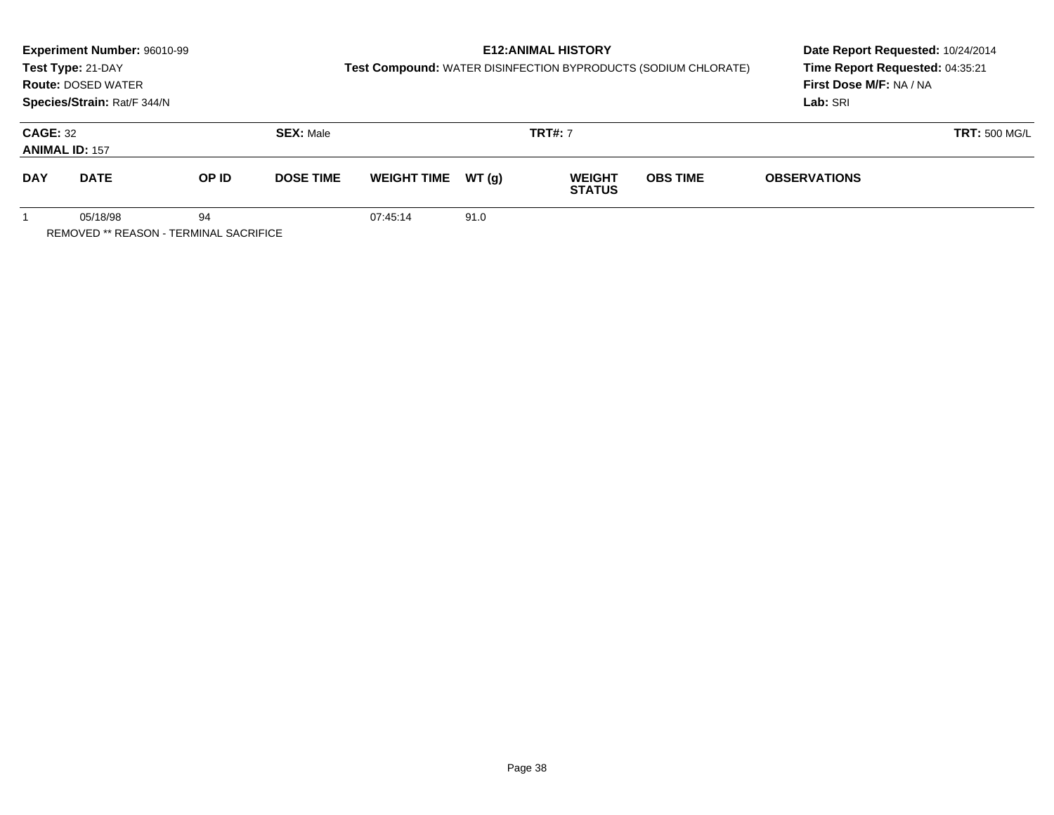**Experiment Number:** 96010-99
**Test Type:** 21-DAY
**Route:** DOSED WATER
**Species/Strain:** Rat/F 344/N

**E12:ANIMAL HISTORY**
**Test Compound:** WATER DISINFECTION BYPRODUCTS (SODIUM CHLORATE)

**Date Report Requested:** 10/24/2014
**Time Report Requested:** 04:35:21
**First Dose M/F:** NA / NA
**Lab:** SRI

**CAGE:** 32
**ANIMAL ID:** 157
**SEX:** Male
**TRT#:** 7
**TRT:** 500 MG/L

| DAY | DATE | OP ID | DOSE TIME | WEIGHT TIME | WT (g) | WEIGHT STATUS | OBS TIME | OBSERVATIONS |
|---|---|---|---|---|---|---|---|---|
| 1 | 05/18/98 | 94 | | 07:45:14 | 91.0 | | | |

REMOVED ** REASON - TERMINAL SACRIFICE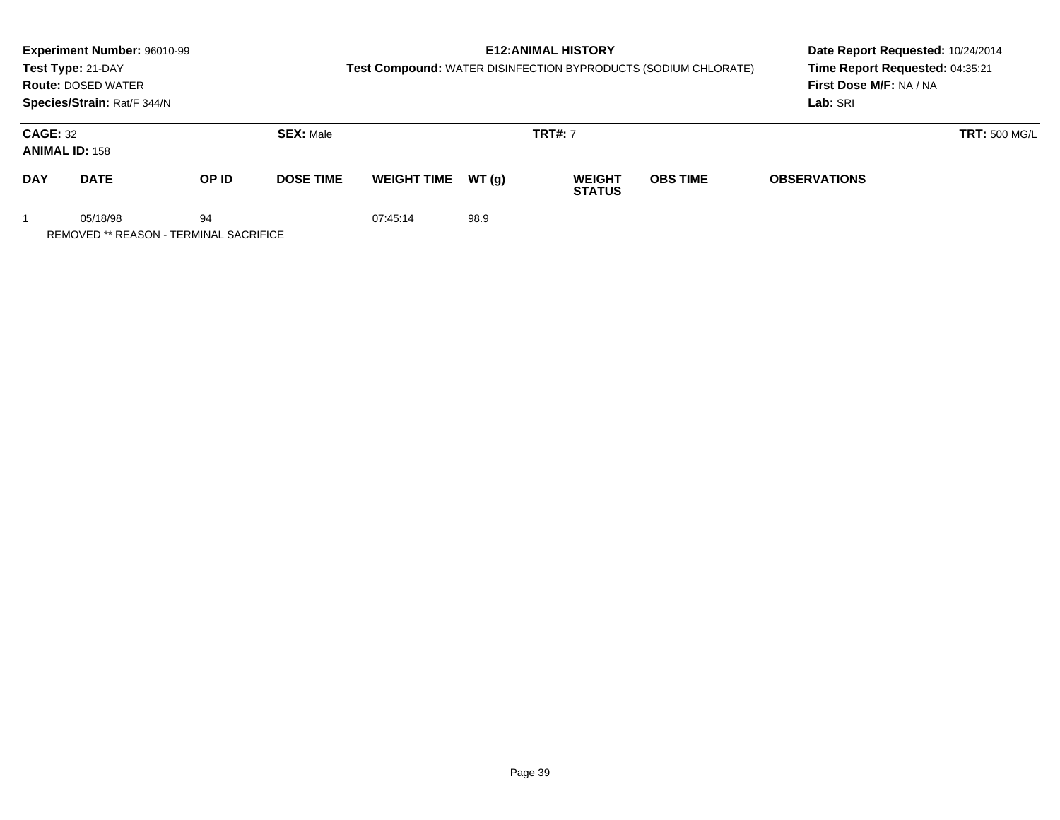**Experiment Number:** 96010-99
**Test Type:** 21-DAY
**Route:** DOSED WATER
**Species/Strain:** Rat/F 344/N

## E12:ANIMAL HISTORY

**Test Compound:** WATER DISINFECTION BYPRODUCTS (SODIUM CHLORATE)

**Date Report Requested:** 10/24/2014
**Time Report Requested:** 04:35:21
**First Dose M/F:** NA / NA
**Lab:** SRI

**CAGE:** 32 **SEX:** Male **TRT#:** 7 **TRT:** 500 MG/L
**ANIMAL ID:** 158

| DAY | DATE | OP ID | DOSE TIME | WEIGHT TIME | WT (g) | WEIGHT STATUS | OBS TIME | OBSERVATIONS |
|---|---|---|---|---|---|---|---|---|
| 1 | 05/18/98 | 94 | | 07:45:14 | 98.9 | | | |

REMOVED ** REASON - TERMINAL SACRIFICE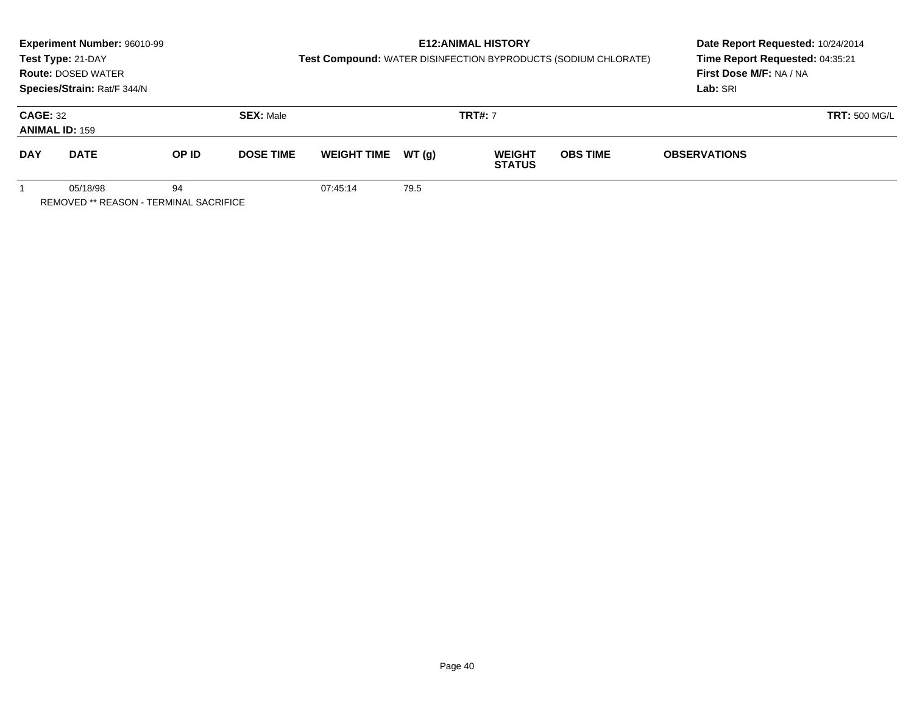**Experiment Number:** 96010-99
**Test Type:** 21-DAY
**Route:** DOSED WATER
**Species/Strain:** Rat/F 344/N

**E12:ANIMAL HISTORY**
**Test Compound:** WATER DISINFECTION BYPRODUCTS (SODIUM CHLORATE)

**Date Report Requested:** 10/24/2014
**Time Report Requested:** 04:35:21
**First Dose M/F:** NA / NA
**Lab:** SRI

**CAGE:** 32
**ANIMAL ID:** 159
**SEX:** Male
**TRT#:** 7
**TRT:** 500 MG/L

| DAY | DATE | OP ID | DOSE TIME | WEIGHT TIME | WT (g) | WEIGHT STATUS | OBS TIME | OBSERVATIONS |
|---|---|---|---|---|---|---|---|---|
| 1 | 05/18/98 | 94 | | 07:45:14 | 79.5 | | | |

REMOVED ** REASON - TERMINAL SACRIFICE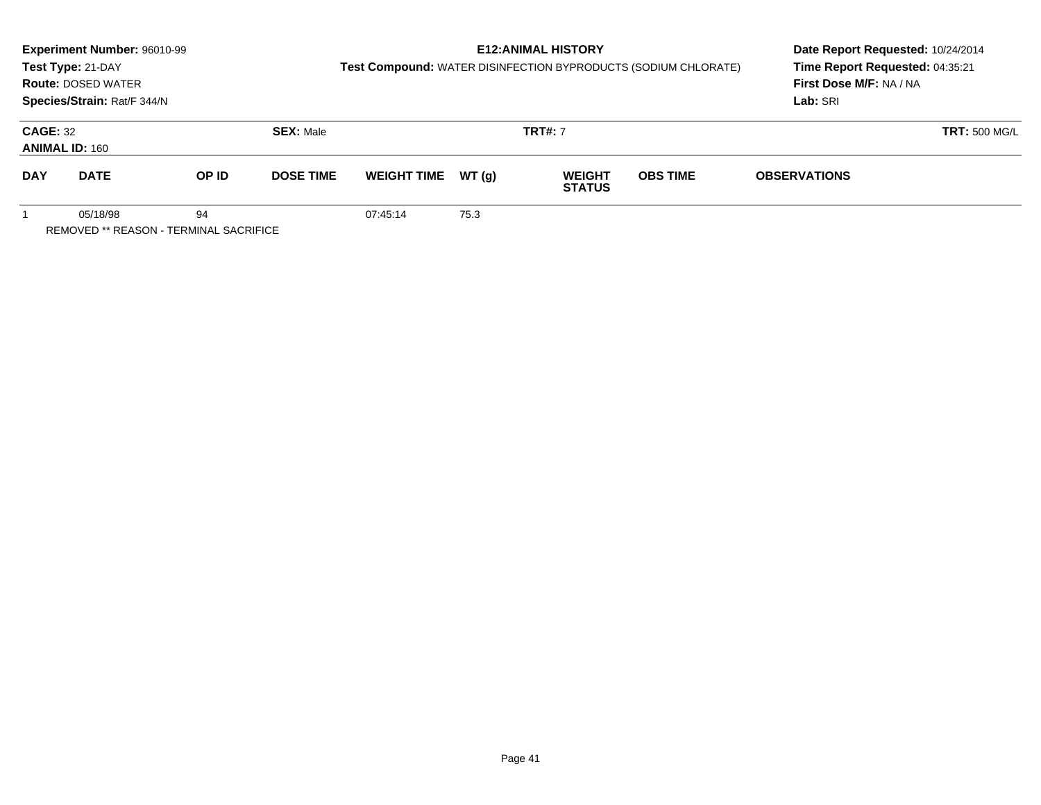**Experiment Number:** 96010-99
**Test Type:** 21-DAY
**Route:** DOSED WATER
**Species/Strain:** Rat/F 344/N

**E12:ANIMAL HISTORY**
**Test Compound:** WATER DISINFECTION BYPRODUCTS (SODIUM CHLORATE)

**Date Report Requested:** 10/24/2014
**Time Report Requested:** 04:35:21
**First Dose M/F:** NA / NA
**Lab:** SRI

**CAGE:** 32
**ANIMAL ID:** 160
**SEX:** Male
**TRT#:** 7
**TRT:** 500 MG/L

| DAY | DATE | OP ID | DOSE TIME | WEIGHT TIME | WT (g) | WEIGHT STATUS | OBS TIME | OBSERVATIONS |
|---|---|---|---|---|---|---|---|---|
| 1 | 05/18/98 | 94 | | 07:45:14 | 75.3 | | | |

REMOVED ** REASON - TERMINAL SACRIFICE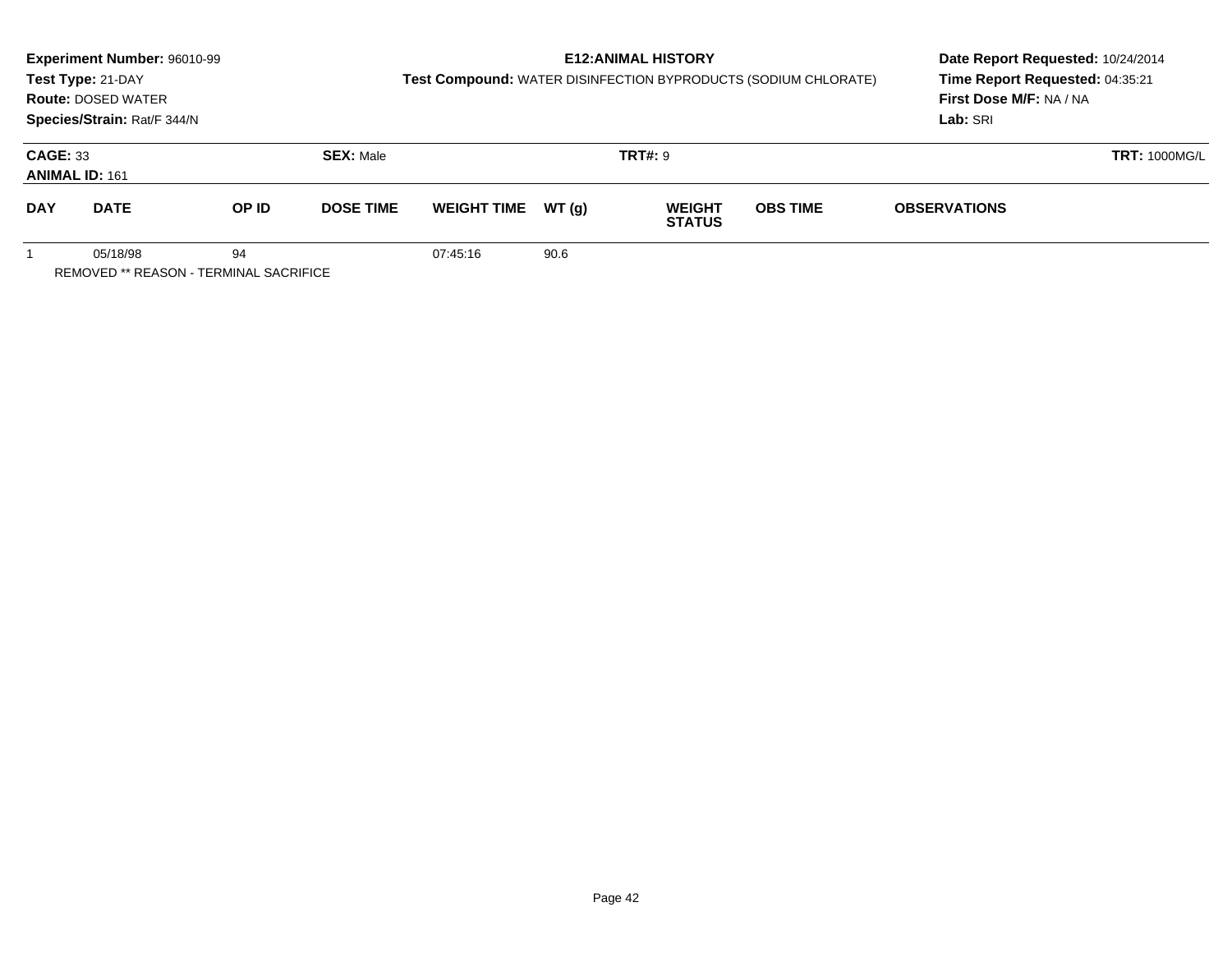**Experiment Number:** 96010-99
**Test Type:** 21-DAY
**Route:** DOSED WATER
**Species/Strain:** Rat/F 344/N

**E12:ANIMAL HISTORY**
**Test Compound:** WATER DISINFECTION BYPRODUCTS (SODIUM CHLORATE)

**Date Report Requested:** 10/24/2014
**Time Report Requested:** 04:35:21
**First Dose M/F:** NA / NA
**Lab:** SRI

**CAGE:** 33 **SEX:** Male **TRT#:** 9 **TRT:** 1000MG/L
**ANIMAL ID:** 161

| DAY | DATE | OP ID | DOSE TIME | WEIGHT TIME | WT (g) | WEIGHT STATUS | OBS TIME | OBSERVATIONS |
|---|---|---|---|---|---|---|---|---|
| 1 | 05/18/98 | 94 | | 07:45:16 | 90.6 | | | |

REMOVED ** REASON - TERMINAL SACRIFICE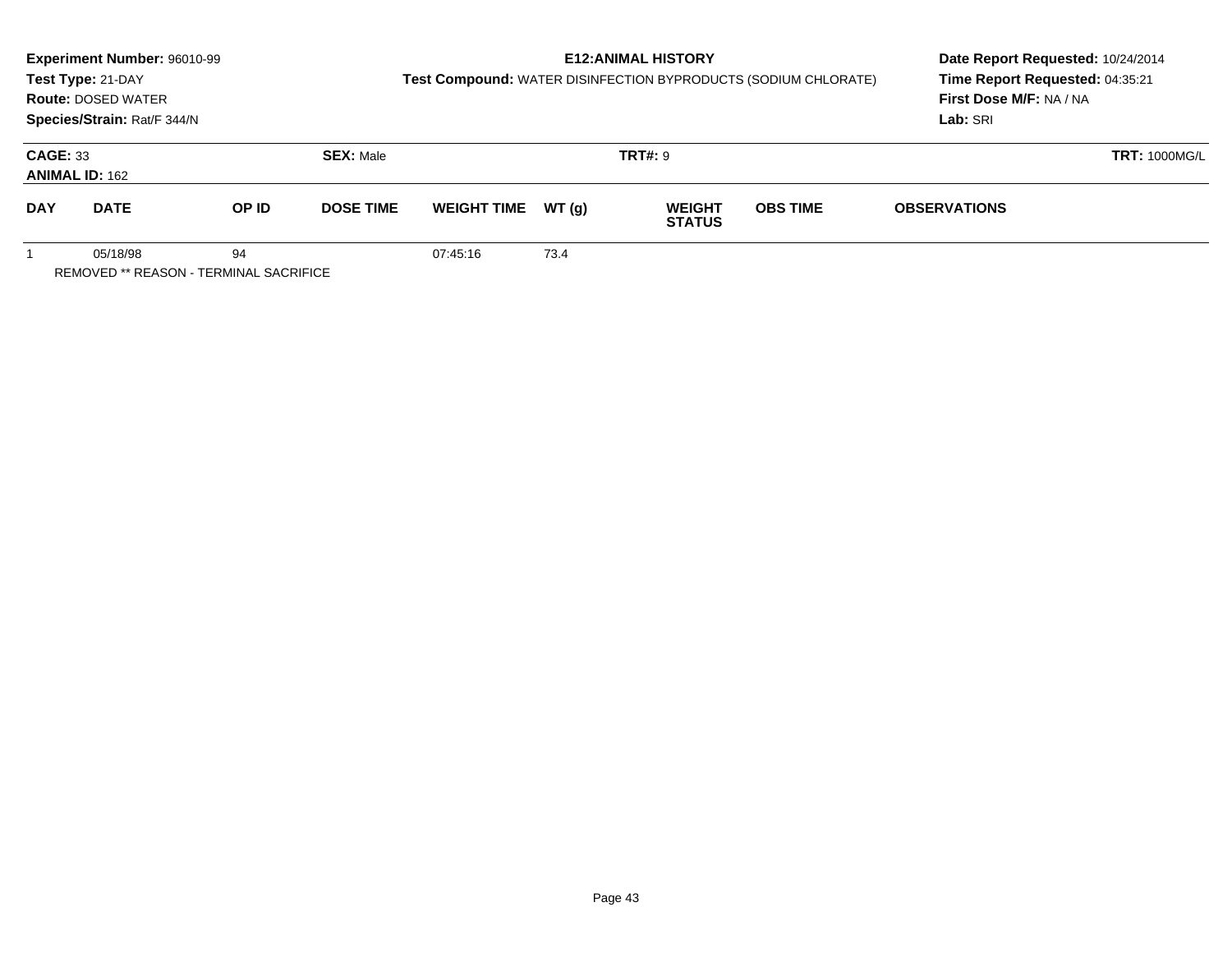**Experiment Number:** 96010-99
**Test Type:** 21-DAY
**Route:** DOSED WATER
**Species/Strain:** Rat/F 344/N

**E12:ANIMAL HISTORY**
**Test Compound:** WATER DISINFECTION BYPRODUCTS (SODIUM CHLORATE)

**Date Report Requested:** 10/24/2014
**Time Report Requested:** 04:35:21
**First Dose M/F:** NA / NA
**Lab:** SRI

**CAGE:** 33 **SEX:** Male **TRT#:** 9 **TRT:** 1000MG/L
**ANIMAL ID:** 162

| DAY | DATE | OP ID | DOSE TIME | WEIGHT TIME | WT (g) | WEIGHT STATUS | OBS TIME | OBSERVATIONS |
|---|---|---|---|---|---|---|---|---|
| 1 | 05/18/98 | 94 | | 07:45:16 | 73.4 | | | |

REMOVED ** REASON - TERMINAL SACRIFICE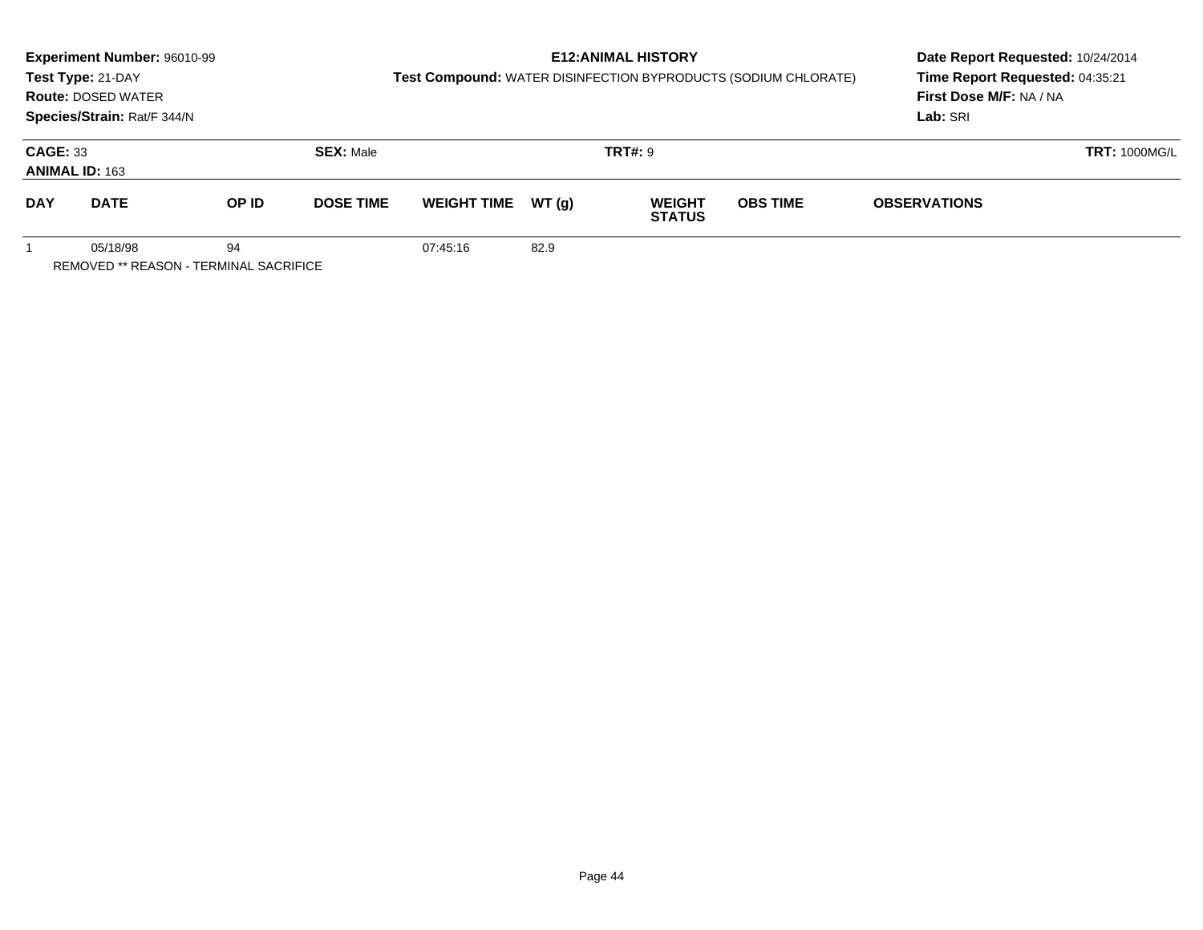**Experiment Number:** 96010-99
**Test Type:** 21-DAY
**Route:** DOSED WATER
**Species/Strain:** Rat/F 344/N

**E12:ANIMAL HISTORY**
**Test Compound:** WATER DISINFECTION BYPRODUCTS (SODIUM CHLORATE)

**Date Report Requested:** 10/24/2014
**Time Report Requested:** 04:35:21
**First Dose M/F:** NA / NA
**Lab:** SRI

**CAGE:** 33 **SEX:** Male **TRT#:** 9 **TRT:** 1000MG/L
**ANIMAL ID:** 163

| DAY | DATE | OP ID | DOSE TIME | WEIGHT TIME | WT (g) | WEIGHT STATUS | OBS TIME | OBSERVATIONS |
|---|---|---|---|---|---|---|---|---|
| 1 | 05/18/98 | 94 | | 07:45:16 | 82.9 | | | |

REMOVED ** REASON - TERMINAL SACRIFICE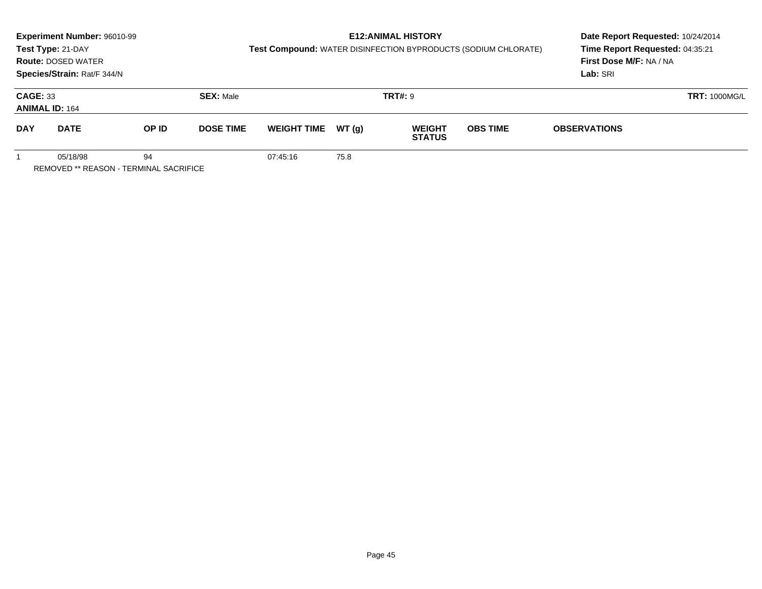**Experiment Number:** 96010-99
**Test Type:** 21-DAY
**Route:** DOSED WATER
**Species/Strain:** Rat/F 344/N

**E12:ANIMAL HISTORY**
**Test Compound:** WATER DISINFECTION BYPRODUCTS (SODIUM CHLORATE)

**Date Report Requested:** 10/24/2014
**Time Report Requested:** 04:35:21
**First Dose M/F:** NA / NA
**Lab:** SRI

**CAGE:** 33 **SEX:** Male **TRT#:** 9 **TRT:** 1000MG/L
**ANIMAL ID:** 164

| DAY | DATE | OP ID | DOSE TIME | WEIGHT TIME | WT (g) | WEIGHT STATUS | OBS TIME | OBSERVATIONS |
|---|---|---|---|---|---|---|---|---|
| 1 | 05/18/98 | 94 | | 07:45:16 | 75.8 | | | |

REMOVED ** REASON - TERMINAL SACRIFICE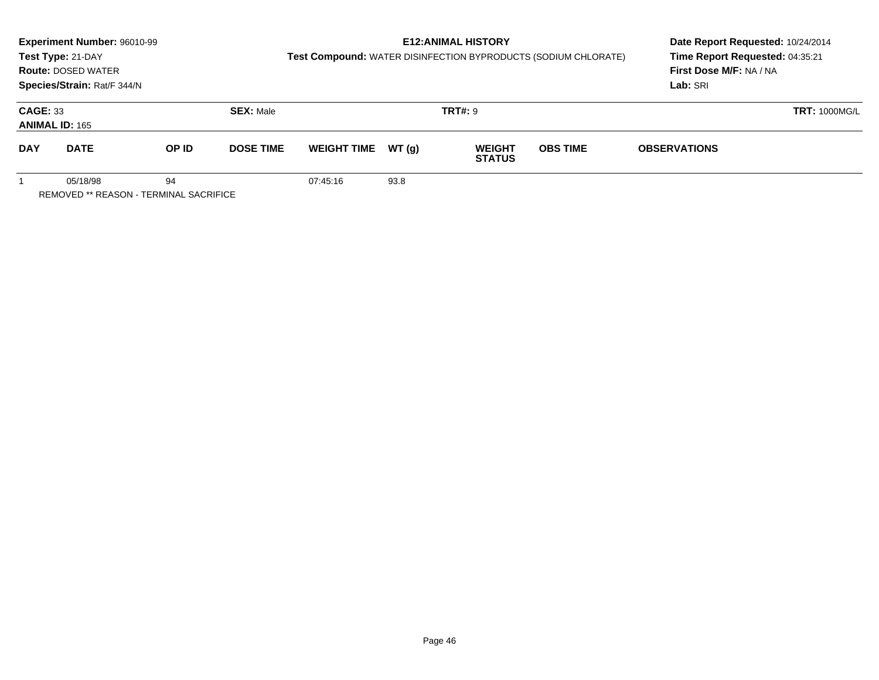**Experiment Number:** 96010-99
**Test Type:** 21-DAY
**Route:** DOSED WATER
**Species/Strain:** Rat/F 344/N

**E12:ANIMAL HISTORY**
**Test Compound:** WATER DISINFECTION BYPRODUCTS (SODIUM CHLORATE)

**Date Report Requested:** 10/24/2014
**Time Report Requested:** 04:35:21
**First Dose M/F:** NA / NA
**Lab:** SRI

**CAGE:** 33 **SEX:** Male **TRT#:** 9 **TRT:** 1000MG/L
**ANIMAL ID:** 165

| DAY | DATE | OP ID | DOSE TIME | WEIGHT TIME | WT (g) | WEIGHT STATUS | OBS TIME | OBSERVATIONS |
|---|---|---|---|---|---|---|---|---|
| 1 | 05/18/98 | 94 | | 07:45:16 | 93.8 | | | |

REMOVED ** REASON - TERMINAL SACRIFICE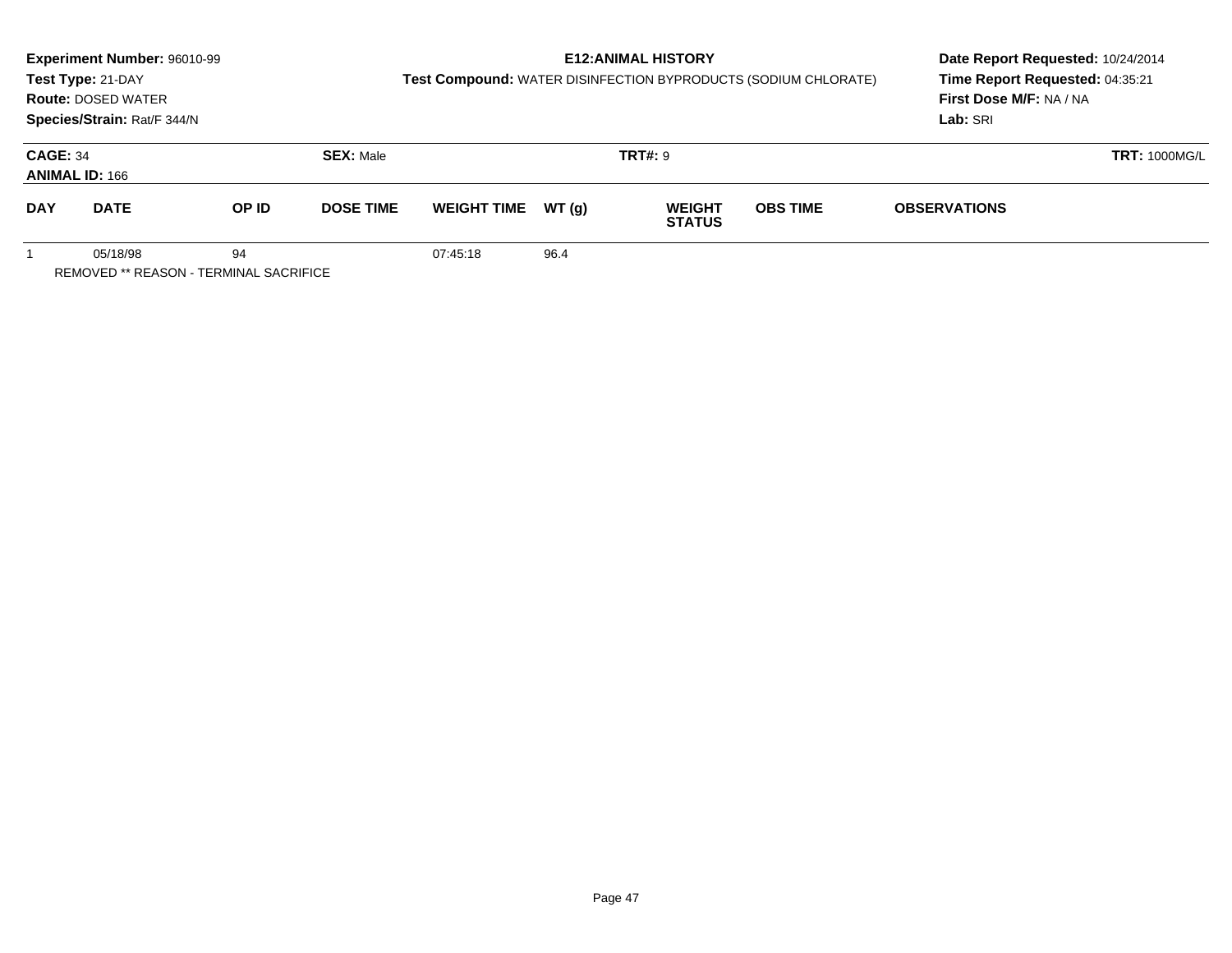**Experiment Number:** 96010-99
**Test Type:** 21-DAY
**Route:** DOSED WATER
**Species/Strain:** Rat/F 344/N

**E12:ANIMAL HISTORY**
**Test Compound:** WATER DISINFECTION BYPRODUCTS (SODIUM CHLORATE)

**Date Report Requested:** 10/24/2014
**Time Report Requested:** 04:35:21
**First Dose M/F:** NA / NA
**Lab:** SRI

**CAGE:** 34
**ANIMAL ID:** 166
**SEX:** Male
**TRT#:** 9
**TRT:** 1000MG/L

| DAY | DATE | OP ID | DOSE TIME | WEIGHT TIME | WT (g) | WEIGHT STATUS | OBS TIME | OBSERVATIONS |
|---|---|---|---|---|---|---|---|---|
| 1 | 05/18/98 | 94 | | 07:45:18 | 96.4 | | | |

REMOVED ** REASON - TERMINAL SACRIFICE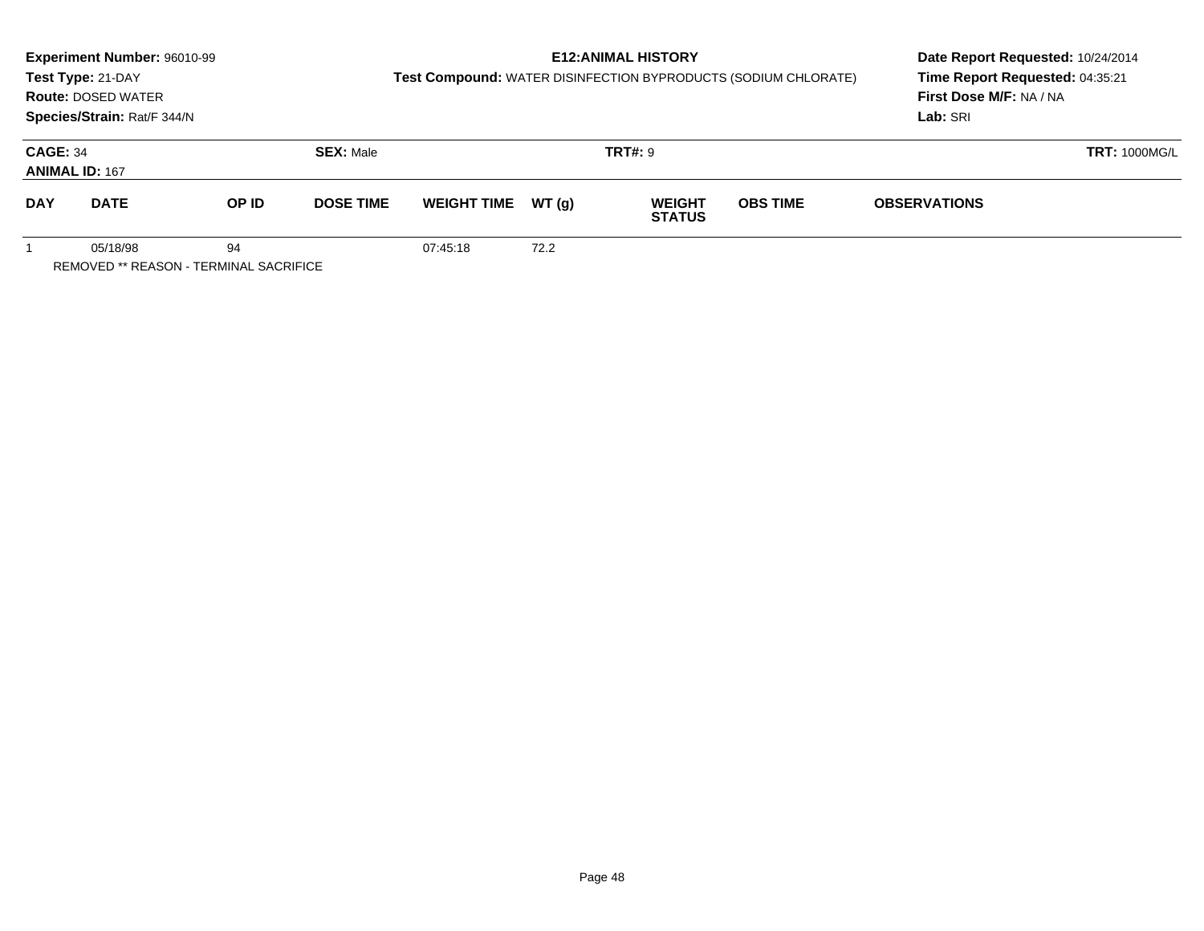**Experiment Number:** 96010-99
**Test Type:** 21-DAY
**Route:** DOSED WATER
**Species/Strain:** Rat/F 344/N

**E12:ANIMAL HISTORY**
**Test Compound:** WATER DISINFECTION BYPRODUCTS (SODIUM CHLORATE)

**Date Report Requested:** 10/24/2014
**Time Report Requested:** 04:35:21
**First Dose M/F:** NA / NA
**Lab:** SRI

**CAGE:** 34 **SEX:** Male **TRT#:** 9 **TRT:** 1000MG/L
**ANIMAL ID:** 167

| DAY | DATE | OP ID | DOSE TIME | WEIGHT TIME | WT (g) | WEIGHT STATUS | OBS TIME | OBSERVATIONS |
|---|---|---|---|---|---|---|---|---|
| 1 | 05/18/98 | 94 | | 07:45:18 | 72.2 | | | |

REMOVED ** REASON - TERMINAL SACRIFICE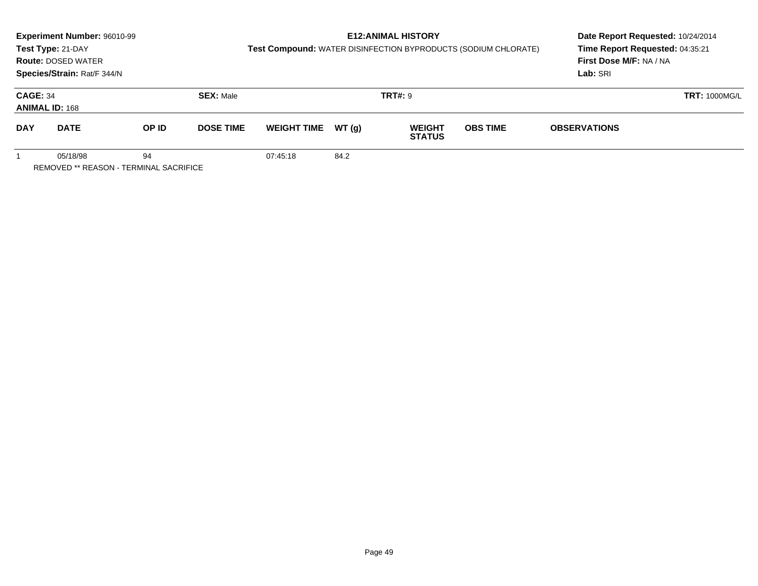**Experiment Number:** 96010-99
**Test Type:** 21-DAY
**Route:** DOSED WATER
**Species/Strain:** Rat/F 344/N

**E12:ANIMAL HISTORY**
**Test Compound:** WATER DISINFECTION BYPRODUCTS (SODIUM CHLORATE)

**Date Report Requested:** 10/24/2014
**Time Report Requested:** 04:35:21
**First Dose M/F:** NA / NA
**Lab:** SRI

**CAGE:** 34 **SEX:** Male **TRT#:** 9 **TRT:** 1000MG/L
**ANIMAL ID:** 168

| DAY | DATE | OP ID | DOSE TIME | WEIGHT TIME | WT (g) | WEIGHT STATUS | OBS TIME | OBSERVATIONS |
|---|---|---|---|---|---|---|---|---|
| 1 | 05/18/98 | 94 | | 07:45:18 | 84.2 | | | |

REMOVED ** REASON - TERMINAL SACRIFICE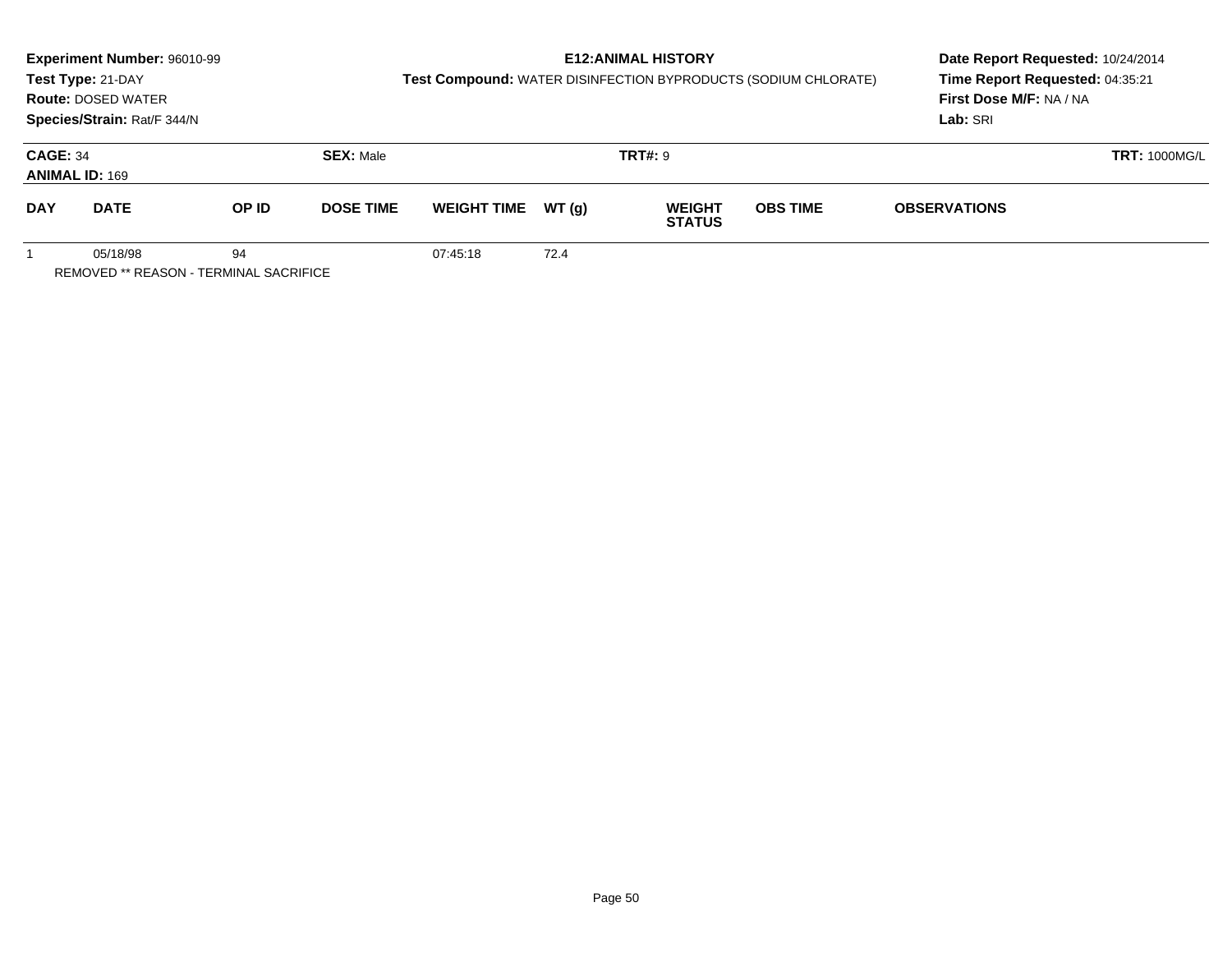**Experiment Number:** 96010-99
**Test Type:** 21-DAY
**Route:** DOSED WATER
**Species/Strain:** Rat/F 344/N

**E12:ANIMAL HISTORY**
**Test Compound:** WATER DISINFECTION BYPRODUCTS (SODIUM CHLORATE)

**Date Report Requested:** 10/24/2014
**Time Report Requested:** 04:35:21
**First Dose M/F:** NA / NA
**Lab:** SRI

**CAGE:** 34 **SEX:** Male **TRT#:** 9 **TRT:** 1000MG/L
**ANIMAL ID:** 169

| DAY | DATE | OP ID | DOSE TIME | WEIGHT TIME | WT (g) | WEIGHT STATUS | OBS TIME | OBSERVATIONS |
|---|---|---|---|---|---|---|---|---|
| 1 | 05/18/98 | 94 | | 07:45:18 | 72.4 | | | |

REMOVED ** REASON - TERMINAL SACRIFICE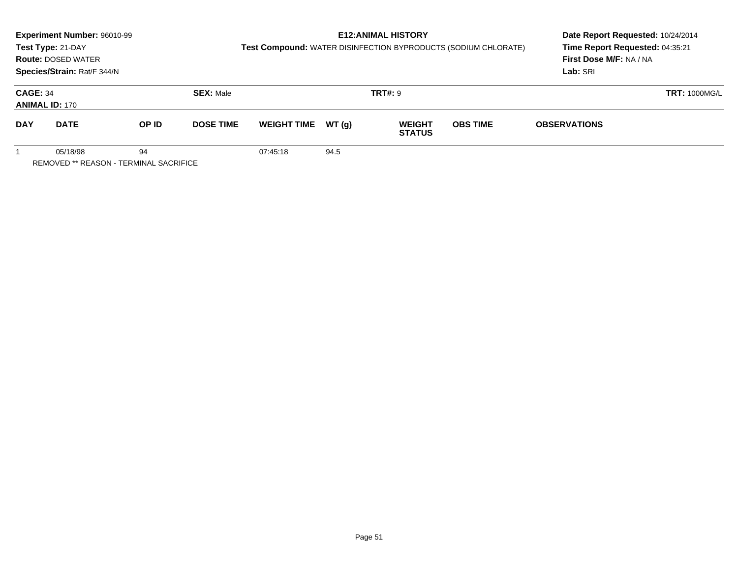**Experiment Number:** 96010-99
**Test Type:** 21-DAY
**Route:** DOSED WATER
**Species/Strain:** Rat/F 344/N

**E12:ANIMAL HISTORY**
**Test Compound:** WATER DISINFECTION BYPRODUCTS (SODIUM CHLORATE)

**Date Report Requested:** 10/24/2014
**Time Report Requested:** 04:35:21
**First Dose M/F:** NA / NA
**Lab:** SRI

**CAGE:** 34 **SEX:** Male **TRT#:** 9 **TRT:** 1000MG/L
**ANIMAL ID:** 170

| DAY | DATE | OP ID | DOSE TIME | WEIGHT TIME | WT (g) | WEIGHT STATUS | OBS TIME | OBSERVATIONS |
|---|---|---|---|---|---|---|---|---|
| 1 | 05/18/98 | 94 | | 07:45:18 | 94.5 | | | |

REMOVED ** REASON - TERMINAL SACRIFICE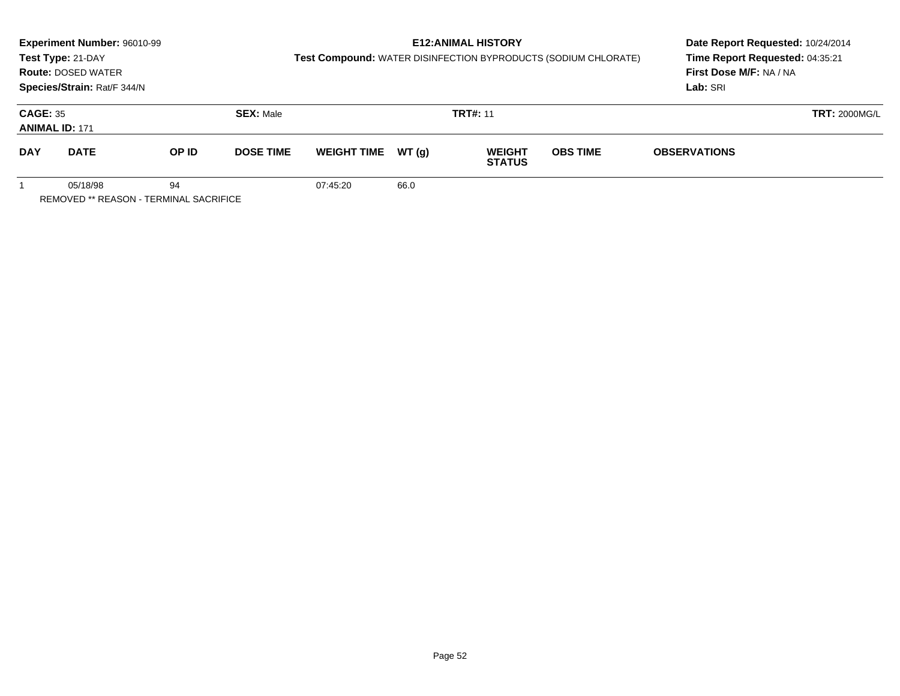**Experiment Number:** 96010-99
**Test Type:** 21-DAY
**Route:** DOSED WATER
**Species/Strain:** Rat/F 344/N

**E12:ANIMAL HISTORY**
**Test Compound:** WATER DISINFECTION BYPRODUCTS (SODIUM CHLORATE)

**Date Report Requested:** 10/24/2014
**Time Report Requested:** 04:35:21
**First Dose M/F:** NA / NA
**Lab:** SRI

**CAGE:** 35 **SEX:** Male **TRT#:** 11 **TRT:** 2000MG/L
**ANIMAL ID:** 171

| DAY | DATE | OP ID | DOSE TIME | WEIGHT TIME | WT (g) | WEIGHT STATUS | OBS TIME | OBSERVATIONS |
|---|---|---|---|---|---|---|---|---|
| 1 | 05/18/98 | 94 | | 07:45:20 | 66.0 | | | |

REMOVED ** REASON - TERMINAL SACRIFICE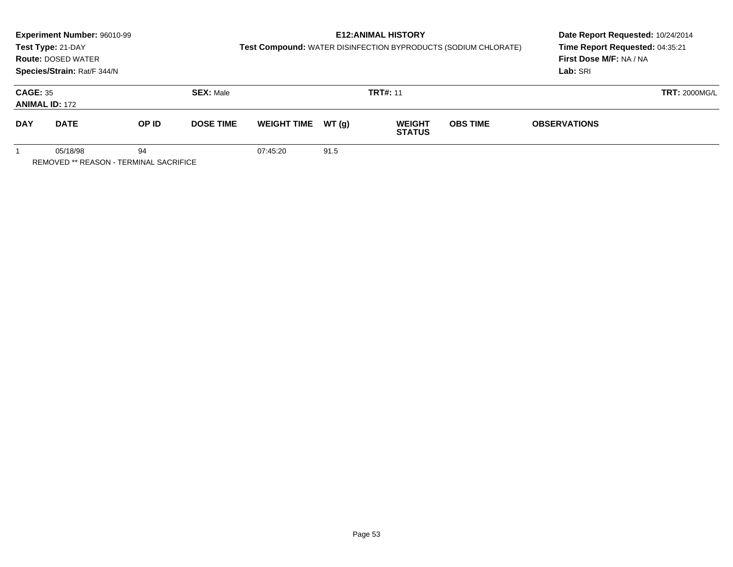**Experiment Number:** 96010-99
**Test Type:** 21-DAY
**Route:** DOSED WATER
**Species/Strain:** Rat/F 344/N

**E12:ANIMAL HISTORY**
**Test Compound:** WATER DISINFECTION BYPRODUCTS (SODIUM CHLORATE)

**Date Report Requested:** 10/24/2014
**Time Report Requested:** 04:35:21
**First Dose M/F:** NA / NA
**Lab:** SRI

**CAGE:** 35 **SEX:** Male **TRT#:** 11 **TRT:** 2000MG/L
**ANIMAL ID:** 172

| DAY | DATE | OP ID | DOSE TIME | WEIGHT TIME | WT (g) | WEIGHT STATUS | OBS TIME | OBSERVATIONS |
|---|---|---|---|---|---|---|---|---|
| 1 | 05/18/98 | 94 | | 07:45:20 | 91.5 | | | |

REMOVED ** REASON - TERMINAL SACRIFICE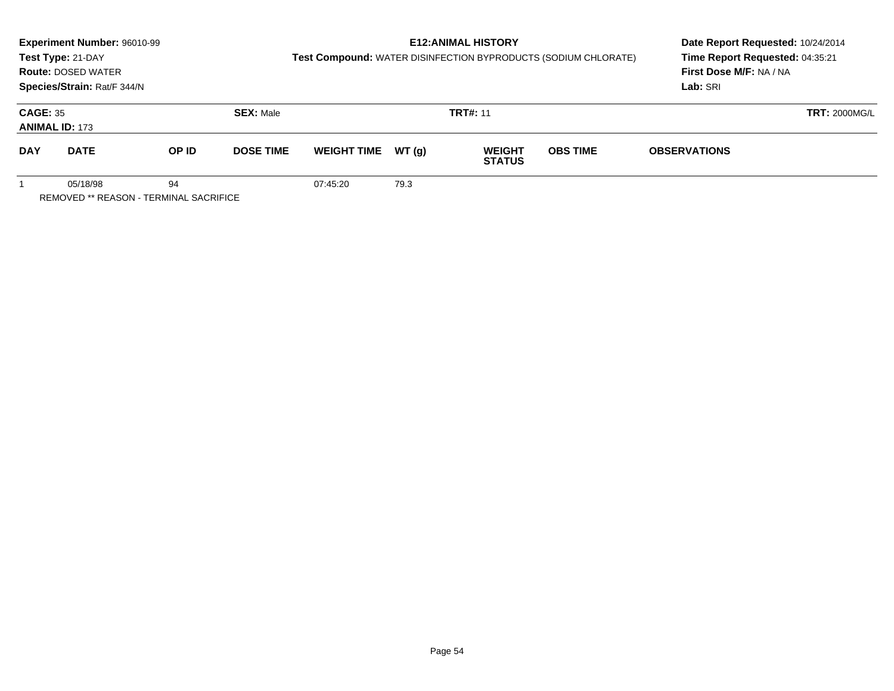**Experiment Number:** 96010-99
**Test Type:** 21-DAY
**Route:** DOSED WATER
**Species/Strain:** Rat/F 344/N

**E12:ANIMAL HISTORY**
**Test Compound:** WATER DISINFECTION BYPRODUCTS (SODIUM CHLORATE)

**Date Report Requested:** 10/24/2014
**Time Report Requested:** 04:35:21
**First Dose M/F:** NA / NA
**Lab:** SRI

**CAGE:** 35 **SEX:** Male **TRT#:** 11 **TRT:** 2000MG/L
**ANIMAL ID:** 173

| DAY | DATE | OP ID | DOSE TIME | WEIGHT TIME | WT (g) | WEIGHT STATUS | OBS TIME | OBSERVATIONS |
|---|---|---|---|---|---|---|---|---|
| 1 | 05/18/98 | 94 | | 07:45:20 | 79.3 | | | |

REMOVED ** REASON - TERMINAL SACRIFICE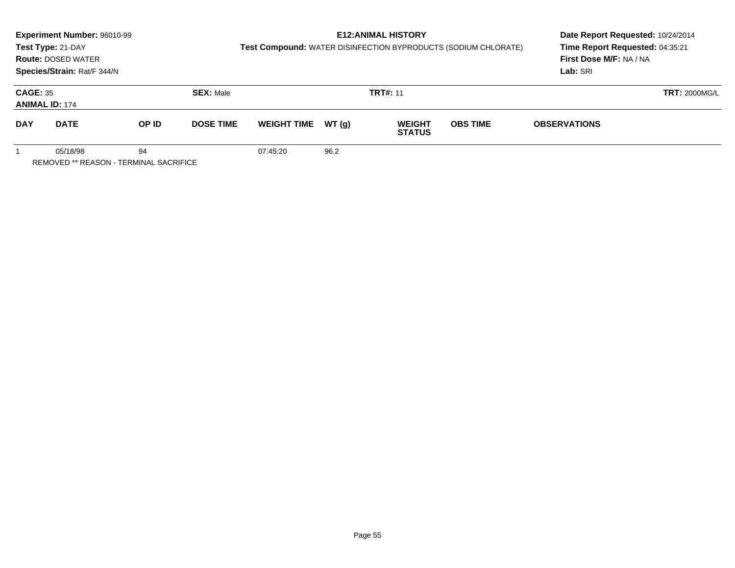**Experiment Number:** 96010-99
**Test Type:** 21-DAY
**Route:** DOSED WATER
**Species/Strain:** Rat/F 344/N

**E12:ANIMAL HISTORY**
**Test Compound:** WATER DISINFECTION BYPRODUCTS (SODIUM CHLORATE)

**Date Report Requested:** 10/24/2014
**Time Report Requested:** 04:35:21
**First Dose M/F:** NA / NA
**Lab:** SRI

**CAGE:** 35 | **SEX:** Male | **TRT#:** 11 | **TRT:** 2000MG/L
**ANIMAL ID:** 174

| DAY | DATE | OP ID | DOSE TIME | WEIGHT TIME | WT (g) | WEIGHT STATUS | OBS TIME | OBSERVATIONS |
|---|---|---|---|---|---|---|---|---|
| 1 | 05/18/98 | 94 | | 07:45:20 | 96.2 | | | |

REMOVED ** REASON - TERMINAL SACRIFICE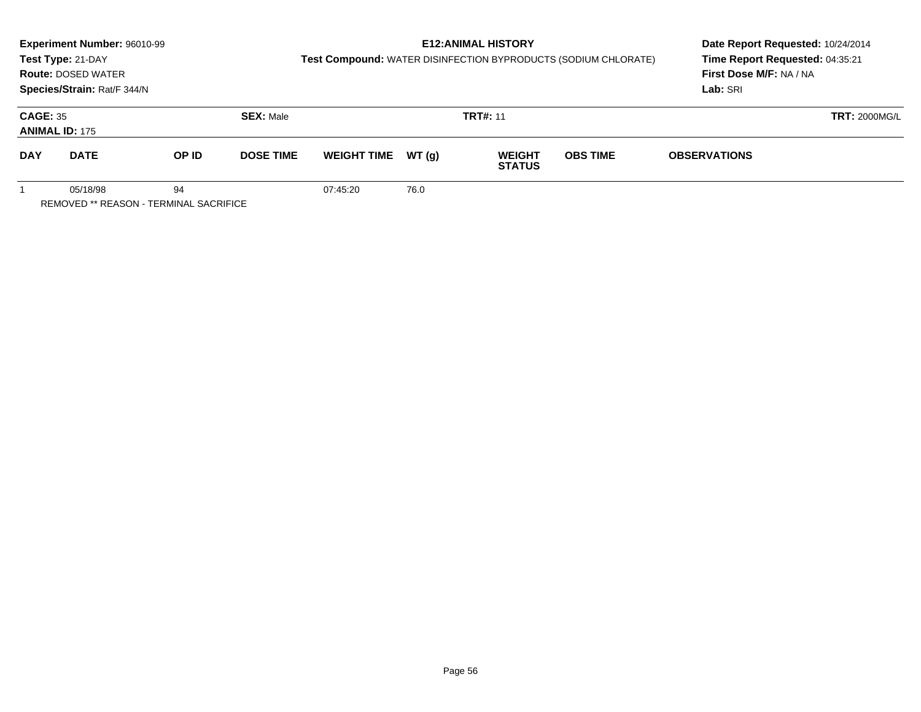**Experiment Number:** 96010-99
**Test Type:** 21-DAY
**Route:** DOSED WATER
**Species/Strain:** Rat/F 344/N

**E12:ANIMAL HISTORY**
**Test Compound:** WATER DISINFECTION BYPRODUCTS (SODIUM CHLORATE)

**Date Report Requested:** 10/24/2014
**Time Report Requested:** 04:35:21
**First Dose M/F:** NA / NA
**Lab:** SRI

**CAGE:** 35 **SEX:** Male **TRT#:** 11 **TRT:** 2000MG/L
**ANIMAL ID:** 175

| DAY | DATE | OP ID | DOSE TIME | WEIGHT TIME | WT (g) | WEIGHT STATUS | OBS TIME | OBSERVATIONS |
|---|---|---|---|---|---|---|---|---|
| 1 | 05/18/98 | 94 | | 07:45:20 | 76.0 | | | |

REMOVED ** REASON - TERMINAL SACRIFICE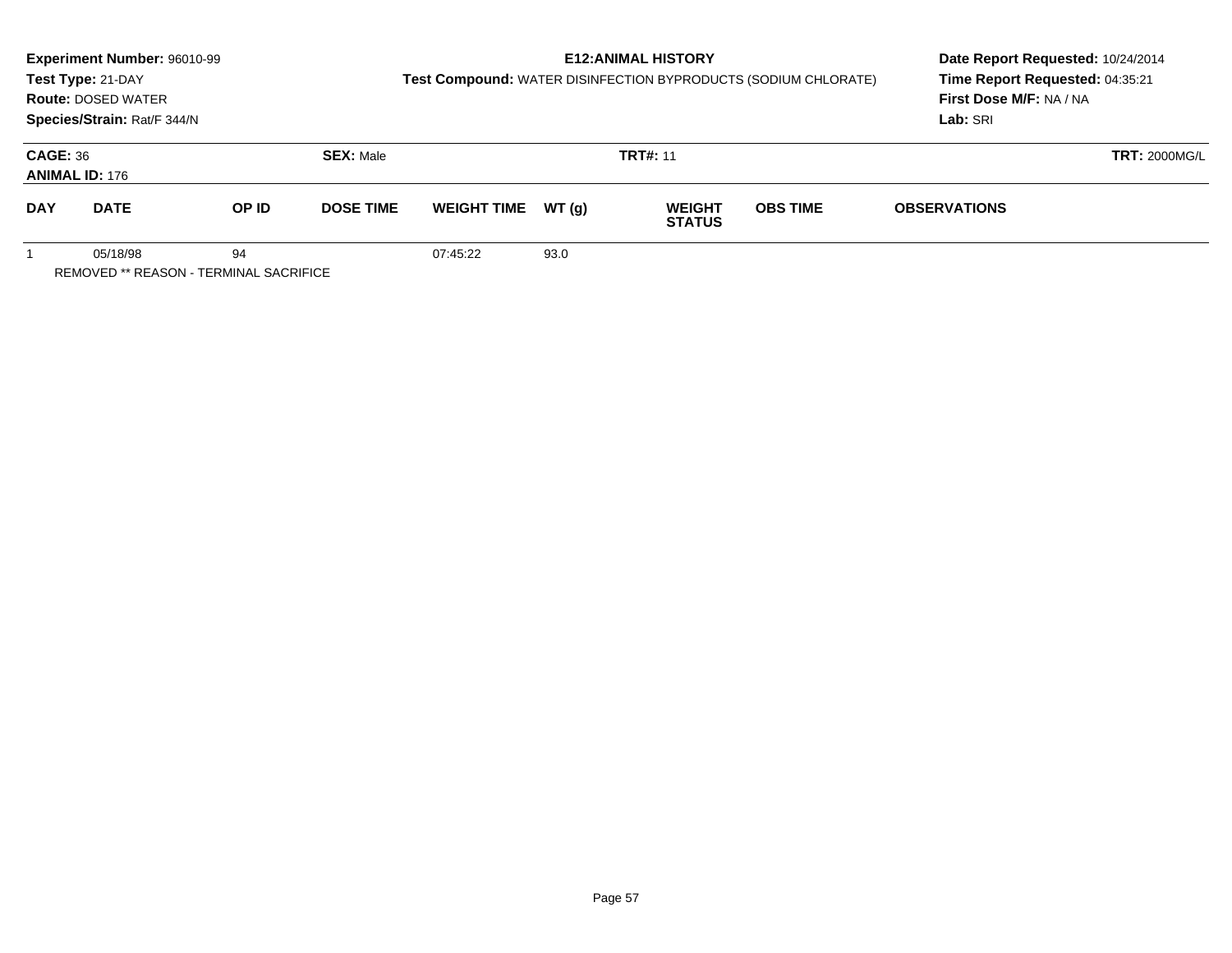**Experiment Number:** 96010-99
**Test Type:** 21-DAY
**Route:** DOSED WATER
**Species/Strain:** Rat/F 344/N

**E12:ANIMAL HISTORY**
**Test Compound:** WATER DISINFECTION BYPRODUCTS (SODIUM CHLORATE)

**Date Report Requested:** 10/24/2014
**Time Report Requested:** 04:35:21
**First Dose M/F:** NA / NA
**Lab:** SRI

**CAGE:** 36 **SEX:** Male **TRT#:** 11 **TRT:** 2000MG/L
**ANIMAL ID:** 176

| DAY | DATE | OP ID | DOSE TIME | WEIGHT TIME | WT (g) | WEIGHT STATUS | OBS TIME | OBSERVATIONS |
|---|---|---|---|---|---|---|---|---|
| 1 | 05/18/98 | 94 | | 07:45:22 | 93.0 | | | |

REMOVED ** REASON - TERMINAL SACRIFICE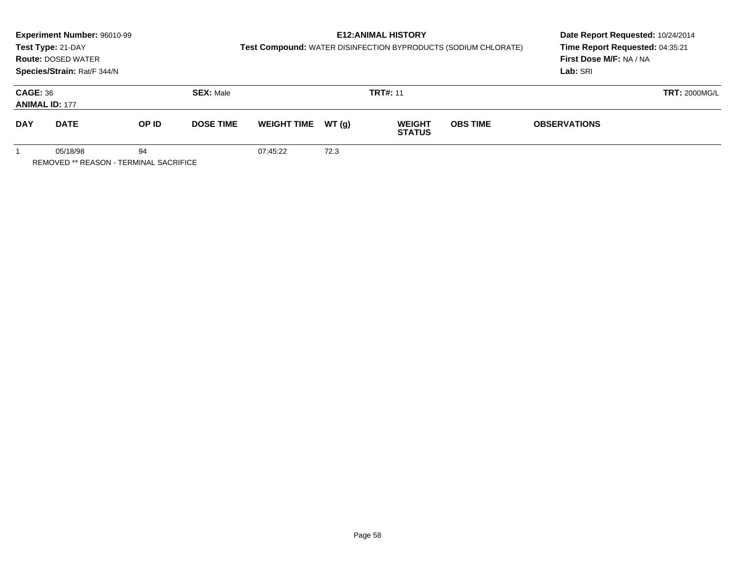**Experiment Number:** 96010-99
**Test Type:** 21-DAY
**Route:** DOSED WATER
**Species/Strain:** Rat/F 344/N

**E12:ANIMAL HISTORY**
**Test Compound:** WATER DISINFECTION BYPRODUCTS (SODIUM CHLORATE)

**Date Report Requested:** 10/24/2014
**Time Report Requested:** 04:35:21
**First Dose M/F:** NA / NA
**Lab:** SRI

**CAGE:** 36 **SEX:** Male **TRT#:** 11 **TRT:** 2000MG/L
**ANIMAL ID:** 177

| DAY | DATE | OP ID | DOSE TIME | WEIGHT TIME | WT (g) | WEIGHT STATUS | OBS TIME | OBSERVATIONS |
|---|---|---|---|---|---|---|---|---|
| 1 | 05/18/98 | 94 | | 07:45:22 | 72.3 | | | |

REMOVED ** REASON - TERMINAL SACRIFICE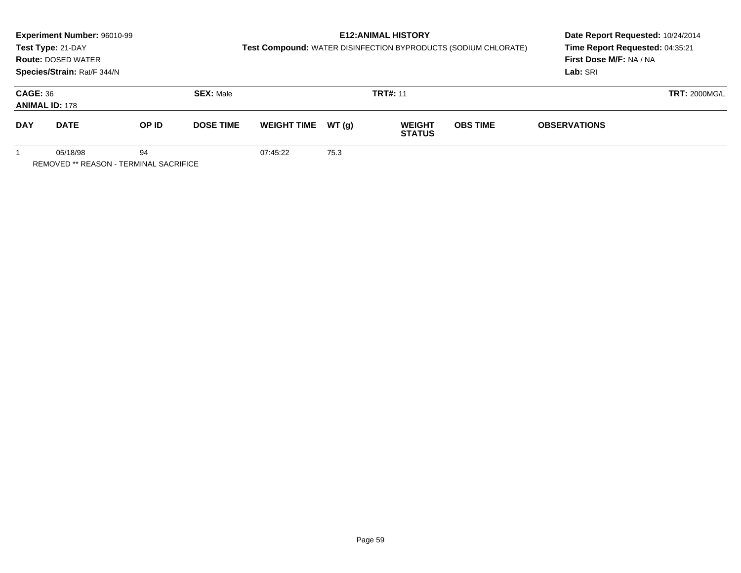**Experiment Number:** 96010-99
**Test Type:** 21-DAY
**Route:** DOSED WATER
**Species/Strain:** Rat/F 344/N

**E12:ANIMAL HISTORY**
**Test Compound:** WATER DISINFECTION BYPRODUCTS (SODIUM CHLORATE)

**Date Report Requested:** 10/24/2014
**Time Report Requested:** 04:35:21
**First Dose M/F:** NA / NA
**Lab:** SRI

**CAGE:** 36 **SEX:** Male **TRT#:** 11 **TRT:** 2000MG/L
**ANIMAL ID:** 178

| DAY | DATE | OP ID | DOSE TIME | WEIGHT TIME | WT (g) | WEIGHT STATUS | OBS TIME | OBSERVATIONS |
|---|---|---|---|---|---|---|---|---|
| 1 | 05/18/98 | 94 | | 07:45:22 | 75.3 | | | |

REMOVED ** REASON - TERMINAL SACRIFICE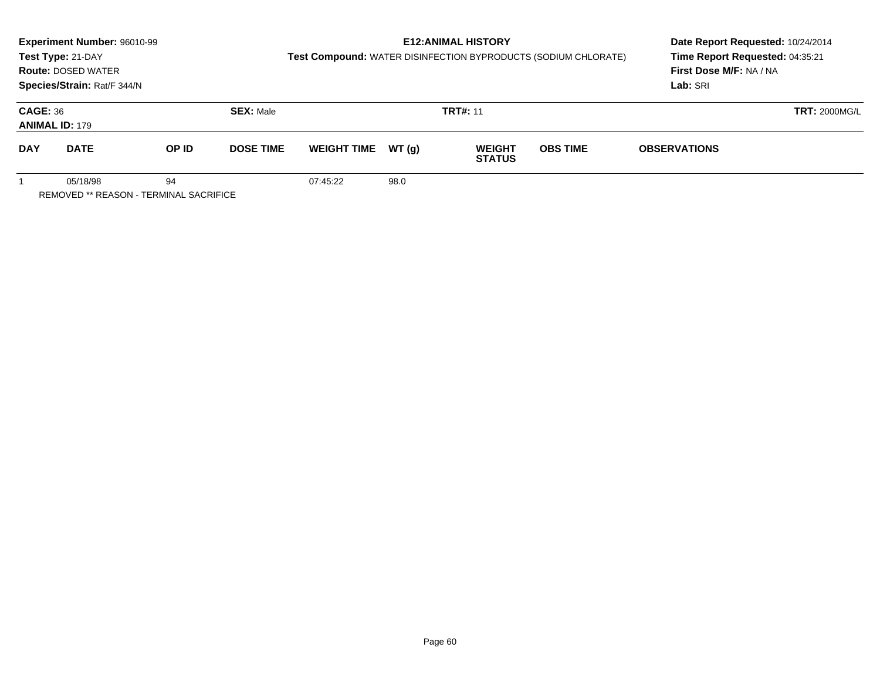**Experiment Number:** 96010-99
**Test Type:** 21-DAY
**Route:** DOSED WATER
**Species/Strain:** Rat/F 344/N

**E12:ANIMAL HISTORY**
**Test Compound:** WATER DISINFECTION BYPRODUCTS (SODIUM CHLORATE)

**Date Report Requested:** 10/24/2014
**Time Report Requested:** 04:35:21
**First Dose M/F:** NA / NA
**Lab:** SRI

**CAGE:** 36 | **SEX:** Male | **TRT#:** 11 | **TRT:** 2000MG/L
**ANIMAL ID:** 179

| DAY | DATE | OP ID | DOSE TIME | WEIGHT TIME | WT (g) | WEIGHT STATUS | OBS TIME | OBSERVATIONS |
|---|---|---|---|---|---|---|---|---|
| 1 | 05/18/98 | 94 | | 07:45:22 | 98.0 | | | |

REMOVED ** REASON - TERMINAL SACRIFICE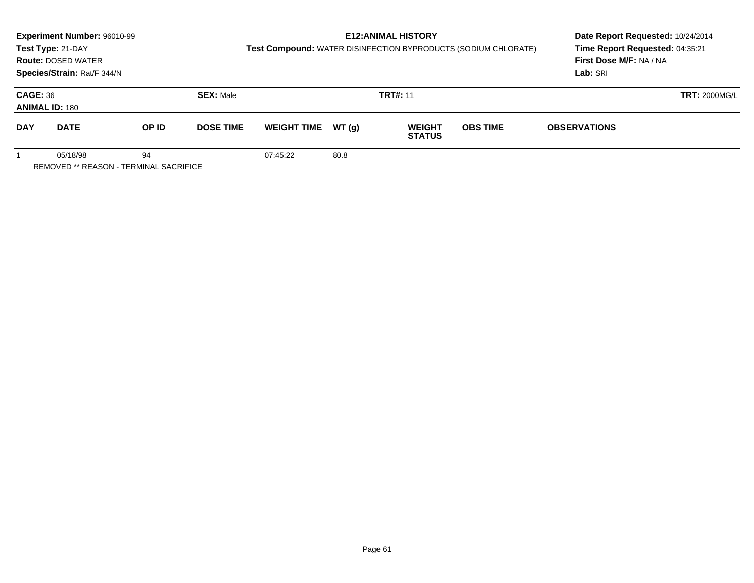**Experiment Number:** 96010-99
**Test Type:** 21-DAY
**Route:** DOSED WATER
**Species/Strain:** Rat/F 344/N

## E12:ANIMAL HISTORY

**Test Compound:** WATER DISINFECTION BYPRODUCTS (SODIUM CHLORATE)

**Date Report Requested:** 10/24/2014
**Time Report Requested:** 04:35:21
**First Dose M/F:** NA / NA
**Lab:** SRI

**CAGE:** 36 **SEX:** Male **TRT#:** 11 **TRT:** 2000MG/L
**ANIMAL ID:** 180

| DAY | DATE | OP ID | DOSE TIME | WEIGHT TIME | WT (g) | WEIGHT STATUS | OBS TIME | OBSERVATIONS |
|---|---|---|---|---|---|---|---|---|
| 1 | 05/18/98 | 94 | | 07:45:22 | 80.8 | | | |

REMOVED ** REASON - TERMINAL SACRIFICE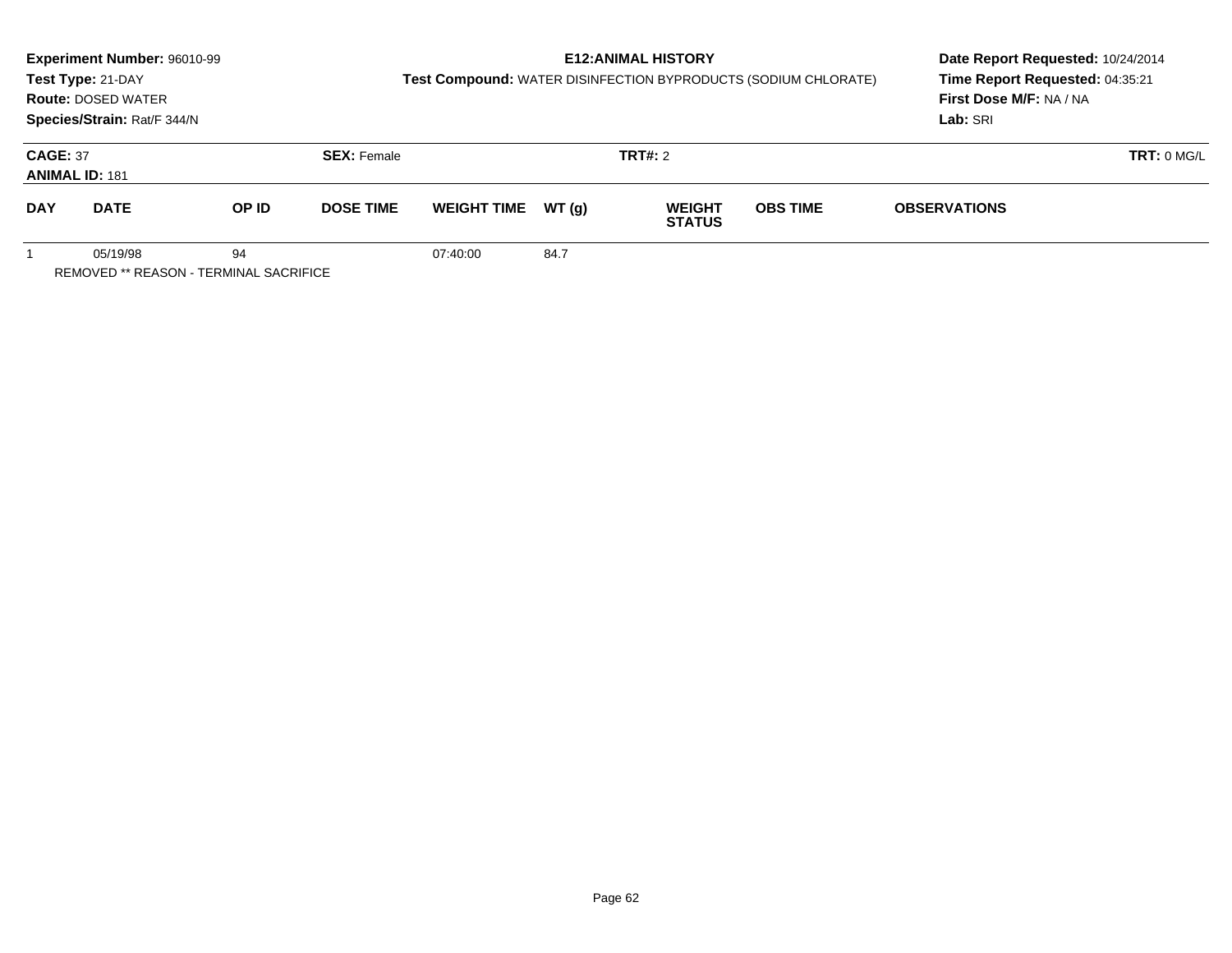**Experiment Number:** 96010-99
**Test Type:** 21-DAY
**Route:** DOSED WATER
**Species/Strain:** Rat/F 344/N

**E12:ANIMAL HISTORY**
**Test Compound:** WATER DISINFECTION BYPRODUCTS (SODIUM CHLORATE)

**Date Report Requested:** 10/24/2014
**Time Report Requested:** 04:35:21
**First Dose M/F:** NA / NA
**Lab:** SRI

**CAGE:** 37
**ANIMAL ID:** 181
**SEX:** Female
**TRT#:** 2
**TRT:** 0 MG/L

| DAY | DATE | OP ID | DOSE TIME | WEIGHT TIME | WT (g) | WEIGHT STATUS | OBS TIME | OBSERVATIONS |
|---|---|---|---|---|---|---|---|---|
| 1 | 05/19/98 | 94 | | 07:40:00 | 84.7 | | | |

REMOVED ** REASON - TERMINAL SACRIFICE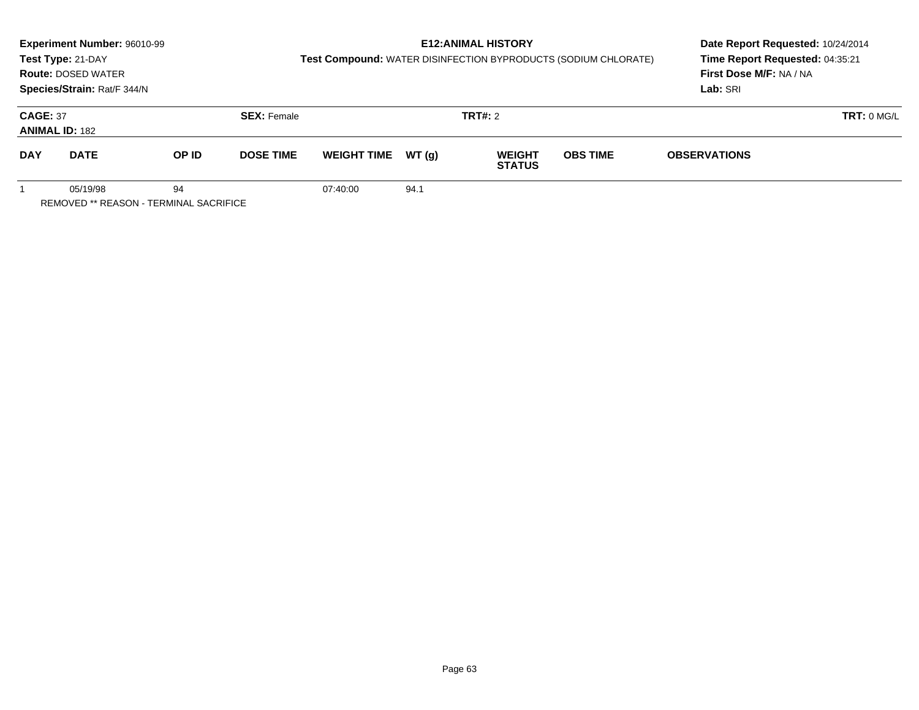**Experiment Number:** 96010-99
**Test Type:** 21-DAY
**Route:** DOSED WATER
**Species/Strain:** Rat/F 344/N

**E12:ANIMAL HISTORY**

**Test Compound:** WATER DISINFECTION BYPRODUCTS (SODIUM CHLORATE)

**Date Report Requested:** 10/24/2014
**Time Report Requested:** 04:35:21
**First Dose M/F:** NA / NA
**Lab:** SRI

**CAGE:** 37 **SEX:** Female **TRT#:** 2 **TRT:** 0 MG/L
**ANIMAL ID:** 182

| DAY | DATE | OP ID | DOSE TIME | WEIGHT TIME | WT (g) | WEIGHT STATUS | OBS TIME | OBSERVATIONS |
|---|---|---|---|---|---|---|---|---|
| 1 | 05/19/98 | 94 | | 07:40:00 | 94.1 | | | |

REMOVED ** REASON - TERMINAL SACRIFICE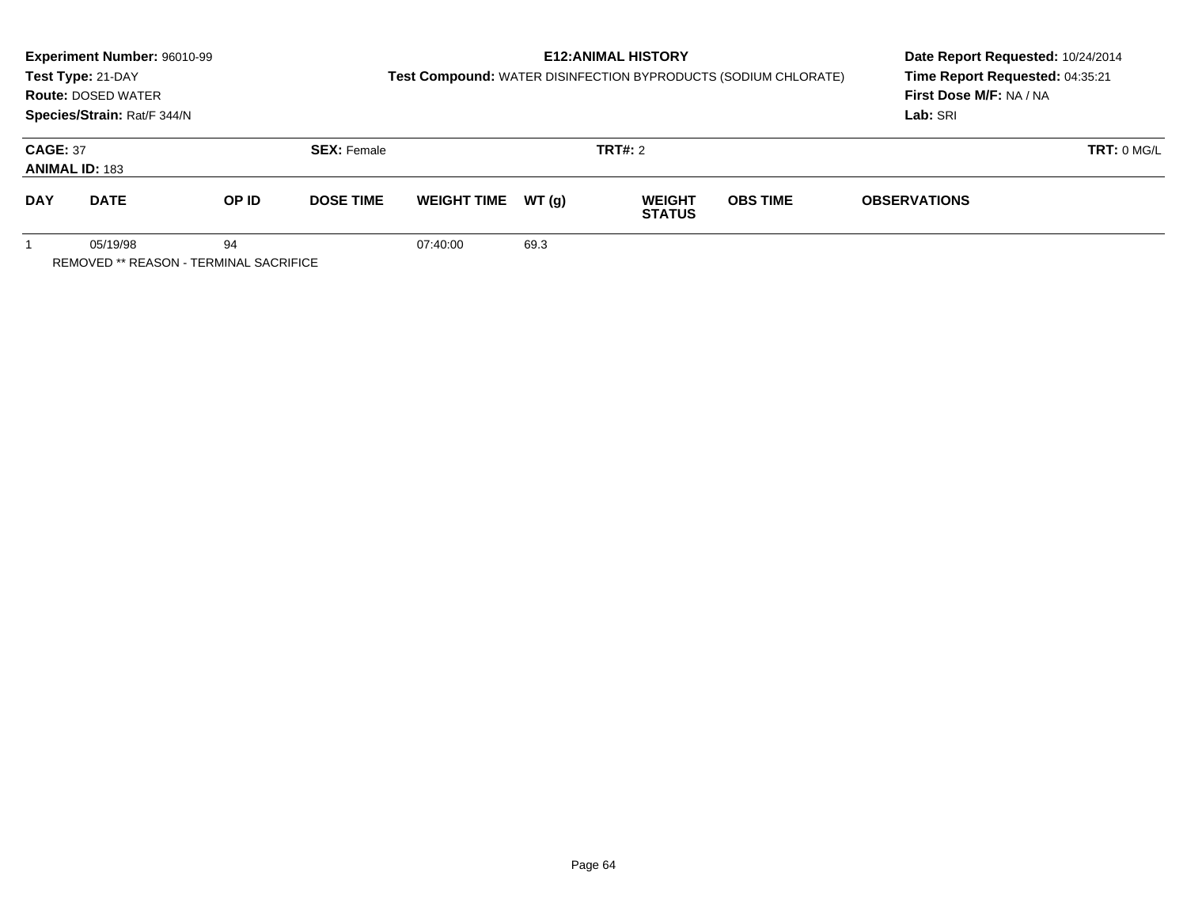**Experiment Number:** 96010-99

**Test Type:** 21-DAY

**Route:** DOSED WATER

**Species/Strain:** Rat/F 344/N

## E12:ANIMAL HISTORY

**Test Compound:** WATER DISINFECTION BYPRODUCTS (SODIUM CHLORATE)

**Date Report Requested:** 10/24/2014

**Time Report Requested:** 04:35:21

**First Dose M/F:** NA / NA

**Lab:** SRI

**CAGE:** 37 **SEX:** Female **TRT#:** 2 **TRT:** 0 MG/L

**ANIMAL ID:** 183

| DAY | DATE | OP ID | DOSE TIME | WEIGHT TIME | WT (g) | WEIGHT STATUS | OBS TIME | OBSERVATIONS |
|---|---|---|---|---|---|---|---|---|
| 1 | 05/19/98 | 94 | | 07:40:00 | 69.3 | | | |

REMOVED ** REASON - TERMINAL SACRIFICE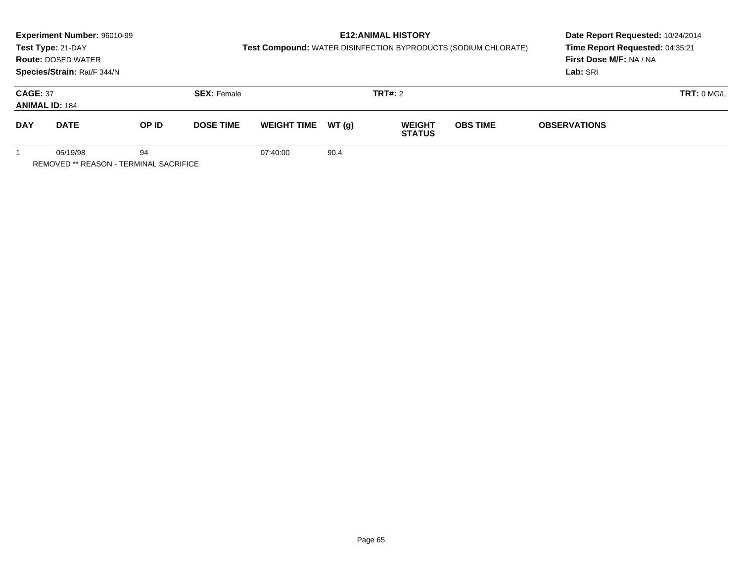**Experiment Number:** 96010-99
**Test Type:** 21-DAY
**Route:** DOSED WATER
**Species/Strain:** Rat/F 344/N

**E12:ANIMAL HISTORY**
**Test Compound:** WATER DISINFECTION BYPRODUCTS (SODIUM CHLORATE)

**Date Report Requested:** 10/24/2014
**Time Report Requested:** 04:35:21
**First Dose M/F:** NA / NA
**Lab:** SRI

**CAGE:** 37 **SEX:** Female **TRT#:** 2 **TRT:** 0 MG/L
**ANIMAL ID:** 184

| DAY | DATE | OP ID | DOSE TIME | WEIGHT TIME | WT (g) | WEIGHT STATUS | OBS TIME | OBSERVATIONS |
|---|---|---|---|---|---|---|---|---|
| 1 | 05/19/98 | 94 | | 07:40:00 | 90.4 | | | |

REMOVED ** REASON - TERMINAL SACRIFICE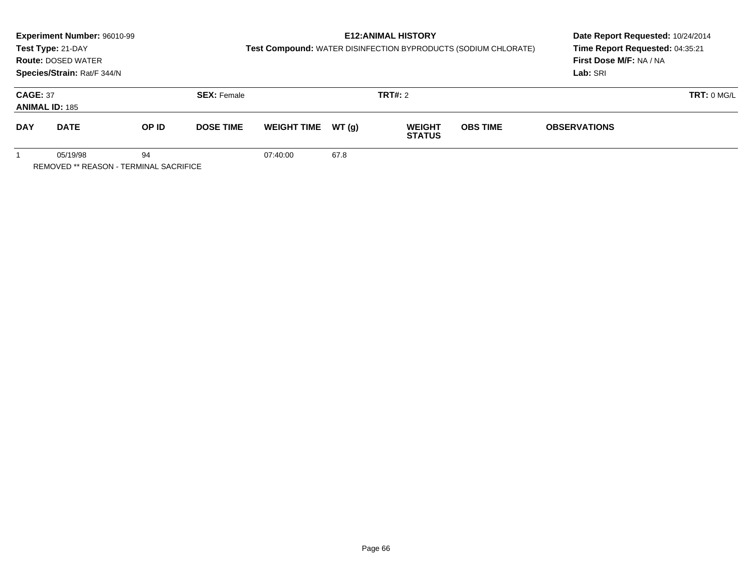**Experiment Number:** 96010-99
**Test Type:** 21-DAY
**Route:** DOSED WATER
**Species/Strain:** Rat/F 344/N

**E12:ANIMAL HISTORY**
**Test Compound:** WATER DISINFECTION BYPRODUCTS (SODIUM CHLORATE)

**Date Report Requested:** 10/24/2014
**Time Report Requested:** 04:35:21
**First Dose M/F:** NA / NA
**Lab:** SRI

**CAGE:** 37 **SEX:** Female **TRT#:** 2 **TRT:** 0 MG/L
**ANIMAL ID:** 185

| DAY | DATE | OP ID | DOSE TIME | WEIGHT TIME | WT (g) | WEIGHT STATUS | OBS TIME | OBSERVATIONS |
|---|---|---|---|---|---|---|---|---|
| 1 | 05/19/98 | 94 | | 07:40:00 | 67.8 | | | |

REMOVED ** REASON - TERMINAL SACRIFICE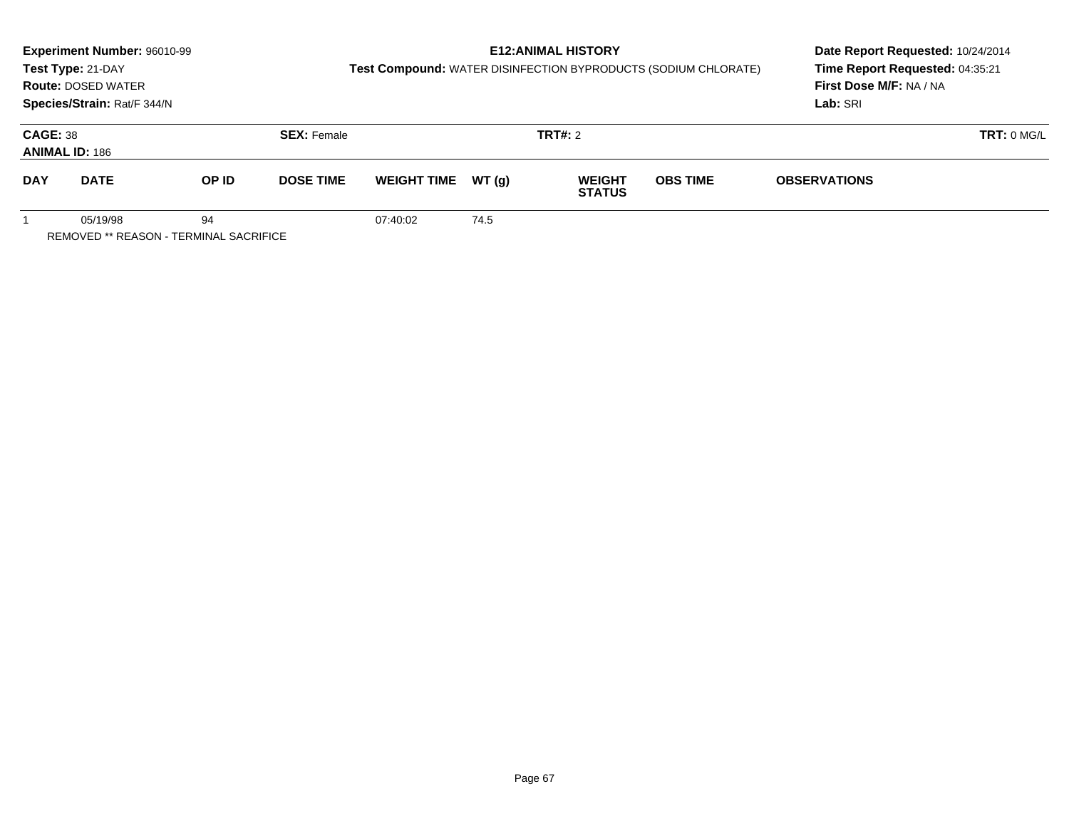**Experiment Number:** 96010-99
**Test Type:** 21-DAY
**Route:** DOSED WATER
**Species/Strain:** Rat/F 344/N

**E12:ANIMAL HISTORY**
**Test Compound:** WATER DISINFECTION BYPRODUCTS (SODIUM CHLORATE)

**Date Report Requested:** 10/24/2014
**Time Report Requested:** 04:35:21
**First Dose M/F:** NA / NA
**Lab:** SRI

**CAGE:** 38 **SEX:** Female **TRT#:** 2 **TRT:** 0 MG/L
**ANIMAL ID:** 186

| DAY | DATE | OP ID | DOSE TIME | WEIGHT TIME | WT (g) | WEIGHT STATUS | OBS TIME | OBSERVATIONS |
|---|---|---|---|---|---|---|---|---|
| 1 | 05/19/98 | 94 | | 07:40:02 | 74.5 | | | |

REMOVED ** REASON - TERMINAL SACRIFICE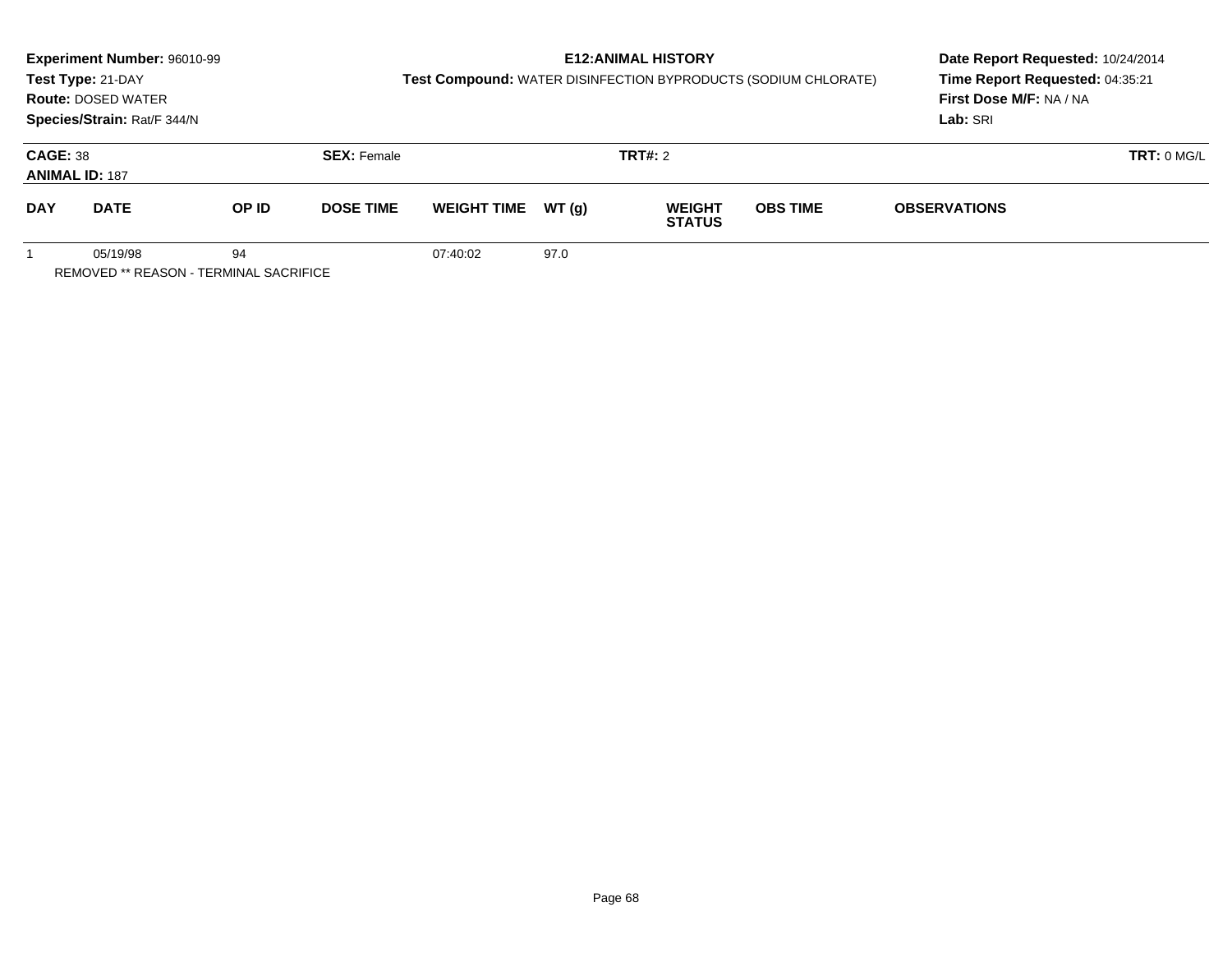**Experiment Number:** 96010-99
**Test Type:** 21-DAY
**Route:** DOSED WATER
**Species/Strain:** Rat/F 344/N

**E12:ANIMAL HISTORY**
**Test Compound:** WATER DISINFECTION BYPRODUCTS (SODIUM CHLORATE)

**Date Report Requested:** 10/24/2014
**Time Report Requested:** 04:35:21
**First Dose M/F:** NA / NA
**Lab:** SRI

**CAGE:** 38
**ANIMAL ID:** 187
**SEX:** Female
**TRT#:** 2
**TRT:** 0 MG/L

| DAY | DATE | OP ID | DOSE TIME | WEIGHT TIME | WT (g) | WEIGHT STATUS | OBS TIME | OBSERVATIONS |
|---|---|---|---|---|---|---|---|---|
| 1 | 05/19/98 | 94 | | 07:40:02 | 97.0 | | | |

REMOVED ** REASON - TERMINAL SACRIFICE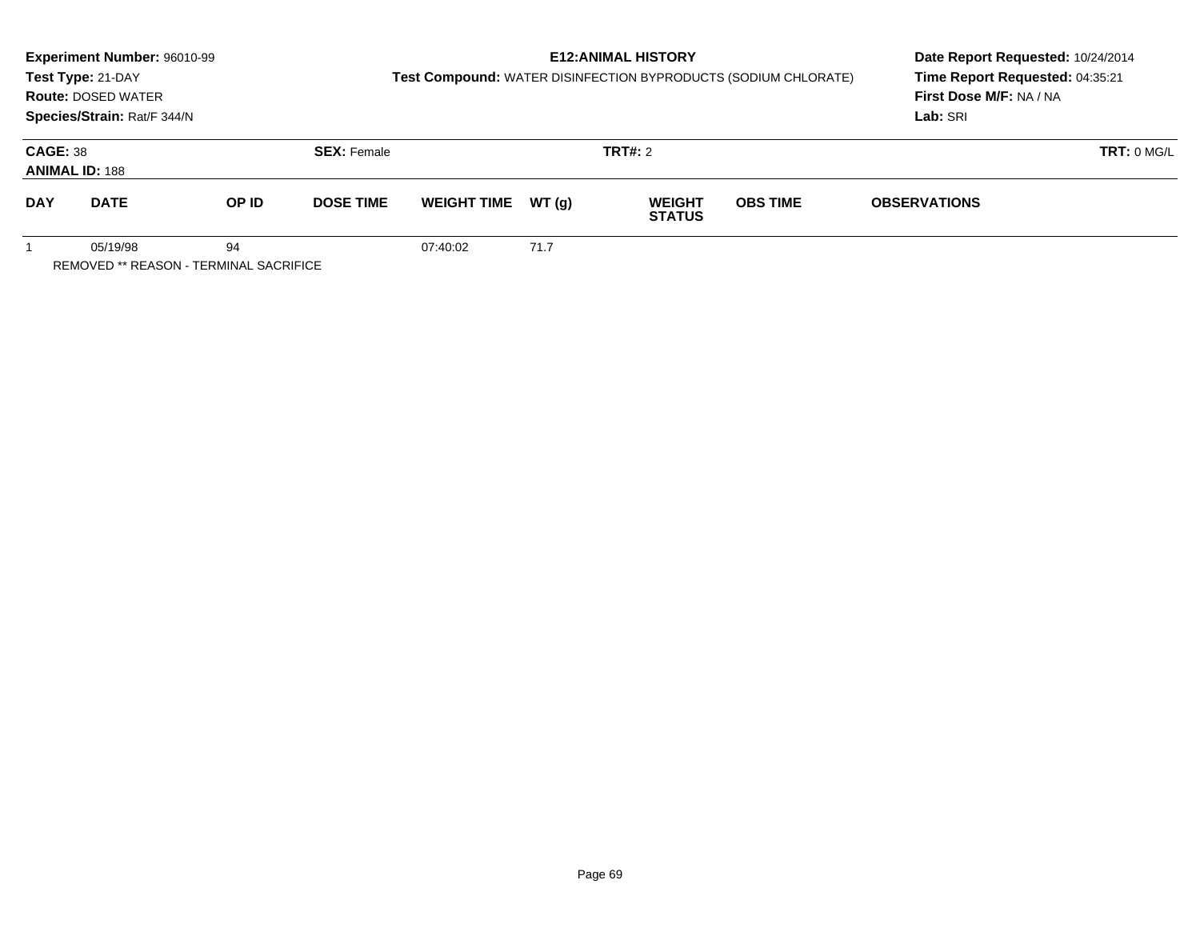**Experiment Number:** 96010-99
**Test Type:** 21-DAY
**Route:** DOSED WATER
**Species/Strain:** Rat/F 344/N

**E12:ANIMAL HISTORY**
**Test Compound:** WATER DISINFECTION BYPRODUCTS (SODIUM CHLORATE)

**Date Report Requested:** 10/24/2014
**Time Report Requested:** 04:35:21
**First Dose M/F:** NA / NA
**Lab:** SRI

**CAGE:** 38 **SEX:** Female **TRT#:** 2 **TRT:** 0 MG/L
**ANIMAL ID:** 188

| DAY | DATE | OP ID | DOSE TIME | WEIGHT TIME | WT (g) | WEIGHT STATUS | OBS TIME | OBSERVATIONS |
|---|---|---|---|---|---|---|---|---|
| 1 | 05/19/98 | 94 | | 07:40:02 | 71.7 | | | |

REMOVED ** REASON - TERMINAL SACRIFICE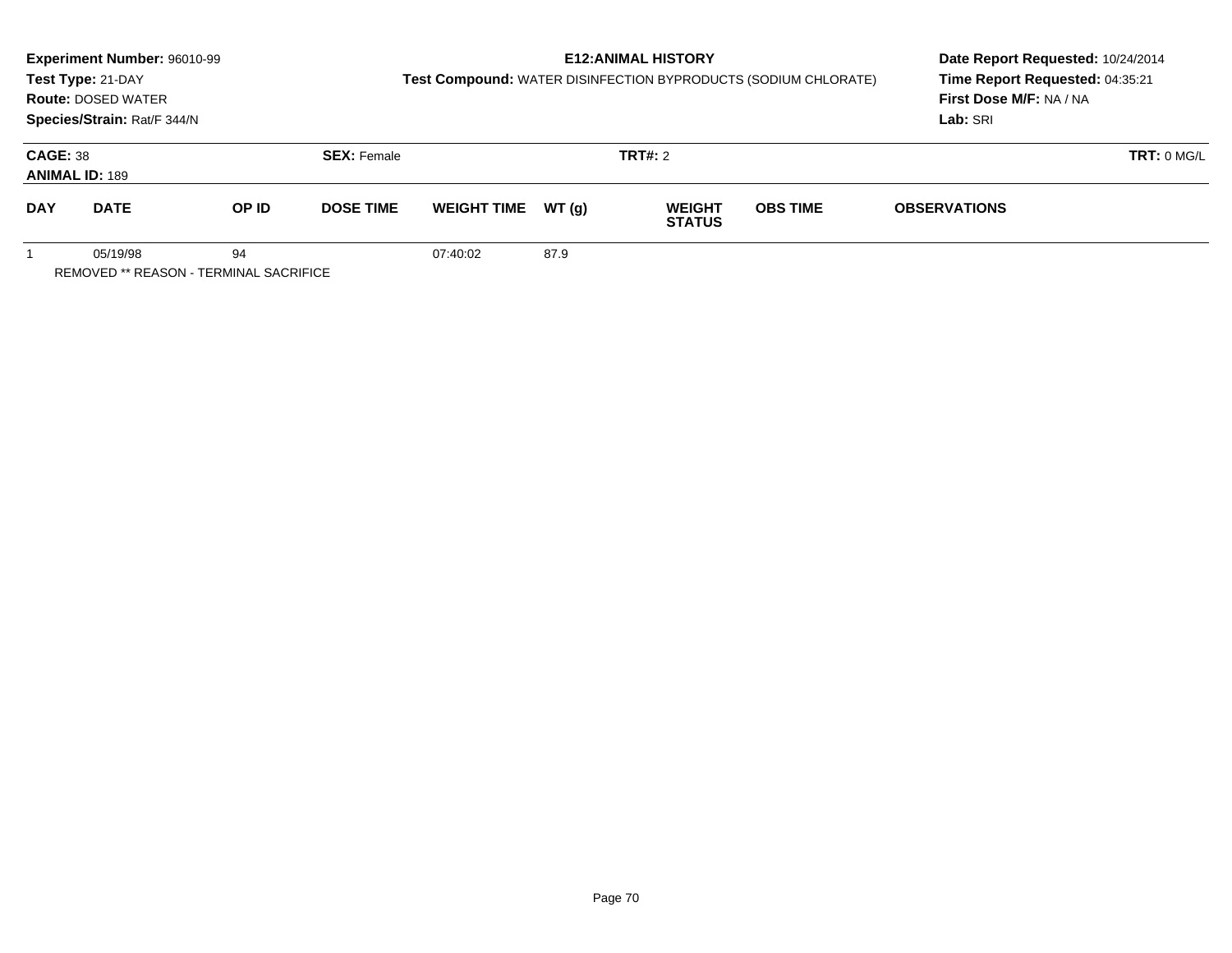**Experiment Number:** 96010-99
**Test Type:** 21-DAY
**Route:** DOSED WATER
**Species/Strain:** Rat/F 344/N

**E12:ANIMAL HISTORY**
**Test Compound:** WATER DISINFECTION BYPRODUCTS (SODIUM CHLORATE)

**Date Report Requested:** 10/24/2014
**Time Report Requested:** 04:35:21
**First Dose M/F:** NA / NA
**Lab:** SRI

**CAGE:** 38 **SEX:** Female **TRT#:** 2 **TRT:** 0 MG/L
**ANIMAL ID:** 189

| DAY | DATE | OP ID | DOSE TIME | WEIGHT TIME | WT (g) | WEIGHT STATUS | OBS TIME | OBSERVATIONS |
|---|---|---|---|---|---|---|---|---|
| 1 | 05/19/98 | 94 | | 07:40:02 | 87.9 | | | |

REMOVED ** REASON - TERMINAL SACRIFICE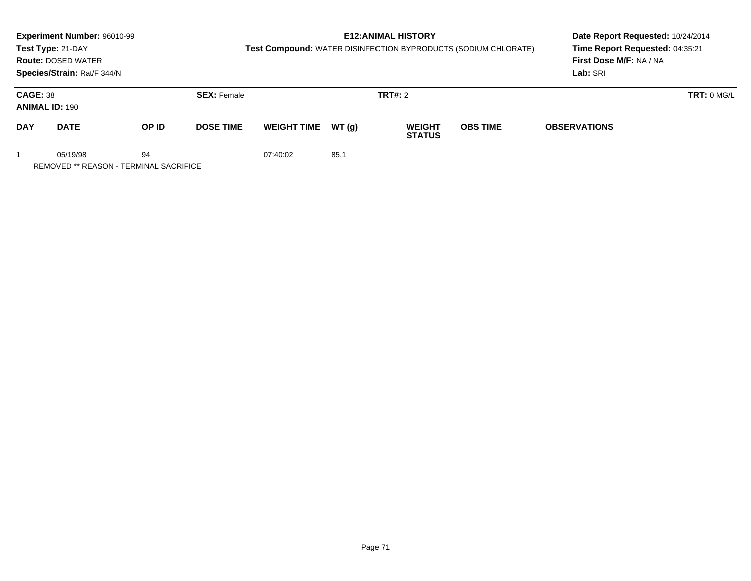**Experiment Number:** 96010-99
**Test Type:** 21-DAY
**Route:** DOSED WATER
**Species/Strain:** Rat/F 344/N

**E12:ANIMAL HISTORY**
**Test Compound:** WATER DISINFECTION BYPRODUCTS (SODIUM CHLORATE)

**Date Report Requested:** 10/24/2014
**Time Report Requested:** 04:35:21
**First Dose M/F:** NA / NA
**Lab:** SRI

**CAGE:** 38 **SEX:** Female **TRT#:** 2 **TRT:** 0 MG/L
**ANIMAL ID:** 190

| DAY | DATE | OP ID | DOSE TIME | WEIGHT TIME | WT (g) | WEIGHT STATUS | OBS TIME | OBSERVATIONS |
|---|---|---|---|---|---|---|---|---|
| 1 | 05/19/98 | 94 | | 07:40:02 | 85.1 | | | |

REMOVED ** REASON - TERMINAL SACRIFICE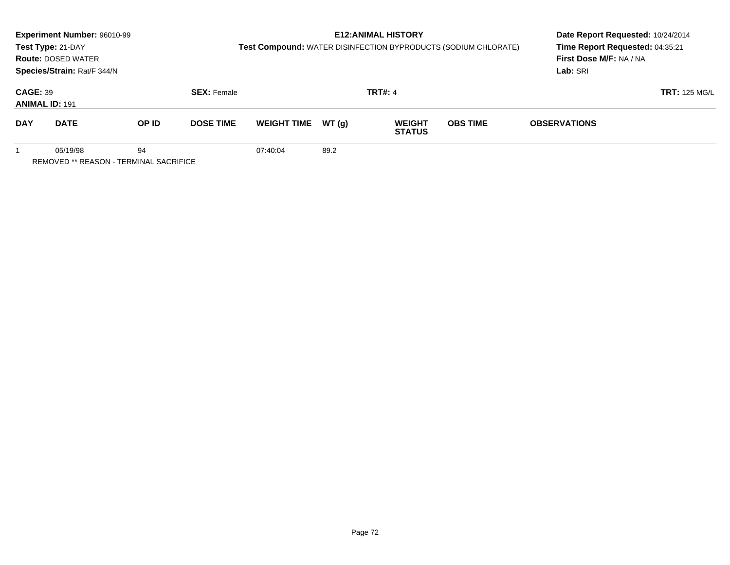**Experiment Number:** 96010-99
**Test Type:** 21-DAY
**Route:** DOSED WATER
**Species/Strain:** Rat/F 344/N

**E12:ANIMAL HISTORY**
**Test Compound:** WATER DISINFECTION BYPRODUCTS (SODIUM CHLORATE)

**Date Report Requested:** 10/24/2014
**Time Report Requested:** 04:35:21
**First Dose M/F:** NA / NA
**Lab:** SRI

**CAGE:** 39 **SEX:** Female **TRT#:** 4 **TRT:** 125 MG/L
**ANIMAL ID:** 191

| DAY | DATE | OP ID | DOSE TIME | WEIGHT TIME | WT (g) | WEIGHT STATUS | OBS TIME | OBSERVATIONS |
|---|---|---|---|---|---|---|---|---|
| 1 | 05/19/98 | 94 | | 07:40:04 | 89.2 | | | |

REMOVED ** REASON - TERMINAL SACRIFICE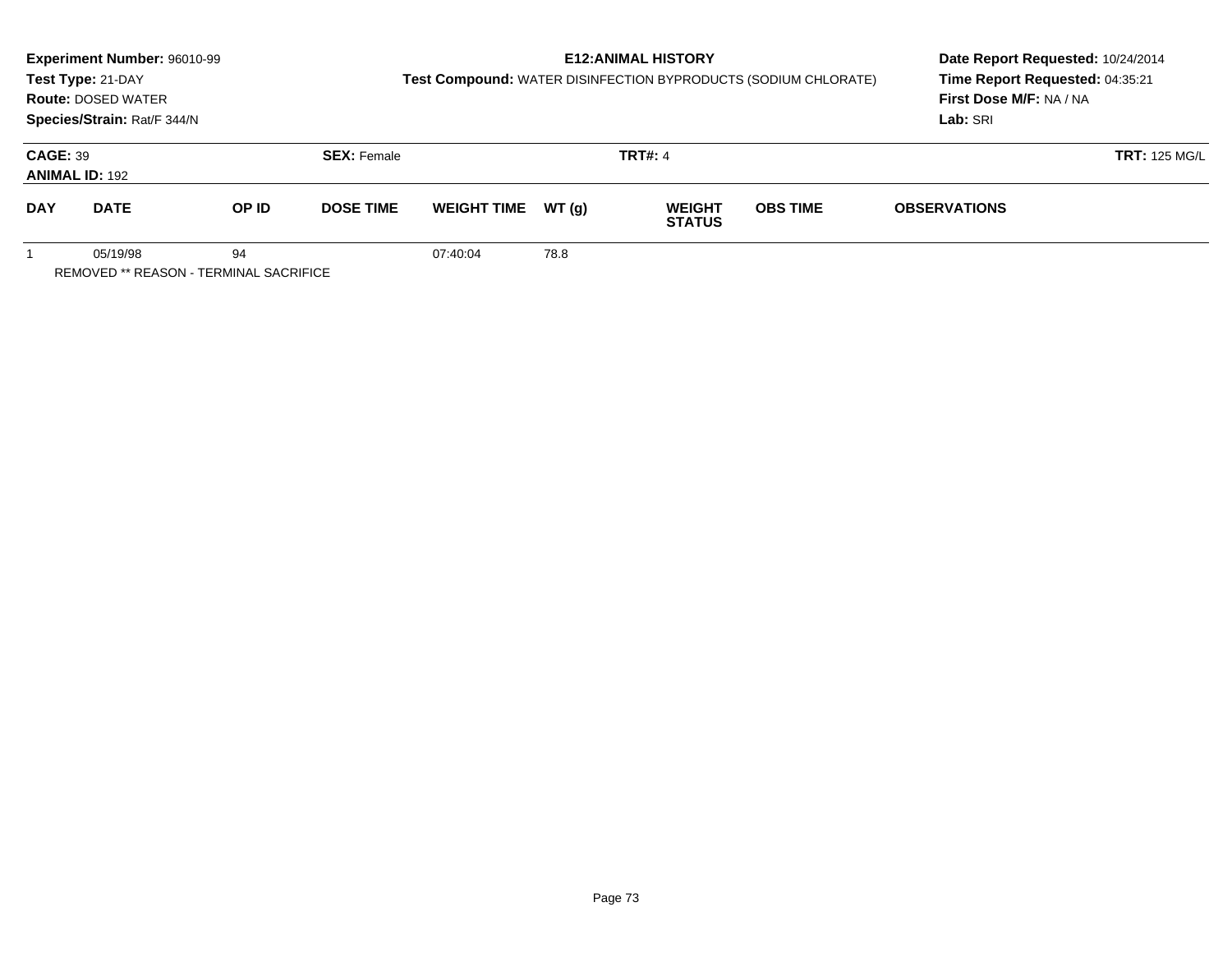**Experiment Number:** 96010-99
**Test Type:** 21-DAY
**Route:** DOSED WATER
**Species/Strain:** Rat/F 344/N

**E12:ANIMAL HISTORY**
**Test Compound:** WATER DISINFECTION BYPRODUCTS (SODIUM CHLORATE)

**Date Report Requested:** 10/24/2014
**Time Report Requested:** 04:35:21
**First Dose M/F:** NA / NA
**Lab:** SRI

**CAGE:** 39 **SEX:** Female **TRT#:** 4 **TRT:** 125 MG/L
**ANIMAL ID:** 192

| DAY | DATE | OP ID | DOSE TIME | WEIGHT TIME | WT (g) | WEIGHT STATUS | OBS TIME | OBSERVATIONS |
|---|---|---|---|---|---|---|---|---|
| 1 | 05/19/98 | 94 | | 07:40:04 | 78.8 | | | |

REMOVED ** REASON - TERMINAL SACRIFICE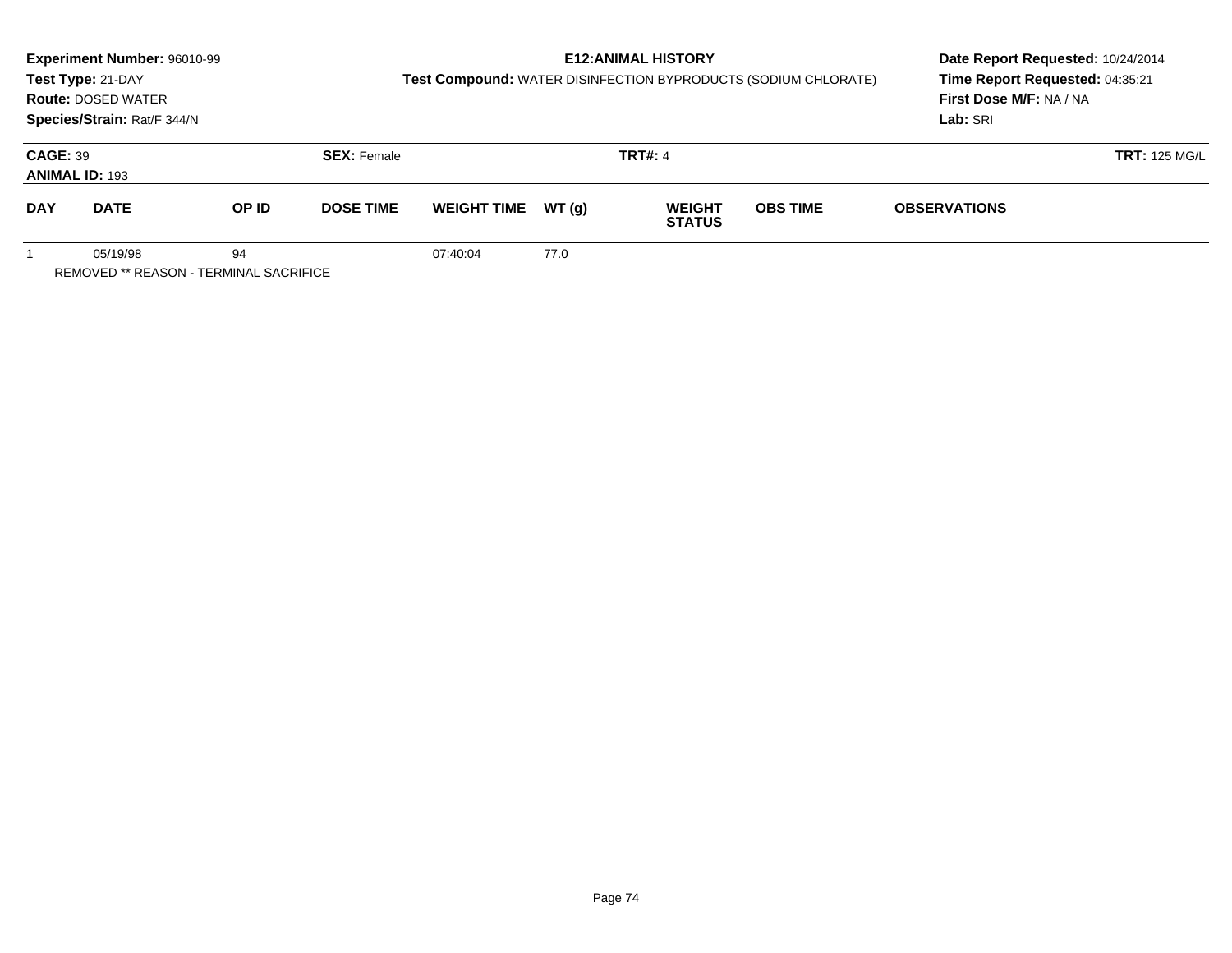**Experiment Number:** 96010-99
**Test Type:** 21-DAY
**Route:** DOSED WATER
**Species/Strain:** Rat/F 344/N

**E12:ANIMAL HISTORY**
**Test Compound:** WATER DISINFECTION BYPRODUCTS (SODIUM CHLORATE)

**Date Report Requested:** 10/24/2014
**Time Report Requested:** 04:35:21
**First Dose M/F:** NA / NA
**Lab:** SRI

**CAGE:** 39 **SEX:** Female **TRT#:** 4 **TRT:** 125 MG/L
**ANIMAL ID:** 193

| DAY | DATE | OP ID | DOSE TIME | WEIGHT TIME | WT (g) | WEIGHT STATUS | OBS TIME | OBSERVATIONS |
|---|---|---|---|---|---|---|---|---|
| 1 | 05/19/98 | 94 | | 07:40:04 | 77.0 | | | |

REMOVED ** REASON - TERMINAL SACRIFICE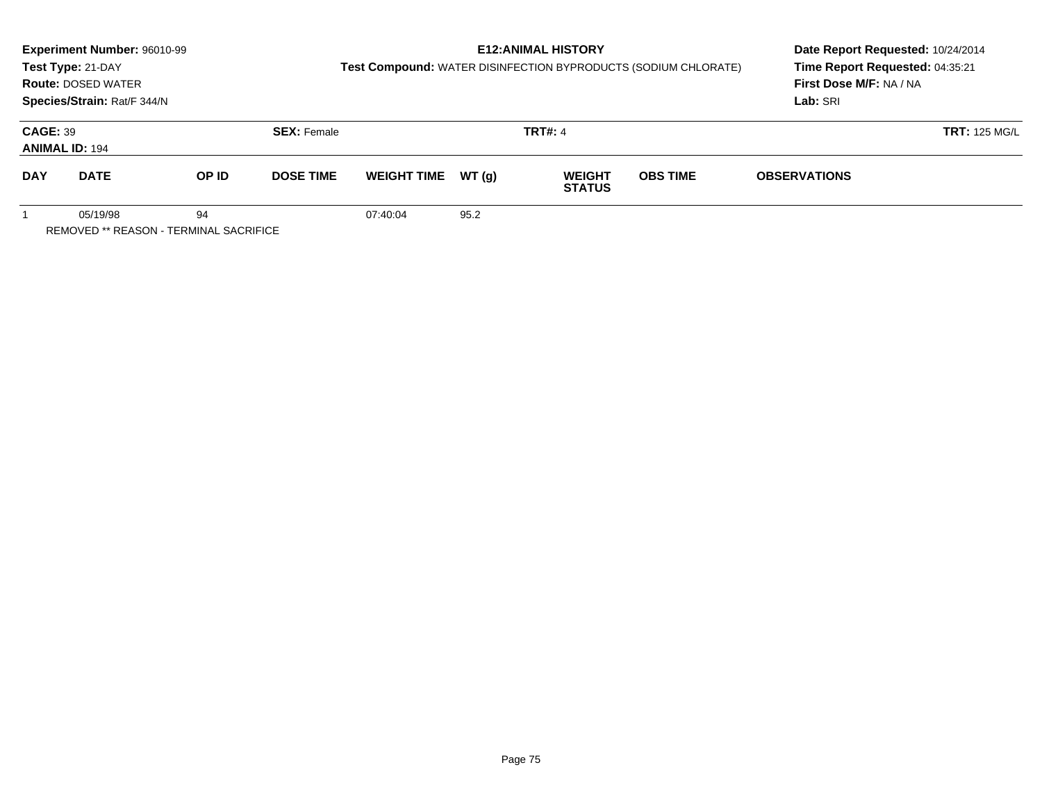**Experiment Number:** 96010-99
**Test Type:** 21-DAY
**Route:** DOSED WATER
**Species/Strain:** Rat/F 344/N

**E12:ANIMAL HISTORY**
**Test Compound:** WATER DISINFECTION BYPRODUCTS (SODIUM CHLORATE)

**Date Report Requested:** 10/24/2014
**Time Report Requested:** 04:35:21
**First Dose M/F:** NA / NA
**Lab:** SRI

**CAGE:** 39 **SEX:** Female **TRT#:** 4 **TRT:** 125 MG/L
**ANIMAL ID:** 194

| DAY | DATE | OP ID | DOSE TIME | WEIGHT TIME | WT (g) | WEIGHT STATUS | OBS TIME | OBSERVATIONS |
|---|---|---|---|---|---|---|---|---|
| 1 | 05/19/98 | 94 | | 07:40:04 | 95.2 | | | |

REMOVED ** REASON - TERMINAL SACRIFICE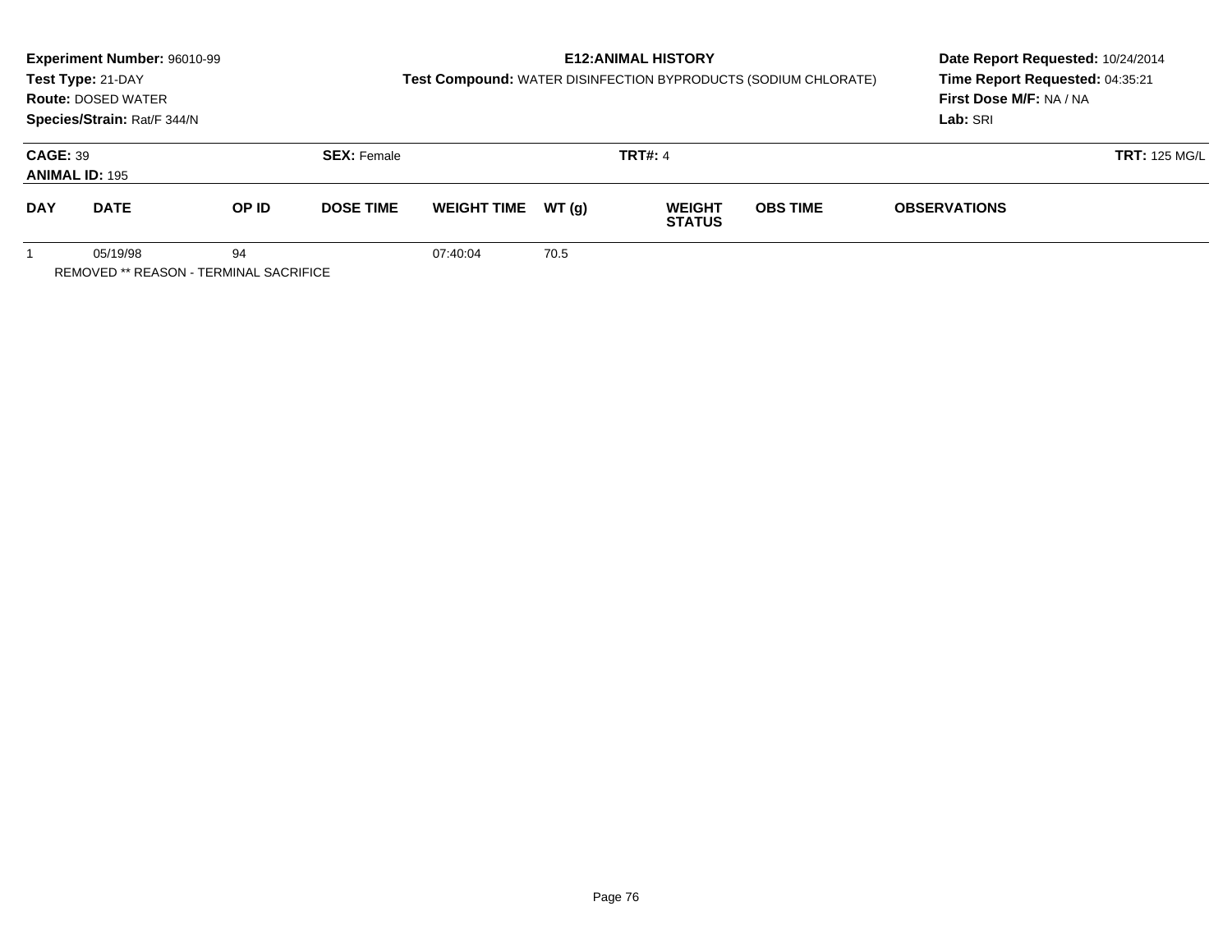**Experiment Number:** 96010-99
**Test Type:** 21-DAY
**Route:** DOSED WATER
**Species/Strain:** Rat/F 344/N

**E12:ANIMAL HISTORY**
**Test Compound:** WATER DISINFECTION BYPRODUCTS (SODIUM CHLORATE)

**Date Report Requested:** 10/24/2014
**Time Report Requested:** 04:35:21
**First Dose M/F:** NA / NA
**Lab:** SRI

**CAGE:** 39
**ANIMAL ID:** 195
**SEX:** Female
**TRT#:** 4
**TRT:** 125 MG/L

| DAY | DATE | OP ID | DOSE TIME | WEIGHT TIME | WT (g) | WEIGHT STATUS | OBS TIME | OBSERVATIONS |
|---|---|---|---|---|---|---|---|---|
| 1 | 05/19/98 | 94 | | 07:40:04 | 70.5 | | | |

REMOVED ** REASON - TERMINAL SACRIFICE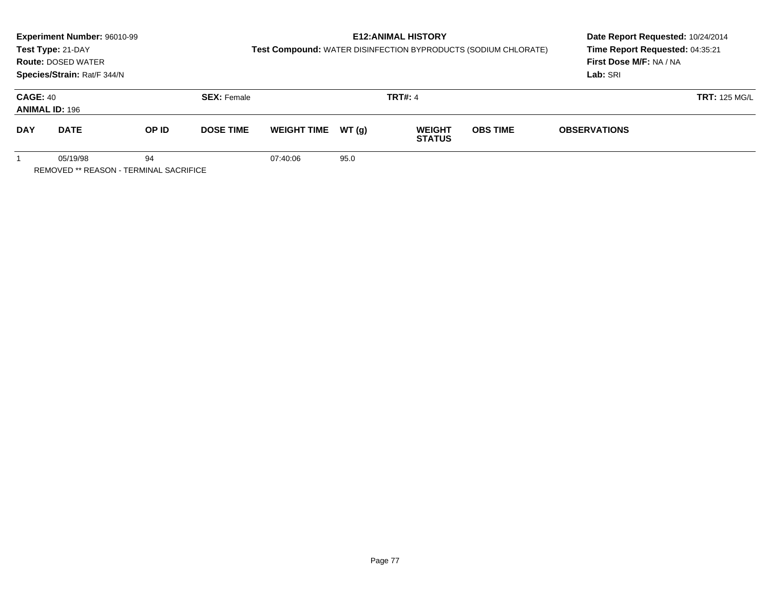**Experiment Number:** 96010-99
**Test Type:** 21-DAY
**Route:** DOSED WATER
**Species/Strain:** Rat/F 344/N

**E12:ANIMAL HISTORY**
**Test Compound:** WATER DISINFECTION BYPRODUCTS (SODIUM CHLORATE)

**Date Report Requested:** 10/24/2014
**Time Report Requested:** 04:35:21
**First Dose M/F:** NA / NA
**Lab:** SRI

**CAGE:** 40
**ANIMAL ID:** 196
**SEX:** Female
**TRT#:** 4
**TRT:** 125 MG/L

| DAY | DATE | OP ID | DOSE TIME | WEIGHT TIME | WT (g) | WEIGHT STATUS | OBS TIME | OBSERVATIONS |
|---|---|---|---|---|---|---|---|---|
| 1 | 05/19/98 | 94 | | 07:40:06 | 95.0 | | | |

REMOVED ** REASON - TERMINAL SACRIFICE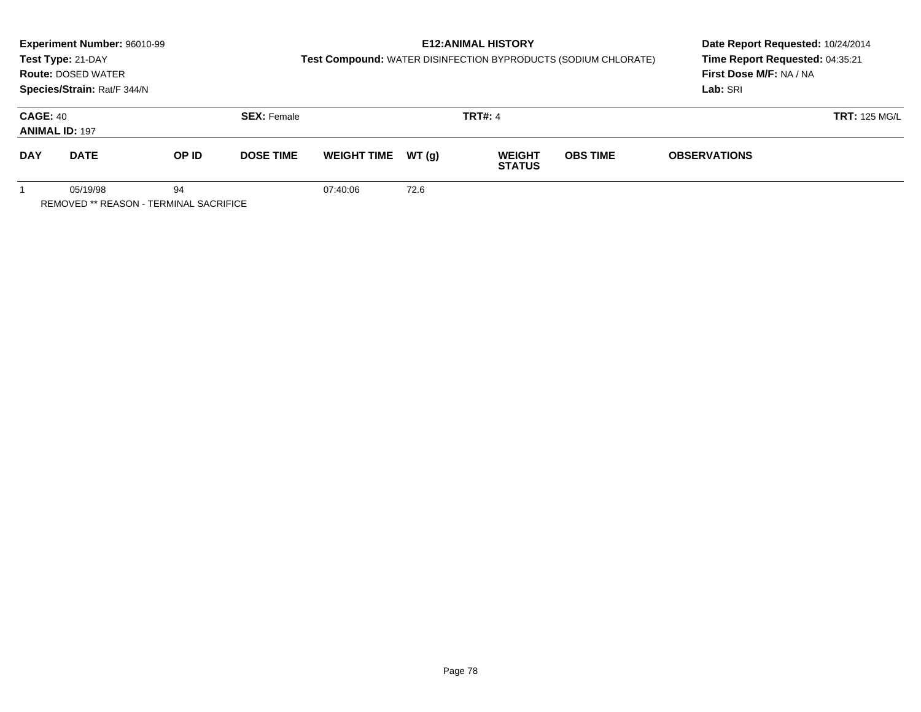**Experiment Number:** 96010-99
**Test Type:** 21-DAY
**Route:** DOSED WATER
**Species/Strain:** Rat/F 344/N

**E12:ANIMAL HISTORY**
**Test Compound:** WATER DISINFECTION BYPRODUCTS (SODIUM CHLORATE)

**Date Report Requested:** 10/24/2014
**Time Report Requested:** 04:35:21
**First Dose M/F:** NA / NA
**Lab:** SRI

**CAGE:** 40 **SEX:** Female **TRT#:** 4 **TRT:** 125 MG/L
**ANIMAL ID:** 197

| DAY | DATE | OP ID | DOSE TIME | WEIGHT TIME | WT (g) | WEIGHT STATUS | OBS TIME | OBSERVATIONS |
|---|---|---|---|---|---|---|---|---|
| 1 | 05/19/98 | 94 | | 07:40:06 | 72.6 | | | |

REMOVED ** REASON - TERMINAL SACRIFICE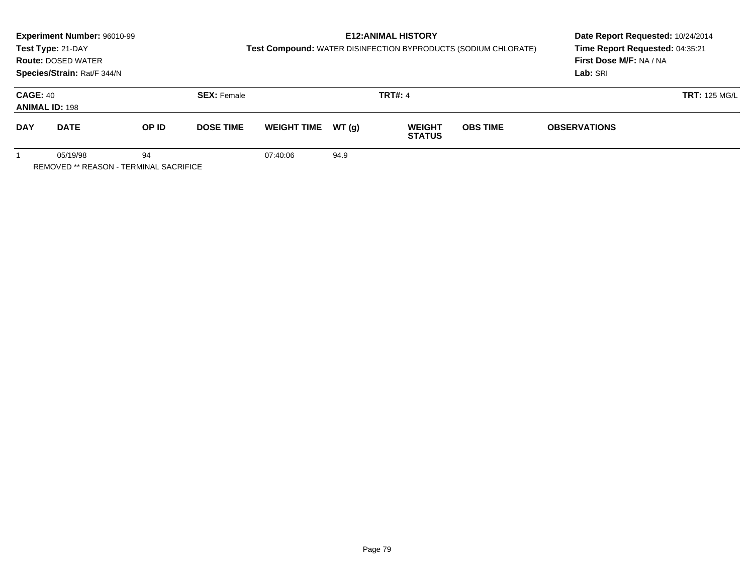**Experiment Number:** 96010-99
**Test Type:** 21-DAY
**Route:** DOSED WATER
**Species/Strain:** Rat/F 344/N

**E12:ANIMAL HISTORY**
**Test Compound:** WATER DISINFECTION BYPRODUCTS (SODIUM CHLORATE)

**Date Report Requested:** 10/24/2014
**Time Report Requested:** 04:35:21
**First Dose M/F:** NA / NA
**Lab:** SRI

**CAGE:** 40 | **SEX:** Female | **TRT#:** 4 | **TRT:** 125 MG/L
**ANIMAL ID:** 198

| DAY | DATE | OP ID | DOSE TIME | WEIGHT TIME | WT (g) | WEIGHT STATUS | OBS TIME | OBSERVATIONS |
|---|---|---|---|---|---|---|---|---|
| 1 | 05/19/98 | 94 | | 07:40:06 | 94.9 | | | |

REMOVED ** REASON - TERMINAL SACRIFICE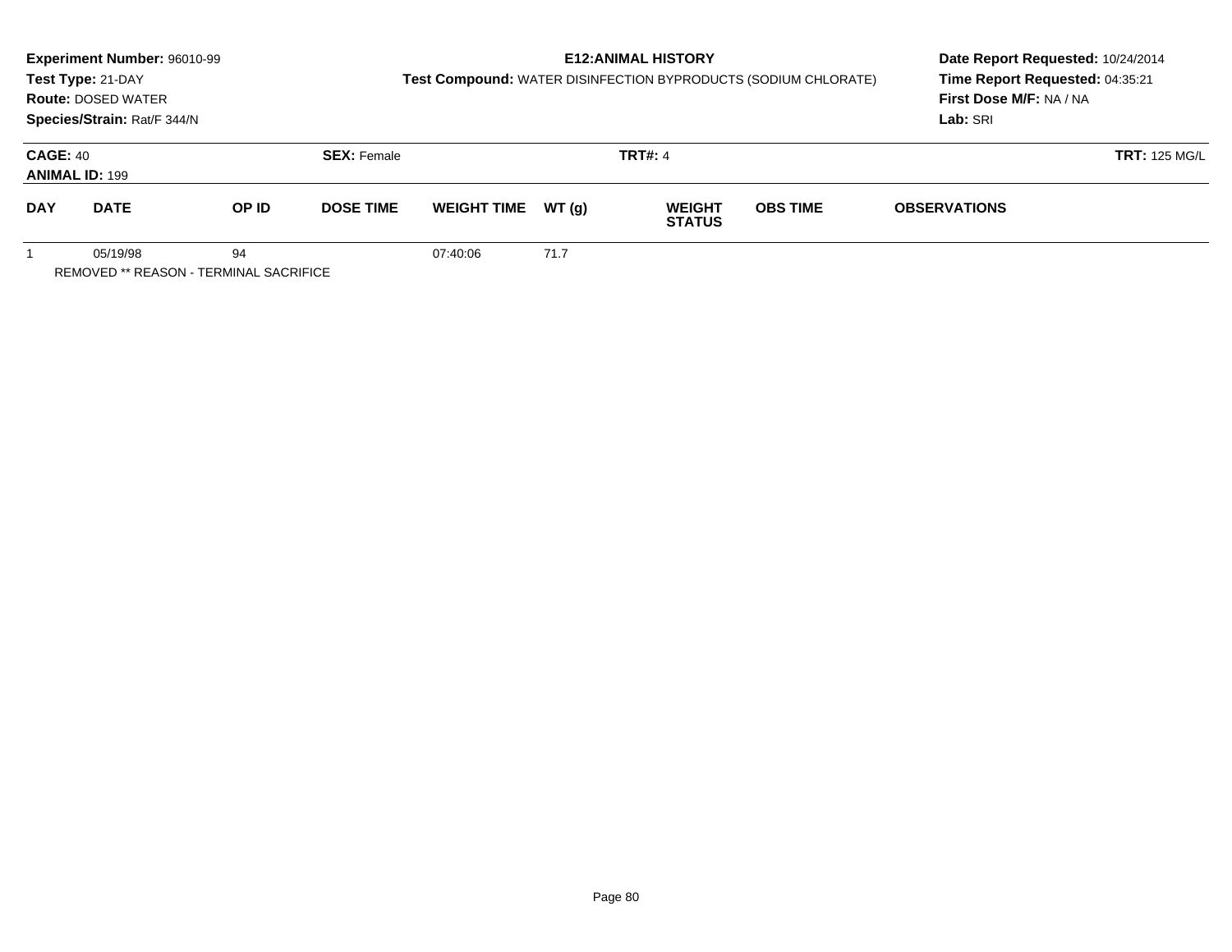**Experiment Number:** 96010-99
**Test Type:** 21-DAY
**Route:** DOSED WATER
**Species/Strain:** Rat/F 344/N

**E12:ANIMAL HISTORY**
**Test Compound:** WATER DISINFECTION BYPRODUCTS (SODIUM CHLORATE)

**Date Report Requested:** 10/24/2014
**Time Report Requested:** 04:35:21
**First Dose M/F:** NA / NA
**Lab:** SRI

**CAGE:** 40 **SEX:** Female **TRT#:** 4 **TRT:** 125 MG/L
**ANIMAL ID:** 199

| DAY | DATE | OP ID | DOSE TIME | WEIGHT TIME | WT (g) | WEIGHT STATUS | OBS TIME | OBSERVATIONS |
|---|---|---|---|---|---|---|---|---|
| 1 | 05/19/98 | 94 | | 07:40:06 | 71.7 | | | |

REMOVED ** REASON - TERMINAL SACRIFICE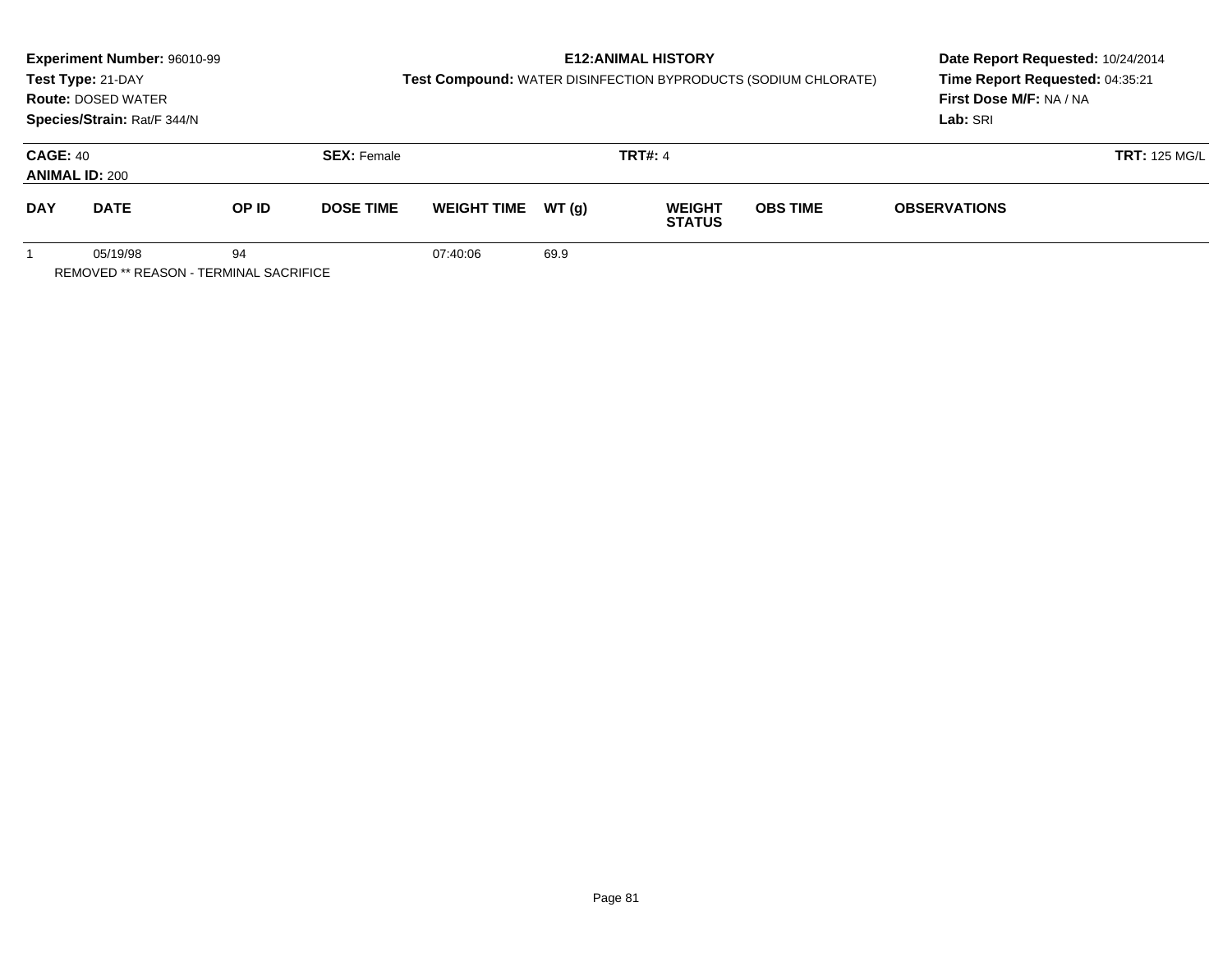**Experiment Number:** 96010-99
**Test Type:** 21-DAY
**Route:** DOSED WATER
**Species/Strain:** Rat/F 344/N

**E12:ANIMAL HISTORY**
**Test Compound:** WATER DISINFECTION BYPRODUCTS (SODIUM CHLORATE)

**Date Report Requested:** 10/24/2014
**Time Report Requested:** 04:35:21
**First Dose M/F:** NA / NA
**Lab:** SRI

**CAGE:** 40 **SEX:** Female **TRT#:** 4 **TRT:** 125 MG/L
**ANIMAL ID:** 200

| DAY | DATE | OP ID | DOSE TIME | WEIGHT TIME | WT (g) | WEIGHT STATUS | OBS TIME | OBSERVATIONS |
|---|---|---|---|---|---|---|---|---|
| 1 | 05/19/98 | 94 | | 07:40:06 | 69.9 | | | |

REMOVED ** REASON - TERMINAL SACRIFICE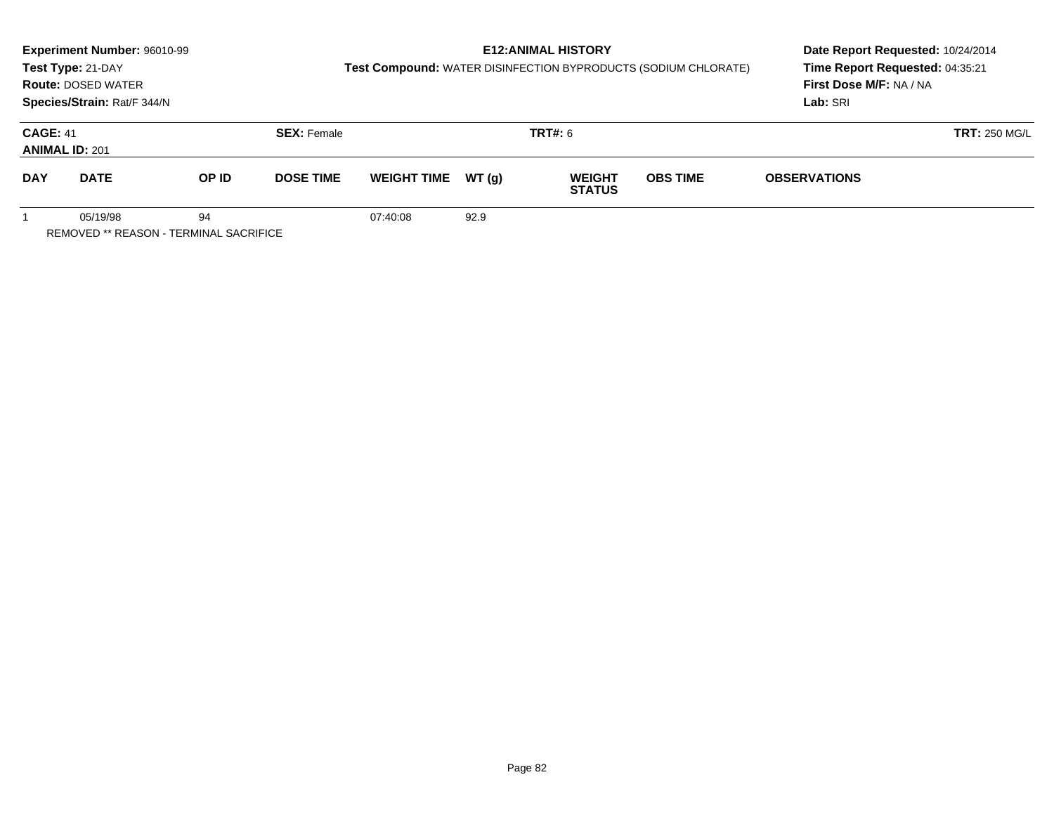**Experiment Number:** 96010-99
**Test Type:** 21-DAY
**Route:** DOSED WATER
**Species/Strain:** Rat/F 344/N

**E12:ANIMAL HISTORY**
**Test Compound:** WATER DISINFECTION BYPRODUCTS (SODIUM CHLORATE)

**Date Report Requested:** 10/24/2014
**Time Report Requested:** 04:35:21
**First Dose M/F:** NA / NA
**Lab:** SRI

**CAGE:** 41
**ANIMAL ID:** 201
**SEX:** Female
**TRT#:** 6
**TRT:** 250 MG/L

| DAY | DATE | OP ID | DOSE TIME | WEIGHT TIME | WT (g) | WEIGHT STATUS | OBS TIME | OBSERVATIONS |
|---|---|---|---|---|---|---|---|---|
| 1 | 05/19/98 | 94 | | 07:40:08 | 92.9 | | | |

REMOVED ** REASON - TERMINAL SACRIFICE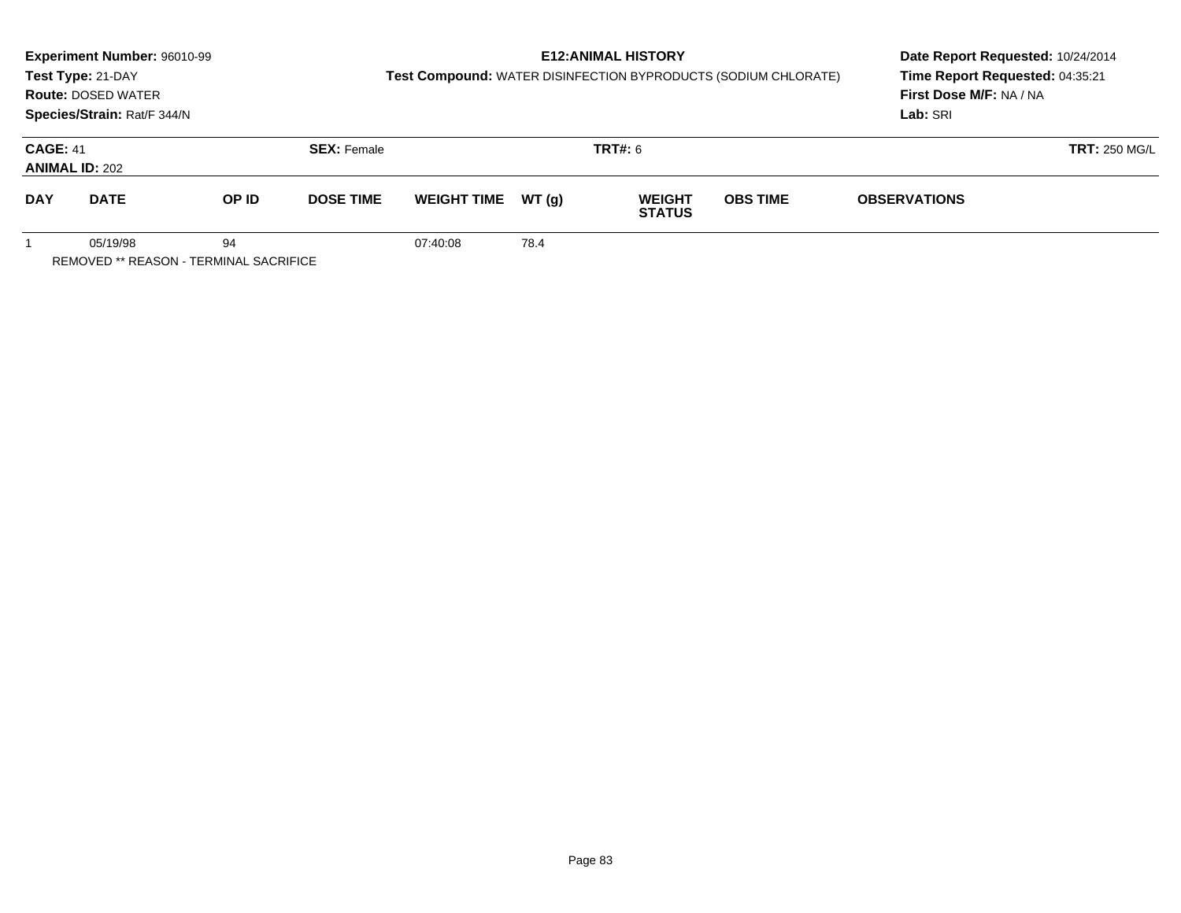**Experiment Number:** 96010-99
**Test Type:** 21-DAY
**Route:** DOSED WATER
**Species/Strain:** Rat/F 344/N

**E12:ANIMAL HISTORY**
**Test Compound:** WATER DISINFECTION BYPRODUCTS (SODIUM CHLORATE)

**Date Report Requested:** 10/24/2014
**Time Report Requested:** 04:35:21
**First Dose M/F:** NA / NA
**Lab:** SRI

**CAGE:** 41 **SEX:** Female **TRT#:** 6 **TRT:** 250 MG/L
**ANIMAL ID:** 202

| DAY | DATE | OP ID | DOSE TIME | WEIGHT TIME | WT (g) | WEIGHT STATUS | OBS TIME | OBSERVATIONS |
|---|---|---|---|---|---|---|---|---|
| 1 | 05/19/98 | 94 | | 07:40:08 | 78.4 | | | |

REMOVED ** REASON - TERMINAL SACRIFICE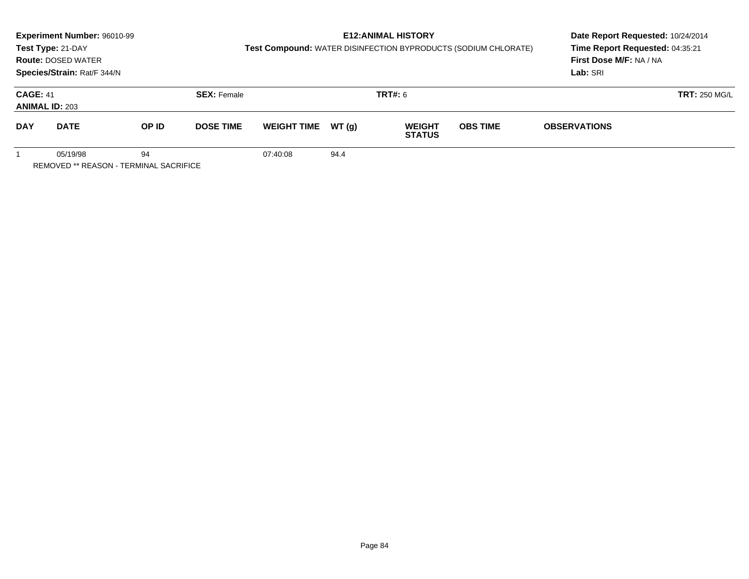**Experiment Number:** 96010-99
**Test Type:** 21-DAY
**Route:** DOSED WATER
**Species/Strain:** Rat/F 344/N

**E12:ANIMAL HISTORY**
**Test Compound:** WATER DISINFECTION BYPRODUCTS (SODIUM CHLORATE)

**Date Report Requested:** 10/24/2014
**Time Report Requested:** 04:35:21
**First Dose M/F:** NA / NA
**Lab:** SRI

**CAGE:** 41 **SEX:** Female **TRT#:** 6 **TRT:** 250 MG/L
**ANIMAL ID:** 203

| DAY | DATE | OP ID | DOSE TIME | WEIGHT TIME | WT (g) | WEIGHT STATUS | OBS TIME | OBSERVATIONS |
|---|---|---|---|---|---|---|---|---|
| 1 | 05/19/98 | 94 | | 07:40:08 | 94.4 | | | |

REMOVED ** REASON - TERMINAL SACRIFICE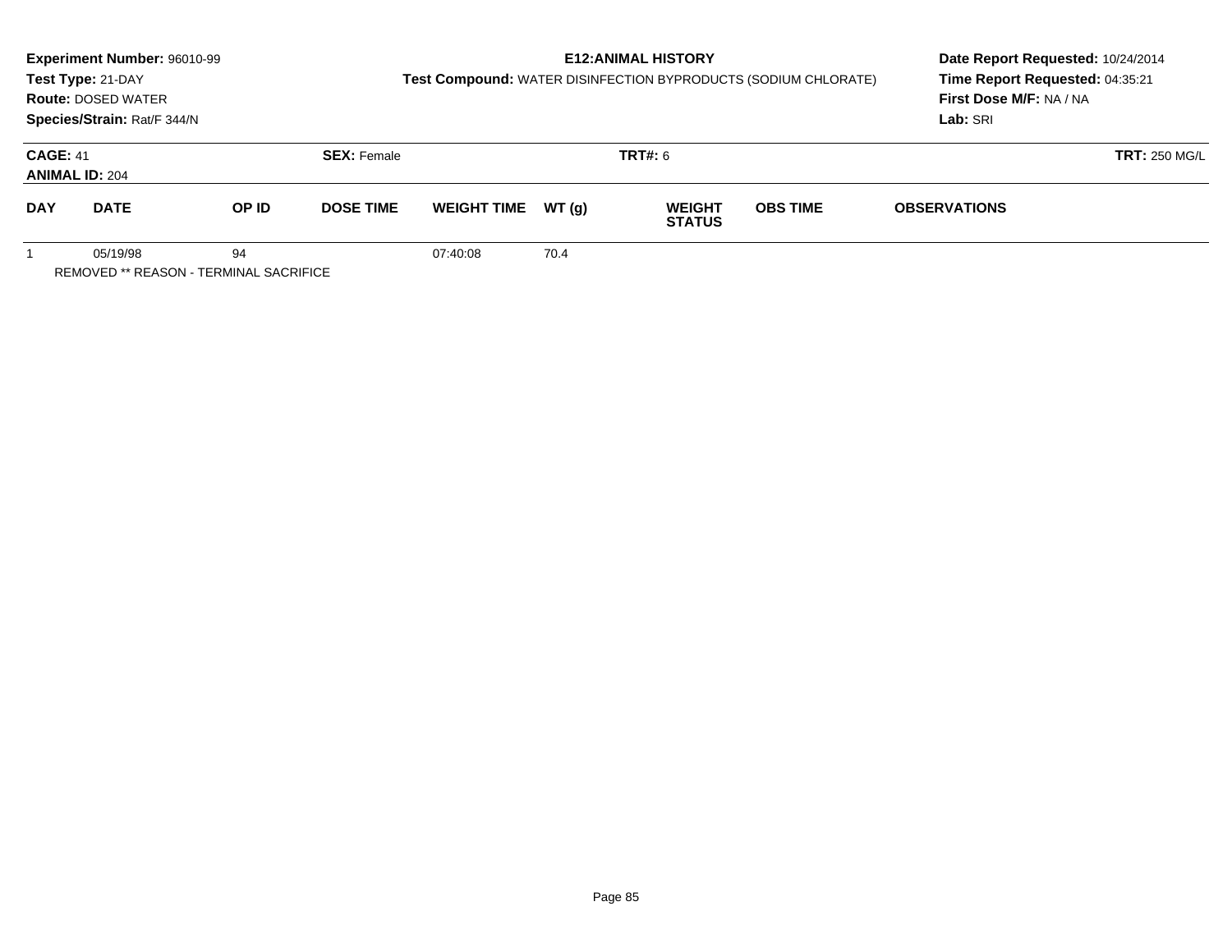**Experiment Number:** 96010-99
**Test Type:** 21-DAY
**Route:** DOSED WATER
**Species/Strain:** Rat/F 344/N

**E12:ANIMAL HISTORY**
**Test Compound:** WATER DISINFECTION BYPRODUCTS (SODIUM CHLORATE)

**Date Report Requested:** 10/24/2014
**Time Report Requested:** 04:35:21
**First Dose M/F:** NA / NA
**Lab:** SRI

**CAGE:** 41 **SEX:** Female **TRT#:** 6 **TRT:** 250 MG/L
**ANIMAL ID:** 204

| DAY | DATE | OP ID | DOSE TIME | WEIGHT TIME | WT (g) | WEIGHT STATUS | OBS TIME | OBSERVATIONS |
|---|---|---|---|---|---|---|---|---|
| 1 | 05/19/98 | 94 | | 07:40:08 | 70.4 | | | |

REMOVED ** REASON - TERMINAL SACRIFICE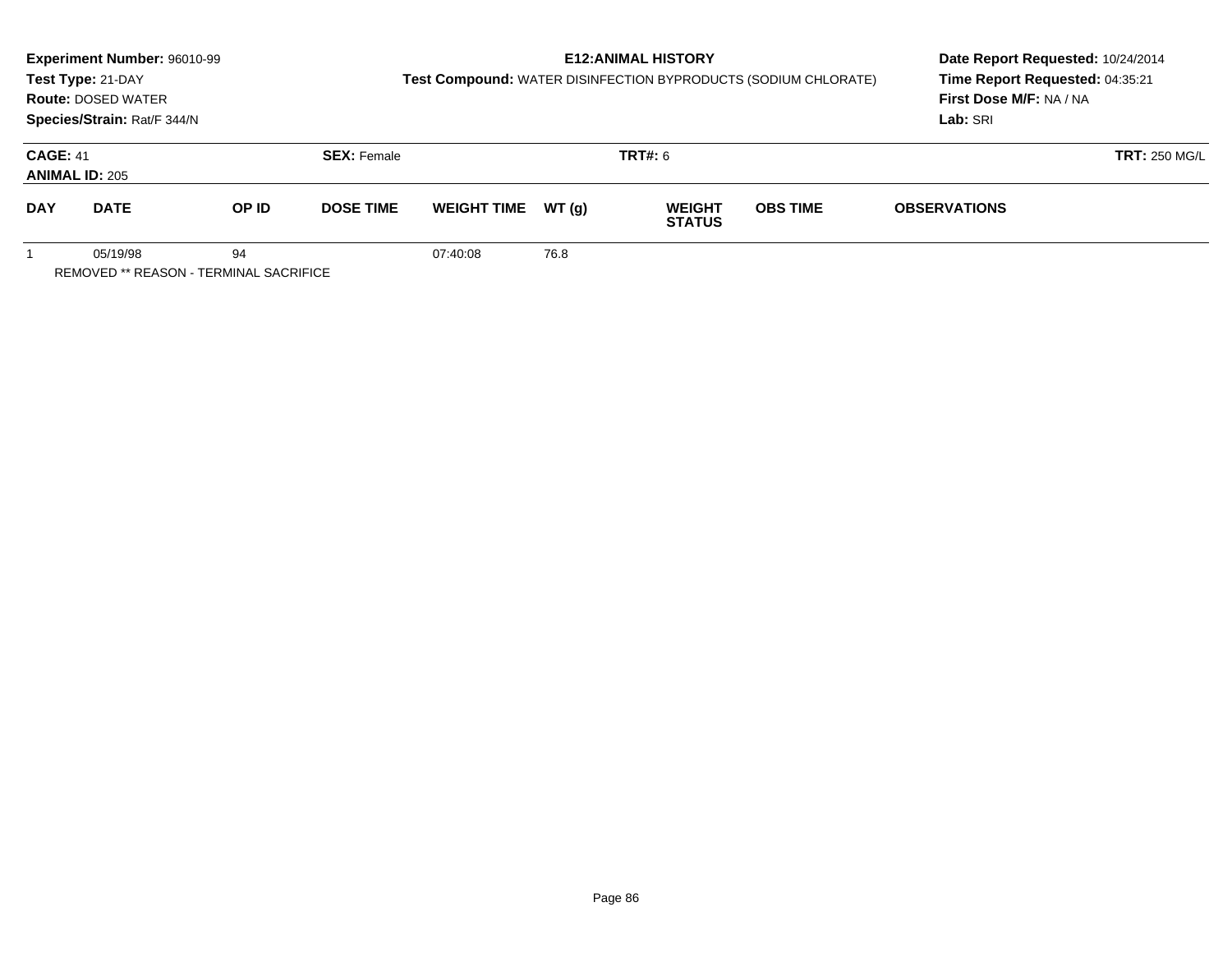**Experiment Number:** 96010-99
**Test Type:** 21-DAY
**Route:** DOSED WATER
**Species/Strain:** Rat/F 344/N

**E12:ANIMAL HISTORY**
**Test Compound:** WATER DISINFECTION BYPRODUCTS (SODIUM CHLORATE)

**Date Report Requested:** 10/24/2014
**Time Report Requested:** 04:35:21
**First Dose M/F:** NA / NA
**Lab:** SRI

**CAGE:** 41
**ANIMAL ID:** 205
**SEX:** Female
**TRT#:** 6
**TRT:** 250 MG/L

| DAY | DATE | OP ID | DOSE TIME | WEIGHT TIME | WT (g) | WEIGHT STATUS | OBS TIME | OBSERVATIONS |
|---|---|---|---|---|---|---|---|---|
| 1 | 05/19/98 | 94 | | 07:40:08 | 76.8 | | | |

REMOVED ** REASON - TERMINAL SACRIFICE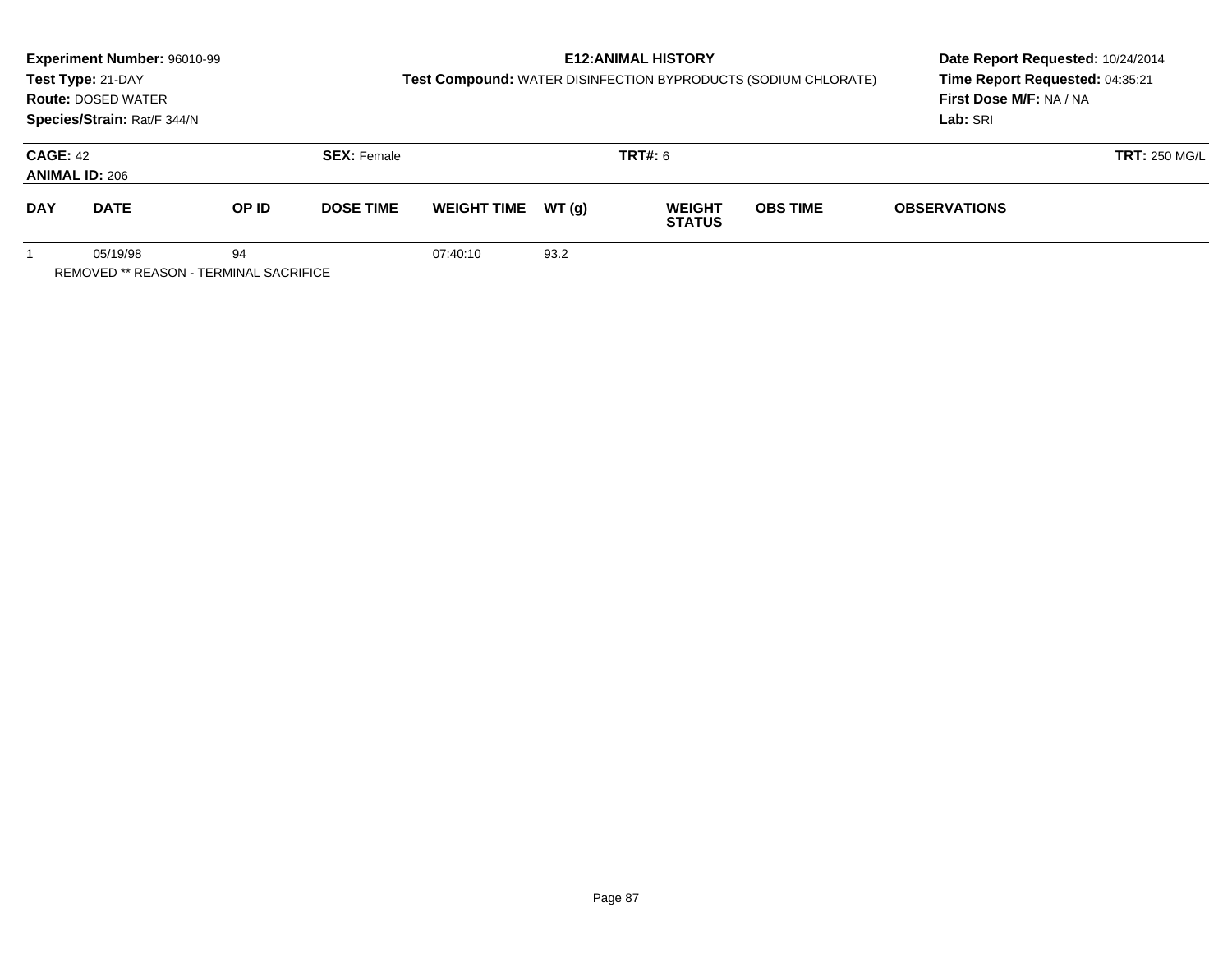**Experiment Number:** 96010-99
**Test Type:** 21-DAY
**Route:** DOSED WATER
**Species/Strain:** Rat/F 344/N

**E12:ANIMAL HISTORY**
**Test Compound:** WATER DISINFECTION BYPRODUCTS (SODIUM CHLORATE)

**Date Report Requested:** 10/24/2014
**Time Report Requested:** 04:35:21
**First Dose M/F:** NA / NA
**Lab:** SRI

**CAGE:** 42 **SEX:** Female **TRT#:** 6 **TRT:** 250 MG/L
**ANIMAL ID:** 206

| DAY | DATE | OP ID | DOSE TIME | WEIGHT TIME | WT (g) | WEIGHT STATUS | OBS TIME | OBSERVATIONS |
|---|---|---|---|---|---|---|---|---|
| 1 | 05/19/98 | 94 | | 07:40:10 | 93.2 | | | |

REMOVED ** REASON - TERMINAL SACRIFICE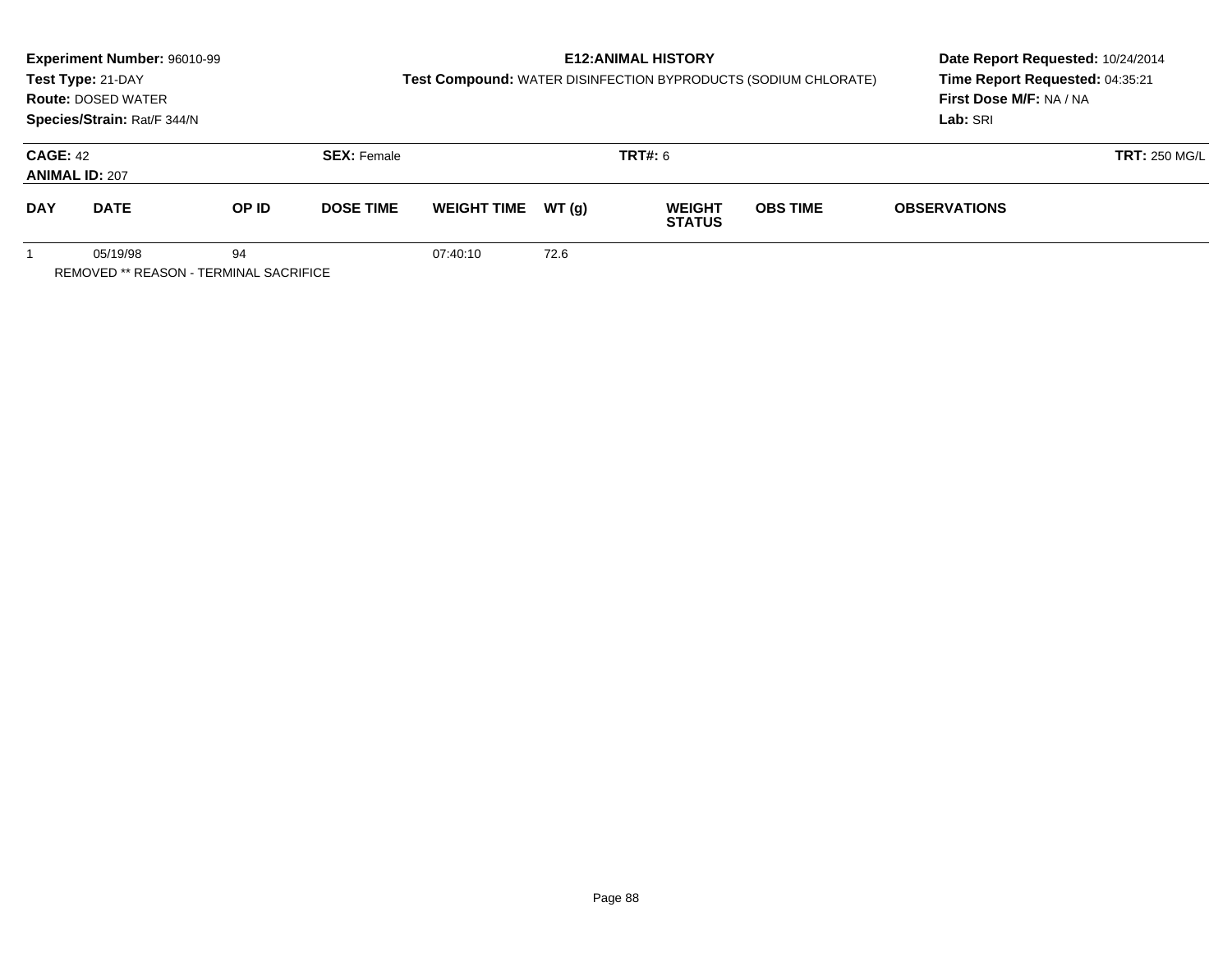**Experiment Number:** 96010-99
**Test Type:** 21-DAY
**Route:** DOSED WATER
**Species/Strain:** Rat/F 344/N

**E12:ANIMAL HISTORY**
**Test Compound:** WATER DISINFECTION BYPRODUCTS (SODIUM CHLORATE)

**Date Report Requested:** 10/24/2014
**Time Report Requested:** 04:35:21
**First Dose M/F:** NA / NA
**Lab:** SRI

**CAGE:** 42
**ANIMAL ID:** 207
**SEX:** Female
**TRT#:** 6
**TRT:** 250 MG/L

| DAY | DATE | OP ID | DOSE TIME | WEIGHT TIME | WT (g) | WEIGHT STATUS | OBS TIME | OBSERVATIONS |
|---|---|---|---|---|---|---|---|---|
| 1 | 05/19/98 | 94 | | 07:40:10 | 72.6 | | | |

REMOVED ** REASON - TERMINAL SACRIFICE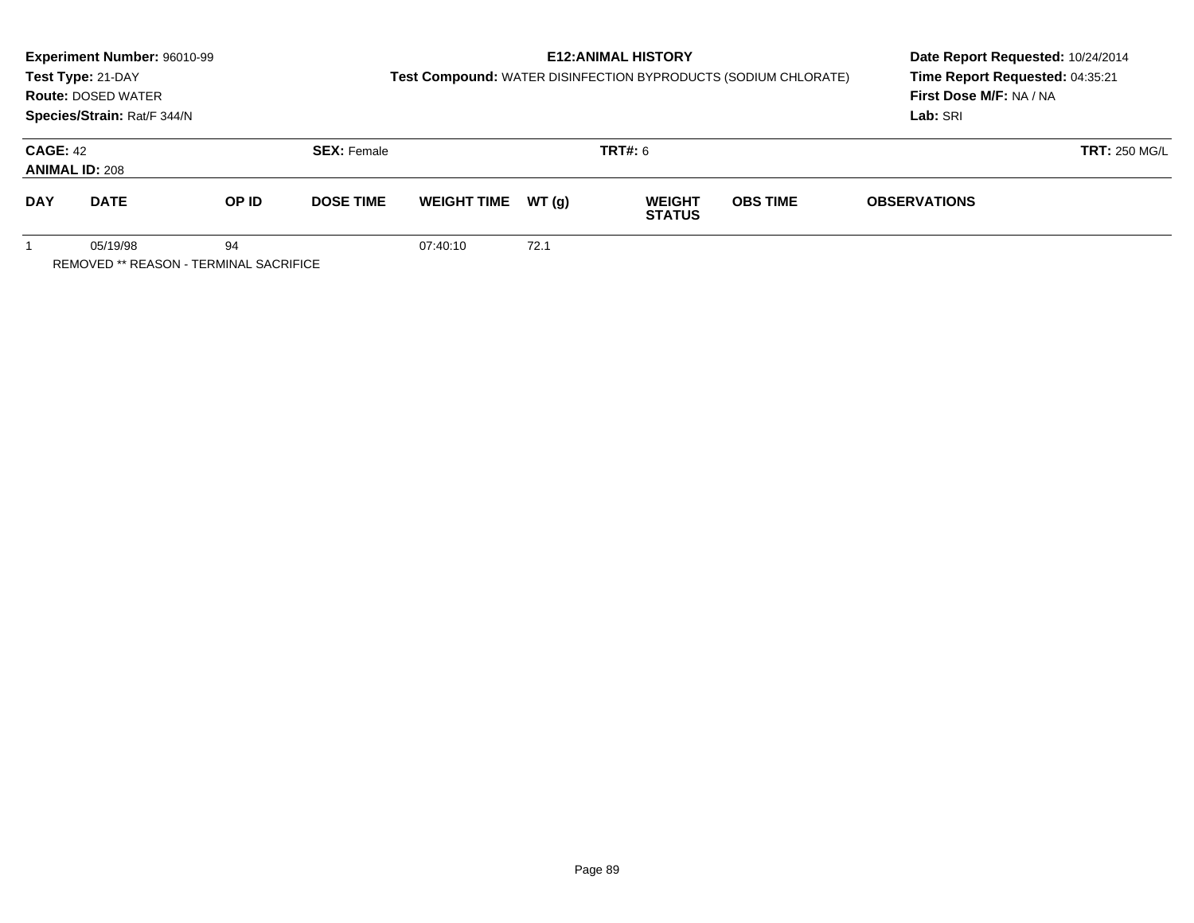**Experiment Number:** 96010-99
**Test Type:** 21-DAY
**Route:** DOSED WATER
**Species/Strain:** Rat/F 344/N

**E12:ANIMAL HISTORY**
**Test Compound:** WATER DISINFECTION BYPRODUCTS (SODIUM CHLORATE)

**Date Report Requested:** 10/24/2014
**Time Report Requested:** 04:35:21
**First Dose M/F:** NA / NA
**Lab:** SRI

**CAGE:** 42
**ANIMAL ID:** 208
**SEX:** Female
**TRT#:** 6
**TRT:** 250 MG/L

| DAY | DATE | OP ID | DOSE TIME | WEIGHT TIME | WT (g) | WEIGHT STATUS | OBS TIME | OBSERVATIONS |
|---|---|---|---|---|---|---|---|---|
| 1 | 05/19/98 | 94 | | 07:40:10 | 72.1 | | | |

REMOVED ** REASON - TERMINAL SACRIFICE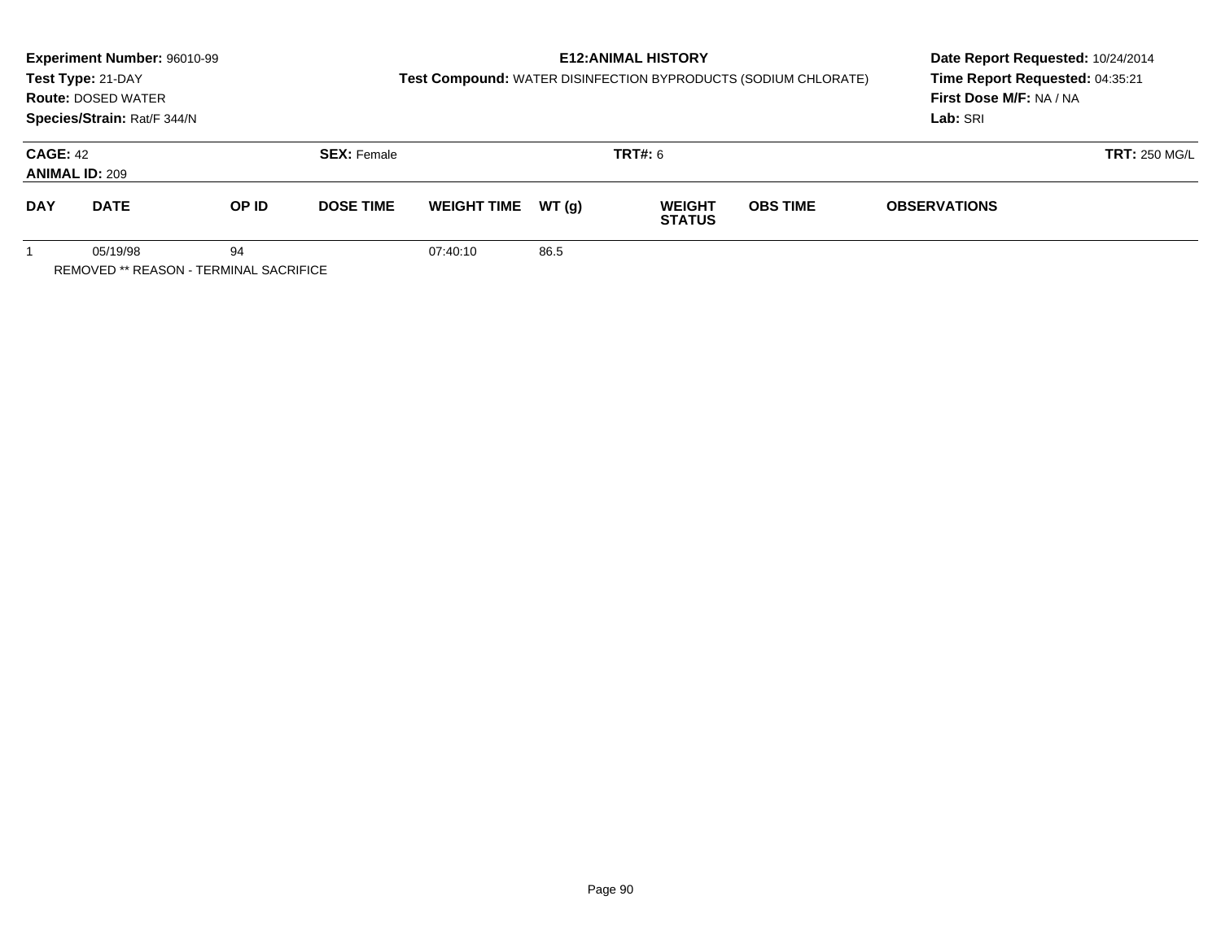**Experiment Number:** 96010-99
**Test Type:** 21-DAY
**Route:** DOSED WATER
**Species/Strain:** Rat/F 344/N

**E12:ANIMAL HISTORY**
**Test Compound:** WATER DISINFECTION BYPRODUCTS (SODIUM CHLORATE)

**Date Report Requested:** 10/24/2014
**Time Report Requested:** 04:35:21
**First Dose M/F:** NA / NA
**Lab:** SRI

**CAGE:** 42
**ANIMAL ID:** 209

**SEX:** Female

**TRT#:** 6

**TRT:** 250 MG/L

| DAY | DATE | OP ID | DOSE TIME | WEIGHT TIME | WT (g) | WEIGHT STATUS | OBS TIME | OBSERVATIONS |
|---|---|---|---|---|---|---|---|---|
| 1 | 05/19/98 | 94 | | 07:40:10 | 86.5 | | | |

REMOVED ** REASON - TERMINAL SACRIFICE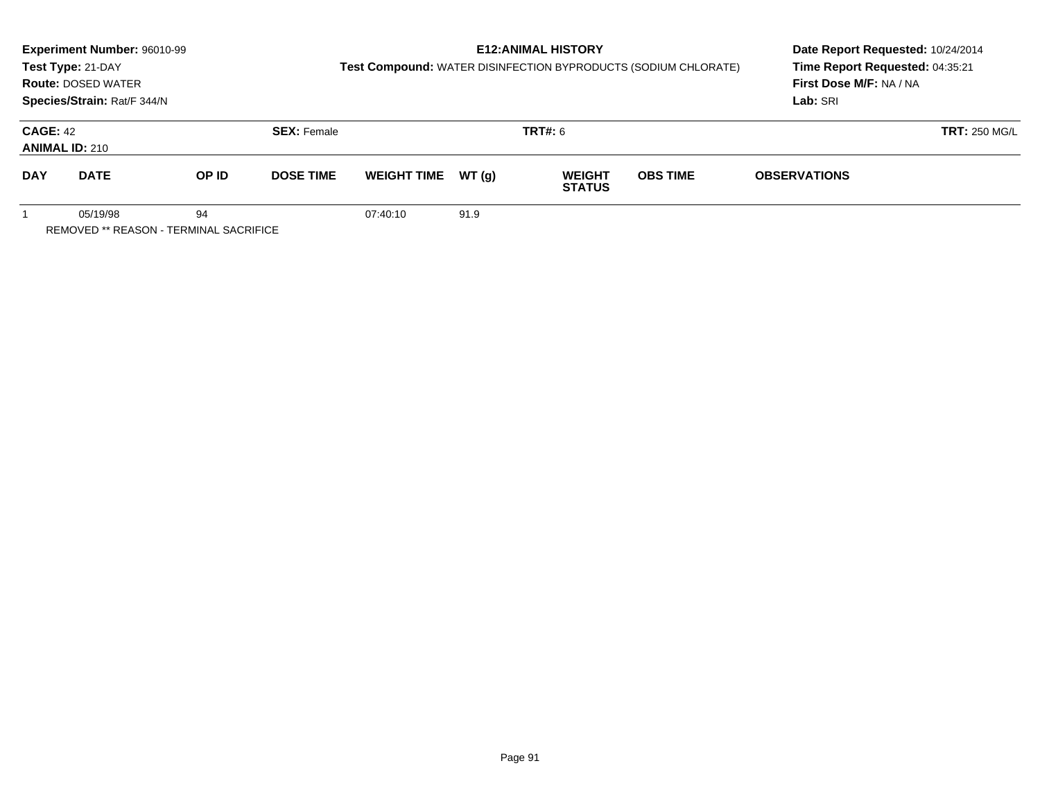**Experiment Number:** 96010-99
**Test Type:** 21-DAY
**Route:** DOSED WATER
**Species/Strain:** Rat/F 344/N

**E12:ANIMAL HISTORY**
**Test Compound:** WATER DISINFECTION BYPRODUCTS (SODIUM CHLORATE)

**Date Report Requested:** 10/24/2014
**Time Report Requested:** 04:35:21
**First Dose M/F:** NA / NA
**Lab:** SRI

**CAGE:** 42 **SEX:** Female **TRT#:** 6 **TRT:** 250 MG/L
**ANIMAL ID:** 210

| DAY | DATE | OP ID | DOSE TIME | WEIGHT TIME | WT (g) | WEIGHT STATUS | OBS TIME | OBSERVATIONS |
|---|---|---|---|---|---|---|---|---|
| 1 | 05/19/98 | 94 | | 07:40:10 | 91.9 | | | |

REMOVED ** REASON - TERMINAL SACRIFICE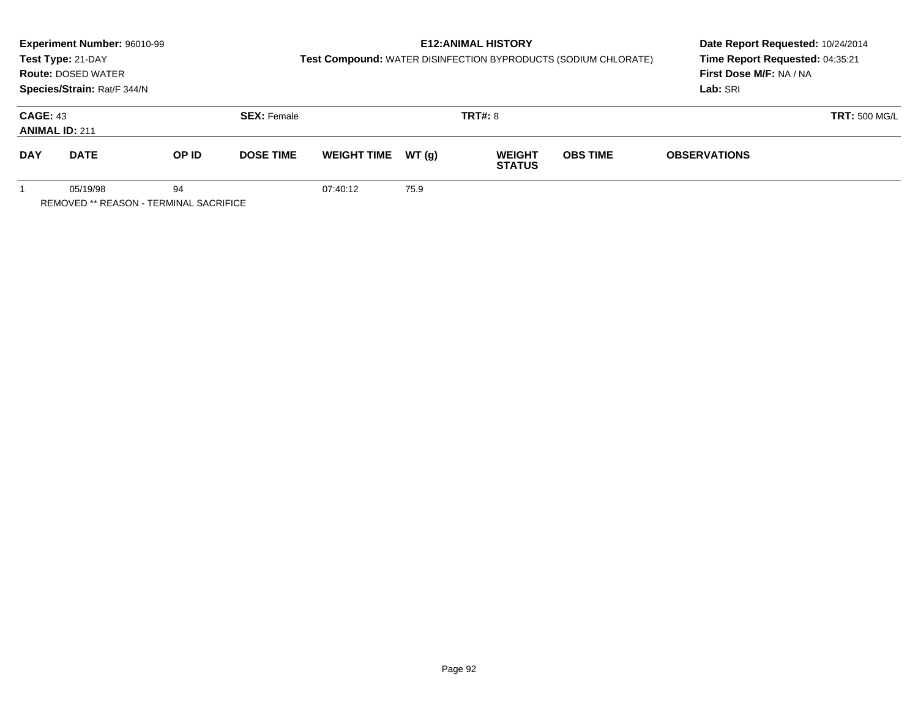**Experiment Number:** 96010-99
**Test Type:** 21-DAY
**Route:** DOSED WATER
**Species/Strain:** Rat/F 344/N

**E12:ANIMAL HISTORY**
**Test Compound:** WATER DISINFECTION BYPRODUCTS (SODIUM CHLORATE)

**Date Report Requested:** 10/24/2014
**Time Report Requested:** 04:35:21
**First Dose M/F:** NA / NA
**Lab:** SRI

**CAGE:** 43 **SEX:** Female **TRT#:** 8 **TRT:** 500 MG/L
**ANIMAL ID:** 211

| DAY | DATE | OP ID | DOSE TIME | WEIGHT TIME | WT (g) | WEIGHT STATUS | OBS TIME | OBSERVATIONS |
|---|---|---|---|---|---|---|---|---|
| 1 | 05/19/98 | 94 | | 07:40:12 | 75.9 | | | |

REMOVED ** REASON - TERMINAL SACRIFICE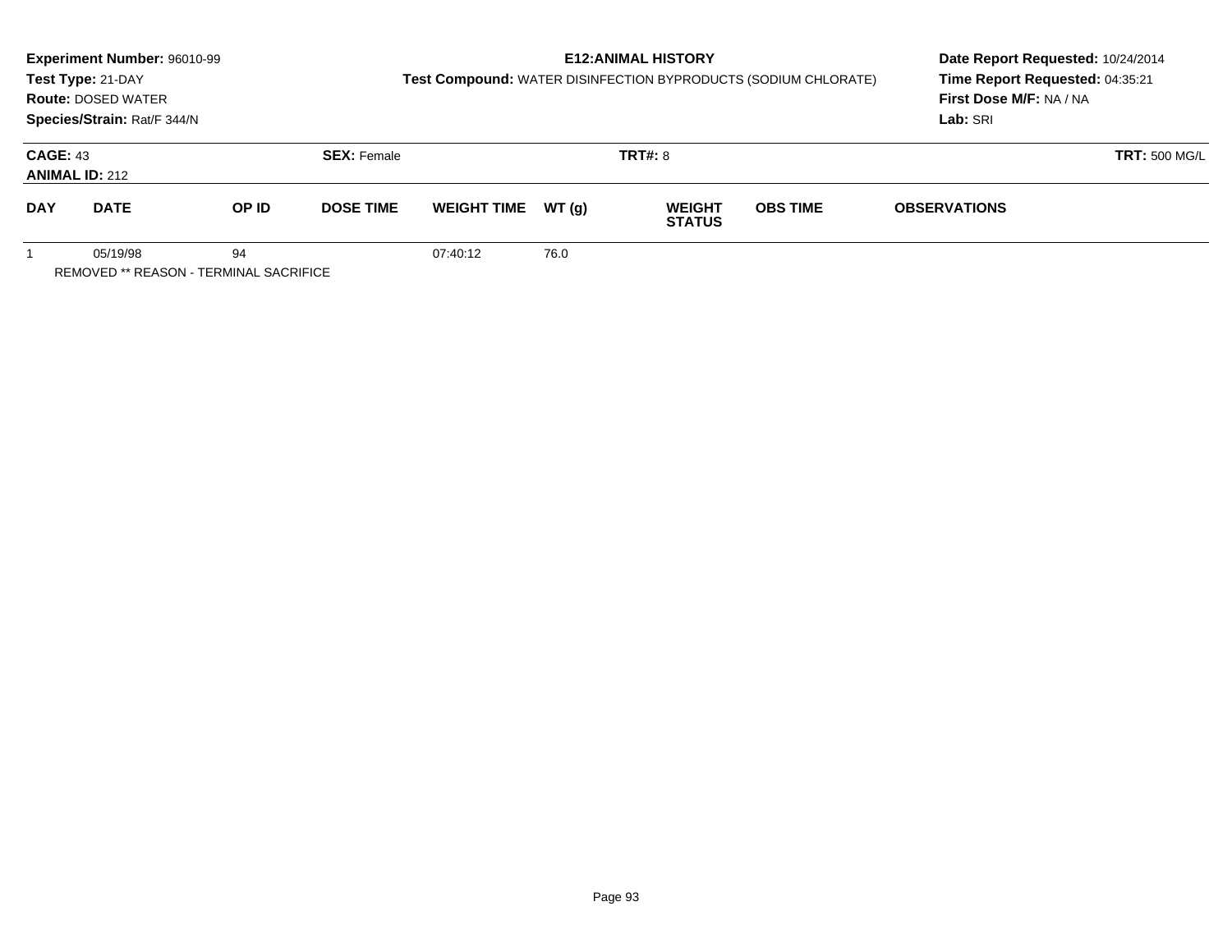**Experiment Number:** 96010-99
**Test Type:** 21-DAY
**Route:** DOSED WATER
**Species/Strain:** Rat/F 344/N

## E12:ANIMAL HISTORY

**Test Compound:** WATER DISINFECTION BYPRODUCTS (SODIUM CHLORATE)

**Date Report Requested:** 10/24/2014
**Time Report Requested:** 04:35:21
**First Dose M/F:** NA / NA
**Lab:** SRI

**CAGE:** 43 **SEX:** Female **TRT#:** 8 **TRT:** 500 MG/L
**ANIMAL ID:** 212

| DAY | DATE | OP ID | DOSE TIME | WEIGHT TIME | WT (g) | WEIGHT STATUS | OBS TIME | OBSERVATIONS |
|---|---|---|---|---|---|---|---|---|
| 1 | 05/19/98 | 94 | | 07:40:12 | 76.0 | | | |

REMOVED ** REASON - TERMINAL SACRIFICE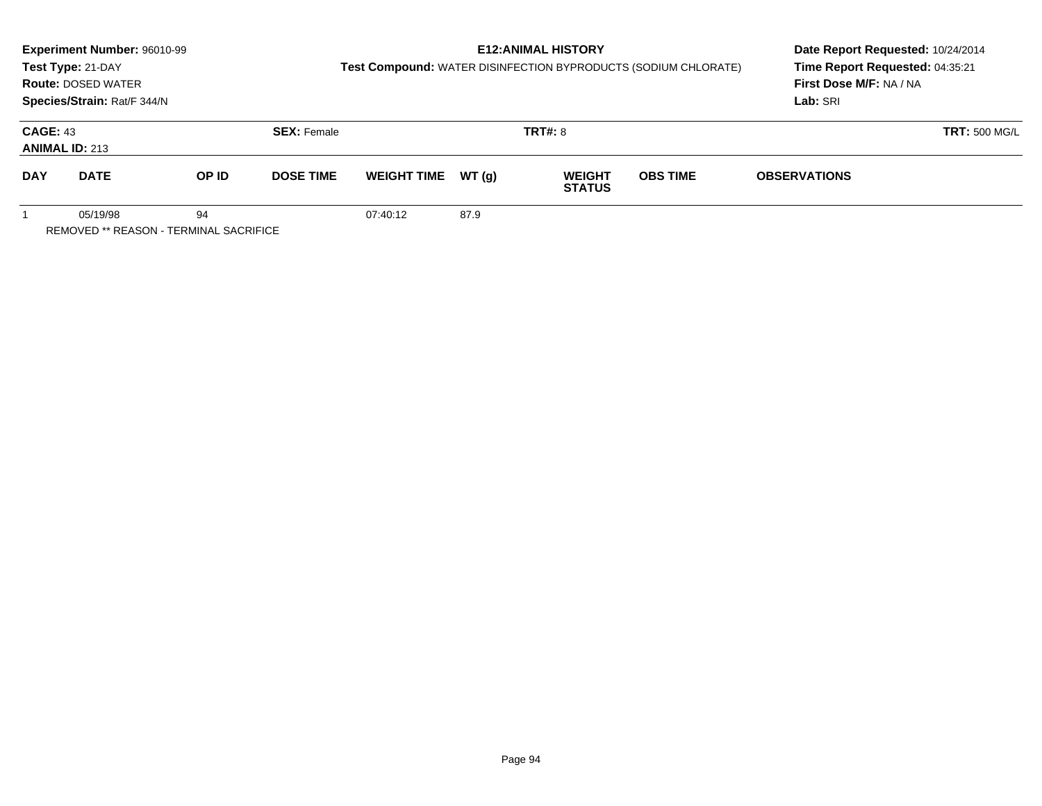**Experiment Number:** 96010-99
**Test Type:** 21-DAY
**Route:** DOSED WATER
**Species/Strain:** Rat/F 344/N

**E12:ANIMAL HISTORY**
**Test Compound:** WATER DISINFECTION BYPRODUCTS (SODIUM CHLORATE)

**Date Report Requested:** 10/24/2014
**Time Report Requested:** 04:35:21
**First Dose M/F:** NA / NA
**Lab:** SRI

**CAGE:** 43
**ANIMAL ID:** 213
**SEX:** Female
**TRT#:** 8
**TRT:** 500 MG/L

| DAY | DATE | OP ID | DOSE TIME | WEIGHT TIME | WT (g) | WEIGHT STATUS | OBS TIME | OBSERVATIONS |
|---|---|---|---|---|---|---|---|---|
| 1 | 05/19/98 | 94 | | 07:40:12 | 87.9 | | | |

REMOVED ** REASON - TERMINAL SACRIFICE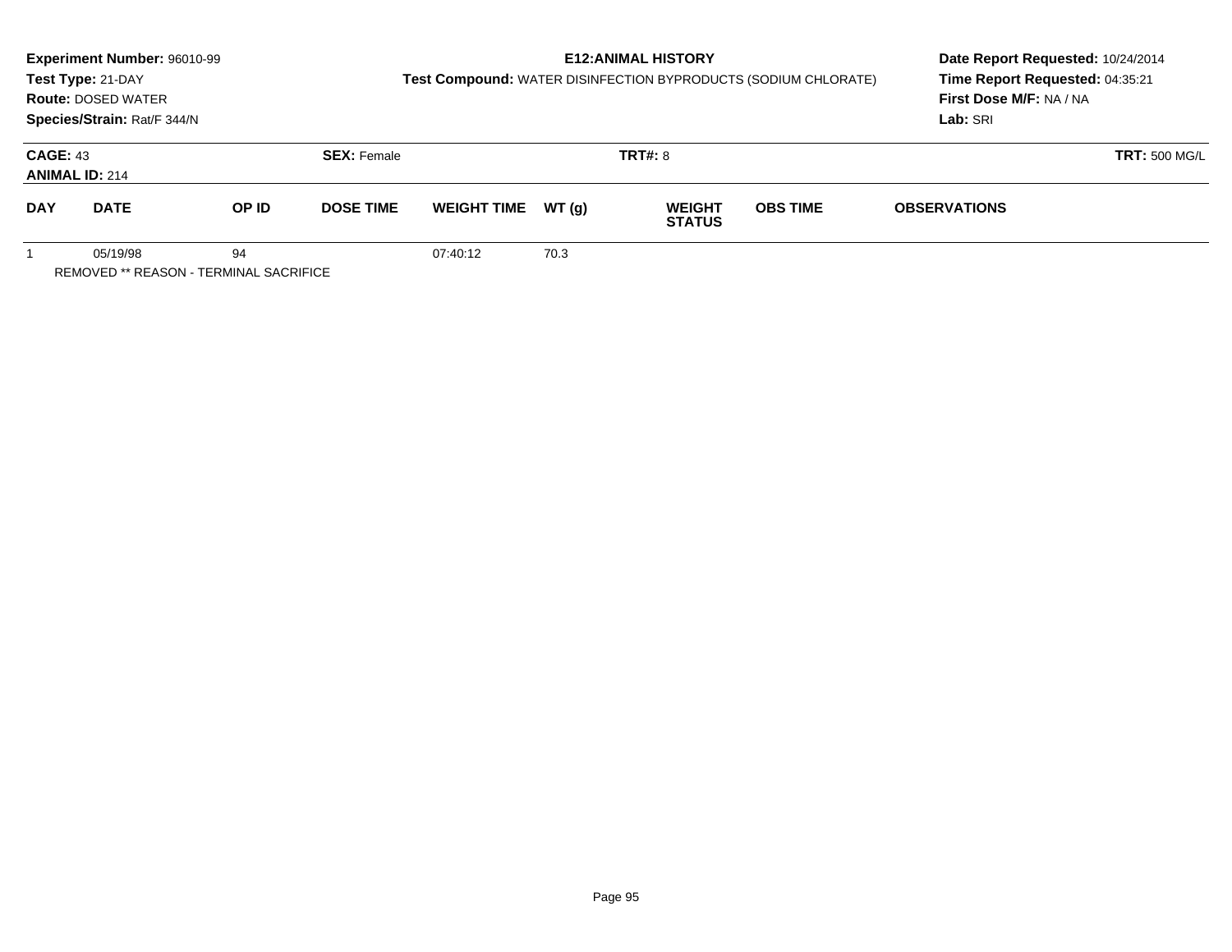**Experiment Number:** 96010-99
**Test Type:** 21-DAY
**Route:** DOSED WATER
**Species/Strain:** Rat/F 344/N

**E12:ANIMAL HISTORY**
**Test Compound:** WATER DISINFECTION BYPRODUCTS (SODIUM CHLORATE)

**Date Report Requested:** 10/24/2014
**Time Report Requested:** 04:35:21
**First Dose M/F:** NA / NA
**Lab:** SRI

**CAGE:** 43 **SEX:** Female **TRT#:** 8 **TRT:** 500 MG/L
**ANIMAL ID:** 214

| DAY | DATE | OP ID | DOSE TIME | WEIGHT TIME | WT (g) | WEIGHT STATUS | OBS TIME | OBSERVATIONS |
|---|---|---|---|---|---|---|---|---|
| 1 | 05/19/98 | 94 | | 07:40:12 | 70.3 | | | |

REMOVED ** REASON - TERMINAL SACRIFICE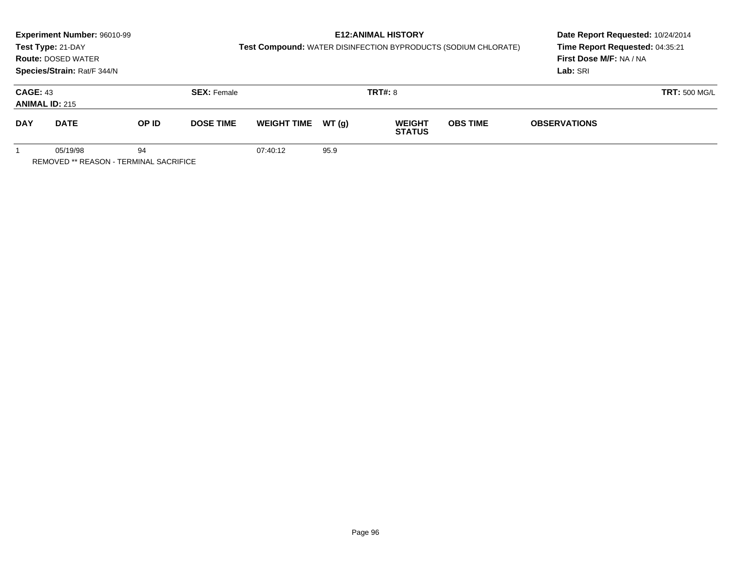**Experiment Number:** 96010-99
**Test Type:** 21-DAY
**Route:** DOSED WATER
**Species/Strain:** Rat/F 344/N

**E12:ANIMAL HISTORY**
**Test Compound:** WATER DISINFECTION BYPRODUCTS (SODIUM CHLORATE)

**Date Report Requested:** 10/24/2014
**Time Report Requested:** 04:35:21
**First Dose M/F:** NA / NA
**Lab:** SRI

**CAGE:** 43
**ANIMAL ID:** 215
**SEX:** Female
**TRT#:** 8
**TRT:** 500 MG/L

| DAY | DATE | OP ID | DOSE TIME | WEIGHT TIME | WT (g) | WEIGHT STATUS | OBS TIME | OBSERVATIONS |
|---|---|---|---|---|---|---|---|---|
| 1 | 05/19/98 | 94 | | 07:40:12 | 95.9 | | | |

REMOVED ** REASON - TERMINAL SACRIFICE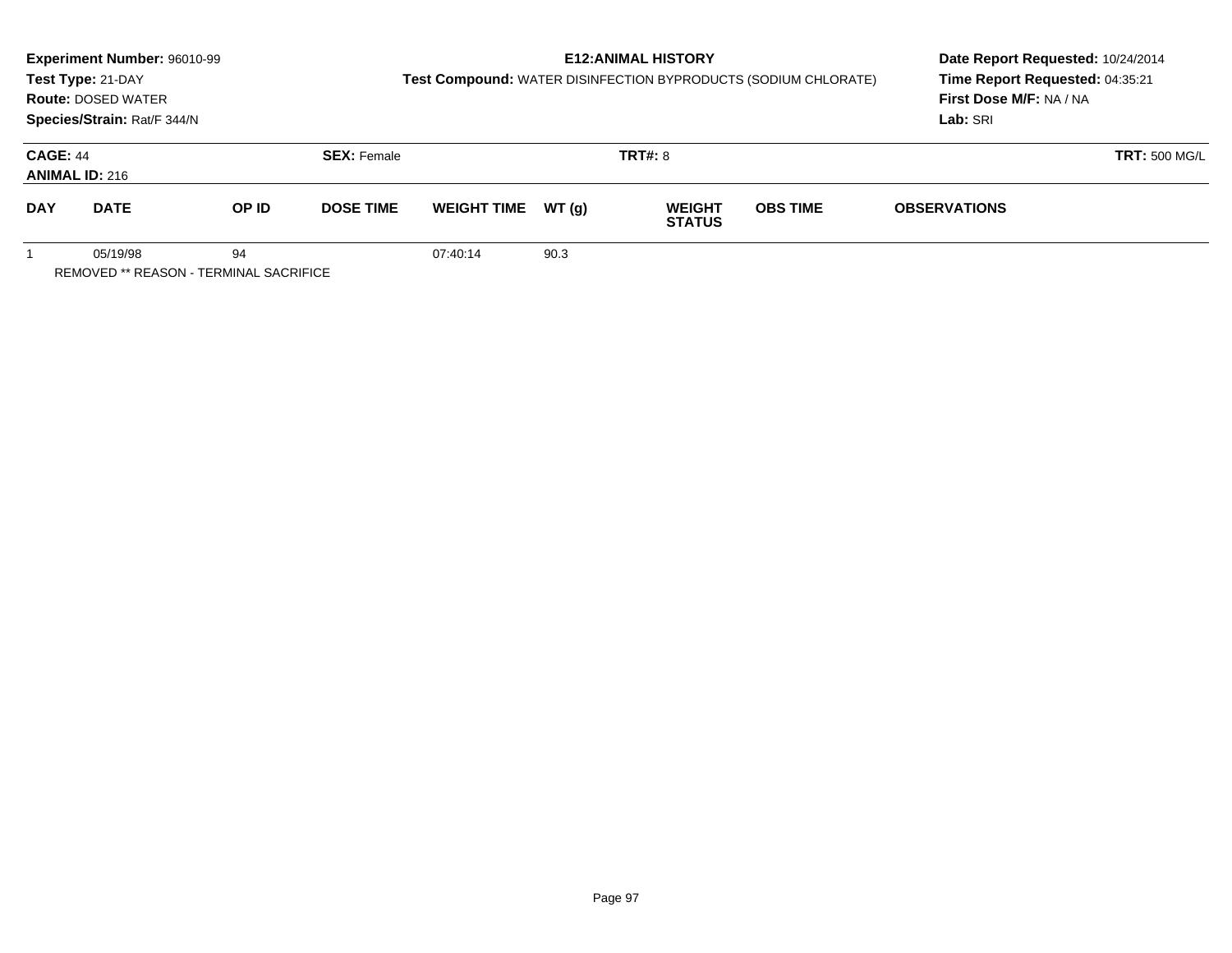**Experiment Number:** 96010-99
**Test Type:** 21-DAY
**Route:** DOSED WATER
**Species/Strain:** Rat/F 344/N

**E12:ANIMAL HISTORY**
**Test Compound:** WATER DISINFECTION BYPRODUCTS (SODIUM CHLORATE)

**Date Report Requested:** 10/24/2014
**Time Report Requested:** 04:35:21
**First Dose M/F:** NA / NA
**Lab:** SRI

**CAGE:** 44 **SEX:** Female **TRT#:** 8 **TRT:** 500 MG/L
**ANIMAL ID:** 216

| DAY | DATE | OP ID | DOSE TIME | WEIGHT TIME | WT (g) | WEIGHT STATUS | OBS TIME | OBSERVATIONS |
|---|---|---|---|---|---|---|---|---|
| 1 | 05/19/98 | 94 | | 07:40:14 | 90.3 | | | |

REMOVED ** REASON - TERMINAL SACRIFICE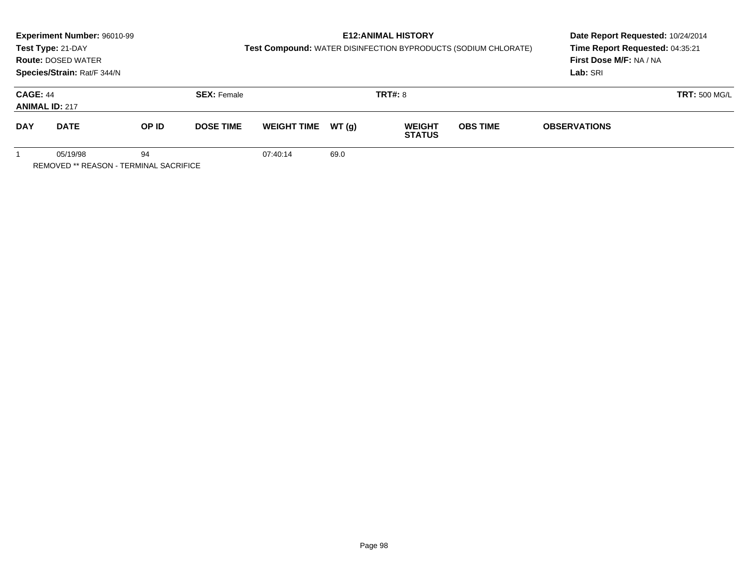**Experiment Number:** 96010-99
**Test Type:** 21-DAY
**Route:** DOSED WATER
**Species/Strain:** Rat/F 344/N

**E12:ANIMAL HISTORY**
**Test Compound:** WATER DISINFECTION BYPRODUCTS (SODIUM CHLORATE)

**Date Report Requested:** 10/24/2014
**Time Report Requested:** 04:35:21
**First Dose M/F:** NA / NA
**Lab:** SRI

**CAGE:** 44 **SEX:** Female **TRT#:** 8 **TRT:** 500 MG/L
**ANIMAL ID:** 217

| DAY | DATE | OP ID | DOSE TIME | WEIGHT TIME | WT (g) | WEIGHT STATUS | OBS TIME | OBSERVATIONS |
|---|---|---|---|---|---|---|---|---|
| 1 | 05/19/98 | 94 | | 07:40:14 | 69.0 | | | |

REMOVED ** REASON - TERMINAL SACRIFICE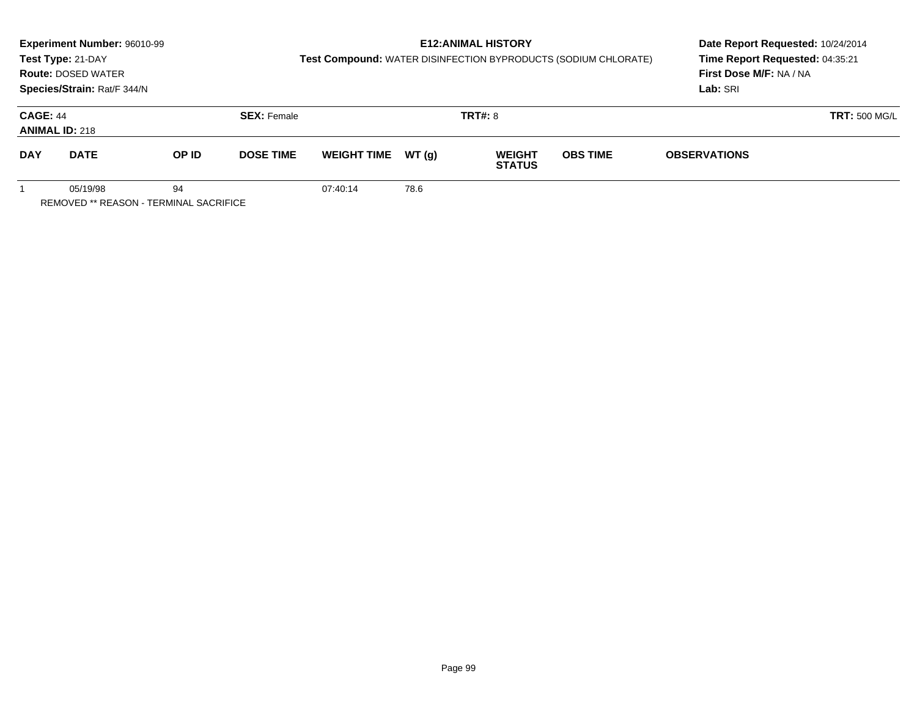**Experiment Number:** 96010-99
**Test Type:** 21-DAY
**Route:** DOSED WATER
**Species/Strain:** Rat/F 344/N

**E12:ANIMAL HISTORY**
**Test Compound:** WATER DISINFECTION BYPRODUCTS (SODIUM CHLORATE)

**Date Report Requested:** 10/24/2014
**Time Report Requested:** 04:35:21
**First Dose M/F:** NA / NA
**Lab:** SRI

**CAGE:** 44 **SEX:** Female **TRT#:** 8 **TRT:** 500 MG/L
**ANIMAL ID:** 218

| DAY | DATE | OP ID | DOSE TIME | WEIGHT TIME | WT (g) | WEIGHT STATUS | OBS TIME | OBSERVATIONS |
|---|---|---|---|---|---|---|---|---|
| 1 | 05/19/98 | 94 | | 07:40:14 | 78.6 | | | |

REMOVED ** REASON - TERMINAL SACRIFICE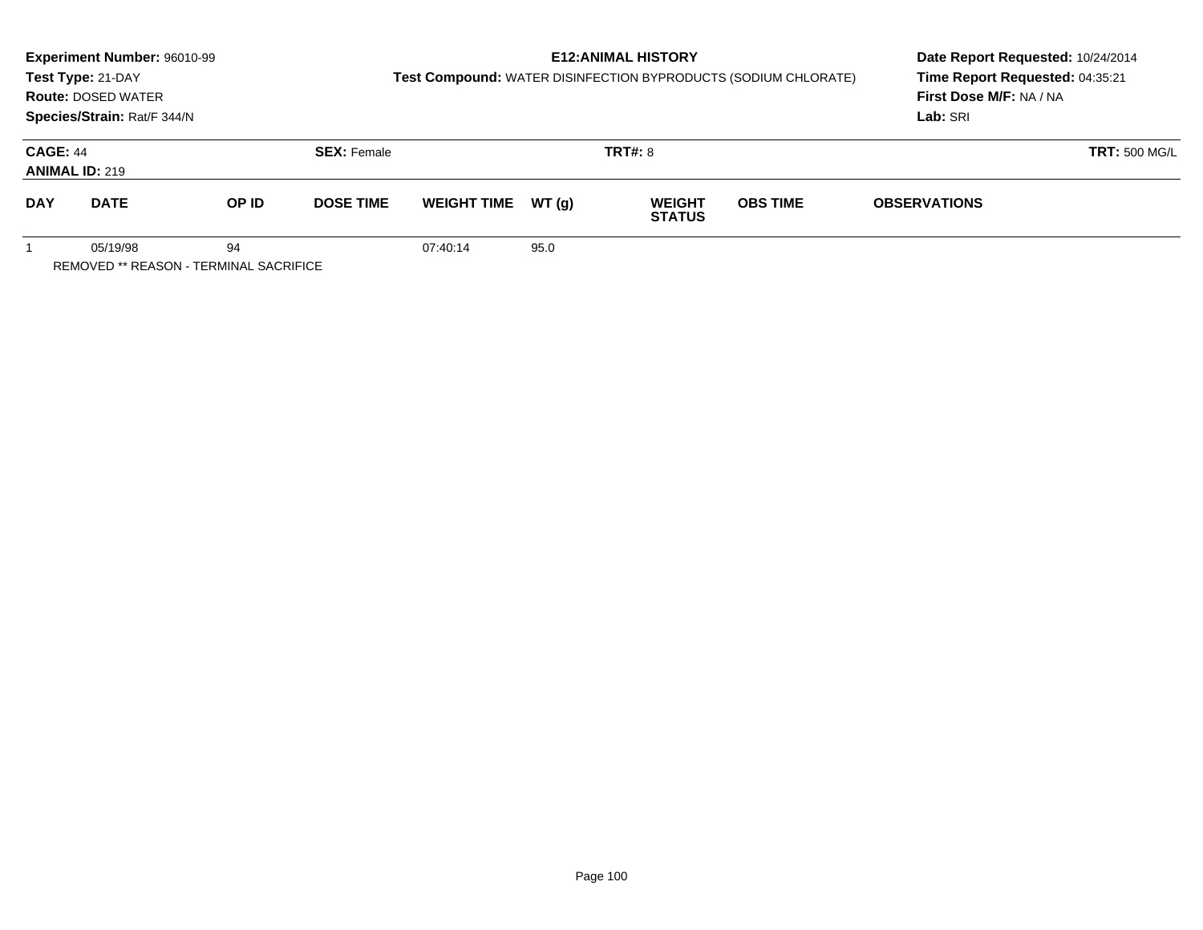**Experiment Number:** 96010-99
**Test Type:** 21-DAY
**Route:** DOSED WATER
**Species/Strain:** Rat/F 344/N

**E12:ANIMAL HISTORY**
**Test Compound:** WATER DISINFECTION BYPRODUCTS (SODIUM CHLORATE)

**Date Report Requested:** 10/24/2014
**Time Report Requested:** 04:35:21
**First Dose M/F:** NA / NA
**Lab:** SRI

**CAGE:** 44
**ANIMAL ID:** 219
**SEX:** Female
**TRT#:** 8
**TRT:** 500 MG/L

| DAY | DATE | OP ID | DOSE TIME | WEIGHT TIME | WT (g) | WEIGHT STATUS | OBS TIME | OBSERVATIONS |
|---|---|---|---|---|---|---|---|---|
| 1 | 05/19/98 | 94 | | 07:40:14 | 95.0 | | | |

REMOVED ** REASON - TERMINAL SACRIFICE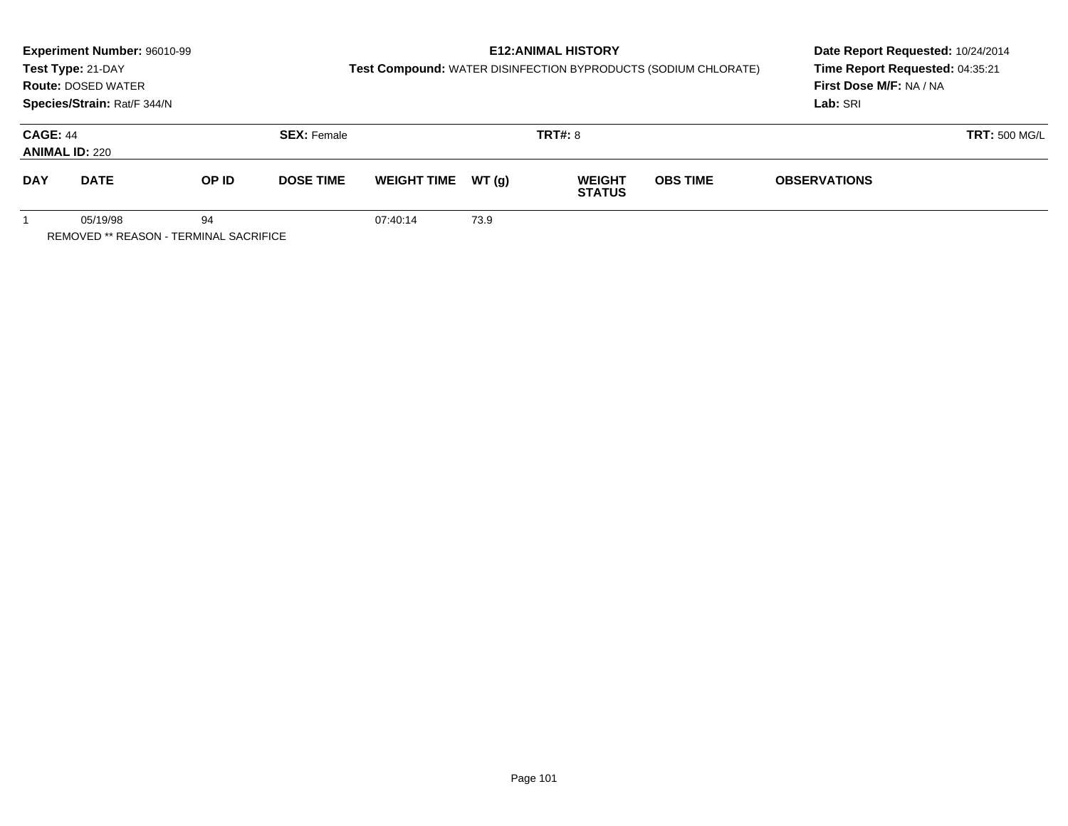**Experiment Number:** 96010-99
**Test Type:** 21-DAY
**Route:** DOSED WATER
**Species/Strain:** Rat/F 344/N

**E12:ANIMAL HISTORY**
**Test Compound:** WATER DISINFECTION BYPRODUCTS (SODIUM CHLORATE)

**Date Report Requested:** 10/24/2014
**Time Report Requested:** 04:35:21
**First Dose M/F:** NA / NA
**Lab:** SRI

**CAGE:** 44
**ANIMAL ID:** 220
**SEX:** Female
**TRT#:** 8
**TRT:** 500 MG/L

| DAY | DATE | OP ID | DOSE TIME | WEIGHT TIME | WT (g) | WEIGHT STATUS | OBS TIME | OBSERVATIONS |
|---|---|---|---|---|---|---|---|---|
| 1 | 05/19/98 | 94 | | 07:40:14 | 73.9 | | | |

REMOVED ** REASON - TERMINAL SACRIFICE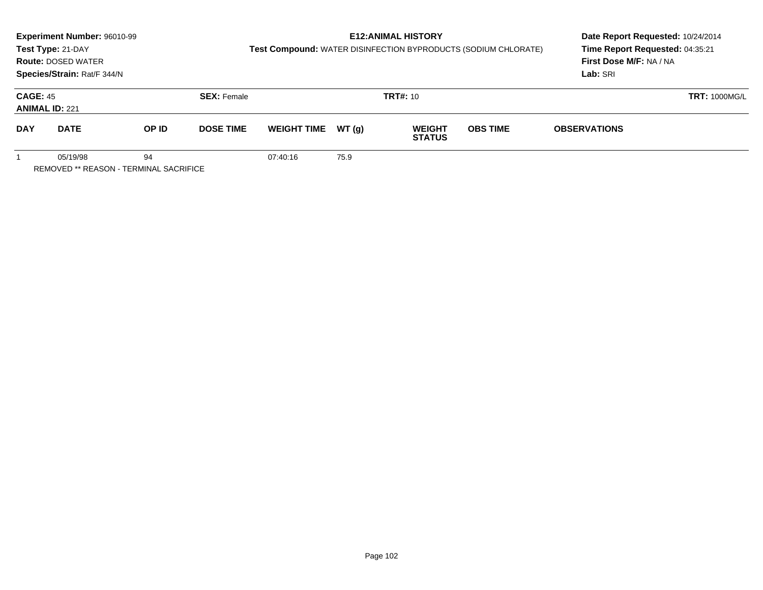**Experiment Number:** 96010-99
**Test Type:** 21-DAY
**Route:** DOSED WATER
**Species/Strain:** Rat/F 344/N

**E12:ANIMAL HISTORY**
**Test Compound:** WATER DISINFECTION BYPRODUCTS (SODIUM CHLORATE)

**Date Report Requested:** 10/24/2014
**Time Report Requested:** 04:35:21
**First Dose M/F:** NA / NA
**Lab:** SRI

**CAGE:** 45
**ANIMAL ID:** 221
**SEX:** Female
**TRT#:** 10
**TRT:** 1000MG/L

| DAY | DATE | OP ID | DOSE TIME | WEIGHT TIME | WT (g) | WEIGHT STATUS | OBS TIME | OBSERVATIONS |
|---|---|---|---|---|---|---|---|---|
| 1 | 05/19/98 | 94 | | 07:40:16 | 75.9 | | | |

REMOVED ** REASON - TERMINAL SACRIFICE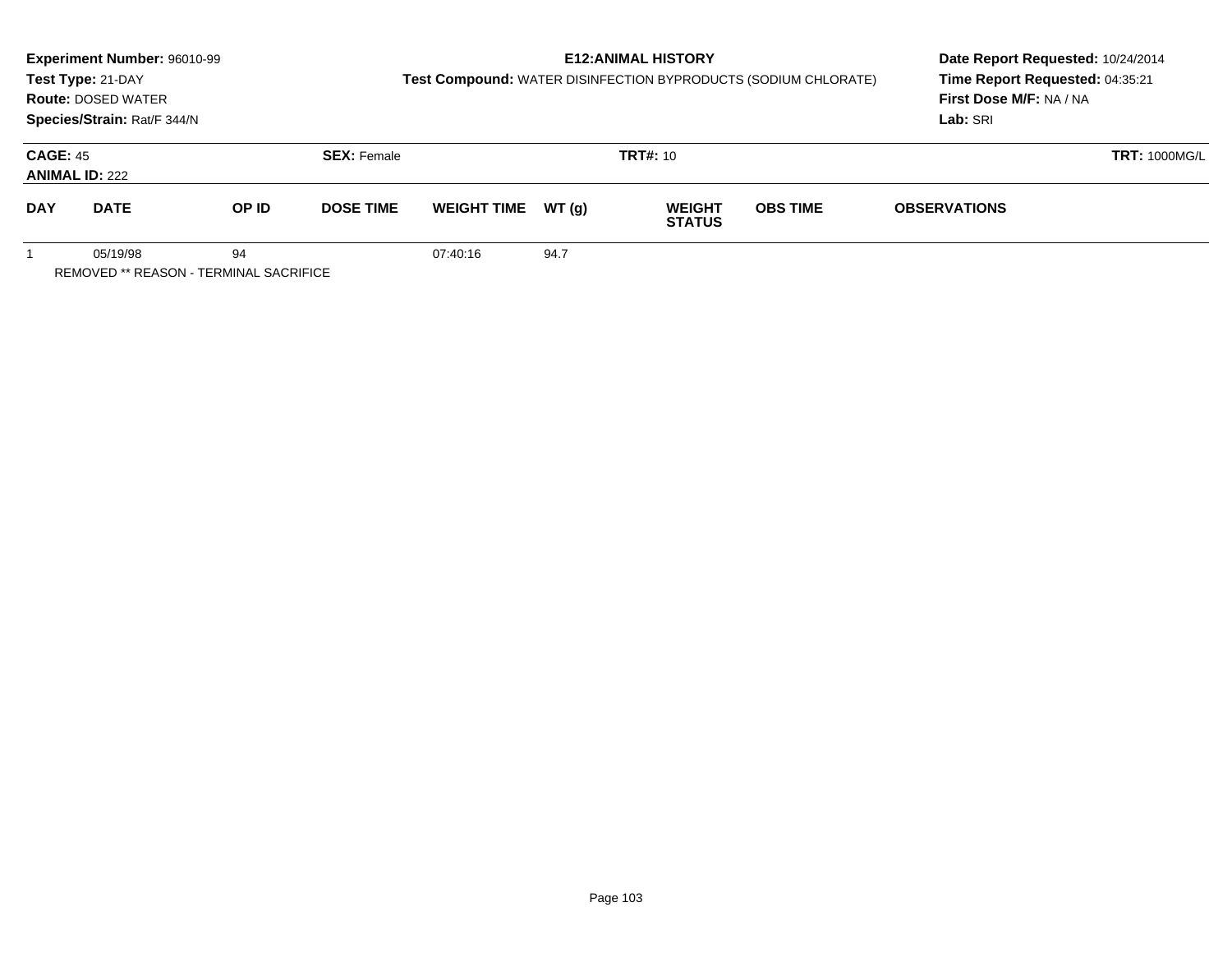**Experiment Number:** 96010-99
**Test Type:** 21-DAY
**Route:** DOSED WATER
**Species/Strain:** Rat/F 344/N

**E12:ANIMAL HISTORY**
**Test Compound:** WATER DISINFECTION BYPRODUCTS (SODIUM CHLORATE)

**Date Report Requested:** 10/24/2014
**Time Report Requested:** 04:35:21
**First Dose M/F:** NA / NA
**Lab:** SRI

**CAGE:** 45 **SEX:** Female **TRT#:** 10 **TRT:** 1000MG/L
**ANIMAL ID:** 222

| DAY | DATE | OP ID | DOSE TIME | WEIGHT TIME | WT (g) | WEIGHT STATUS | OBS TIME | OBSERVATIONS |
|---|---|---|---|---|---|---|---|---|
| 1 | 05/19/98 | 94 | | 07:40:16 | 94.7 | | | |

REMOVED ** REASON - TERMINAL SACRIFICE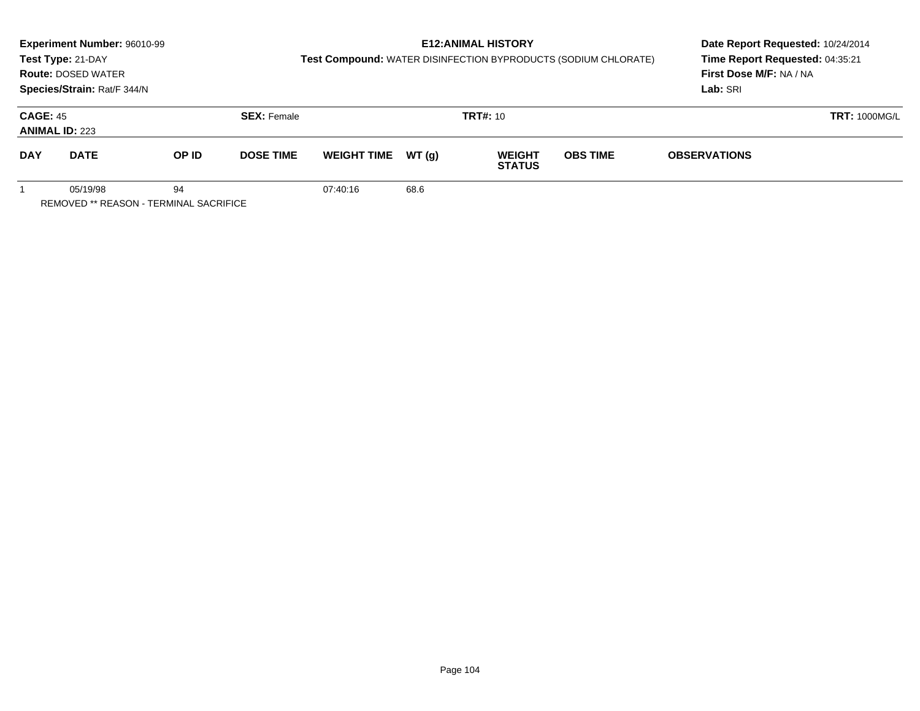**Experiment Number:** 96010-99
**Test Type:** 21-DAY
**Route:** DOSED WATER
**Species/Strain:** Rat/F 344/N

**E12:ANIMAL HISTORY**
**Test Compound:** WATER DISINFECTION BYPRODUCTS (SODIUM CHLORATE)

**Date Report Requested:** 10/24/2014
**Time Report Requested:** 04:35:21
**First Dose M/F:** NA / NA
**Lab:** SRI

**CAGE:** 45
**ANIMAL ID:** 223
**SEX:** Female
**TRT#:** 10
**TRT:** 1000MG/L

| DAY | DATE | OP ID | DOSE TIME | WEIGHT TIME | WT (g) | WEIGHT STATUS | OBS TIME | OBSERVATIONS |
|---|---|---|---|---|---|---|---|---|
| 1 | 05/19/98 | 94 | | 07:40:16 | 68.6 | | | |

REMOVED ** REASON - TERMINAL SACRIFICE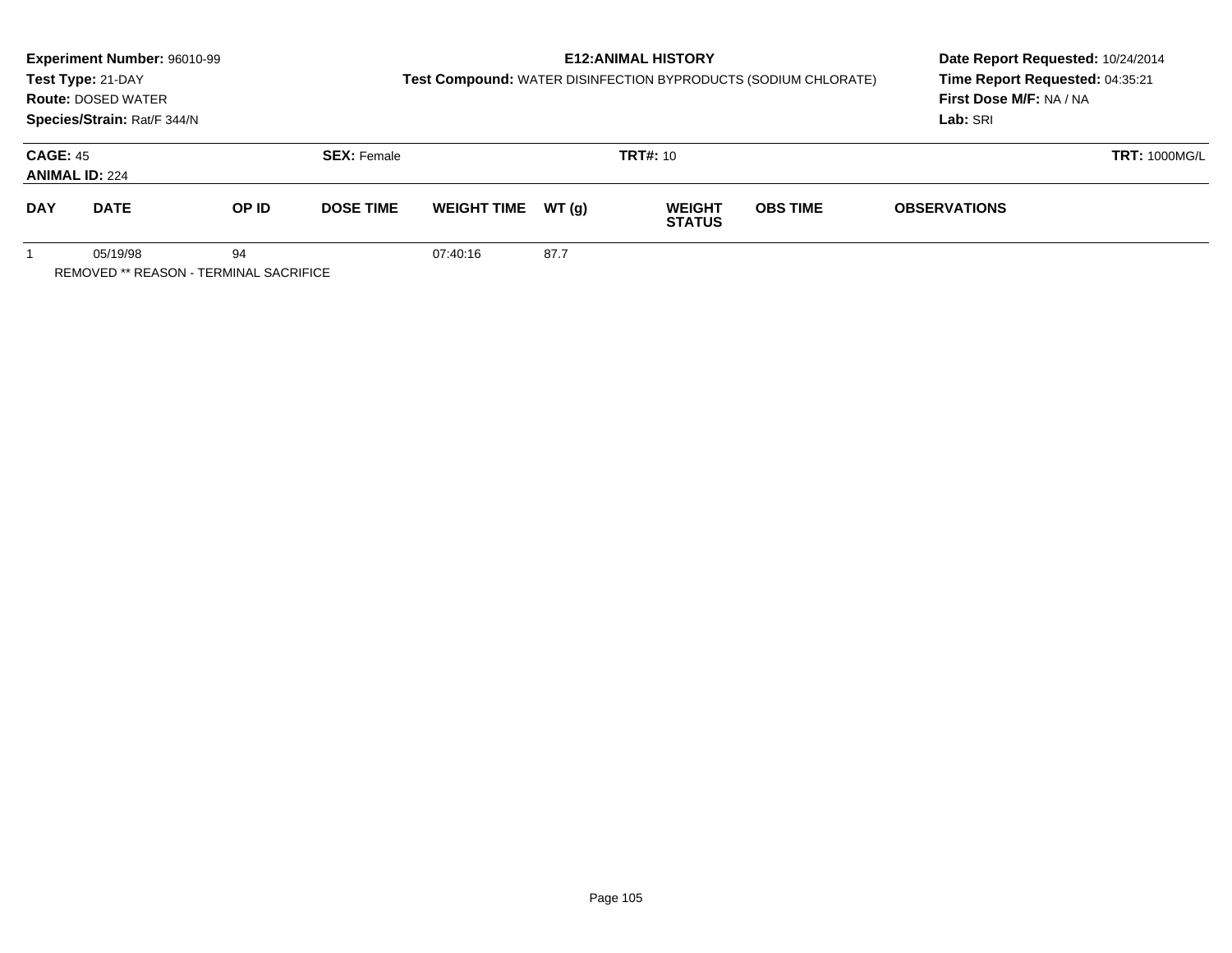**Experiment Number:** 96010-99
**Test Type:** 21-DAY
**Route:** DOSED WATER
**Species/Strain:** Rat/F 344/N

**E12:ANIMAL HISTORY**
**Test Compound:** WATER DISINFECTION BYPRODUCTS (SODIUM CHLORATE)

**Date Report Requested:** 10/24/2014
**Time Report Requested:** 04:35:21
**First Dose M/F:** NA / NA
**Lab:** SRI

**CAGE:** 45 **SEX:** Female **TRT#:** 10 **TRT:** 1000MG/L
**ANIMAL ID:** 224

| DAY | DATE | OP ID | DOSE TIME | WEIGHT TIME | WT (g) | WEIGHT STATUS | OBS TIME | OBSERVATIONS |
|---|---|---|---|---|---|---|---|---|
| 1 | 05/19/98 | 94 | | 07:40:16 | 87.7 | | | |

REMOVED ** REASON - TERMINAL SACRIFICE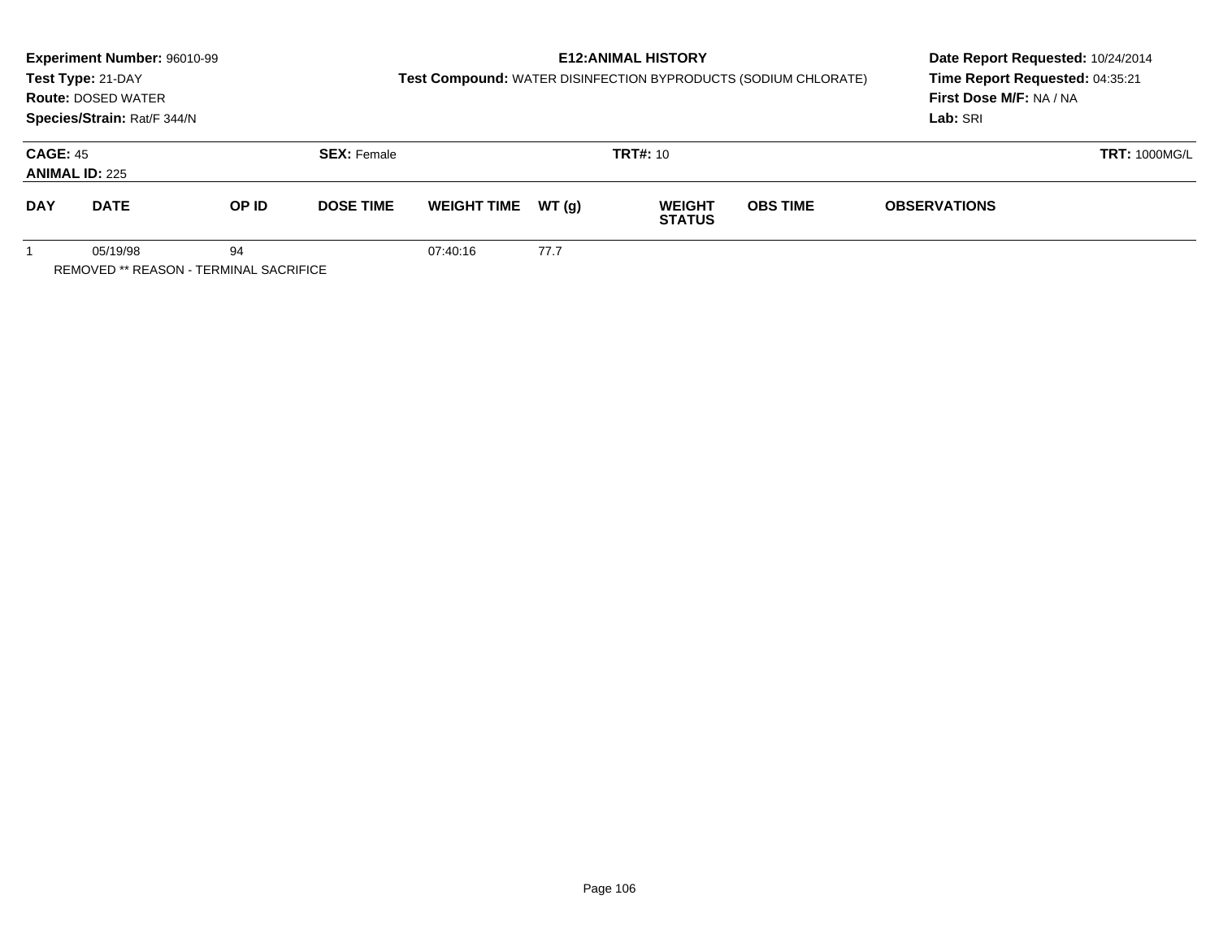**Experiment Number:** 96010-99
**Test Type:** 21-DAY
**Route:** DOSED WATER
**Species/Strain:** Rat/F 344/N

**E12:ANIMAL HISTORY**
**Test Compound:** WATER DISINFECTION BYPRODUCTS (SODIUM CHLORATE)

**Date Report Requested:** 10/24/2014
**Time Report Requested:** 04:35:21
**First Dose M/F:** NA / NA
**Lab:** SRI

**CAGE:** 45 **SEX:** Female **TRT#:** 10 **TRT:** 1000MG/L
**ANIMAL ID:** 225

| DAY | DATE | OP ID | DOSE TIME | WEIGHT TIME | WT (g) | WEIGHT STATUS | OBS TIME | OBSERVATIONS |
|---|---|---|---|---|---|---|---|---|
| 1 | 05/19/98 | 94 | | 07:40:16 | 77.7 | | | |

REMOVED ** REASON - TERMINAL SACRIFICE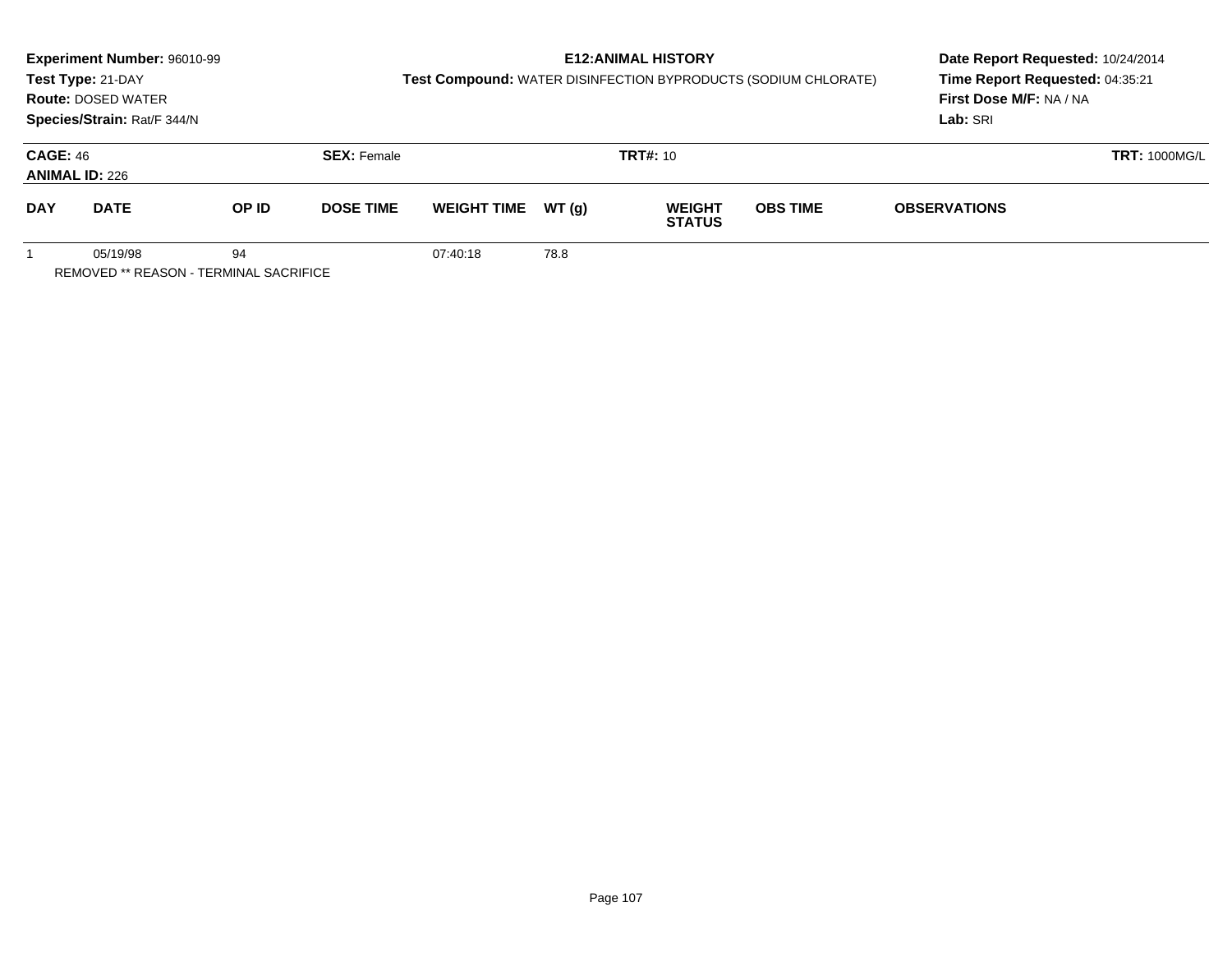**Experiment Number:** 96010-99
**Test Type:** 21-DAY
**Route:** DOSED WATER
**Species/Strain:** Rat/F 344/N

## E12:ANIMAL HISTORY

**Test Compound:** WATER DISINFECTION BYPRODUCTS (SODIUM CHLORATE)

**Date Report Requested:** 10/24/2014
**Time Report Requested:** 04:35:21
**First Dose M/F:** NA / NA
**Lab:** SRI

**CAGE:** 46 **SEX:** Female **TRT#:** 10 **TRT:** 1000MG/L
**ANIMAL ID:** 226

| DAY | DATE | OP ID | DOSE TIME | WEIGHT TIME | WT (g) | WEIGHT STATUS | OBS TIME | OBSERVATIONS |
|---|---|---|---|---|---|---|---|---|
| 1 | 05/19/98 | 94 | | 07:40:18 | 78.8 | | | |

REMOVED ** REASON - TERMINAL SACRIFICE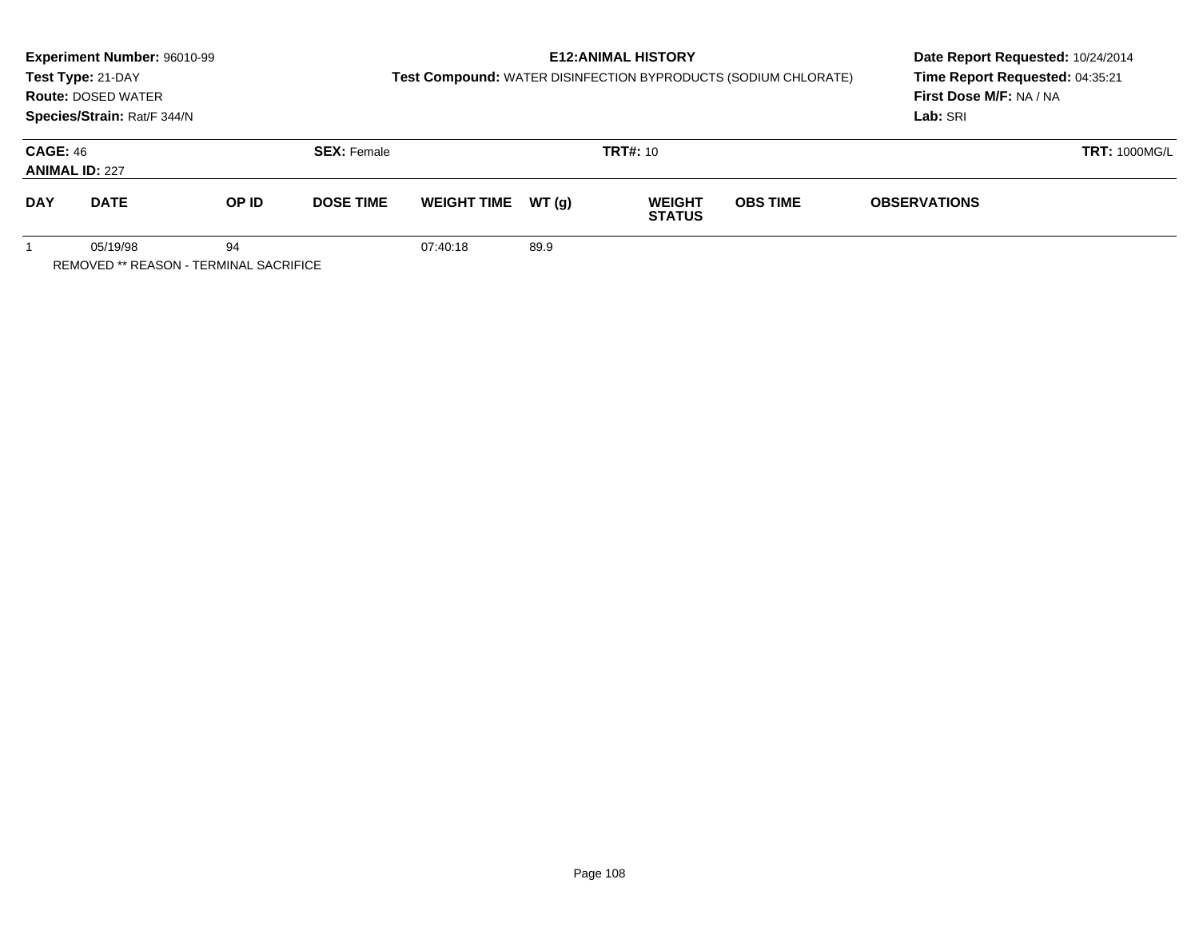**Experiment Number:** 96010-99
**Test Type:** 21-DAY
**Route:** DOSED WATER
**Species/Strain:** Rat/F 344/N

**E12:ANIMAL HISTORY**
**Test Compound:** WATER DISINFECTION BYPRODUCTS (SODIUM CHLORATE)

**Date Report Requested:** 10/24/2014
**Time Report Requested:** 04:35:21
**First Dose M/F:** NA / NA
**Lab:** SRI

**CAGE:** 46 **SEX:** Female **TRT#:** 10 **TRT:** 1000MG/L
**ANIMAL ID:** 227

| DAY | DATE | OP ID | DOSE TIME | WEIGHT TIME | WT (g) | WEIGHT STATUS | OBS TIME | OBSERVATIONS |
|---|---|---|---|---|---|---|---|---|
| 1 | 05/19/98 | 94 | | 07:40:18 | 89.9 | | | |

REMOVED ** REASON - TERMINAL SACRIFICE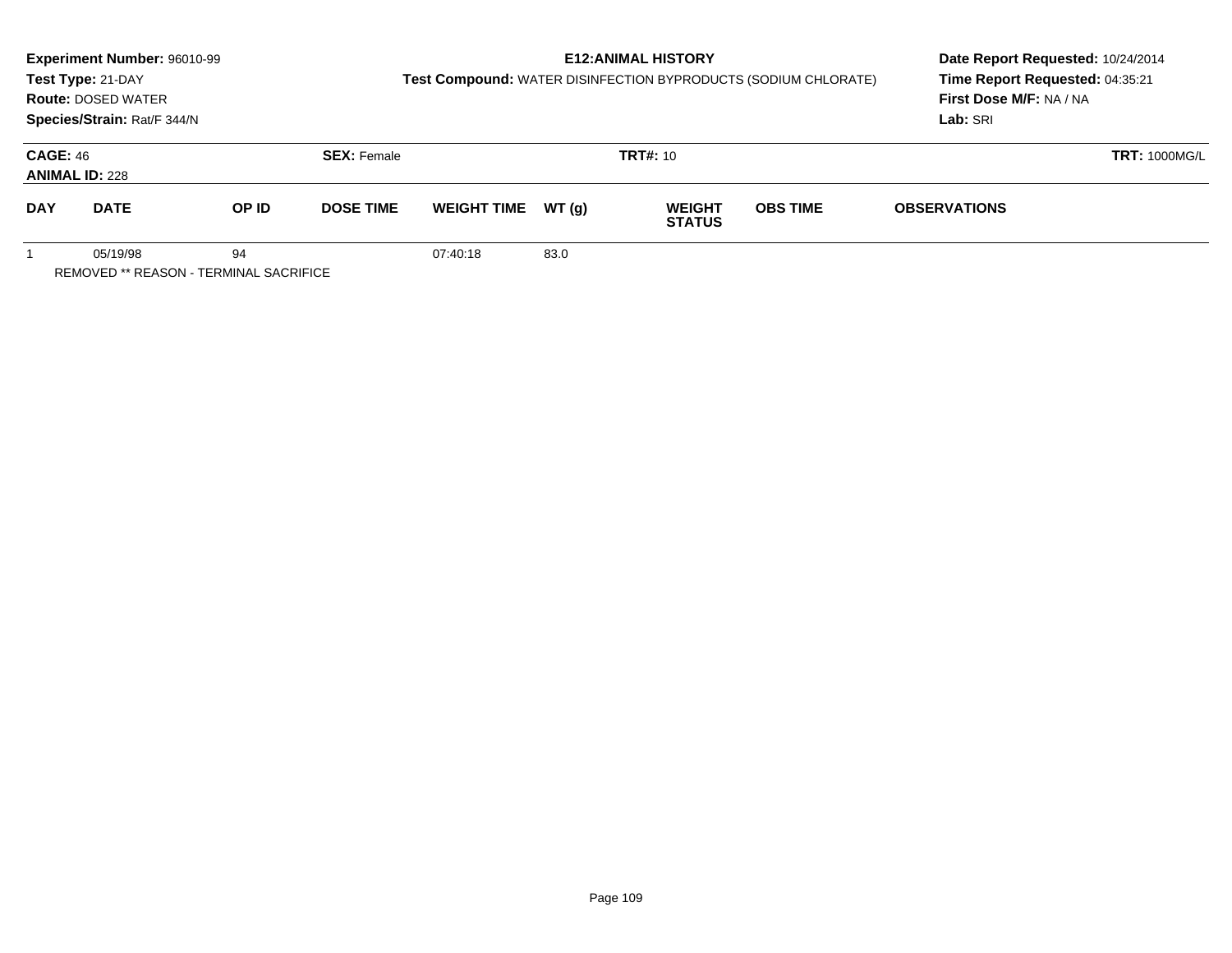**Experiment Number:** 96010-99
**Test Type:** 21-DAY
**Route:** DOSED WATER
**Species/Strain:** Rat/F 344/N

**E12:ANIMAL HISTORY**
**Test Compound:** WATER DISINFECTION BYPRODUCTS (SODIUM CHLORATE)

**Date Report Requested:** 10/24/2014
**Time Report Requested:** 04:35:21
**First Dose M/F:** NA / NA
**Lab:** SRI

**CAGE:** 46
**ANIMAL ID:** 228

**SEX:** Female

**TRT#:** 10

**TRT:** 1000MG/L

| DAY | DATE | OP ID | DOSE TIME | WEIGHT TIME | WT (g) | WEIGHT STATUS | OBS TIME | OBSERVATIONS |
|---|---|---|---|---|---|---|---|---|
| 1 | 05/19/98 | 94 | | 07:40:18 | 83.0 | | | |

REMOVED ** REASON - TERMINAL SACRIFICE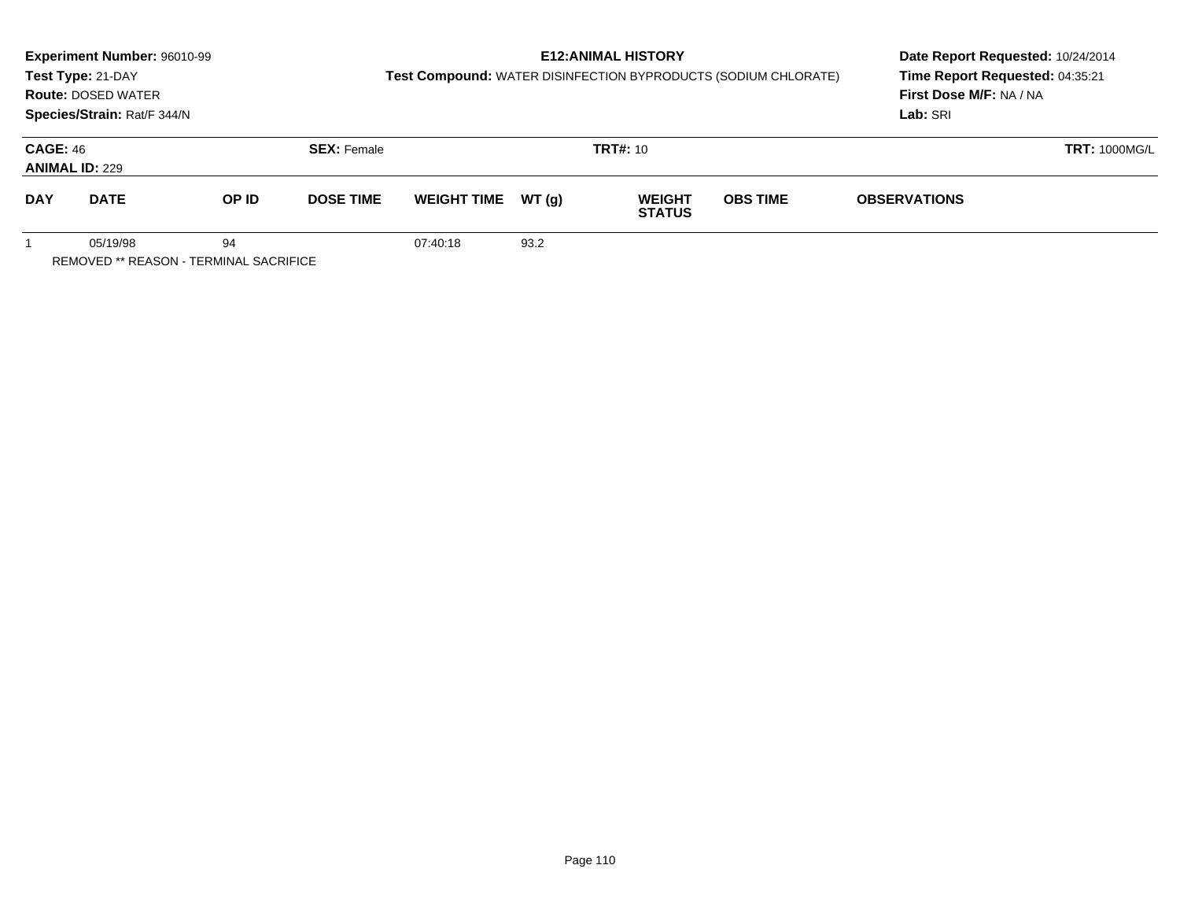**Experiment Number:** 96010-99
**Test Type:** 21-DAY
**Route:** DOSED WATER
**Species/Strain:** Rat/F 344/N

**E12:ANIMAL HISTORY**
**Test Compound:** WATER DISINFECTION BYPRODUCTS (SODIUM CHLORATE)

**Date Report Requested:** 10/24/2014
**Time Report Requested:** 04:35:21
**First Dose M/F:** NA / NA
**Lab:** SRI

**CAGE:** 46
**ANIMAL ID:** 229
**SEX:** Female
**TRT#:** 10
**TRT:** 1000MG/L

| DAY | DATE | OP ID | DOSE TIME | WEIGHT TIME | WT (g) | WEIGHT STATUS | OBS TIME | OBSERVATIONS |
|---|---|---|---|---|---|---|---|---|
| 1 | 05/19/98 | 94 | | 07:40:18 | 93.2 | | | |

REMOVED ** REASON - TERMINAL SACRIFICE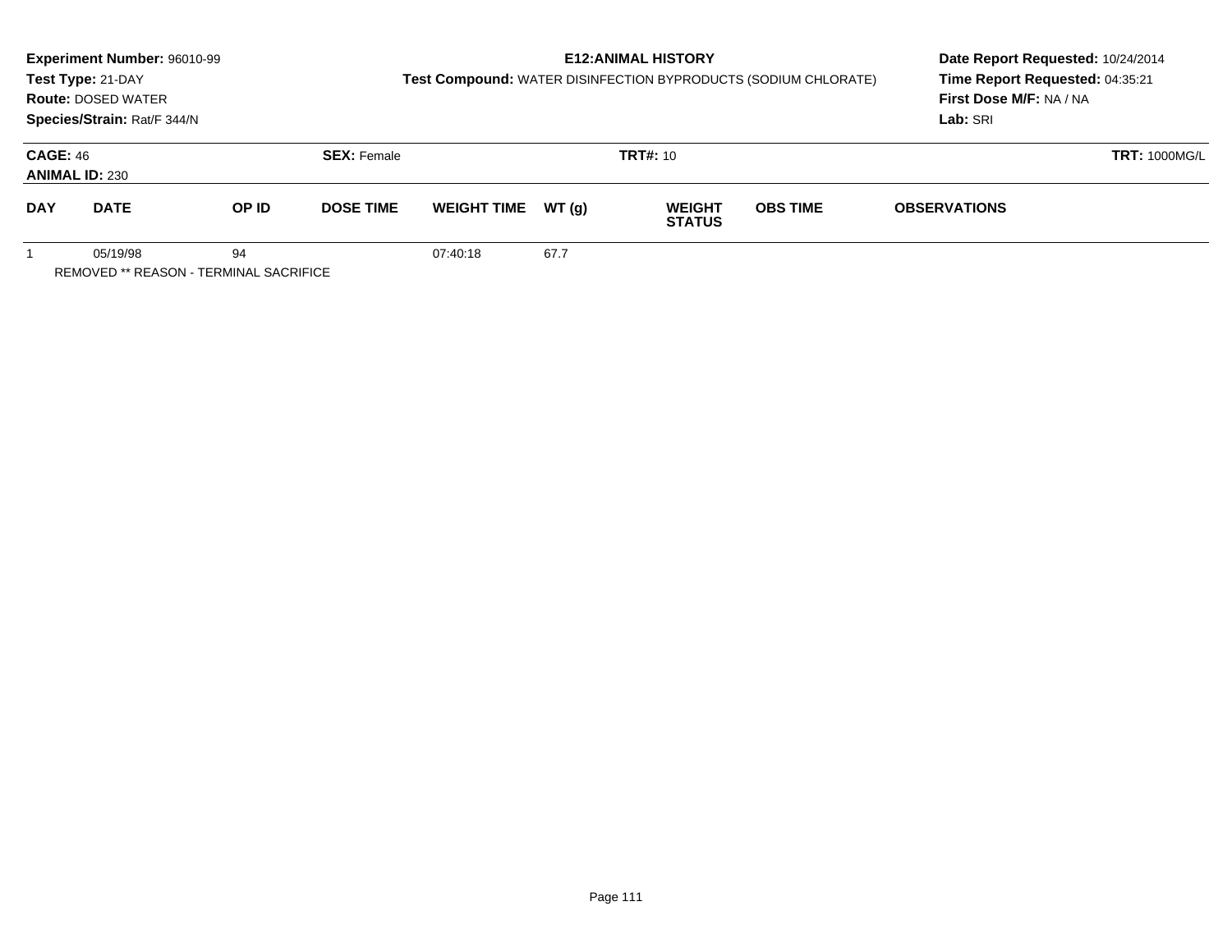**Experiment Number:** 96010-99
**Test Type:** 21-DAY
**Route:** DOSED WATER
**Species/Strain:** Rat/F 344/N

**E12:ANIMAL HISTORY**
**Test Compound:** WATER DISINFECTION BYPRODUCTS (SODIUM CHLORATE)

**Date Report Requested:** 10/24/2014
**Time Report Requested:** 04:35:21
**First Dose M/F:** NA / NA
**Lab:** SRI

**CAGE:** 46
**ANIMAL ID:** 230
**SEX:** Female
**TRT#:** 10
**TRT:** 1000MG/L

| DAY | DATE | OP ID | DOSE TIME | WEIGHT TIME | WT (g) | WEIGHT STATUS | OBS TIME | OBSERVATIONS |
|---|---|---|---|---|---|---|---|---|
| 1 | 05/19/98 | 94 | | 07:40:18 | 67.7 | | | |

REMOVED ** REASON - TERMINAL SACRIFICE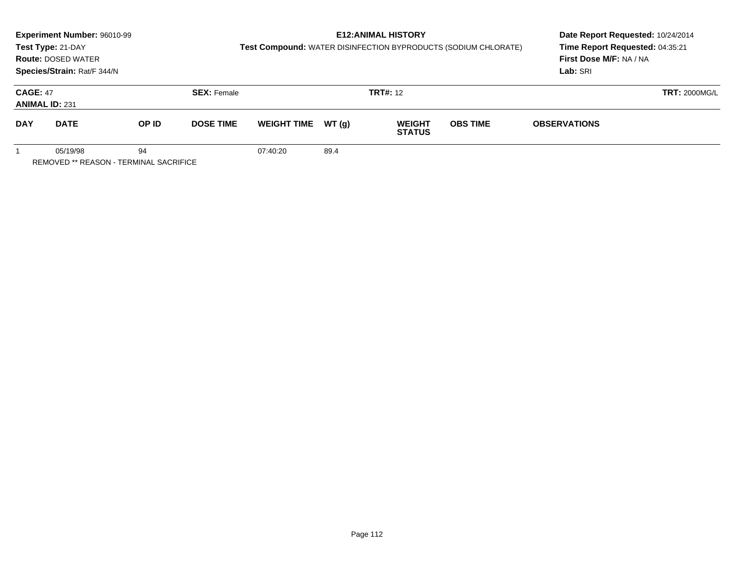**Experiment Number:** 96010-99
**Test Type:** 21-DAY
**Route:** DOSED WATER
**Species/Strain:** Rat/F 344/N

**E12:ANIMAL HISTORY**
**Test Compound:** WATER DISINFECTION BYPRODUCTS (SODIUM CHLORATE)

**Date Report Requested:** 10/24/2014
**Time Report Requested:** 04:35:21
**First Dose M/F:** NA / NA
**Lab:** SRI

**CAGE:** 47
**ANIMAL ID:** 231
**SEX:** Female
**TRT#:** 12
**TRT:** 2000MG/L

| DAY | DATE | OP ID | DOSE TIME | WEIGHT TIME | WT (g) | WEIGHT STATUS | OBS TIME | OBSERVATIONS |
|---|---|---|---|---|---|---|---|---|
| 1 | 05/19/98 | 94 | | 07:40:20 | 89.4 | | | |

REMOVED ** REASON - TERMINAL SACRIFICE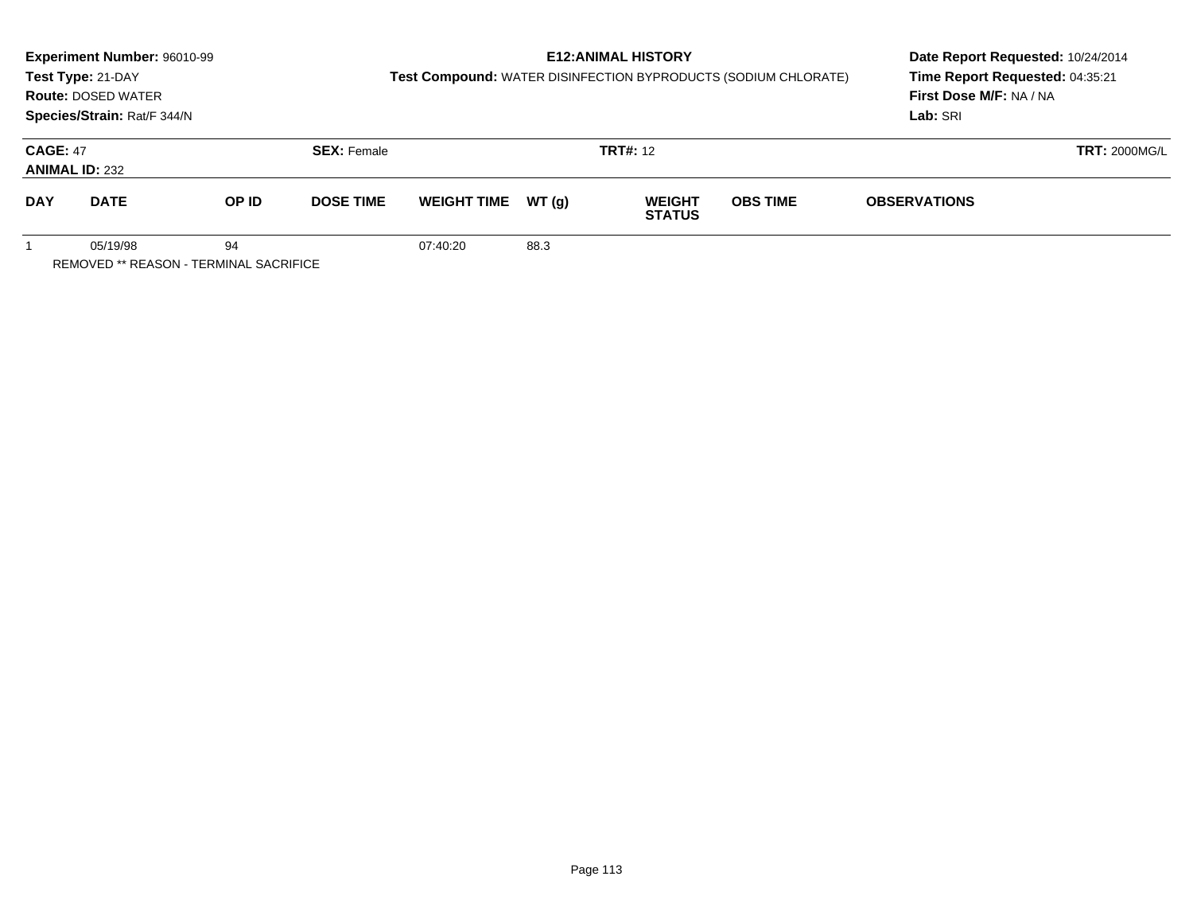**Experiment Number:** 96010-99
**Test Type:** 21-DAY
**Route:** DOSED WATER
**Species/Strain:** Rat/F 344/N

**E12:ANIMAL HISTORY**
**Test Compound:** WATER DISINFECTION BYPRODUCTS (SODIUM CHLORATE)

**Date Report Requested:** 10/24/2014
**Time Report Requested:** 04:35:21
**First Dose M/F:** NA / NA
**Lab:** SRI

**CAGE:** 47 **SEX:** Female **TRT#:** 12 **TRT:** 2000MG/L
**ANIMAL ID:** 232

| DAY | DATE | OP ID | DOSE TIME | WEIGHT TIME | WT (g) | WEIGHT STATUS | OBS TIME | OBSERVATIONS |
|---|---|---|---|---|---|---|---|---|
| 1 | 05/19/98 | 94 | | 07:40:20 | 88.3 | | | |

REMOVED ** REASON - TERMINAL SACRIFICE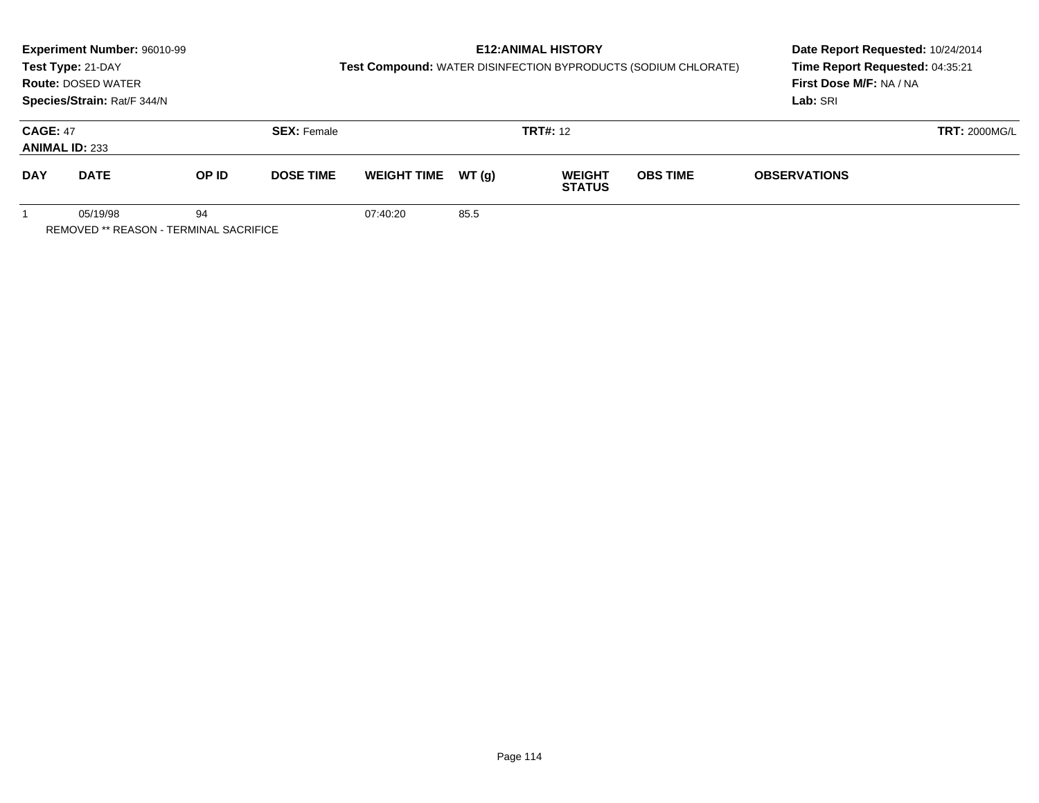**Experiment Number:** 96010-99
**Test Type:** 21-DAY
**Route:** DOSED WATER
**Species/Strain:** Rat/F 344/N

**E12:ANIMAL HISTORY**
**Test Compound:** WATER DISINFECTION BYPRODUCTS (SODIUM CHLORATE)

**Date Report Requested:** 10/24/2014
**Time Report Requested:** 04:35:21
**First Dose M/F:** NA / NA
**Lab:** SRI

**CAGE:** 47
**ANIMAL ID:** 233
**SEX:** Female
**TRT#:** 12
**TRT:** 2000MG/L

| DAY | DATE | OP ID | DOSE TIME | WEIGHT TIME | WT (g) | WEIGHT STATUS | OBS TIME | OBSERVATIONS |
|---|---|---|---|---|---|---|---|---|
| 1 | 05/19/98 | 94 | | 07:40:20 | 85.5 | | | |

REMOVED ** REASON - TERMINAL SACRIFICE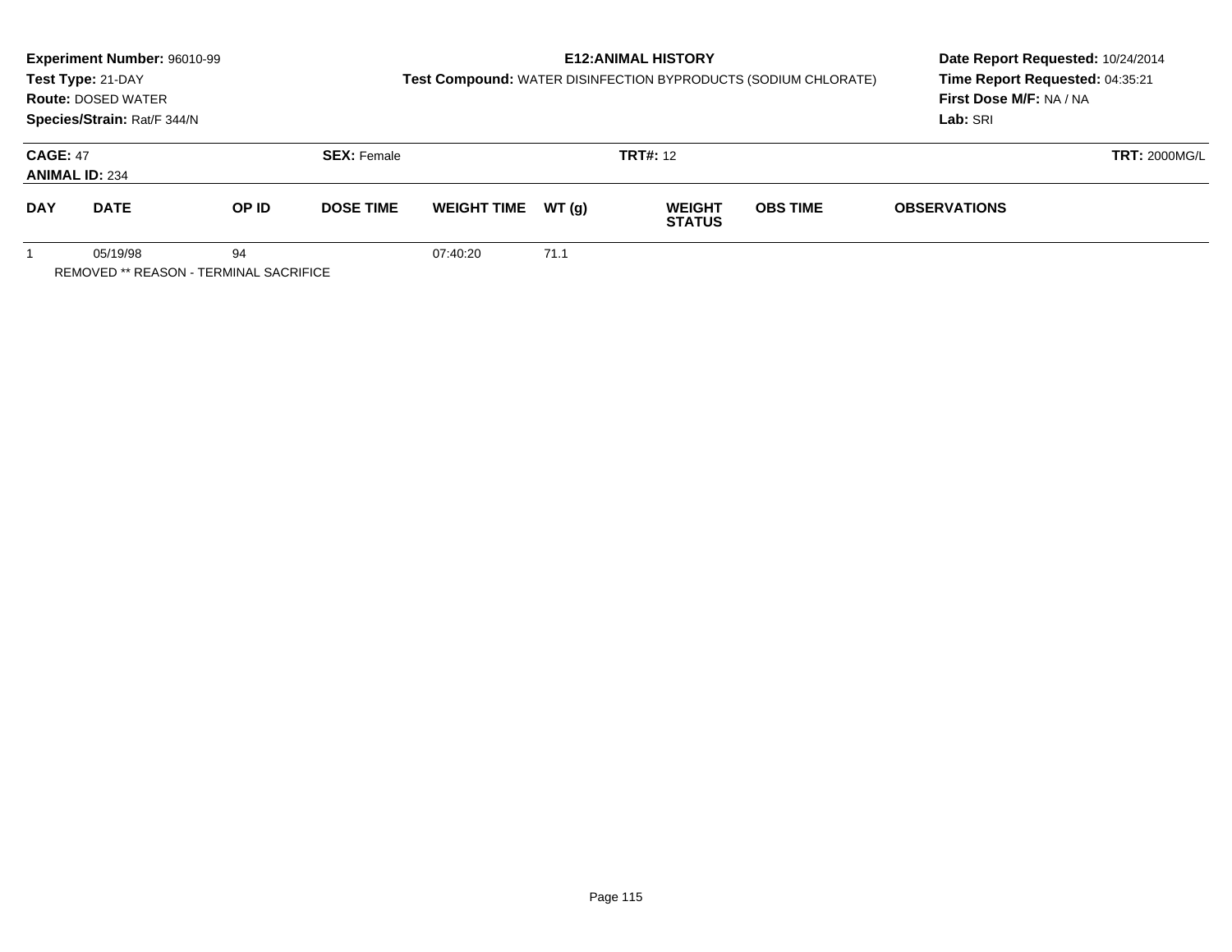**Experiment Number:** 96010-99
**Test Type:** 21-DAY
**Route:** DOSED WATER
**Species/Strain:** Rat/F 344/N

**E12:ANIMAL HISTORY**
**Test Compound:** WATER DISINFECTION BYPRODUCTS (SODIUM CHLORATE)

**Date Report Requested:** 10/24/2014
**Time Report Requested:** 04:35:21
**First Dose M/F:** NA / NA
**Lab:** SRI

**CAGE:** 47
**ANIMAL ID:** 234
**SEX:** Female
**TRT#:** 12
**TRT:** 2000MG/L

| DAY | DATE | OP ID | DOSE TIME | WEIGHT TIME | WT (g) | WEIGHT STATUS | OBS TIME | OBSERVATIONS |
|---|---|---|---|---|---|---|---|---|
| 1 | 05/19/98 | 94 | | 07:40:20 | 71.1 | | | |

REMOVED ** REASON - TERMINAL SACRIFICE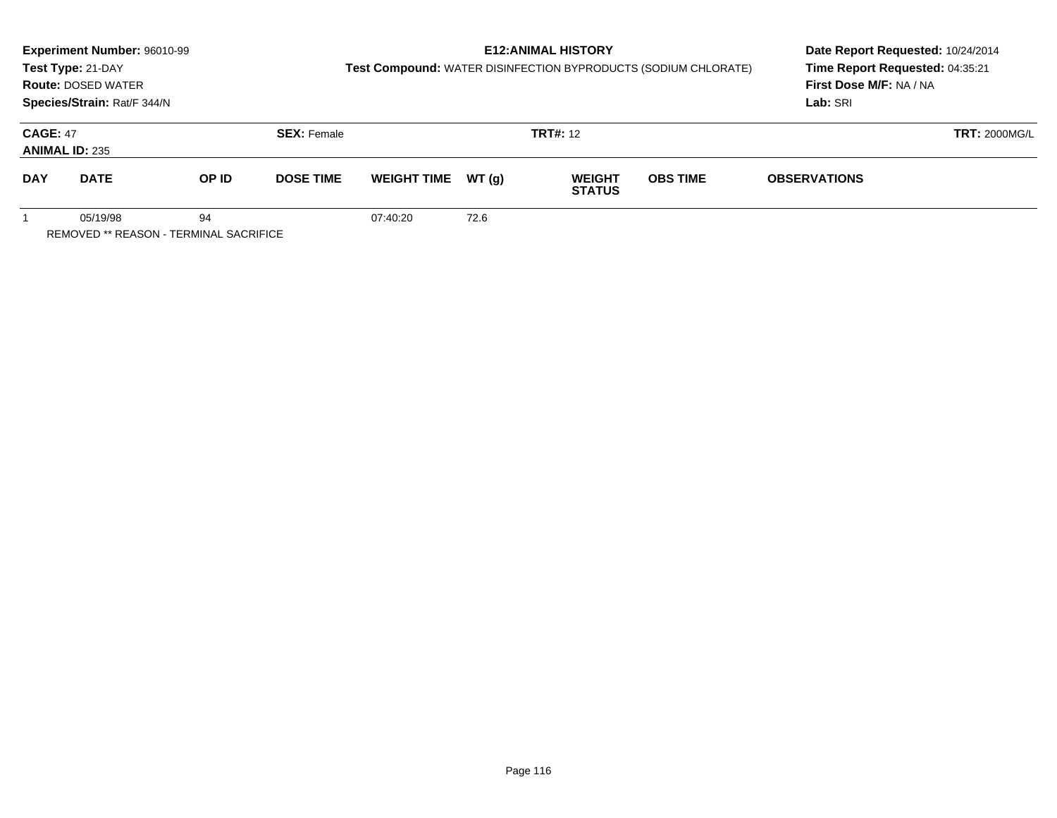**Experiment Number:** 96010-99
**Test Type:** 21-DAY
**Route:** DOSED WATER
**Species/Strain:** Rat/F 344/N

**E12:ANIMAL HISTORY**
**Test Compound:** WATER DISINFECTION BYPRODUCTS (SODIUM CHLORATE)

**Date Report Requested:** 10/24/2014
**Time Report Requested:** 04:35:21
**First Dose M/F:** NA / NA
**Lab:** SRI

**CAGE:** 47
**ANIMAL ID:** 235
**SEX:** Female
**TRT#:** 12
**TRT:** 2000MG/L

| DAY | DATE | OP ID | DOSE TIME | WEIGHT TIME | WT (g) | WEIGHT STATUS | OBS TIME | OBSERVATIONS |
|---|---|---|---|---|---|---|---|---|
| 1 | 05/19/98 | 94 | | 07:40:20 | 72.6 | | | |

REMOVED ** REASON - TERMINAL SACRIFICE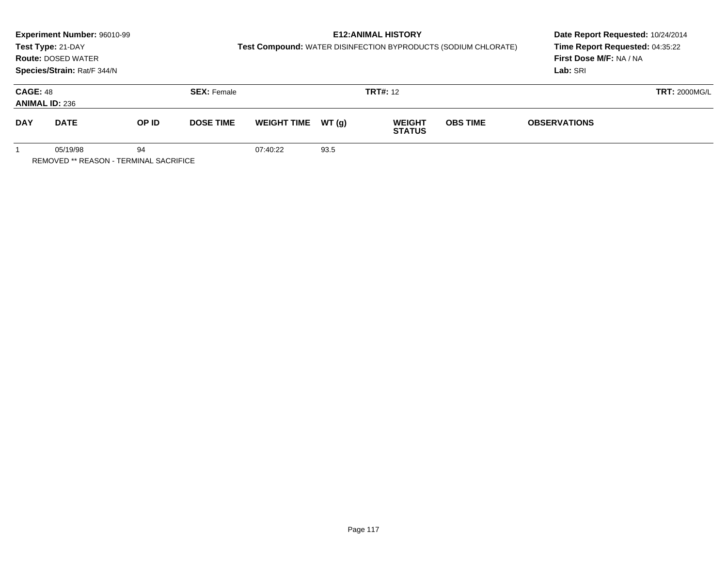**Experiment Number:** 96010-99
**Test Type:** 21-DAY
**Route:** DOSED WATER
**Species/Strain:** Rat/F 344/N

**E12:ANIMAL HISTORY**
**Test Compound:** WATER DISINFECTION BYPRODUCTS (SODIUM CHLORATE)

**Date Report Requested:** 10/24/2014
**Time Report Requested:** 04:35:22
**First Dose M/F:** NA / NA
**Lab:** SRI

**CAGE:** 48 **SEX:** Female **TRT#:** 12 **TRT:** 2000MG/L
**ANIMAL ID:** 236

| DAY | DATE | OP ID | DOSE TIME | WEIGHT TIME | WT (g) | WEIGHT STATUS | OBS TIME | OBSERVATIONS |
|---|---|---|---|---|---|---|---|---|
| 1 | 05/19/98 | 94 | | 07:40:22 | 93.5 | | | |

REMOVED ** REASON - TERMINAL SACRIFICE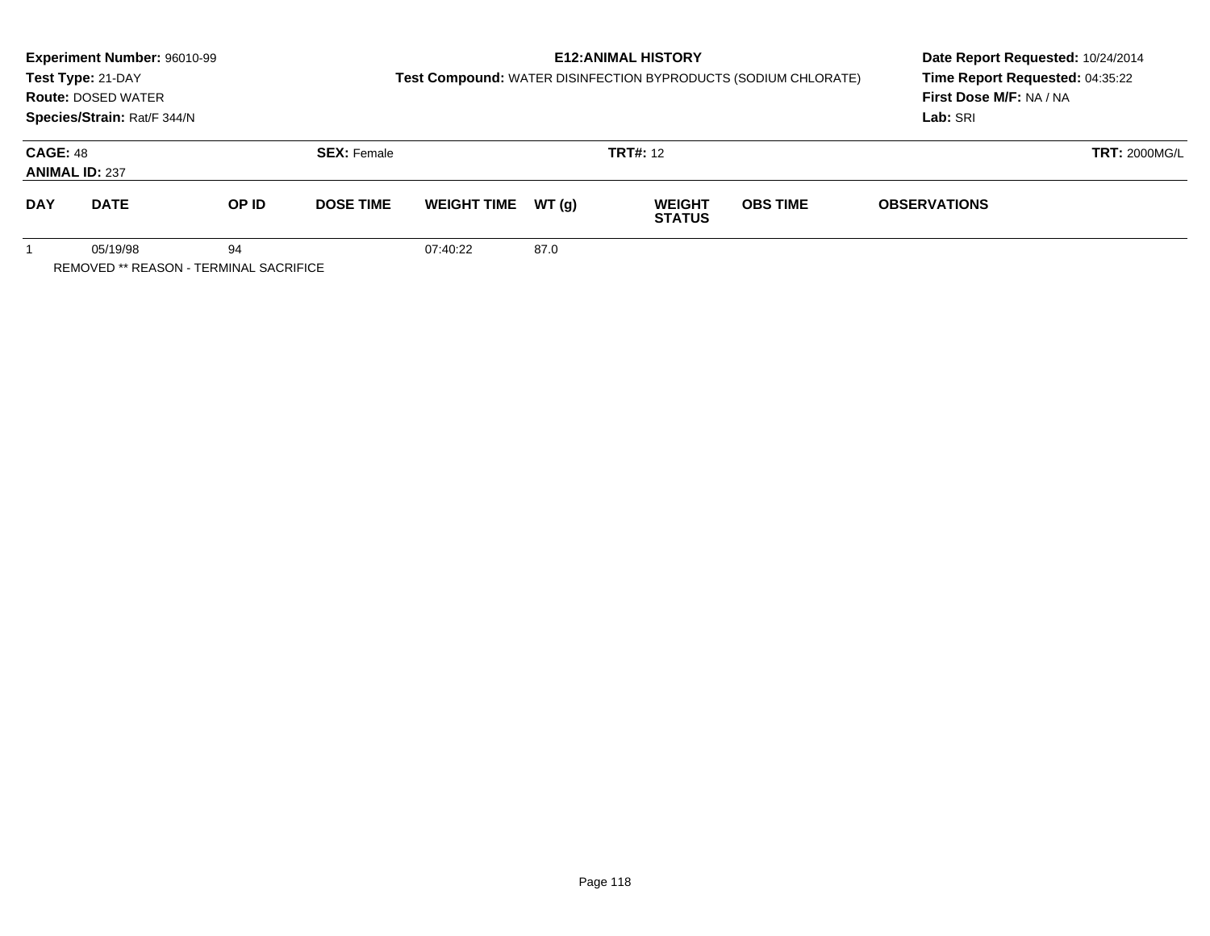**Experiment Number:** 96010-99
**Test Type:** 21-DAY
**Route:** DOSED WATER
**Species/Strain:** Rat/F 344/N

**E12:ANIMAL HISTORY**
**Test Compound:** WATER DISINFECTION BYPRODUCTS (SODIUM CHLORATE)

**Date Report Requested:** 10/24/2014
**Time Report Requested:** 04:35:22
**First Dose M/F:** NA / NA
**Lab:** SRI

**CAGE:** 48 **SEX:** Female **TRT#:** 12 **TRT:** 2000MG/L
**ANIMAL ID:** 237

| DAY | DATE | OP ID | DOSE TIME | WEIGHT TIME | WT (g) | WEIGHT STATUS | OBS TIME | OBSERVATIONS |
|---|---|---|---|---|---|---|---|---|
| 1 | 05/19/98 | 94 | | 07:40:22 | 87.0 | | | |

REMOVED ** REASON - TERMINAL SACRIFICE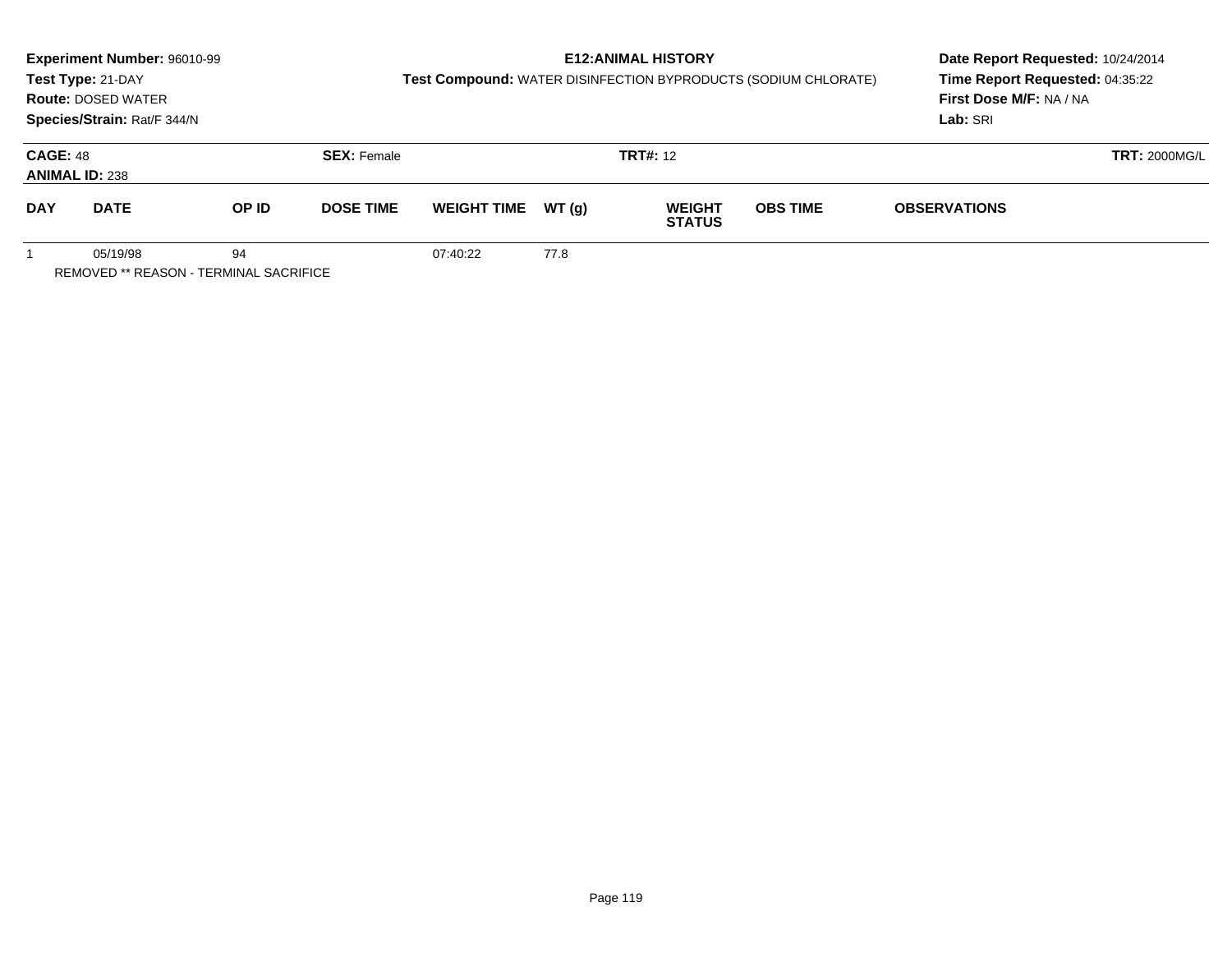**Experiment Number:** 96010-99
**Test Type:** 21-DAY
**Route:** DOSED WATER
**Species/Strain:** Rat/F 344/N

**E12:ANIMAL HISTORY**
**Test Compound:** WATER DISINFECTION BYPRODUCTS (SODIUM CHLORATE)

**Date Report Requested:** 10/24/2014
**Time Report Requested:** 04:35:22
**First Dose M/F:** NA / NA
**Lab:** SRI

**CAGE:** 48 **SEX:** Female **TRT#:** 12 **TRT:** 2000MG/L
**ANIMAL ID:** 238

| DAY | DATE | OP ID | DOSE TIME | WEIGHT TIME | WT (g) | WEIGHT STATUS | OBS TIME | OBSERVATIONS |
|---|---|---|---|---|---|---|---|---|
| 1 | 05/19/98 | 94 | | 07:40:22 | 77.8 | | | |

REMOVED ** REASON - TERMINAL SACRIFICE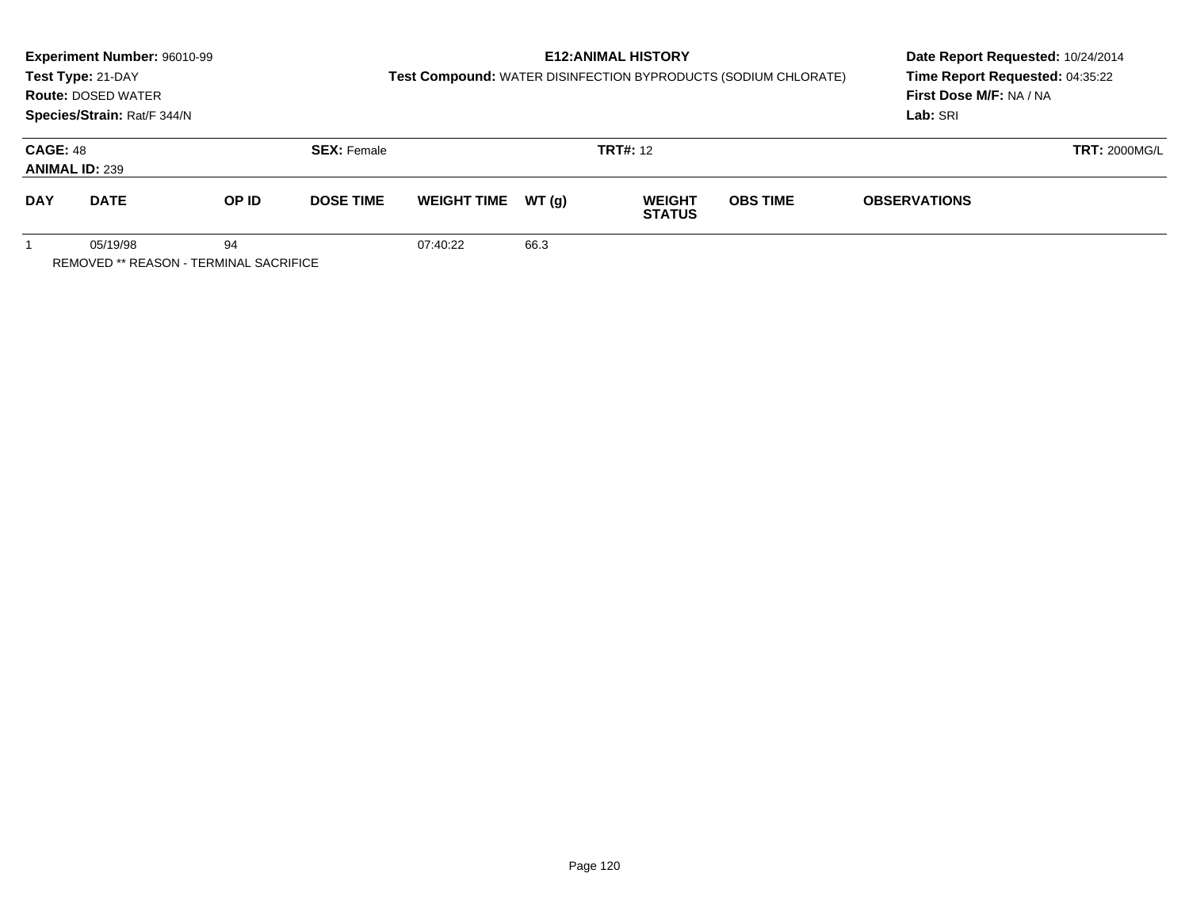**Experiment Number:** 96010-99
**Test Type:** 21-DAY
**Route:** DOSED WATER
**Species/Strain:** Rat/F 344/N

**E12:ANIMAL HISTORY**
**Test Compound:** WATER DISINFECTION BYPRODUCTS (SODIUM CHLORATE)

**Date Report Requested:** 10/24/2014
**Time Report Requested:** 04:35:22
**First Dose M/F:** NA / NA
**Lab:** SRI

**CAGE:** 48
**ANIMAL ID:** 239
**SEX:** Female
**TRT#:** 12
**TRT:** 2000MG/L

| DAY | DATE | OP ID | DOSE TIME | WEIGHT TIME | WT (g) | WEIGHT STATUS | OBS TIME | OBSERVATIONS |
|---|---|---|---|---|---|---|---|---|
| 1 | 05/19/98 | 94 | | 07:40:22 | 66.3 | | | |

REMOVED ** REASON - TERMINAL SACRIFICE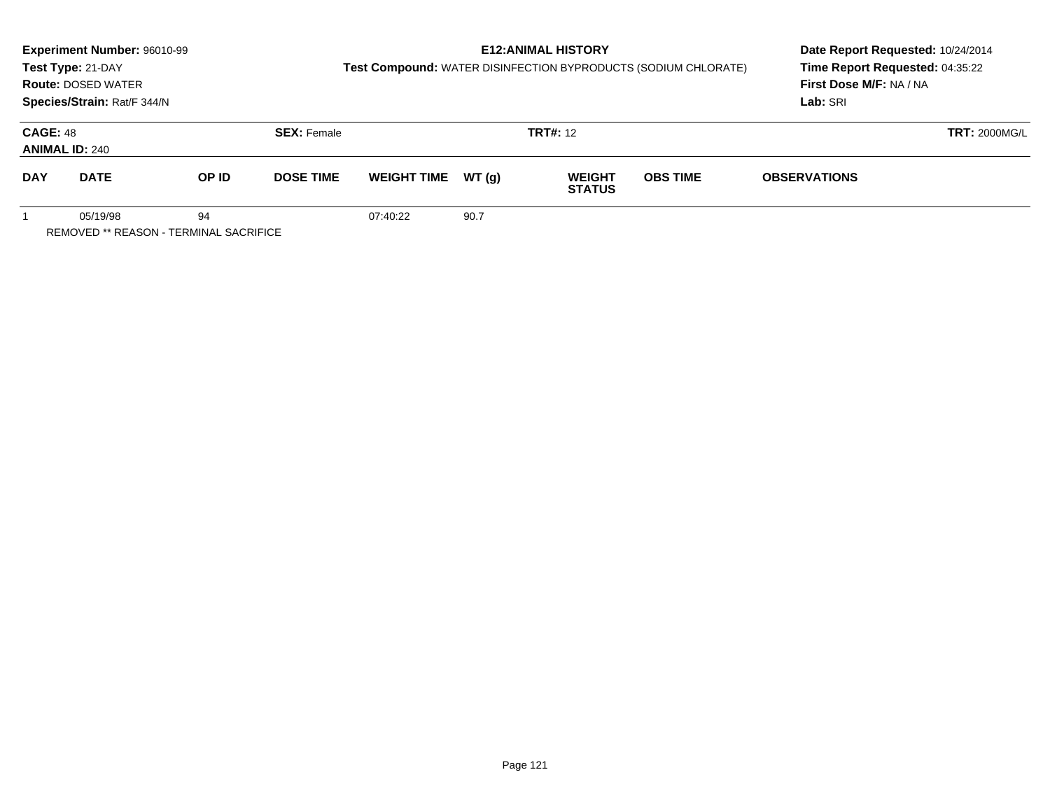**Experiment Number:** 96010-99
**Test Type:** 21-DAY
**Route:** DOSED WATER
**Species/Strain:** Rat/F 344/N

**E12:ANIMAL HISTORY**
**Test Compound:** WATER DISINFECTION BYPRODUCTS (SODIUM CHLORATE)

**Date Report Requested:** 10/24/2014
**Time Report Requested:** 04:35:22
**First Dose M/F:** NA / NA
**Lab:** SRI

**CAGE:** 48
**ANIMAL ID:** 240
**SEX:** Female
**TRT#:** 12
**TRT:** 2000MG/L

| DAY | DATE | OP ID | DOSE TIME | WEIGHT TIME | WT (g) | WEIGHT STATUS | OBS TIME | OBSERVATIONS |
|---|---|---|---|---|---|---|---|---|
| 1 | 05/19/98 | 94 | | 07:40:22 | 90.7 | | | |

REMOVED ** REASON - TERMINAL SACRIFICE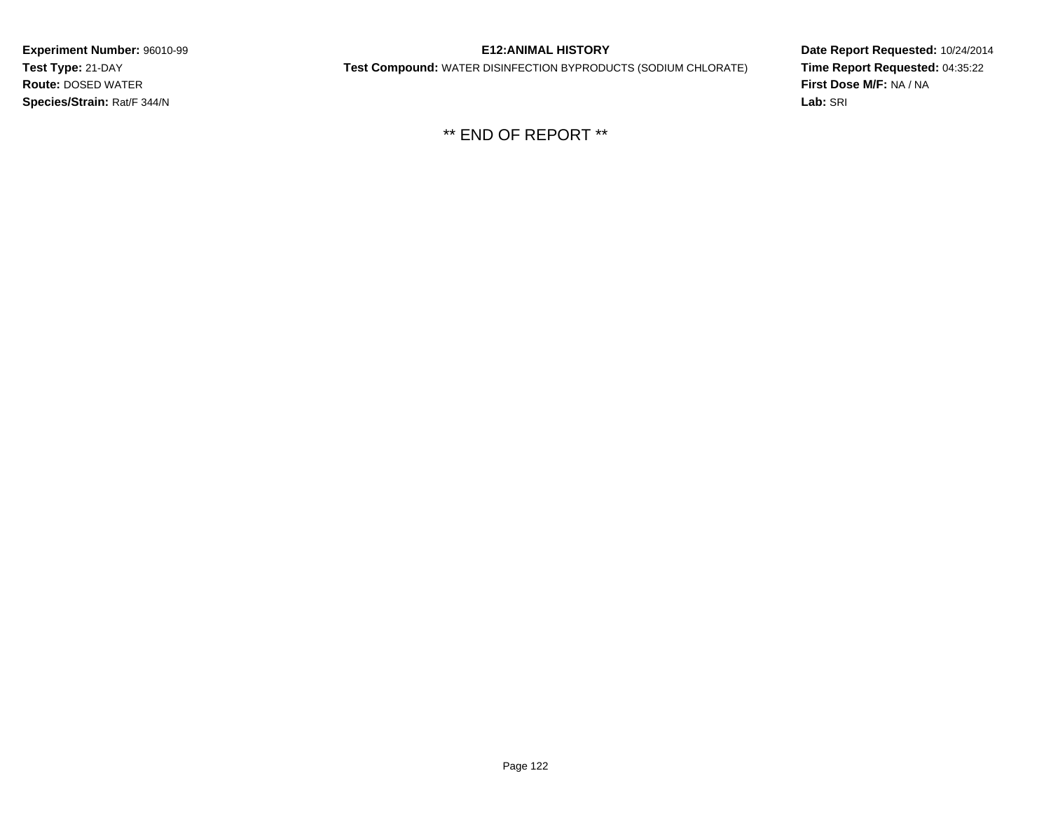**Experiment Number:** 96010-99
**Test Type:** 21-DAY
**Route:** DOSED WATER
**Species/Strain:** Rat/F 344/N

**E12:ANIMAL HISTORY**
**Test Compound:** WATER DISINFECTION BYPRODUCTS (SODIUM CHLORATE)

**Date Report Requested:** 10/24/2014
**Time Report Requested:** 04:35:22
**First Dose M/F:** NA / NA
**Lab:** SRI

** END OF REPORT **